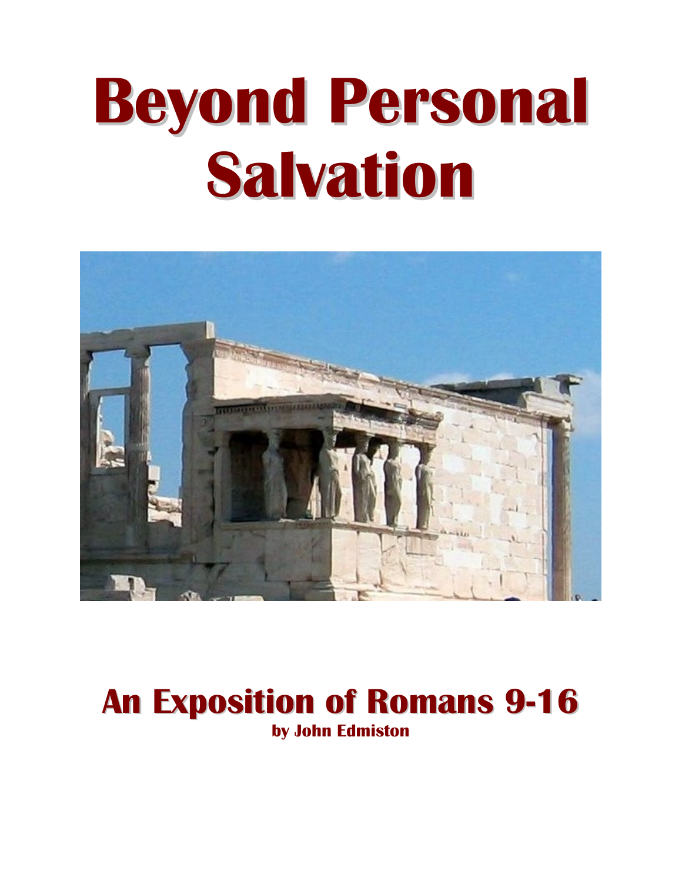# Beyond Personal Salvation

## An Exposition of Romans 9-16

**by John Edmiston**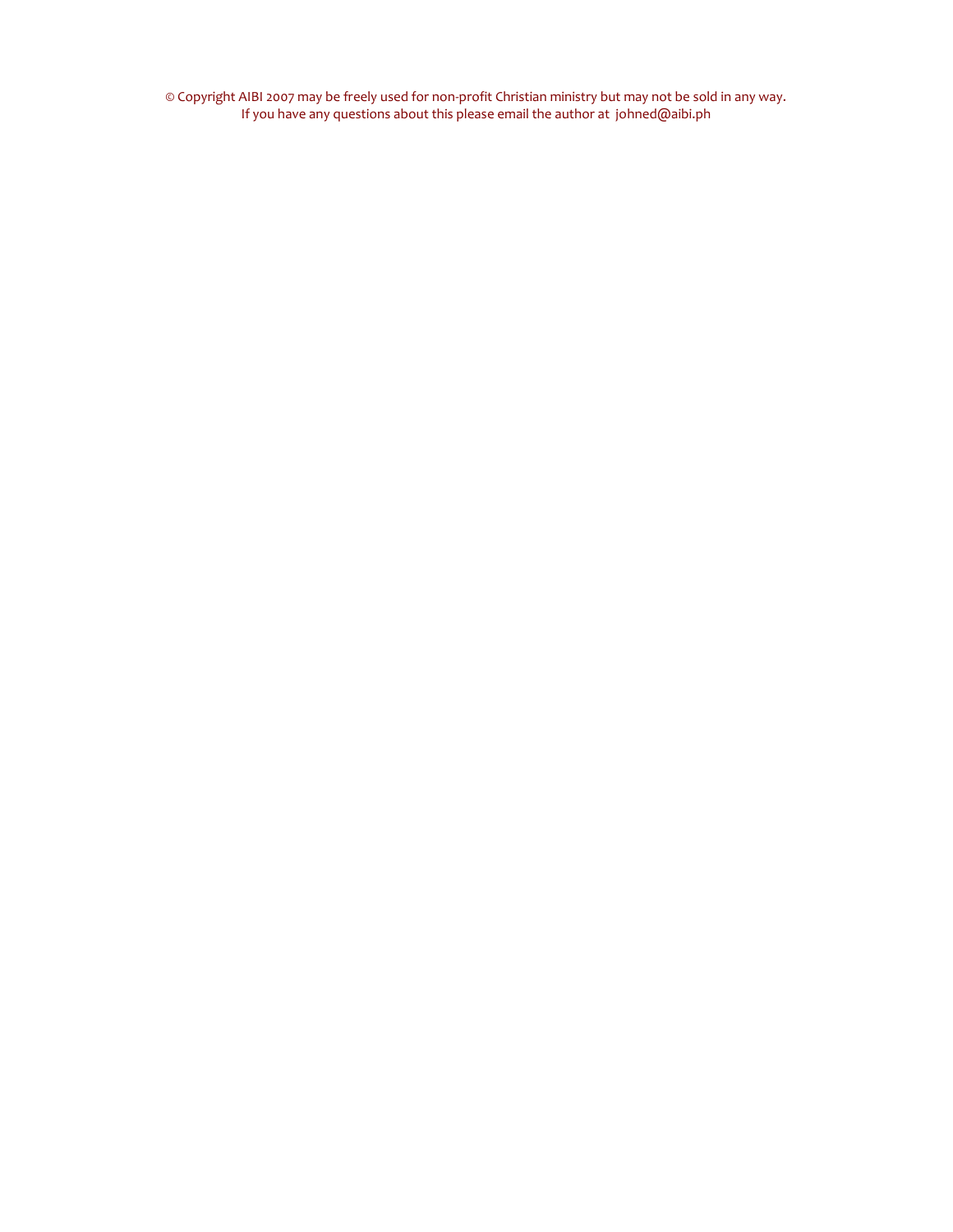© Copyright AIBI 2007 may be freely used for non-profit Christian ministry but may not be sold in any way.
If you have any questions about this please email the author at johned@aibi.ph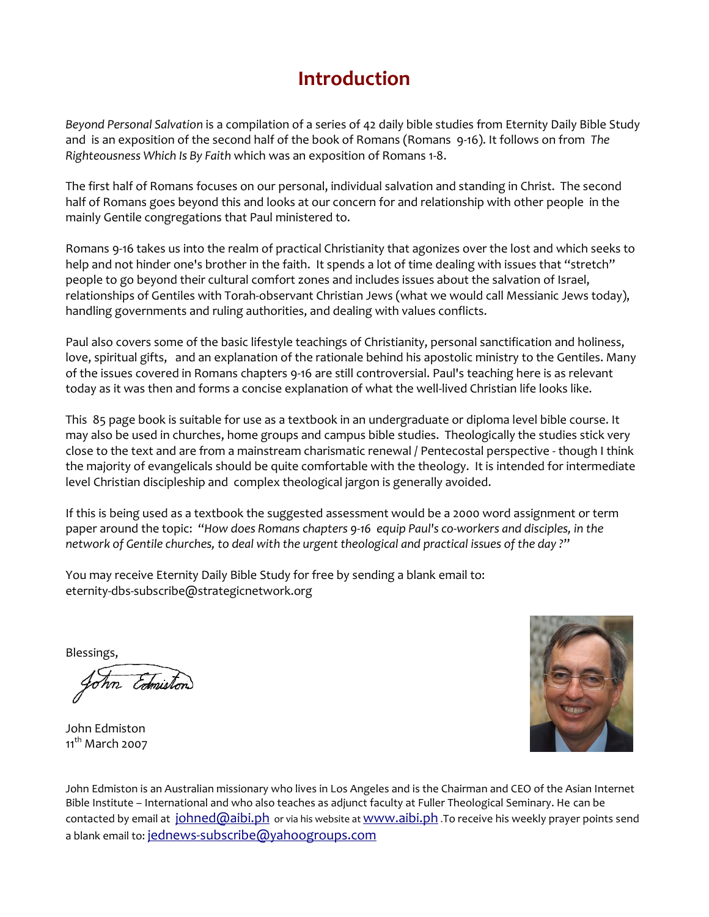# Introduction

*Beyond Personal Salvation* is a compilation of a series of 42 daily bible studies from Eternity Daily Bible Study and is an exposition of the second half of the book of Romans (Romans 9-16). It follows on from *The Righteousness Which Is By Faith* which was an exposition of Romans 1-8.

The first half of Romans focuses on our personal, individual salvation and standing in Christ. The second half of Romans goes beyond this and looks at our concern for and relationship with other people in the mainly Gentile congregations that Paul ministered to.

Romans 9-16 takes us into the realm of practical Christianity that agonizes over the lost and which seeks to help and not hinder one's brother in the faith. It spends a lot of time dealing with issues that "stretch" people to go beyond their cultural comfort zones and includes issues about the salvation of Israel, relationships of Gentiles with Torah-observant Christian Jews (what we would call Messianic Jews today), handling governments and ruling authorities, and dealing with values conflicts.

Paul also covers some of the basic lifestyle teachings of Christianity, personal sanctification and holiness, love, spiritual gifts, and an explanation of the rationale behind his apostolic ministry to the Gentiles. Many of the issues covered in Romans chapters 9-16 are still controversial. Paul's teaching here is as relevant today as it was then and forms a concise explanation of what the well-lived Christian life looks like.

This 85 page book is suitable for use as a textbook in an undergraduate or diploma level bible course. It may also be used in churches, home groups and campus bible studies. Theologically the studies stick very close to the text and are from a mainstream charismatic renewal / Pentecostal perspective - though I think the majority of evangelicals should be quite comfortable with the theology. It is intended for intermediate level Christian discipleship and complex theological jargon is generally avoided.

If this is being used as a textbook the suggested assessment would be a 2000 word assignment or term paper around the topic: "*How does Romans chapters 9-16 equip Paul's co-workers and disciples, in the network of Gentile churches, to deal with the urgent theological and practical issues of the day ?*"

You may receive Eternity Daily Bible Study for free by sending a blank email to: eternity-dbs-subscribe@strategicnetwork.org

Blessings,

John Edmiston

John Edmiston
11th March 2007

John Edmiston is an Australian missionary who lives in Los Angeles and is the Chairman and CEO of the Asian Internet Bible Institute – International and who also teaches as adjunct faculty at Fuller Theological Seminary. He can be contacted by email at johned@aibi.ph or via his website at www.aibi.ph .To receive his weekly prayer points send a blank email to: jednews-subscribe@yahoogroups.com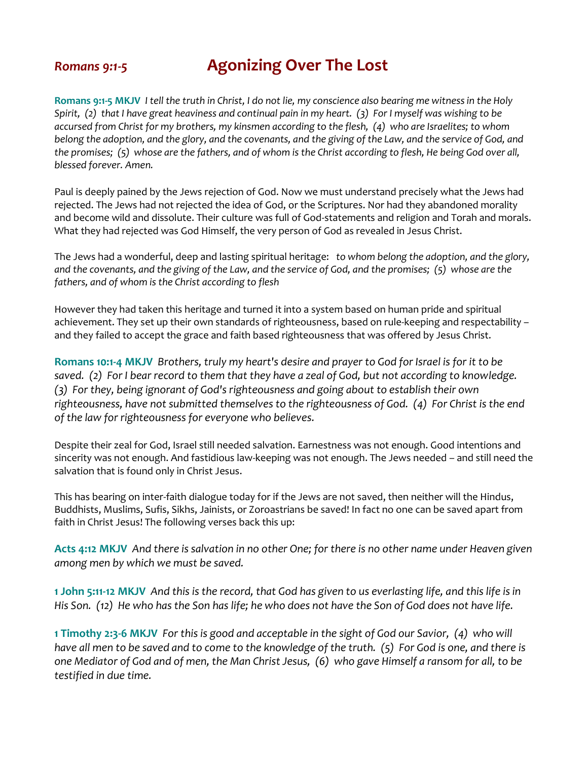# *Romans 9:1-5* Agonizing Over The Lost

**Romans 9:1-5 MKJV** *I tell the truth in Christ, I do not lie, my conscience also bearing me witness in the Holy Spirit, (2) that I have great heaviness and continual pain in my heart. (3) For I myself was wishing to be accursed from Christ for my brothers, my kinsmen according to the flesh, (4) who are Israelites; to whom belong the adoption, and the glory, and the covenants, and the giving of the Law, and the service of God, and the promises; (5) whose are the fathers, and of whom is the Christ according to flesh, He being God over all, blessed forever. Amen.*

Paul is deeply pained by the Jews rejection of God. Now we must understand precisely what the Jews had rejected. The Jews had not rejected the idea of God, or the Scriptures. Nor had they abandoned morality and become wild and dissolute. Their culture was full of God-statements and religion and Torah and morals. What they had rejected was God Himself, the very person of God as revealed in Jesus Christ.

The Jews had a wonderful, deep and lasting spiritual heritage: *to whom belong the adoption, and the glory, and the covenants, and the giving of the Law, and the service of God, and the promises; (5) whose are the fathers, and of whom is the Christ according to flesh*

However they had taken this heritage and turned it into a system based on human pride and spiritual achievement. They set up their own standards of righteousness, based on rule-keeping and respectability – and they failed to accept the grace and faith based righteousness that was offered by Jesus Christ.

**Romans 10:1-4 MKJV** *Brothers, truly my heart's desire and prayer to God for Israel is for it to be saved. (2) For I bear record to them that they have a zeal of God, but not according to knowledge. (3) For they, being ignorant of God's righteousness and going about to establish their own righteousness, have not submitted themselves to the righteousness of God. (4) For Christ is the end of the law for righteousness for everyone who believes.*

Despite their zeal for God, Israel still needed salvation. Earnestness was not enough. Good intentions and sincerity was not enough. And fastidious law-keeping was not enough. The Jews needed – and still need the salvation that is found only in Christ Jesus.

This has bearing on inter-faith dialogue today for if the Jews are not saved, then neither will the Hindus, Buddhists, Muslims, Sufis, Sikhs, Jainists, or Zoroastrians be saved! In fact no one can be saved apart from faith in Christ Jesus! The following verses back this up:

**Acts 4:12 MKJV** *And there is salvation in no other One; for there is no other name under Heaven given among men by which we must be saved.*

**1 John 5:11-12 MKJV** *And this is the record, that God has given to us everlasting life, and this life is in His Son. (12) He who has the Son has life; he who does not have the Son of God does not have life.*

**1 Timothy 2:3-6 MKJV** *For this is good and acceptable in the sight of God our Savior, (4) who will have all men to be saved and to come to the knowledge of the truth. (5) For God is one, and there is one Mediator of God and of men, the Man Christ Jesus, (6) who gave Himself a ransom for all, to be testified in due time.*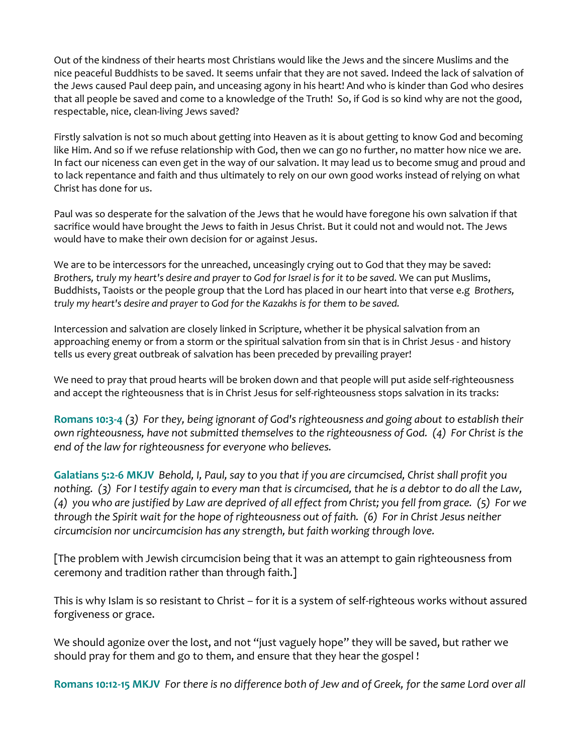Out of the kindness of their hearts most Christians would like the Jews and the sincere Muslims and the nice peaceful Buddhists to be saved. It seems unfair that they are not saved. Indeed the lack of salvation of the Jews caused Paul deep pain, and unceasing agony in his heart! And who is kinder than God who desires that all people be saved and come to a knowledge of the Truth! So, if God is so kind why are not the good, respectable, nice, clean-living Jews saved?

Firstly salvation is not so much about getting into Heaven as it is about getting to know God and becoming like Him. And so if we refuse relationship with God, then we can go no further, no matter how nice we are. In fact our niceness can even get in the way of our salvation. It may lead us to become smug and proud and to lack repentance and faith and thus ultimately to rely on our own good works instead of relying on what Christ has done for us.

Paul was so desperate for the salvation of the Jews that he would have foregone his own salvation if that sacrifice would have brought the Jews to faith in Jesus Christ. But it could not and would not. The Jews would have to make their own decision for or against Jesus.

We are to be intercessors for the unreached, unceasingly crying out to God that they may be saved: *Brothers, truly my heart's desire and prayer to God for Israel is for it to be saved.* We can put Muslims, Buddhists, Taoists or the people group that the Lord has placed in our heart into that verse e.g *Brothers, truly my heart's desire and prayer to God for the Kazakhs is for them to be saved.*

Intercession and salvation are closely linked in Scripture, whether it be physical salvation from an approaching enemy or from a storm or the spiritual salvation from sin that is in Christ Jesus - and history tells us every great outbreak of salvation has been preceded by prevailing prayer!

We need to pray that proud hearts will be broken down and that people will put aside self-righteousness and accept the righteousness that is in Christ Jesus for self-righteousness stops salvation in its tracks:

**Romans 10:3-4** *(3) For they, being ignorant of God's righteousness and going about to establish their own righteousness, have not submitted themselves to the righteousness of God. (4) For Christ is the end of the law for righteousness for everyone who believes.*

**Galatians 5:2-6 MKJV** *Behold, I, Paul, say to you that if you are circumcised, Christ shall profit you nothing. (3) For I testify again to every man that is circumcised, that he is a debtor to do all the Law, (4) you who are justified by Law are deprived of all effect from Christ; you fell from grace. (5) For we through the Spirit wait for the hope of righteousness out of faith. (6) For in Christ Jesus neither circumcision nor uncircumcision has any strength, but faith working through love.*

[The problem with Jewish circumcision being that it was an attempt to gain righteousness from ceremony and tradition rather than through faith.]

This is why Islam is so resistant to Christ – for it is a system of self-righteous works without assured forgiveness or grace.

We should agonize over the lost, and not "just vaguely hope" they will be saved, but rather we should pray for them and go to them, and ensure that they hear the gospel !

**Romans 10:12-15 MKJV** *For there is no difference both of Jew and of Greek, for the same Lord over all*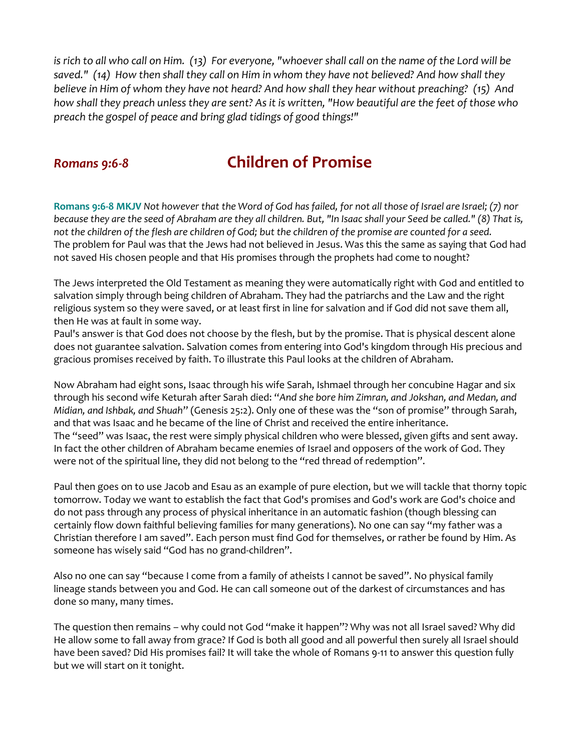*is rich to all who call on Him. (13) For everyone, "whoever shall call on the name of the Lord will be saved." (14) How then shall they call on Him in whom they have not believed? And how shall they believe in Him of whom they have not heard? And how shall they hear without preaching? (15) And how shall they preach unless they are sent? As it is written, "How beautiful are the feet of those who preach the gospel of peace and bring glad tidings of good things!"*

## *Romans 9:6-8* Children of Promise

**Romans 9:6-8 MKJV** *Not however that the Word of God has failed, for not all those of Israel are Israel; (7) nor because they are the seed of Abraham are they all children. But, "In Isaac shall your Seed be called." (8) That is, not the children of the flesh are children of God; but the children of the promise are counted for a seed.*
The problem for Paul was that the Jews had not believed in Jesus. Was this the same as saying that God had not saved His chosen people and that His promises through the prophets had come to nought?

The Jews interpreted the Old Testament as meaning they were automatically right with God and entitled to salvation simply through being children of Abraham. They had the patriarchs and the Law and the right religious system so they were saved, or at least first in line for salvation and if God did not save them all, then He was at fault in some way.
Paul's answer is that God does not choose by the flesh, but by the promise. That is physical descent alone does not guarantee salvation. Salvation comes from entering into God's kingdom through His precious and gracious promises received by faith. To illustrate this Paul looks at the children of Abraham.

Now Abraham had eight sons, Isaac through his wife Sarah, Ishmael through her concubine Hagar and six through his second wife Keturah after Sarah died: "*And she bore him Zimran, and Jokshan, and Medan, and Midian, and Ishbak, and Shuah*" (Genesis 25:2). Only one of these was the "son of promise" through Sarah, and that was Isaac and he became of the line of Christ and received the entire inheritance.
The "seed" was Isaac, the rest were simply physical children who were blessed, given gifts and sent away. In fact the other children of Abraham became enemies of Israel and opposers of the work of God. They were not of the spiritual line, they did not belong to the "red thread of redemption".

Paul then goes on to use Jacob and Esau as an example of pure election, but we will tackle that thorny topic tomorrow. Today we want to establish the fact that God's promises and God's work are God's choice and do not pass through any process of physical inheritance in an automatic fashion (though blessing can certainly flow down faithful believing families for many generations). No one can say "my father was a Christian therefore I am saved". Each person must find God for themselves, or rather be found by Him. As someone has wisely said "God has no grand-children".

Also no one can say "because I come from a family of atheists I cannot be saved". No physical family lineage stands between you and God. He can call someone out of the darkest of circumstances and has done so many, many times.

The question then remains – why could not God "make it happen"? Why was not all Israel saved? Why did He allow some to fall away from grace? If God is both all good and all powerful then surely all Israel should have been saved? Did His promises fail? It will take the whole of Romans 9-11 to answer this question fully but we will start on it tonight.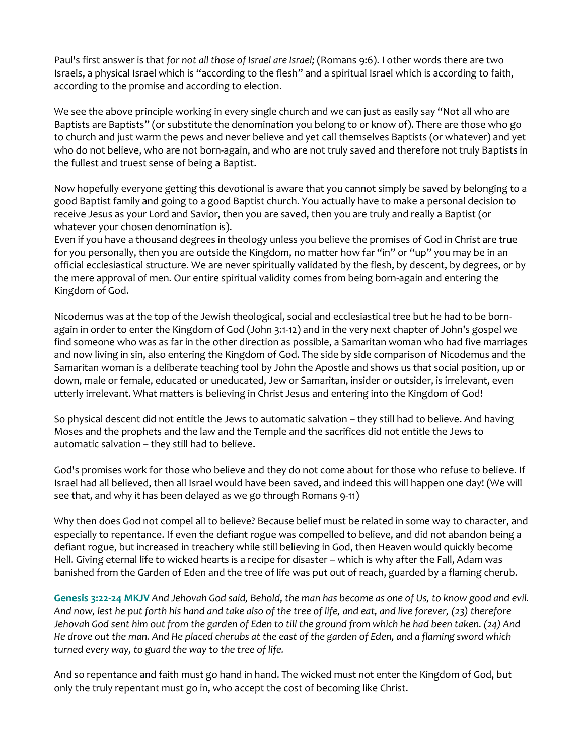Paul's first answer is that *for not all those of Israel are Israel;* (Romans 9:6). I other words there are two Israels, a physical Israel which is "according to the flesh" and a spiritual Israel which is according to faith, according to the promise and according to election.

We see the above principle working in every single church and we can just as easily say "Not all who are Baptists are Baptists" (or substitute the denomination you belong to or know of). There are those who go to church and just warm the pews and never believe and yet call themselves Baptists (or whatever) and yet who do not believe, who are not born-again, and who are not truly saved and therefore not truly Baptists in the fullest and truest sense of being a Baptist.

Now hopefully everyone getting this devotional is aware that you cannot simply be saved by belonging to a good Baptist family and going to a good Baptist church. You actually have to make a personal decision to receive Jesus as your Lord and Savior, then you are saved, then you are truly and really a Baptist (or whatever your chosen denomination is).
Even if you have a thousand degrees in theology unless you believe the promises of God in Christ are true for you personally, then you are outside the Kingdom, no matter how far "in" or "up" you may be in an official ecclesiastical structure. We are never spiritually validated by the flesh, by descent, by degrees, or by the mere approval of men. Our entire spiritual validity comes from being born-again and entering the Kingdom of God.

Nicodemus was at the top of the Jewish theological, social and ecclesiastical tree but he had to be born-again in order to enter the Kingdom of God (John 3:1-12) and in the very next chapter of John's gospel we find someone who was as far in the other direction as possible, a Samaritan woman who had five marriages and now living in sin, also entering the Kingdom of God. The side by side comparison of Nicodemus and the Samaritan woman is a deliberate teaching tool by John the Apostle and shows us that social position, up or down, male or female, educated or uneducated, Jew or Samaritan, insider or outsider, is irrelevant, even utterly irrelevant. What matters is believing in Christ Jesus and entering into the Kingdom of God!

So physical descent did not entitle the Jews to automatic salvation – they still had to believe. And having Moses and the prophets and the law and the Temple and the sacrifices did not entitle the Jews to automatic salvation – they still had to believe.

God's promises work for those who believe and they do not come about for those who refuse to believe. If Israel had all believed, then all Israel would have been saved, and indeed this will happen one day! (We will see that, and why it has been delayed as we go through Romans 9-11)

Why then does God not compel all to believe? Because belief must be related in some way to character, and especially to repentance. If even the defiant rogue was compelled to believe, and did not abandon being a defiant rogue, but increased in treachery while still believing in God, then Heaven would quickly become Hell. Giving eternal life to wicked hearts is a recipe for disaster – which is why after the Fall, Adam was banished from the Garden of Eden and the tree of life was put out of reach, guarded by a flaming cherub.

**Genesis 3:22-24 MKJV** *And Jehovah God said, Behold, the man has become as one of Us, to know good and evil. And now, lest he put forth his hand and take also of the tree of life, and eat, and live forever, (23) therefore Jehovah God sent him out from the garden of Eden to till the ground from which he had been taken. (24) And He drove out the man. And He placed cherubs at the east of the garden of Eden, and a flaming sword which turned every way, to guard the way to the tree of life.*

And so repentance and faith must go hand in hand. The wicked must not enter the Kingdom of God, but only the truly repentant must go in, who accept the cost of becoming like Christ.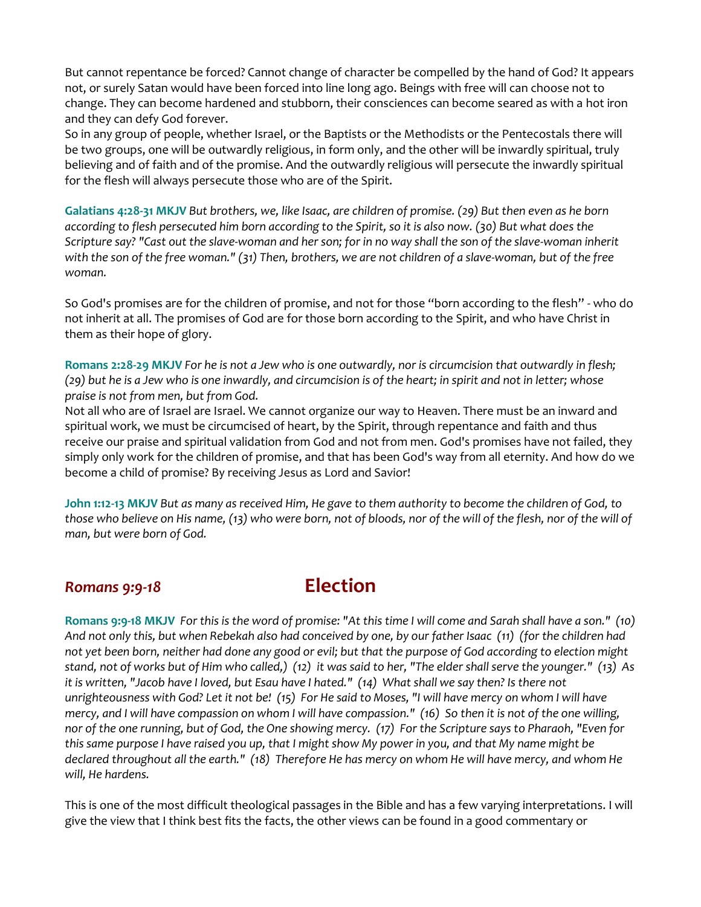But cannot repentance be forced? Cannot change of character be compelled by the hand of God? It appears not, or surely Satan would have been forced into line long ago. Beings with free will can choose not to change. They can become hardened and stubborn, their consciences can become seared as with a hot iron and they can defy God forever.

So in any group of people, whether Israel, or the Baptists or the Methodists or the Pentecostals there will be two groups, one will be outwardly religious, in form only, and the other will be inwardly spiritual, truly believing and of faith and of the promise. And the outwardly religious will persecute the inwardly spiritual for the flesh will always persecute those who are of the Spirit.

**Galatians 4:28-31 MKJV** *But brothers, we, like Isaac, are children of promise. (29) But then even as he born according to flesh persecuted him born according to the Spirit, so it is also now. (30) But what does the Scripture say? "Cast out the slave-woman and her son; for in no way shall the son of the slave-woman inherit with the son of the free woman." (31) Then, brothers, we are not children of a slave-woman, but of the free woman.*

So God's promises are for the children of promise, and not for those "born according to the flesh" - who do not inherit at all. The promises of God are for those born according to the Spirit, and who have Christ in them as their hope of glory.

**Romans 2:28-29 MKJV** *For he is not a Jew who is one outwardly, nor is circumcision that outwardly in flesh; (29) but he is a Jew who is one inwardly, and circumcision is of the heart; in spirit and not in letter; whose praise is not from men, but from God.*

Not all who are of Israel are Israel. We cannot organize our way to Heaven. There must be an inward and spiritual work, we must be circumcised of heart, by the Spirit, through repentance and faith and thus receive our praise and spiritual validation from God and not from men. God's promises have not failed, they simply only work for the children of promise, and that has been God's way from all eternity. And how do we become a child of promise? By receiving Jesus as Lord and Savior!

**John 1:12-13 MKJV** *But as many as received Him, He gave to them authority to become the children of God, to those who believe on His name, (13) who were born, not of bloods, nor of the will of the flesh, nor of the will of man, but were born of God.*

## *Romans 9:9-18* Election

**Romans 9:9-18 MKJV** *For this is the word of promise: "At this time I will come and Sarah shall have a son." (10) And not only this, but when Rebekah also had conceived by one, by our father Isaac (11) (for the children had not yet been born, neither had done any good or evil; but that the purpose of God according to election might stand, not of works but of Him who called,) (12) it was said to her, "The elder shall serve the younger." (13) As it is written, "Jacob have I loved, but Esau have I hated." (14) What shall we say then? Is there not unrighteousness with God? Let it not be! (15) For He said to Moses, "I will have mercy on whom I will have mercy, and I will have compassion on whom I will have compassion." (16) So then it is not of the one willing, nor of the one running, but of God, the One showing mercy. (17) For the Scripture says to Pharaoh, "Even for this same purpose I have raised you up, that I might show My power in you, and that My name might be declared throughout all the earth." (18) Therefore He has mercy on whom He will have mercy, and whom He will, He hardens.*

This is one of the most difficult theological passages in the Bible and has a few varying interpretations. I will give the view that I think best fits the facts, the other views can be found in a good commentary or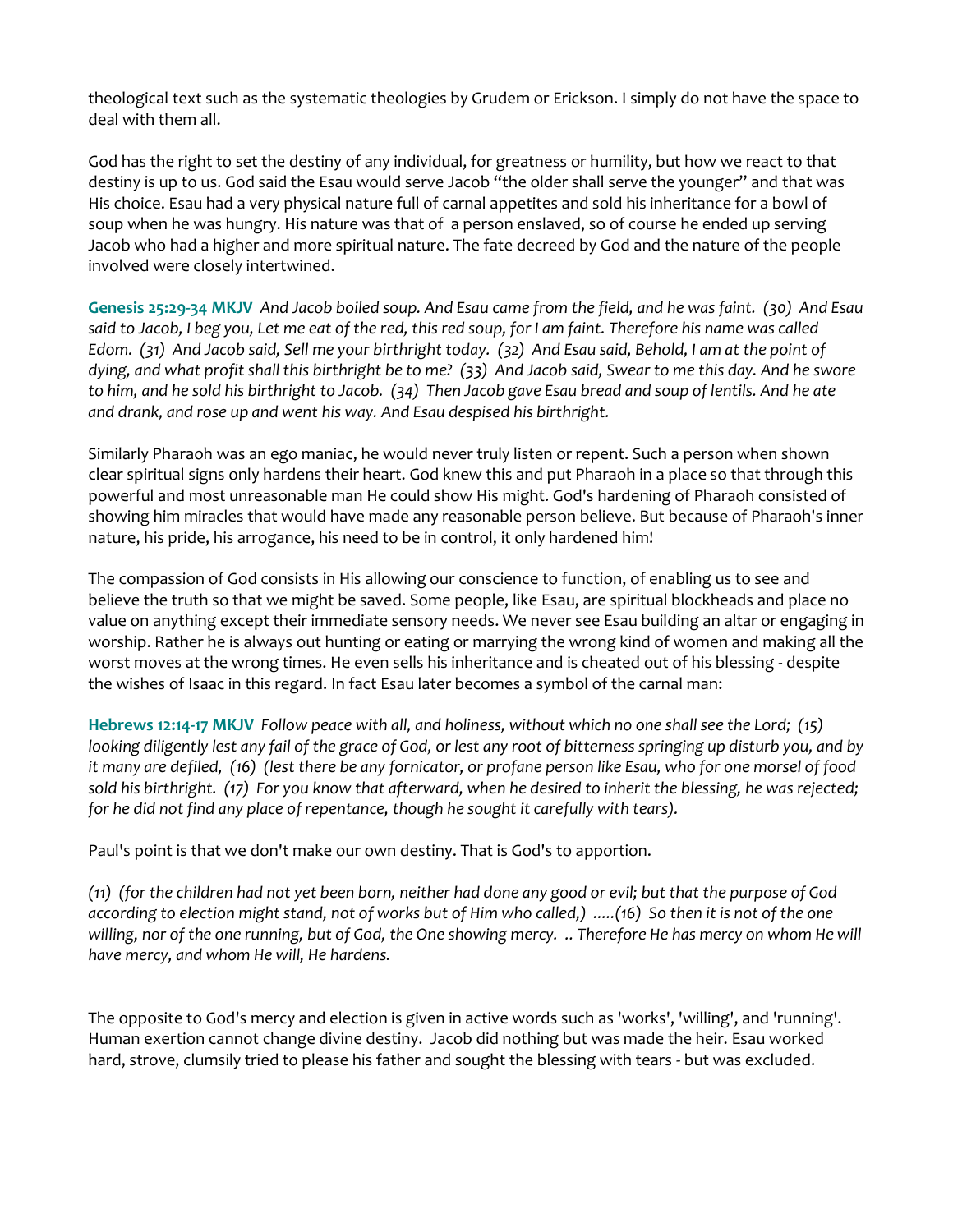theological text such as the systematic theologies by Grudem or Erickson. I simply do not have the space to deal with them all.

God has the right to set the destiny of any individual, for greatness or humility, but how we react to that destiny is up to us. God said the Esau would serve Jacob "the older shall serve the younger" and that was His choice. Esau had a very physical nature full of carnal appetites and sold his inheritance for a bowl of soup when he was hungry. His nature was that of a person enslaved, so of course he ended up serving Jacob who had a higher and more spiritual nature. The fate decreed by God and the nature of the people involved were closely intertwined.

**Genesis 25:29-34 MKJV** *And Jacob boiled soup. And Esau came from the field, and he was faint. (30) And Esau said to Jacob, I beg you, Let me eat of the red, this red soup, for I am faint. Therefore his name was called Edom. (31) And Jacob said, Sell me your birthright today. (32) And Esau said, Behold, I am at the point of dying, and what profit shall this birthright be to me? (33) And Jacob said, Swear to me this day. And he swore to him, and he sold his birthright to Jacob. (34) Then Jacob gave Esau bread and soup of lentils. And he ate and drank, and rose up and went his way. And Esau despised his birthright.*

Similarly Pharaoh was an ego maniac, he would never truly listen or repent. Such a person when shown clear spiritual signs only hardens their heart. God knew this and put Pharaoh in a place so that through this powerful and most unreasonable man He could show His might. God's hardening of Pharaoh consisted of showing him miracles that would have made any reasonable person believe. But because of Pharaoh's inner nature, his pride, his arrogance, his need to be in control, it only hardened him!

The compassion of God consists in His allowing our conscience to function, of enabling us to see and believe the truth so that we might be saved. Some people, like Esau, are spiritual blockheads and place no value on anything except their immediate sensory needs. We never see Esau building an altar or engaging in worship. Rather he is always out hunting or eating or marrying the wrong kind of women and making all the worst moves at the wrong times. He even sells his inheritance and is cheated out of his blessing - despite the wishes of Isaac in this regard. In fact Esau later becomes a symbol of the carnal man:

**Hebrews 12:14-17 MKJV** *Follow peace with all, and holiness, without which no one shall see the Lord; (15) looking diligently lest any fail of the grace of God, or lest any root of bitterness springing up disturb you, and by it many are defiled, (16) (lest there be any fornicator, or profane person like Esau, who for one morsel of food sold his birthright. (17) For you know that afterward, when he desired to inherit the blessing, he was rejected; for he did not find any place of repentance, though he sought it carefully with tears).*

Paul's point is that we don't make our own destiny. That is God's to apportion.

*(11) (for the children had not yet been born, neither had done any good or evil; but that the purpose of God according to election might stand, not of works but of Him who called,) .....(16) So then it is not of the one willing, nor of the one running, but of God, the One showing mercy. .. Therefore He has mercy on whom He will have mercy, and whom He will, He hardens.*

The opposite to God's mercy and election is given in active words such as 'works', 'willing', and 'running'. Human exertion cannot change divine destiny. Jacob did nothing but was made the heir. Esau worked hard, strove, clumsily tried to please his father and sought the blessing with tears - but was excluded.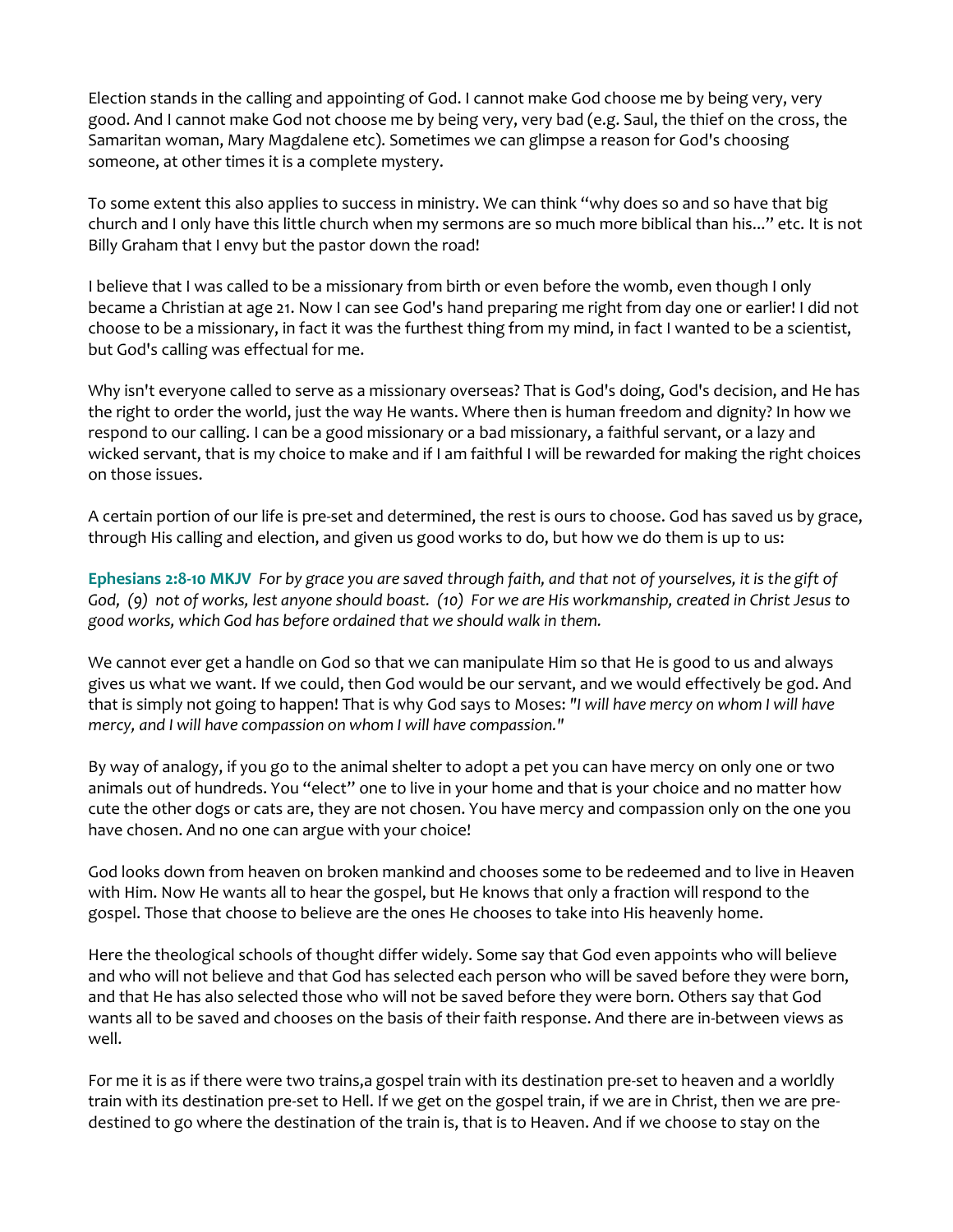Election stands in the calling and appointing of God. I cannot make God choose me by being very, very good. And I cannot make God not choose me by being very, very bad (e.g. Saul, the thief on the cross, the Samaritan woman, Mary Magdalene etc). Sometimes we can glimpse a reason for God's choosing someone, at other times it is a complete mystery.

To some extent this also applies to success in ministry. We can think "why does so and so have that big church and I only have this little church when my sermons are so much more biblical than his..." etc. It is not Billy Graham that I envy but the pastor down the road!

I believe that I was called to be a missionary from birth or even before the womb, even though I only became a Christian at age 21. Now I can see God's hand preparing me right from day one or earlier! I did not choose to be a missionary, in fact it was the furthest thing from my mind, in fact I wanted to be a scientist, but God's calling was effectual for me.

Why isn't everyone called to serve as a missionary overseas? That is God's doing, God's decision, and He has the right to order the world, just the way He wants. Where then is human freedom and dignity? In how we respond to our calling. I can be a good missionary or a bad missionary, a faithful servant, or a lazy and wicked servant, that is my choice to make and if I am faithful I will be rewarded for making the right choices on those issues.

A certain portion of our life is pre-set and determined, the rest is ours to choose. God has saved us by grace, through His calling and election, and given us good works to do, but how we do them is up to us:

**Ephesians 2:8-10 MKJV** *For by grace you are saved through faith, and that not of yourselves, it is the gift of God, (9) not of works, lest anyone should boast. (10) For we are His workmanship, created in Christ Jesus to good works, which God has before ordained that we should walk in them.*

We cannot ever get a handle on God so that we can manipulate Him so that He is good to us and always gives us what we want. If we could, then God would be our servant, and we would effectively be god. And that is simply not going to happen! That is why God says to Moses: *"I will have mercy on whom I will have mercy, and I will have compassion on whom I will have compassion."*

By way of analogy, if you go to the animal shelter to adopt a pet you can have mercy on only one or two animals out of hundreds. You "elect" one to live in your home and that is your choice and no matter how cute the other dogs or cats are, they are not chosen. You have mercy and compassion only on the one you have chosen. And no one can argue with your choice!

God looks down from heaven on broken mankind and chooses some to be redeemed and to live in Heaven with Him. Now He wants all to hear the gospel, but He knows that only a fraction will respond to the gospel. Those that choose to believe are the ones He chooses to take into His heavenly home.

Here the theological schools of thought differ widely. Some say that God even appoints who will believe and who will not believe and that God has selected each person who will be saved before they were born, and that He has also selected those who will not be saved before they were born. Others say that God wants all to be saved and chooses on the basis of their faith response. And there are in-between views as well.

For me it is as if there were two trains,a gospel train with its destination pre-set to heaven and a worldly train with its destination pre-set to Hell. If we get on the gospel train, if we are in Christ, then we are pre-destined to go where the destination of the train is, that is to Heaven. And if we choose to stay on the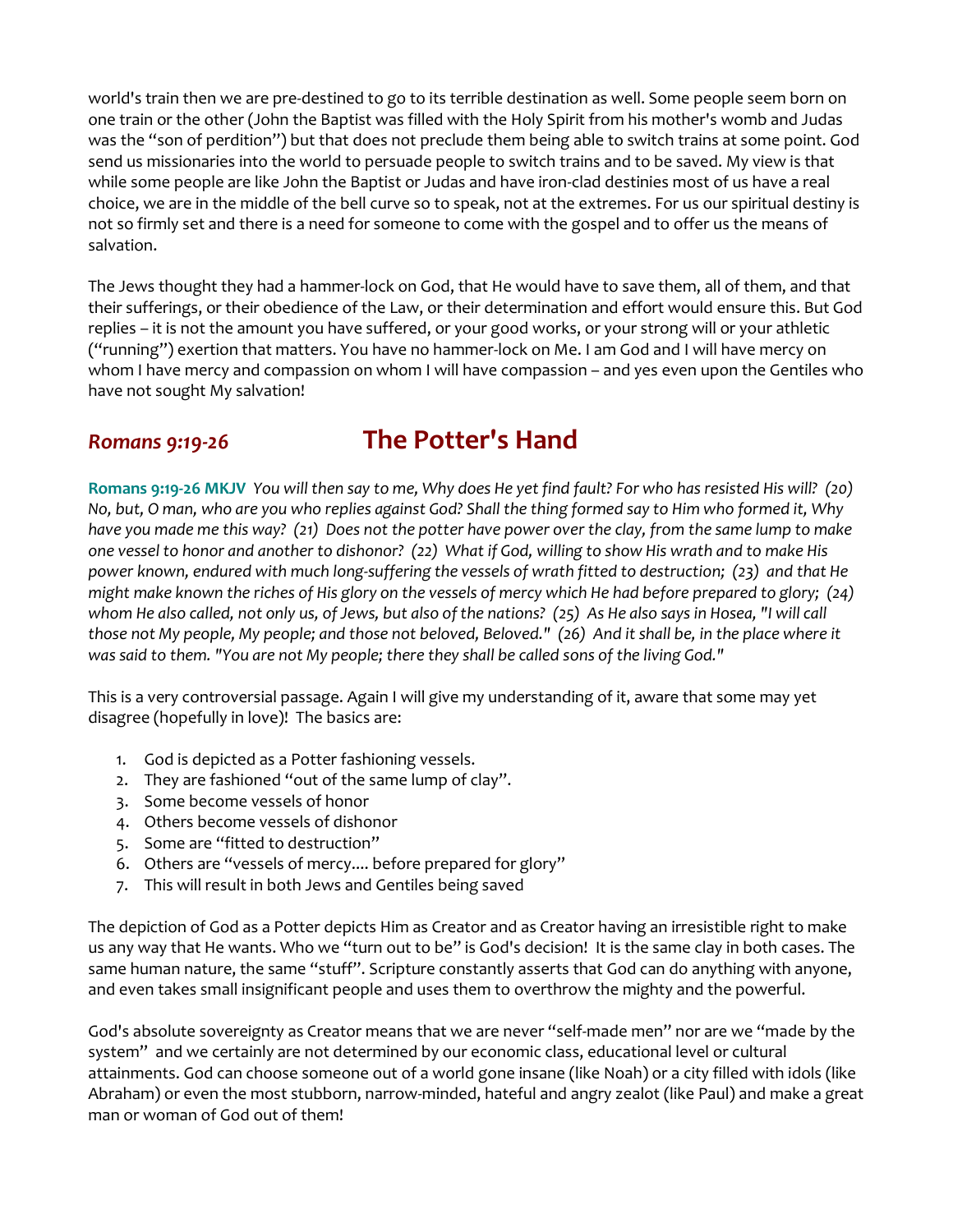world's train then we are pre-destined to go to its terrible destination as well. Some people seem born on one train or the other (John the Baptist was filled with the Holy Spirit from his mother's womb and Judas was the "son of perdition") but that does not preclude them being able to switch trains at some point. God send us missionaries into the world to persuade people to switch trains and to be saved. My view is that while some people are like John the Baptist or Judas and have iron-clad destinies most of us have a real choice, we are in the middle of the bell curve so to speak, not at the extremes. For us our spiritual destiny is not so firmly set and there is a need for someone to come with the gospel and to offer us the means of salvation.

The Jews thought they had a hammer-lock on God, that He would have to save them, all of them, and that their sufferings, or their obedience of the Law, or their determination and effort would ensure this. But God replies – it is not the amount you have suffered, or your good works, or your strong will or your athletic ("running") exertion that matters. You have no hammer-lock on Me. I am God and I will have mercy on whom I have mercy and compassion on whom I will have compassion – and yes even upon the Gentiles who have not sought My salvation!

## *Romans 9:19-26* The Potter's Hand

**Romans 9:19-26 MKJV** *You will then say to me, Why does He yet find fault? For who has resisted His will? (20) No, but, O man, who are you who replies against God? Shall the thing formed say to Him who formed it, Why have you made me this way? (21) Does not the potter have power over the clay, from the same lump to make one vessel to honor and another to dishonor? (22) What if God, willing to show His wrath and to make His power known, endured with much long-suffering the vessels of wrath fitted to destruction; (23) and that He might make known the riches of His glory on the vessels of mercy which He had before prepared to glory; (24) whom He also called, not only us, of Jews, but also of the nations? (25) As He also says in Hosea, "I will call those not My people, My people; and those not beloved, Beloved." (26) And it shall be, in the place where it was said to them. "You are not My people; there they shall be called sons of the living God."*

This is a very controversial passage. Again I will give my understanding of it, aware that some may yet disagree (hopefully in love)! The basics are:

1. God is depicted as a Potter fashioning vessels.
2. They are fashioned "out of the same lump of clay".
3. Some become vessels of honor
4. Others become vessels of dishonor
5. Some are "fitted to destruction"
6. Others are "vessels of mercy.... before prepared for glory"
7. This will result in both Jews and Gentiles being saved

The depiction of God as a Potter depicts Him as Creator and as Creator having an irresistible right to make us any way that He wants. Who we "turn out to be" is God's decision! It is the same clay in both cases. The same human nature, the same "stuff". Scripture constantly asserts that God can do anything with anyone, and even takes small insignificant people and uses them to overthrow the mighty and the powerful.

God's absolute sovereignty as Creator means that we are never "self-made men" nor are we "made by the system" and we certainly are not determined by our economic class, educational level or cultural attainments. God can choose someone out of a world gone insane (like Noah) or a city filled with idols (like Abraham) or even the most stubborn, narrow-minded, hateful and angry zealot (like Paul) and make a great man or woman of God out of them!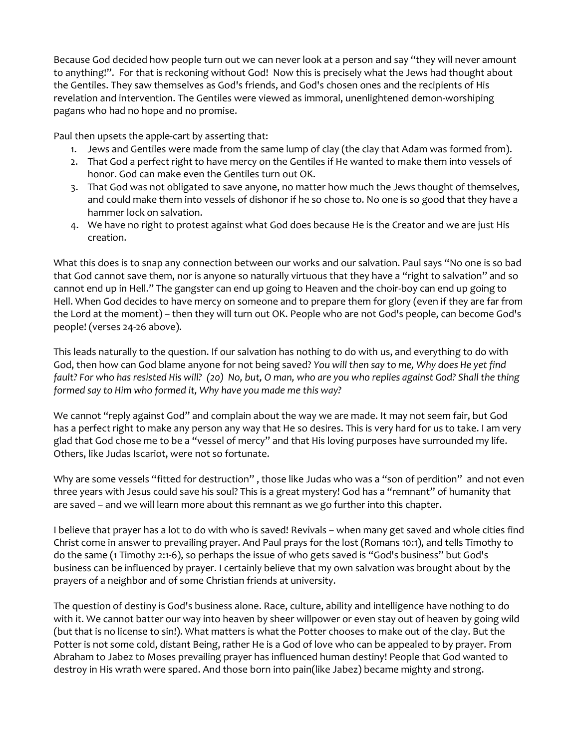Because God decided how people turn out we can never look at a person and say "they will never amount to anything!". For that is reckoning without God! Now this is precisely what the Jews had thought about the Gentiles. They saw themselves as God's friends, and God's chosen ones and the recipients of His revelation and intervention. The Gentiles were viewed as immoral, unenlightened demon-worshiping pagans who had no hope and no promise.

Paul then upsets the apple-cart by asserting that:

1. Jews and Gentiles were made from the same lump of clay (the clay that Adam was formed from).
2. That God a perfect right to have mercy on the Gentiles if He wanted to make them into vessels of honor. God can make even the Gentiles turn out OK.
3. That God was not obligated to save anyone, no matter how much the Jews thought of themselves, and could make them into vessels of dishonor if he so chose to. No one is so good that they have a hammer lock on salvation.
4. We have no right to protest against what God does because He is the Creator and we are just His creation.

What this does is to snap any connection between our works and our salvation. Paul says "No one is so bad that God cannot save them, nor is anyone so naturally virtuous that they have a "right to salvation" and so cannot end up in Hell." The gangster can end up going to Heaven and the choir-boy can end up going to Hell. When God decides to have mercy on someone and to prepare them for glory (even if they are far from the Lord at the moment) – then they will turn out OK. People who are not God's people, can become God's people! (verses 24-26 above).

This leads naturally to the question. If our salvation has nothing to do with us, and everything to do with God, then how can God blame anyone for not being saved? *You will then say to me, Why does He yet find fault? For who has resisted His will? (20) No, but, O man, who are you who replies against God? Shall the thing formed say to Him who formed it, Why have you made me this way?*

We cannot "reply against God" and complain about the way we are made. It may not seem fair, but God has a perfect right to make any person any way that He so desires. This is very hard for us to take. I am very glad that God chose me to be a "vessel of mercy" and that His loving purposes have surrounded my life. Others, like Judas Iscariot, were not so fortunate.

Why are some vessels "fitted for destruction" , those like Judas who was a "son of perdition" and not even three years with Jesus could save his soul? This is a great mystery! God has a "remnant" of humanity that are saved – and we will learn more about this remnant as we go further into this chapter.

I believe that prayer has a lot to do with who is saved! Revivals – when many get saved and whole cities find Christ come in answer to prevailing prayer. And Paul prays for the lost (Romans 10:1), and tells Timothy to do the same (1 Timothy 2:1-6), so perhaps the issue of who gets saved is "God's business" but God's business can be influenced by prayer. I certainly believe that my own salvation was brought about by the prayers of a neighbor and of some Christian friends at university.

The question of destiny is God's business alone. Race, culture, ability and intelligence have nothing to do with it. We cannot batter our way into heaven by sheer willpower or even stay out of heaven by going wild (but that is no license to sin!). What matters is what the Potter chooses to make out of the clay. But the Potter is not some cold, distant Being, rather He is a God of love who can be appealed to by prayer. From Abraham to Jabez to Moses prevailing prayer has influenced human destiny! People that God wanted to destroy in His wrath were spared. And those born into pain(like Jabez) became mighty and strong.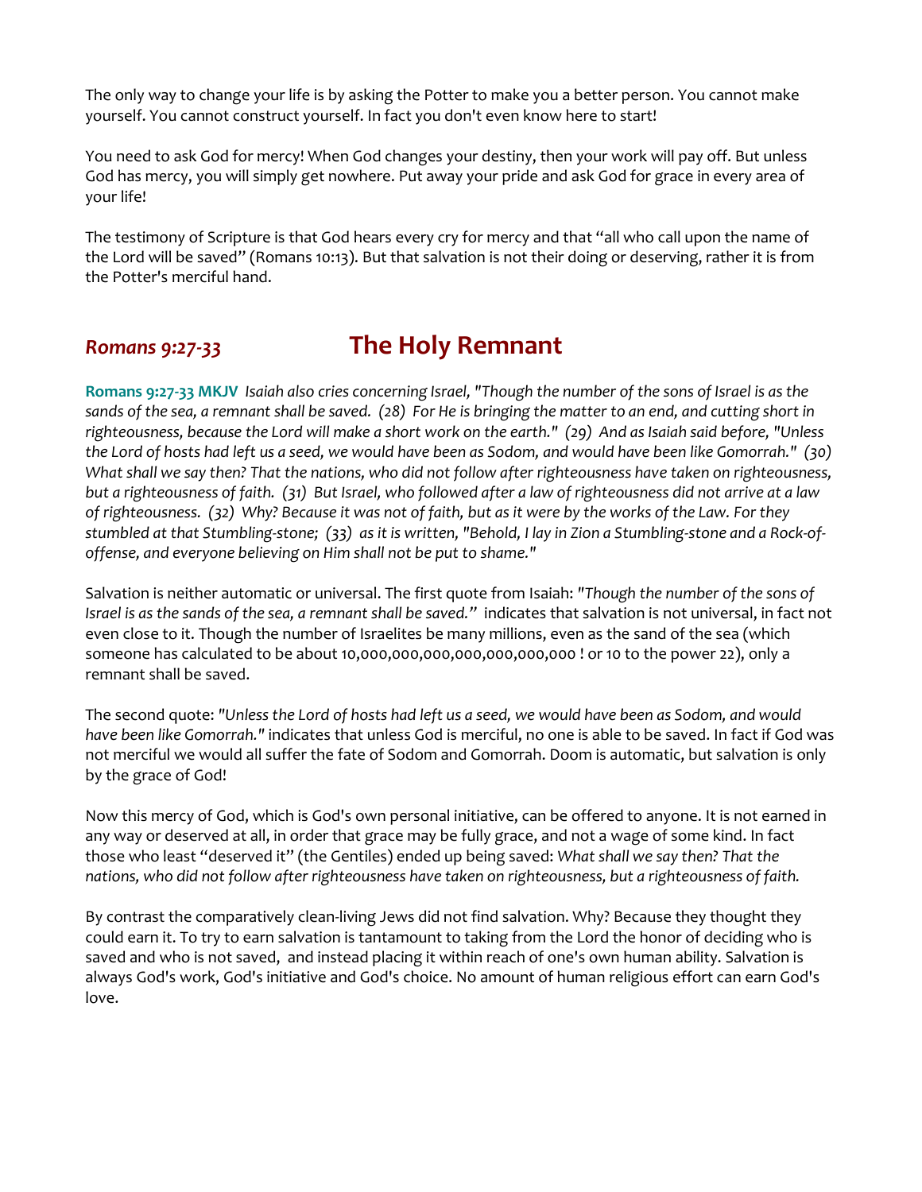The only way to change your life is by asking the Potter to make you a better person. You cannot make yourself. You cannot construct yourself. In fact you don't even know here to start!

You need to ask God for mercy! When God changes your destiny, then your work will pay off. But unless God has mercy, you will simply get nowhere. Put away your pride and ask God for grace in every area of your life!

The testimony of Scripture is that God hears every cry for mercy and that "all who call upon the name of the Lord will be saved" (Romans 10:13). But that salvation is not their doing or deserving, rather it is from the Potter's merciful hand.

## *Romans 9:27-33* The Holy Remnant

**Romans 9:27-33 MKJV** *Isaiah also cries concerning Israel, "Though the number of the sons of Israel is as the sands of the sea, a remnant shall be saved. (28) For He is bringing the matter to an end, and cutting short in righteousness, because the Lord will make a short work on the earth." (29) And as Isaiah said before, "Unless the Lord of hosts had left us a seed, we would have been as Sodom, and would have been like Gomorrah." (30) What shall we say then? That the nations, who did not follow after righteousness have taken on righteousness, but a righteousness of faith. (31) But Israel, who followed after a law of righteousness did not arrive at a law of righteousness. (32) Why? Because it was not of faith, but as it were by the works of the Law. For they stumbled at that Stumbling-stone; (33) as it is written, "Behold, I lay in Zion a Stumbling-stone and a Rock-of-offense, and everyone believing on Him shall not be put to shame."*

Salvation is neither automatic or universal. The first quote from Isaiah: *"Though the number of the sons of Israel is as the sands of the sea, a remnant shall be saved."* indicates that salvation is not universal, in fact not even close to it. Though the number of Israelites be many millions, even as the sand of the sea (which someone has calculated to be about 10,000,000,000,000,000,000,000 ! or 10 to the power 22), only a remnant shall be saved.

The second quote: *"Unless the Lord of hosts had left us a seed, we would have been as Sodom, and would have been like Gomorrah."* indicates that unless God is merciful, no one is able to be saved. In fact if God was not merciful we would all suffer the fate of Sodom and Gomorrah. Doom is automatic, but salvation is only by the grace of God!

Now this mercy of God, which is God's own personal initiative, can be offered to anyone. It is not earned in any way or deserved at all, in order that grace may be fully grace, and not a wage of some kind. In fact those who least "deserved it" (the Gentiles) ended up being saved: *What shall we say then? That the nations, who did not follow after righteousness have taken on righteousness, but a righteousness of faith.*

By contrast the comparatively clean-living Jews did not find salvation. Why? Because they thought they could earn it. To try to earn salvation is tantamount to taking from the Lord the honor of deciding who is saved and who is not saved, and instead placing it within reach of one's own human ability. Salvation is always God's work, God's initiative and God's choice. No amount of human religious effort can earn God's love.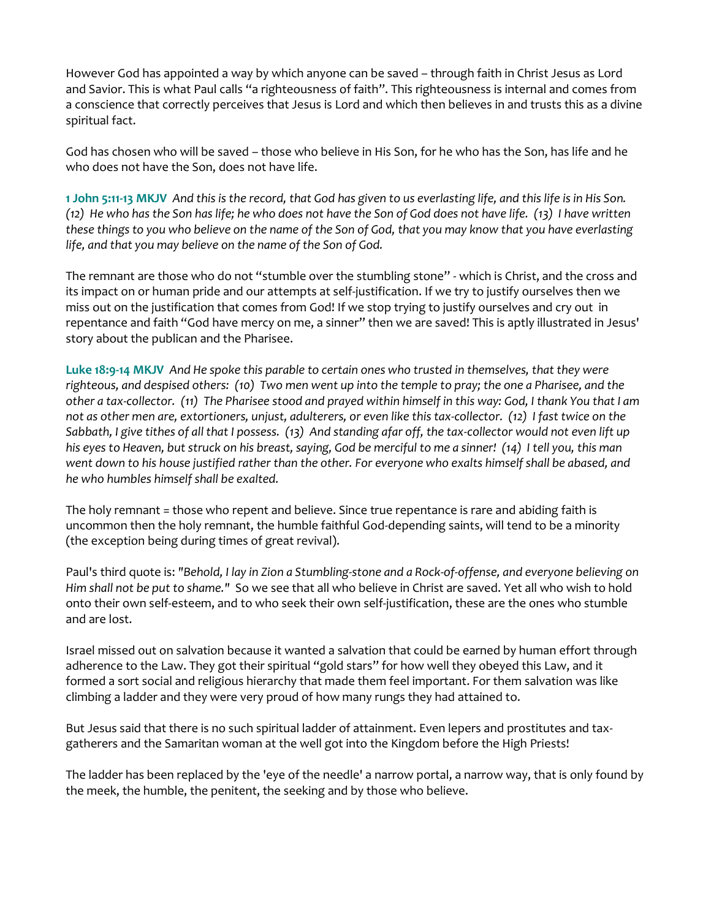However God has appointed a way by which anyone can be saved – through faith in Christ Jesus as Lord and Savior. This is what Paul calls "a righteousness of faith". This righteousness is internal and comes from a conscience that correctly perceives that Jesus is Lord and which then believes in and trusts this as a divine spiritual fact.

God has chosen who will be saved – those who believe in His Son, for he who has the Son, has life and he who does not have the Son, does not have life.

**1 John 5:11-13 MKJV** *And this is the record, that God has given to us everlasting life, and this life is in His Son. (12) He who has the Son has life; he who does not have the Son of God does not have life. (13) I have written these things to you who believe on the name of the Son of God, that you may know that you have everlasting life, and that you may believe on the name of the Son of God.*

The remnant are those who do not "stumble over the stumbling stone" - which is Christ, and the cross and its impact on or human pride and our attempts at self-justification. If we try to justify ourselves then we miss out on the justification that comes from God! If we stop trying to justify ourselves and cry out in repentance and faith "God have mercy on me, a sinner" then we are saved! This is aptly illustrated in Jesus' story about the publican and the Pharisee.

**Luke 18:9-14 MKJV** *And He spoke this parable to certain ones who trusted in themselves, that they were righteous, and despised others: (10) Two men went up into the temple to pray; the one a Pharisee, and the other a tax-collector. (11) The Pharisee stood and prayed within himself in this way: God, I thank You that I am not as other men are, extortioners, unjust, adulterers, or even like this tax-collector. (12) I fast twice on the Sabbath, I give tithes of all that I possess. (13) And standing afar off, the tax-collector would not even lift up his eyes to Heaven, but struck on his breast, saying, God be merciful to me a sinner! (14) I tell you, this man went down to his house justified rather than the other. For everyone who exalts himself shall be abased, and he who humbles himself shall be exalted.*

The holy remnant = those who repent and believe. Since true repentance is rare and abiding faith is uncommon then the holy remnant, the humble faithful God-depending saints, will tend to be a minority (the exception being during times of great revival).

Paul's third quote is: *"Behold, I lay in Zion a Stumbling-stone and a Rock-of-offense, and everyone believing on Him shall not be put to shame."* So we see that all who believe in Christ are saved. Yet all who wish to hold onto their own self-esteem, and to who seek their own self-justification, these are the ones who stumble and are lost.

Israel missed out on salvation because it wanted a salvation that could be earned by human effort through adherence to the Law. They got their spiritual "gold stars" for how well they obeyed this Law, and it formed a sort social and religious hierarchy that made them feel important. For them salvation was like climbing a ladder and they were very proud of how many rungs they had attained to.

But Jesus said that there is no such spiritual ladder of attainment. Even lepers and prostitutes and tax-gatherers and the Samaritan woman at the well got into the Kingdom before the High Priests!

The ladder has been replaced by the 'eye of the needle' a narrow portal, a narrow way, that is only found by the meek, the humble, the penitent, the seeking and by those who believe.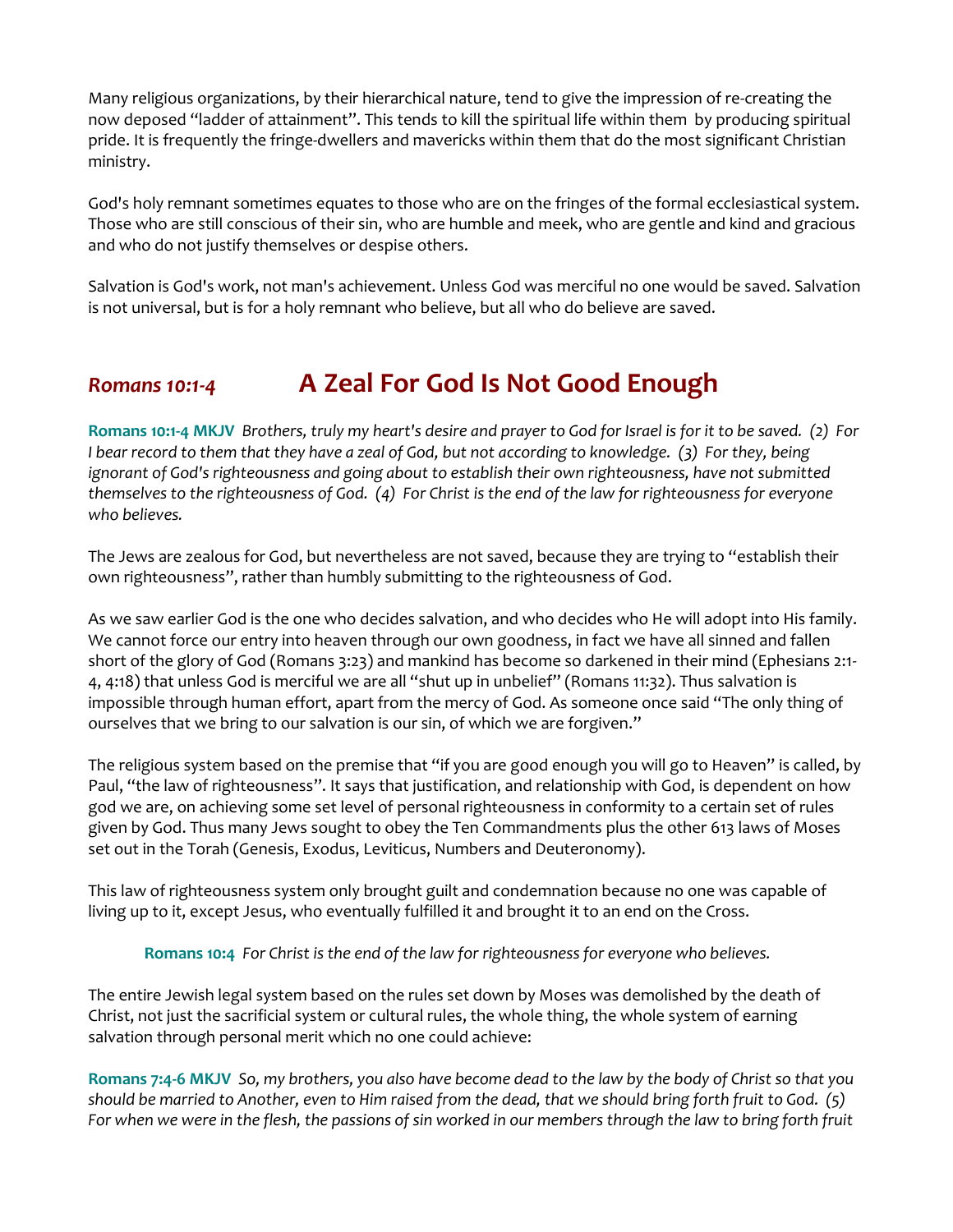Many religious organizations, by their hierarchical nature, tend to give the impression of re-creating the now deposed "ladder of attainment". This tends to kill the spiritual life within them by producing spiritual pride. It is frequently the fringe-dwellers and mavericks within them that do the most significant Christian ministry.

God's holy remnant sometimes equates to those who are on the fringes of the formal ecclesiastical system. Those who are still conscious of their sin, who are humble and meek, who are gentle and kind and gracious and who do not justify themselves or despise others.

Salvation is God's work, not man's achievement. Unless God was merciful no one would be saved. Salvation is not universal, but is for a holy remnant who believe, but all who do believe are saved.

## *Romans 10:1-4* A Zeal For God Is Not Good Enough

**Romans 10:1-4 MKJV** *Brothers, truly my heart's desire and prayer to God for Israel is for it to be saved. (2) For I bear record to them that they have a zeal of God, but not according to knowledge. (3) For they, being ignorant of God's righteousness and going about to establish their own righteousness, have not submitted themselves to the righteousness of God. (4) For Christ is the end of the law for righteousness for everyone who believes.*

The Jews are zealous for God, but nevertheless are not saved, because they are trying to "establish their own righteousness", rather than humbly submitting to the righteousness of God.

As we saw earlier God is the one who decides salvation, and who decides who He will adopt into His family. We cannot force our entry into heaven through our own goodness, in fact we have all sinned and fallen short of the glory of God (Romans 3:23) and mankind has become so darkened in their mind (Ephesians 2:1-4, 4:18) that unless God is merciful we are all "shut up in unbelief" (Romans 11:32). Thus salvation is impossible through human effort, apart from the mercy of God. As someone once said "The only thing of ourselves that we bring to our salvation is our sin, of which we are forgiven."

The religious system based on the premise that "if you are good enough you will go to Heaven" is called, by Paul, "the law of righteousness". It says that justification, and relationship with God, is dependent on how god we are, on achieving some set level of personal righteousness in conformity to a certain set of rules given by God. Thus many Jews sought to obey the Ten Commandments plus the other 613 laws of Moses set out in the Torah (Genesis, Exodus, Leviticus, Numbers and Deuteronomy).

This law of righteousness system only brought guilt and condemnation because no one was capable of living up to it, except Jesus, who eventually fulfilled it and brought it to an end on the Cross.

> **Romans 10:4** *For Christ is the end of the law for righteousness for everyone who believes.*

The entire Jewish legal system based on the rules set down by Moses was demolished by the death of Christ, not just the sacrificial system or cultural rules, the whole thing, the whole system of earning salvation through personal merit which no one could achieve:

**Romans 7:4-6 MKJV** *So, my brothers, you also have become dead to the law by the body of Christ so that you should be married to Another, even to Him raised from the dead, that we should bring forth fruit to God. (5) For when we were in the flesh, the passions of sin worked in our members through the law to bring forth fruit*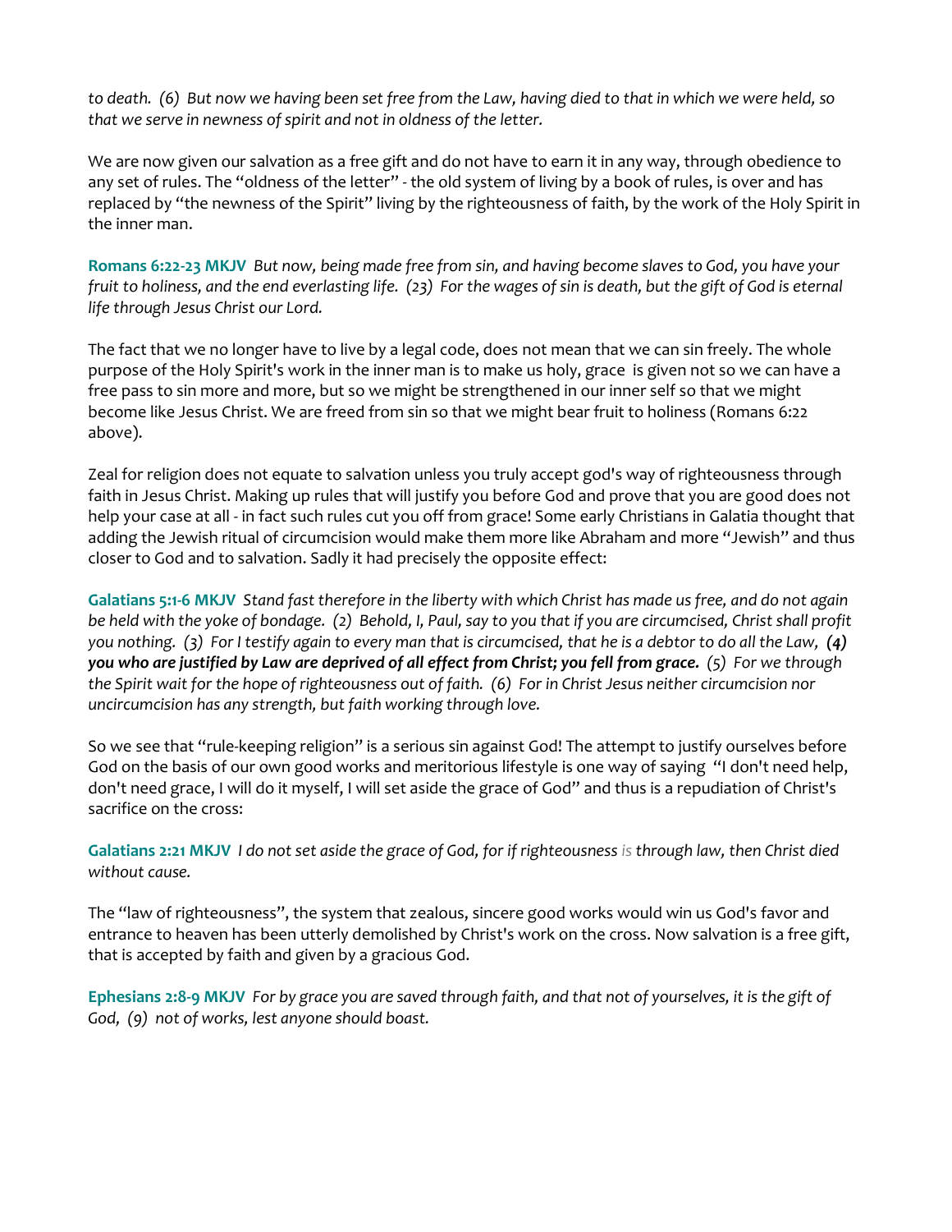*to death. (6) But now we having been set free from the Law, having died to that in which we were held, so that we serve in newness of spirit and not in oldness of the letter.*

We are now given our salvation as a free gift and do not have to earn it in any way, through obedience to any set of rules. The "oldness of the letter" - the old system of living by a book of rules, is over and has replaced by "the newness of the Spirit" living by the righteousness of faith, by the work of the Holy Spirit in the inner man.

**Romans 6:22-23 MKJV** *But now, being made free from sin, and having become slaves to God, you have your fruit to holiness, and the end everlasting life. (23) For the wages of sin is death, but the gift of God is eternal life through Jesus Christ our Lord.*

The fact that we no longer have to live by a legal code, does not mean that we can sin freely. The whole purpose of the Holy Spirit's work in the inner man is to make us holy, grace is given not so we can have a free pass to sin more and more, but so we might be strengthened in our inner self so that we might become like Jesus Christ. We are freed from sin so that we might bear fruit to holiness (Romans 6:22 above).

Zeal for religion does not equate to salvation unless you truly accept god's way of righteousness through faith in Jesus Christ. Making up rules that will justify you before God and prove that you are good does not help your case at all - in fact such rules cut you off from grace! Some early Christians in Galatia thought that adding the Jewish ritual of circumcision would make them more like Abraham and more "Jewish" and thus closer to God and to salvation. Sadly it had precisely the opposite effect:

**Galatians 5:1-6 MKJV** *Stand fast therefore in the liberty with which Christ has made us free, and do not again be held with the yoke of bondage. (2) Behold, I, Paul, say to you that if you are circumcised, Christ shall profit you nothing. (3) For I testify again to every man that is circumcised, that he is a debtor to do all the Law,* ***(4) you who are justified by Law are deprived of all effect from Christ; you fell from grace.*** *(5) For we through the Spirit wait for the hope of righteousness out of faith. (6) For in Christ Jesus neither circumcision nor uncircumcision has any strength, but faith working through love.*

So we see that "rule-keeping religion" is a serious sin against God! The attempt to justify ourselves before God on the basis of our own good works and meritorious lifestyle is one way of saying "I don't need help, don't need grace, I will do it myself, I will set aside the grace of God" and thus is a repudiation of Christ's sacrifice on the cross:

**Galatians 2:21 MKJV** *I do not set aside the grace of God, for if righteousness is through law, then Christ died without cause.*

The "law of righteousness", the system that zealous, sincere good works would win us God's favor and entrance to heaven has been utterly demolished by Christ's work on the cross. Now salvation is a free gift, that is accepted by faith and given by a gracious God.

**Ephesians 2:8-9 MKJV** *For by grace you are saved through faith, and that not of yourselves, it is the gift of God, (9) not of works, lest anyone should boast.*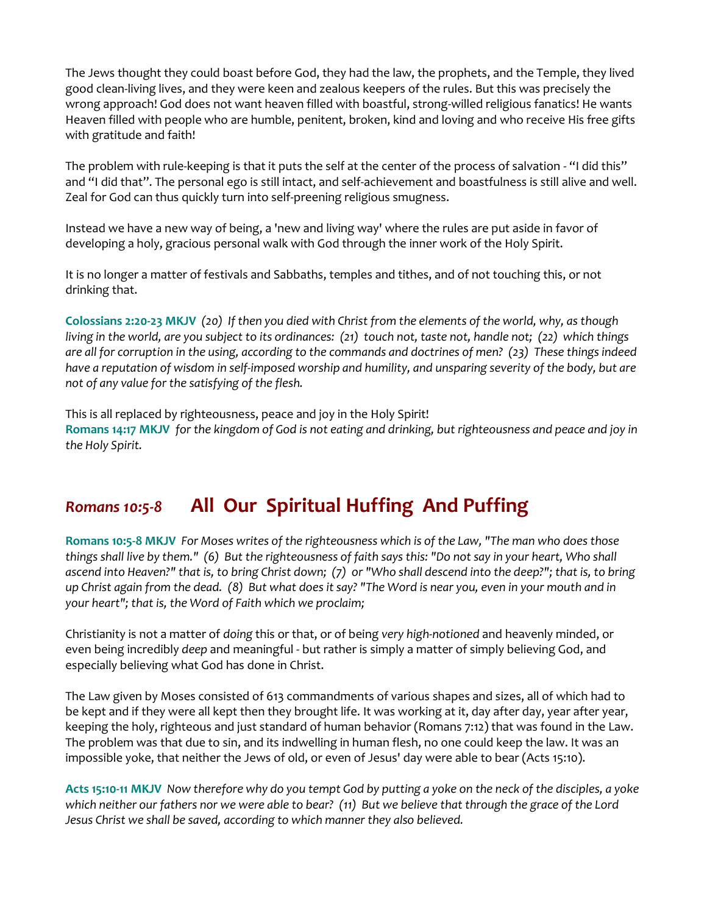The Jews thought they could boast before God, they had the law, the prophets, and the Temple, they lived good clean-living lives, and they were keen and zealous keepers of the rules. But this was precisely the wrong approach! God does not want heaven filled with boastful, strong-willed religious fanatics! He wants Heaven filled with people who are humble, penitent, broken, kind and loving and who receive His free gifts with gratitude and faith!

The problem with rule-keeping is that it puts the self at the center of the process of salvation - "I did this" and "I did that". The personal ego is still intact, and self-achievement and boastfulness is still alive and well. Zeal for God can thus quickly turn into self-preening religious smugness.

Instead we have a new way of being, a 'new and living way' where the rules are put aside in favor of developing a holy, gracious personal walk with God through the inner work of the Holy Spirit.

It is no longer a matter of festivals and Sabbaths, temples and tithes, and of not touching this, or not drinking that.

**Colossians 2:20-23 MKJV** *(20) If then you died with Christ from the elements of the world, why, as though living in the world, are you subject to its ordinances: (21) touch not, taste not, handle not; (22) which things are all for corruption in the using, according to the commands and doctrines of men? (23) These things indeed have a reputation of wisdom in self-imposed worship and humility, and unsparing severity of the body, but are not of any value for the satisfying of the flesh.*

This is all replaced by righteousness, peace and joy in the Holy Spirit!
**Romans 14:17 MKJV** *for the kingdom of God is not eating and drinking, but righteousness and peace and joy in the Holy Spirit.*

## *Romans 10:5-8* All Our Spiritual Huffing And Puffing

**Romans 10:5-8 MKJV** *For Moses writes of the righteousness which is of the Law, "The man who does those things shall live by them." (6) But the righteousness of faith says this: "Do not say in your heart, Who shall ascend into Heaven?" that is, to bring Christ down; (7) or "Who shall descend into the deep?"; that is, to bring up Christ again from the dead. (8) But what does it say? "The Word is near you, even in your mouth and in your heart"; that is, the Word of Faith which we proclaim;*

Christianity is not a matter of *doing* this or that, or of being *very high-notioned* and heavenly minded, or even being incredibly *deep* and meaningful - but rather is simply a matter of simply believing God, and especially believing what God has done in Christ.

The Law given by Moses consisted of 613 commandments of various shapes and sizes, all of which had to be kept and if they were all kept then they brought life. It was working at it, day after day, year after year, keeping the holy, righteous and just standard of human behavior (Romans 7:12) that was found in the Law. The problem was that due to sin, and its indwelling in human flesh, no one could keep the law. It was an impossible yoke, that neither the Jews of old, or even of Jesus' day were able to bear (Acts 15:10).

**Acts 15:10-11 MKJV** *Now therefore why do you tempt God by putting a yoke on the neck of the disciples, a yoke which neither our fathers nor we were able to bear? (11) But we believe that through the grace of the Lord Jesus Christ we shall be saved, according to which manner they also believed.*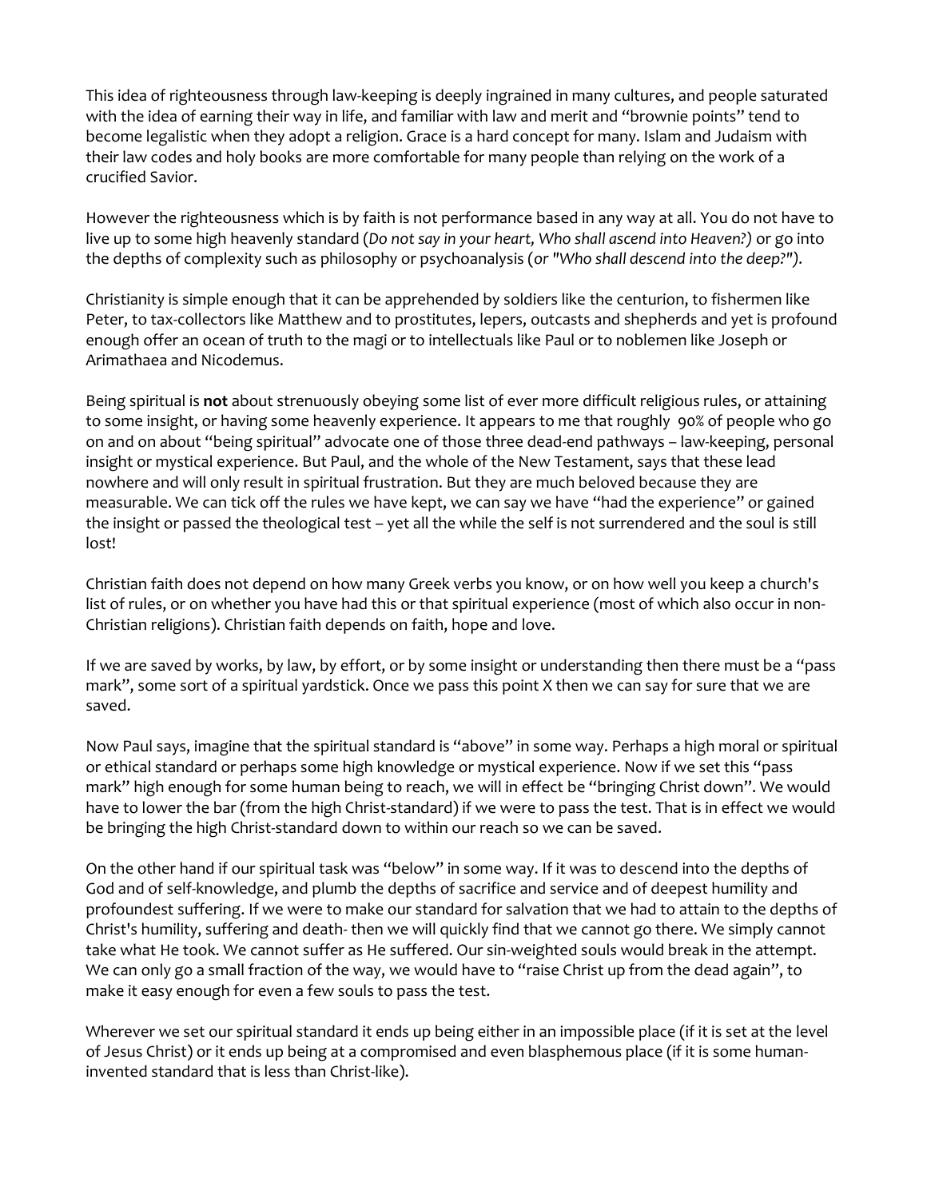This idea of righteousness through law-keeping is deeply ingrained in many cultures, and people saturated with the idea of earning their way in life, and familiar with law and merit and "brownie points" tend to become legalistic when they adopt a religion. Grace is a hard concept for many. Islam and Judaism with their law codes and holy books are more comfortable for many people than relying on the work of a crucified Savior.

However the righteousness which is by faith is not performance based in any way at all. You do not have to live up to some high heavenly standard (*Do not say in your heart, Who shall ascend into Heaven?)* or go into the depths of complexity such as philosophy or psychoanalysis (*or "Who shall descend into the deep?").*

Christianity is simple enough that it can be apprehended by soldiers like the centurion, to fishermen like Peter, to tax-collectors like Matthew and to prostitutes, lepers, outcasts and shepherds and yet is profound enough offer an ocean of truth to the magi or to intellectuals like Paul or to noblemen like Joseph or Arimathaea and Nicodemus.

Being spiritual is **not** about strenuously obeying some list of ever more difficult religious rules, or attaining to some insight, or having some heavenly experience. It appears to me that roughly 90% of people who go on and on about "being spiritual" advocate one of those three dead-end pathways – law-keeping, personal insight or mystical experience. But Paul, and the whole of the New Testament, says that these lead nowhere and will only result in spiritual frustration. But they are much beloved because they are measurable. We can tick off the rules we have kept, we can say we have "had the experience" or gained the insight or passed the theological test – yet all the while the self is not surrendered and the soul is still lost!

Christian faith does not depend on how many Greek verbs you know, or on how well you keep a church's list of rules, or on whether you have had this or that spiritual experience (most of which also occur in non-Christian religions). Christian faith depends on faith, hope and love.

If we are saved by works, by law, by effort, or by some insight or understanding then there must be a "pass mark", some sort of a spiritual yardstick. Once we pass this point X then we can say for sure that we are saved.

Now Paul says, imagine that the spiritual standard is "above" in some way. Perhaps a high moral or spiritual or ethical standard or perhaps some high knowledge or mystical experience. Now if we set this "pass mark" high enough for some human being to reach, we will in effect be "bringing Christ down". We would have to lower the bar (from the high Christ-standard) if we were to pass the test. That is in effect we would be bringing the high Christ-standard down to within our reach so we can be saved.

On the other hand if our spiritual task was "below" in some way. If it was to descend into the depths of God and of self-knowledge, and plumb the depths of sacrifice and service and of deepest humility and profoundest suffering. If we were to make our standard for salvation that we had to attain to the depths of Christ's humility, suffering and death- then we will quickly find that we cannot go there. We simply cannot take what He took. We cannot suffer as He suffered. Our sin-weighted souls would break in the attempt. We can only go a small fraction of the way, we would have to "raise Christ up from the dead again", to make it easy enough for even a few souls to pass the test.

Wherever we set our spiritual standard it ends up being either in an impossible place (if it is set at the level of Jesus Christ) or it ends up being at a compromised and even blasphemous place (if it is some human-invented standard that is less than Christ-like).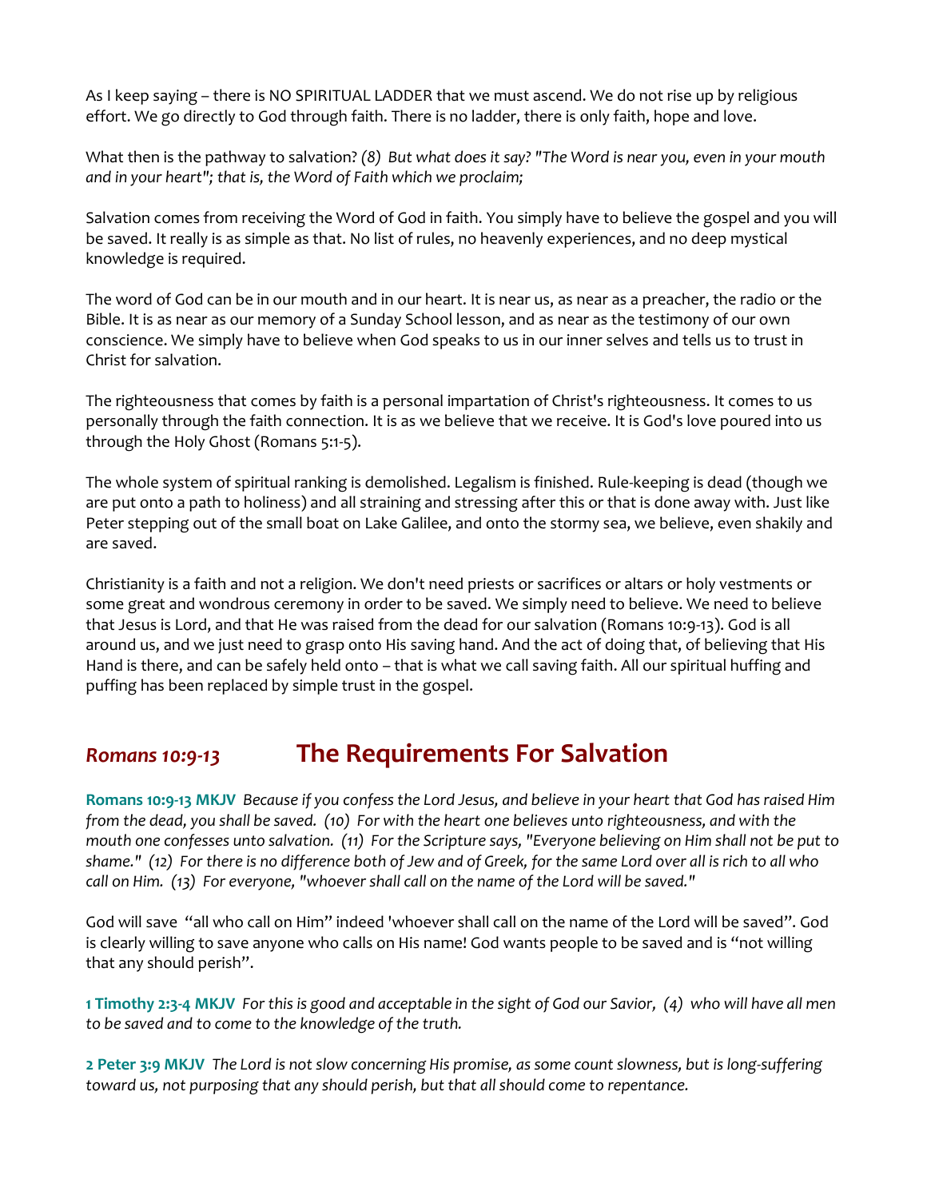As I keep saying – there is NO SPIRITUAL LADDER that we must ascend. We do not rise up by religious effort. We go directly to God through faith. There is no ladder, there is only faith, hope and love.

What then is the pathway to salvation? *(8) But what does it say? "The Word is near you, even in your mouth and in your heart"; that is, the Word of Faith which we proclaim;*

Salvation comes from receiving the Word of God in faith. You simply have to believe the gospel and you will be saved. It really is as simple as that. No list of rules, no heavenly experiences, and no deep mystical knowledge is required.

The word of God can be in our mouth and in our heart. It is near us, as near as a preacher, the radio or the Bible. It is as near as our memory of a Sunday School lesson, and as near as the testimony of our own conscience. We simply have to believe when God speaks to us in our inner selves and tells us to trust in Christ for salvation.

The righteousness that comes by faith is a personal impartation of Christ's righteousness. It comes to us personally through the faith connection. It is as we believe that we receive. It is God's love poured into us through the Holy Ghost (Romans 5:1-5).

The whole system of spiritual ranking is demolished. Legalism is finished. Rule-keeping is dead (though we are put onto a path to holiness) and all straining and stressing after this or that is done away with. Just like Peter stepping out of the small boat on Lake Galilee, and onto the stormy sea, we believe, even shakily and are saved.

Christianity is a faith and not a religion. We don't need priests or sacrifices or altars or holy vestments or some great and wondrous ceremony in order to be saved. We simply need to believe. We need to believe that Jesus is Lord, and that He was raised from the dead for our salvation (Romans 10:9-13). God is all around us, and we just need to grasp onto His saving hand. And the act of doing that, of believing that His Hand is there, and can be safely held onto – that is what we call saving faith. All our spiritual huffing and puffing has been replaced by simple trust in the gospel.

## *Romans 10:9-13* The Requirements For Salvation

**Romans 10:9-13 MKJV** *Because if you confess the Lord Jesus, and believe in your heart that God has raised Him from the dead, you shall be saved. (10) For with the heart one believes unto righteousness, and with the mouth one confesses unto salvation. (11) For the Scripture says, "Everyone believing on Him shall not be put to shame." (12) For there is no difference both of Jew and of Greek, for the same Lord over all is rich to all who call on Him. (13) For everyone, "whoever shall call on the name of the Lord will be saved."*

God will save "all who call on Him" indeed 'whoever shall call on the name of the Lord will be saved". God is clearly willing to save anyone who calls on His name! God wants people to be saved and is "not willing that any should perish".

**1 Timothy 2:3-4 MKJV** *For this is good and acceptable in the sight of God our Savior, (4) who will have all men to be saved and to come to the knowledge of the truth.*

**2 Peter 3:9 MKJV** *The Lord is not slow concerning His promise, as some count slowness, but is long-suffering toward us, not purposing that any should perish, but that all should come to repentance.*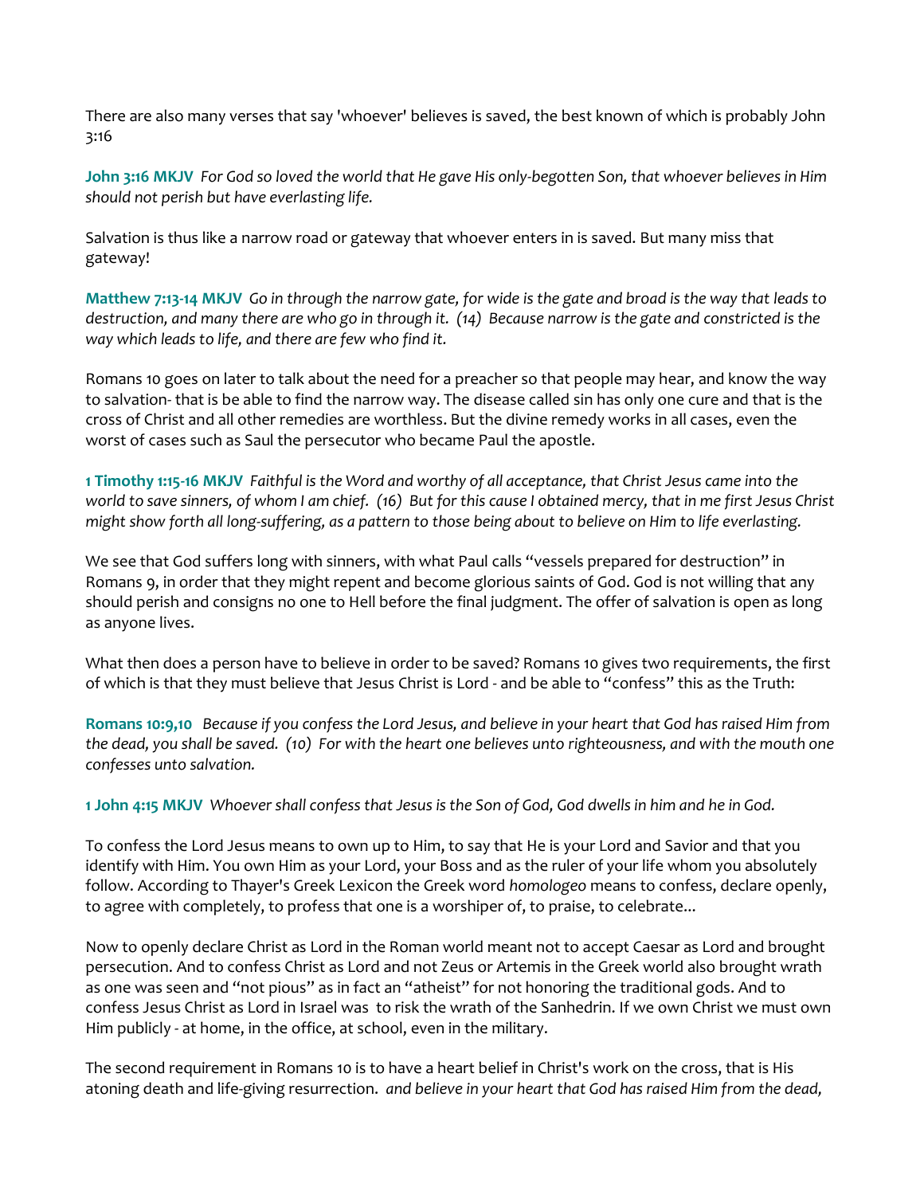There are also many verses that say 'whoever' believes is saved, the best known of which is probably John 3:16

**John 3:16 MKJV** *For God so loved the world that He gave His only-begotten Son, that whoever believes in Him should not perish but have everlasting life.*

Salvation is thus like a narrow road or gateway that whoever enters in is saved. But many miss that gateway!

**Matthew 7:13-14 MKJV** *Go in through the narrow gate, for wide is the gate and broad is the way that leads to destruction, and many there are who go in through it. (14) Because narrow is the gate and constricted is the way which leads to life, and there are few who find it.*

Romans 10 goes on later to talk about the need for a preacher so that people may hear, and know the way to salvation- that is be able to find the narrow way. The disease called sin has only one cure and that is the cross of Christ and all other remedies are worthless. But the divine remedy works in all cases, even the worst of cases such as Saul the persecutor who became Paul the apostle.

**1 Timothy 1:15-16 MKJV** *Faithful is the Word and worthy of all acceptance, that Christ Jesus came into the world to save sinners, of whom I am chief. (16) But for this cause I obtained mercy, that in me first Jesus Christ might show forth all long-suffering, as a pattern to those being about to believe on Him to life everlasting.*

We see that God suffers long with sinners, with what Paul calls "vessels prepared for destruction" in Romans 9, in order that they might repent and become glorious saints of God. God is not willing that any should perish and consigns no one to Hell before the final judgment. The offer of salvation is open as long as anyone lives.

What then does a person have to believe in order to be saved? Romans 10 gives two requirements, the first of which is that they must believe that Jesus Christ is Lord - and be able to "confess" this as the Truth:

**Romans 10:9,10** *Because if you confess the Lord Jesus, and believe in your heart that God has raised Him from the dead, you shall be saved. (10) For with the heart one believes unto righteousness, and with the mouth one confesses unto salvation.*

**1 John 4:15 MKJV** *Whoever shall confess that Jesus is the Son of God, God dwells in him and he in God.*

To confess the Lord Jesus means to own up to Him, to say that He is your Lord and Savior and that you identify with Him. You own Him as your Lord, your Boss and as the ruler of your life whom you absolutely follow. According to Thayer's Greek Lexicon the Greek word *homologeo* means to confess, declare openly, to agree with completely, to profess that one is a worshiper of, to praise, to celebrate...

Now to openly declare Christ as Lord in the Roman world meant not to accept Caesar as Lord and brought persecution. And to confess Christ as Lord and not Zeus or Artemis in the Greek world also brought wrath as one was seen and "not pious" as in fact an "atheist" for not honoring the traditional gods. And to confess Jesus Christ as Lord in Israel was to risk the wrath of the Sanhedrin. If we own Christ we must own Him publicly - at home, in the office, at school, even in the military.

The second requirement in Romans 10 is to have a heart belief in Christ's work on the cross, that is His atoning death and life-giving resurrection. *and believe in your heart that God has raised Him from the dead,*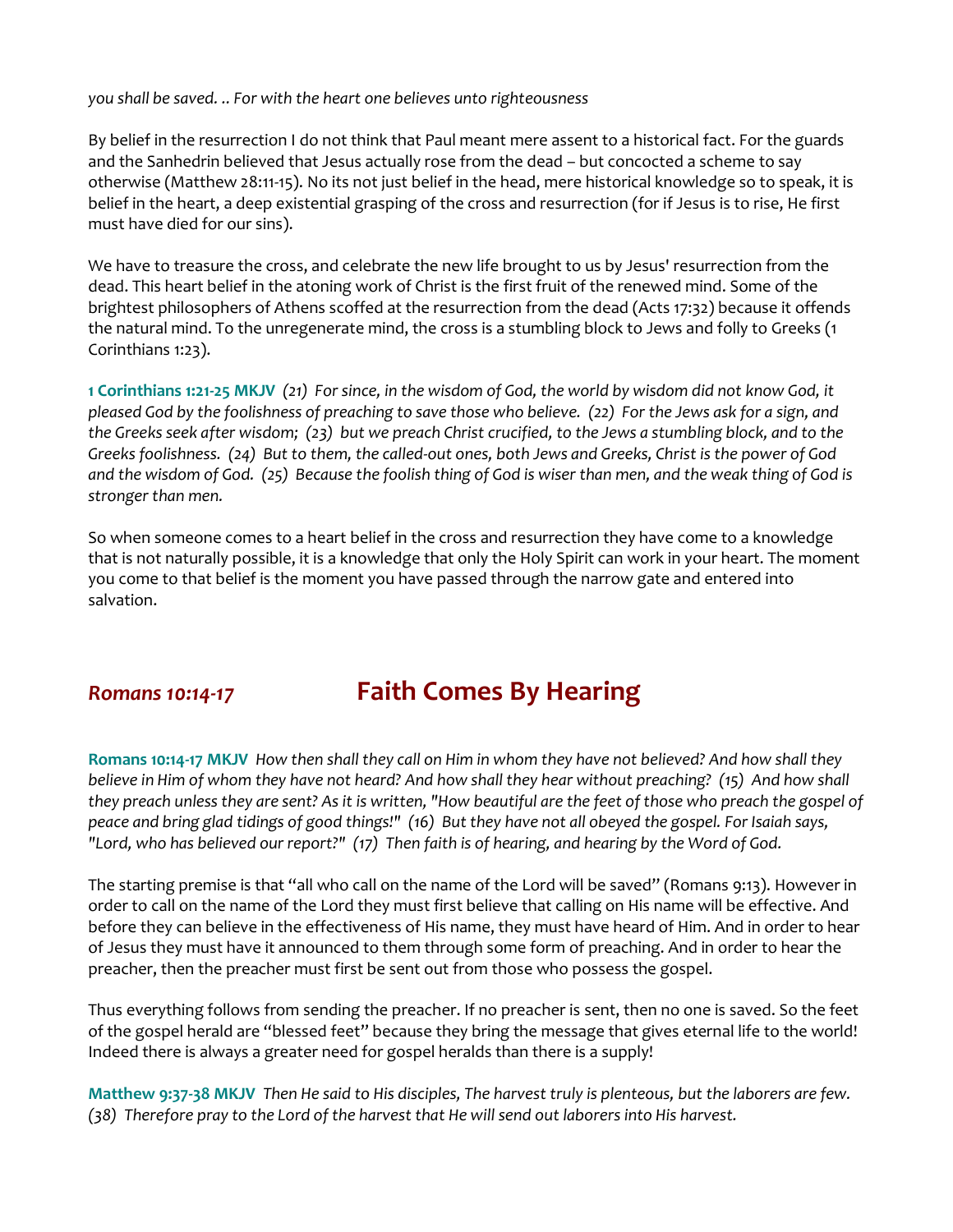*you shall be saved. .. For with the heart one believes unto righteousness*

By belief in the resurrection I do not think that Paul meant mere assent to a historical fact. For the guards and the Sanhedrin believed that Jesus actually rose from the dead – but concocted a scheme to say otherwise (Matthew 28:11-15). No its not just belief in the head, mere historical knowledge so to speak, it is belief in the heart, a deep existential grasping of the cross and resurrection (for if Jesus is to rise, He first must have died for our sins).

We have to treasure the cross, and celebrate the new life brought to us by Jesus' resurrection from the dead. This heart belief in the atoning work of Christ is the first fruit of the renewed mind. Some of the brightest philosophers of Athens scoffed at the resurrection from the dead (Acts 17:32) because it offends the natural mind. To the unregenerate mind, the cross is a stumbling block to Jews and folly to Greeks (1 Corinthians 1:23).

**1 Corinthians 1:21-25 MKJV** *(21) For since, in the wisdom of God, the world by wisdom did not know God, it pleased God by the foolishness of preaching to save those who believe. (22) For the Jews ask for a sign, and the Greeks seek after wisdom; (23) but we preach Christ crucified, to the Jews a stumbling block, and to the Greeks foolishness. (24) But to them, the called-out ones, both Jews and Greeks, Christ is the power of God and the wisdom of God. (25) Because the foolish thing of God is wiser than men, and the weak thing of God is stronger than men.*

So when someone comes to a heart belief in the cross and resurrection they have come to a knowledge that is not naturally possible, it is a knowledge that only the Holy Spirit can work in your heart. The moment you come to that belief is the moment you have passed through the narrow gate and entered into salvation.

## *Romans 10:14-17* Faith Comes By Hearing

**Romans 10:14-17 MKJV** *How then shall they call on Him in whom they have not believed? And how shall they believe in Him of whom they have not heard? And how shall they hear without preaching? (15) And how shall they preach unless they are sent? As it is written, "How beautiful are the feet of those who preach the gospel of peace and bring glad tidings of good things!" (16) But they have not all obeyed the gospel. For Isaiah says, "Lord, who has believed our report?" (17) Then faith is of hearing, and hearing by the Word of God.*

The starting premise is that "all who call on the name of the Lord will be saved" (Romans 9:13). However in order to call on the name of the Lord they must first believe that calling on His name will be effective. And before they can believe in the effectiveness of His name, they must have heard of Him. And in order to hear of Jesus they must have it announced to them through some form of preaching. And in order to hear the preacher, then the preacher must first be sent out from those who possess the gospel.

Thus everything follows from sending the preacher. If no preacher is sent, then no one is saved. So the feet of the gospel herald are "blessed feet" because they bring the message that gives eternal life to the world! Indeed there is always a greater need for gospel heralds than there is a supply!

**Matthew 9:37-38 MKJV** *Then He said to His disciples, The harvest truly is plenteous, but the laborers are few. (38) Therefore pray to the Lord of the harvest that He will send out laborers into His harvest.*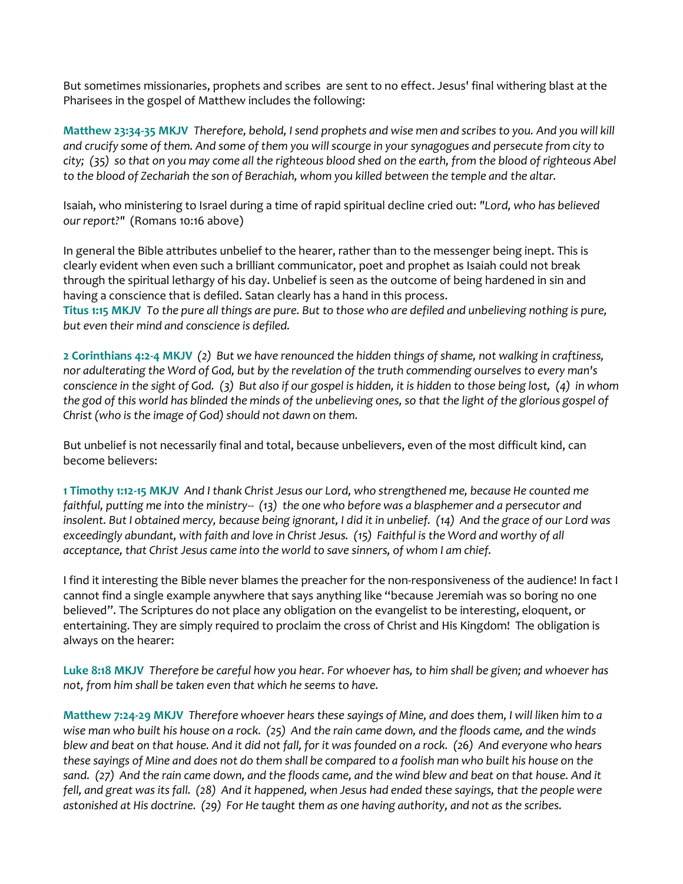But sometimes missionaries, prophets and scribes are sent to no effect. Jesus' final withering blast at the Pharisees in the gospel of Matthew includes the following:

**Matthew 23:34-35 MKJV** *Therefore, behold, I send prophets and wise men and scribes to you. And you will kill and crucify some of them. And some of them you will scourge in your synagogues and persecute from city to city; (35) so that on you may come all the righteous blood shed on the earth, from the blood of righteous Abel to the blood of Zechariah the son of Berachiah, whom you killed between the temple and the altar.*

Isaiah, who ministering to Israel during a time of rapid spiritual decline cried out: *"Lord, who has believed our report?"* (Romans 10:16 above)

In general the Bible attributes unbelief to the hearer, rather than to the messenger being inept. This is clearly evident when even such a brilliant communicator, poet and prophet as Isaiah could not break through the spiritual lethargy of his day. Unbelief is seen as the outcome of being hardened in sin and having a conscience that is defiled. Satan clearly has a hand in this process.

**Titus 1:15 MKJV** *To the pure all things are pure. But to those who are defiled and unbelieving nothing is pure, but even their mind and conscience is defiled.*

**2 Corinthians 4:2-4 MKJV** *(2) But we have renounced the hidden things of shame, not walking in craftiness, nor adulterating the Word of God, but by the revelation of the truth commending ourselves to every man's conscience in the sight of God. (3) But also if our gospel is hidden, it is hidden to those being lost, (4) in whom the god of this world has blinded the minds of the unbelieving ones, so that the light of the glorious gospel of Christ (who is the image of God) should not dawn on them.*

But unbelief is not necessarily final and total, because unbelievers, even of the most difficult kind, can become believers:

**1 Timothy 1:12-15 MKJV** *And I thank Christ Jesus our Lord, who strengthened me, because He counted me faithful, putting me into the ministry-- (13) the one who before was a blasphemer and a persecutor and insolent. But I obtained mercy, because being ignorant, I did it in unbelief. (14) And the grace of our Lord was exceedingly abundant, with faith and love in Christ Jesus. (15) Faithful is the Word and worthy of all acceptance, that Christ Jesus came into the world to save sinners, of whom I am chief.*

I find it interesting the Bible never blames the preacher for the non-responsiveness of the audience! In fact I cannot find a single example anywhere that says anything like "because Jeremiah was so boring no one believed". The Scriptures do not place any obligation on the evangelist to be interesting, eloquent, or entertaining. They are simply required to proclaim the cross of Christ and His Kingdom! The obligation is always on the hearer:

**Luke 8:18 MKJV** *Therefore be careful how you hear. For whoever has, to him shall be given; and whoever has not, from him shall be taken even that which he seems to have.*

**Matthew 7:24-29 MKJV** *Therefore whoever hears these sayings of Mine, and does them, I will liken him to a wise man who built his house on a rock. (25) And the rain came down, and the floods came, and the winds blew and beat on that house. And it did not fall, for it was founded on a rock. (26) And everyone who hears these sayings of Mine and does not do them shall be compared to a foolish man who built his house on the sand. (27) And the rain came down, and the floods came, and the wind blew and beat on that house. And it fell, and great was its fall. (28) And it happened, when Jesus had ended these sayings, that the people were astonished at His doctrine. (29) For He taught them as one having authority, and not as the scribes.*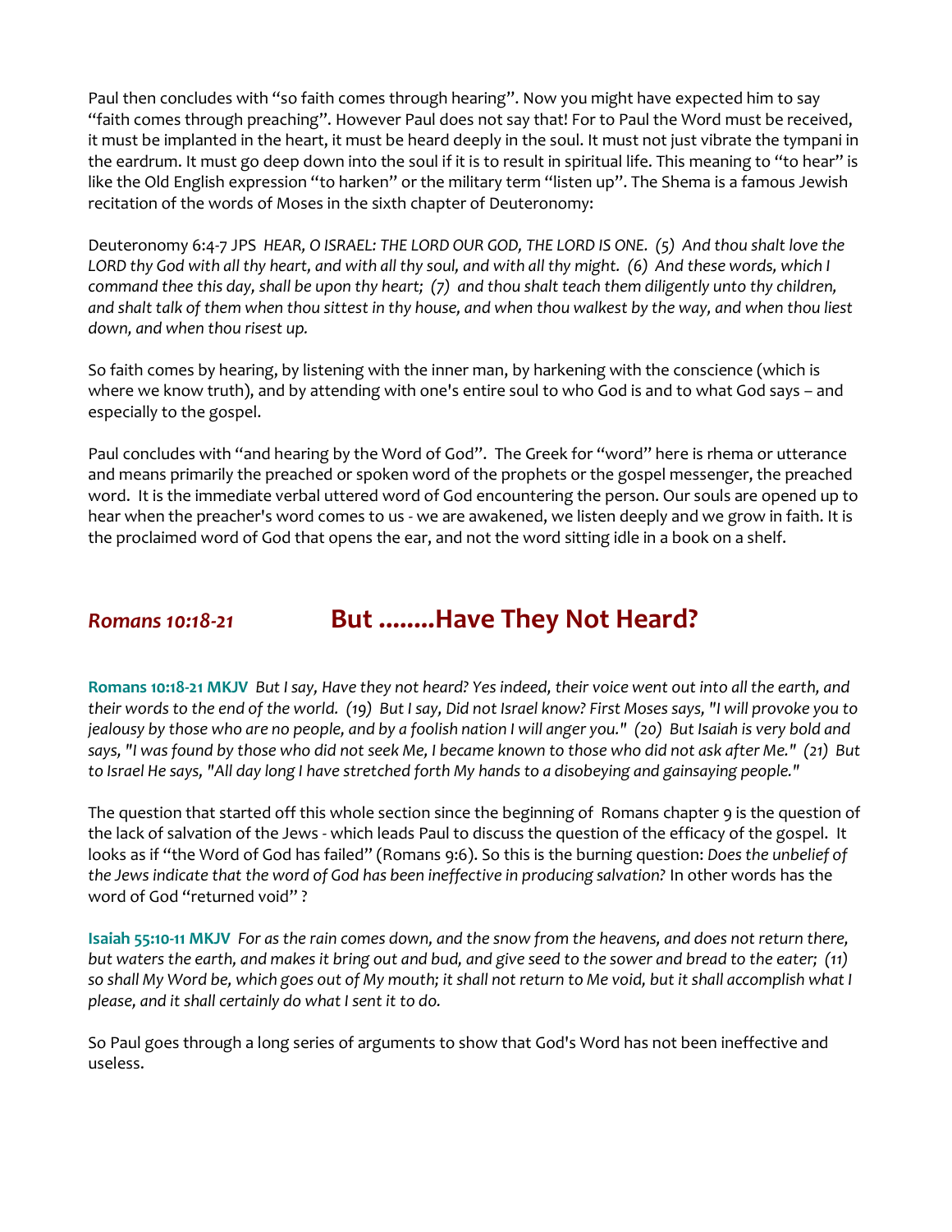Paul then concludes with "so faith comes through hearing". Now you might have expected him to say "faith comes through preaching". However Paul does not say that! For to Paul the Word must be received, it must be implanted in the heart, it must be heard deeply in the soul. It must not just vibrate the tympani in the eardrum. It must go deep down into the soul if it is to result in spiritual life. This meaning to "to hear" is like the Old English expression "to harken" or the military term "listen up". The Shema is a famous Jewish recitation of the words of Moses in the sixth chapter of Deuteronomy:

Deuteronomy 6:4-7 JPS *HEAR, O ISRAEL: THE LORD OUR GOD, THE LORD IS ONE. (5) And thou shalt love the LORD thy God with all thy heart, and with all thy soul, and with all thy might. (6) And these words, which I command thee this day, shall be upon thy heart; (7) and thou shalt teach them diligently unto thy children, and shalt talk of them when thou sittest in thy house, and when thou walkest by the way, and when thou liest down, and when thou risest up.*

So faith comes by hearing, by listening with the inner man, by harkening with the conscience (which is where we know truth), and by attending with one's entire soul to who God is and to what God says – and especially to the gospel.

Paul concludes with "and hearing by the Word of God". The Greek for "word" here is rhema or utterance and means primarily the preached or spoken word of the prophets or the gospel messenger, the preached word. It is the immediate verbal uttered word of God encountering the person. Our souls are opened up to hear when the preacher's word comes to us - we are awakened, we listen deeply and we grow in faith. It is the proclaimed word of God that opens the ear, and not the word sitting idle in a book on a shelf.

## *Romans 10:18-21* But ........Have They Not Heard?

**Romans 10:18-21 MKJV** *But I say, Have they not heard? Yes indeed, their voice went out into all the earth, and their words to the end of the world. (19) But I say, Did not Israel know? First Moses says, "I will provoke you to jealousy by those who are no people, and by a foolish nation I will anger you." (20) But Isaiah is very bold and says, "I was found by those who did not seek Me, I became known to those who did not ask after Me." (21) But to Israel He says, "All day long I have stretched forth My hands to a disobeying and gainsaying people."*

The question that started off this whole section since the beginning of Romans chapter 9 is the question of the lack of salvation of the Jews - which leads Paul to discuss the question of the efficacy of the gospel. It looks as if "the Word of God has failed" (Romans 9:6). So this is the burning question: *Does the unbelief of the Jews indicate that the word of God has been ineffective in producing salvation?* In other words has the word of God "returned void" ?

**Isaiah 55:10-11 MKJV** *For as the rain comes down, and the snow from the heavens, and does not return there, but waters the earth, and makes it bring out and bud, and give seed to the sower and bread to the eater; (11) so shall My Word be, which goes out of My mouth; it shall not return to Me void, but it shall accomplish what I please, and it shall certainly do what I sent it to do.*

So Paul goes through a long series of arguments to show that God's Word has not been ineffective and useless.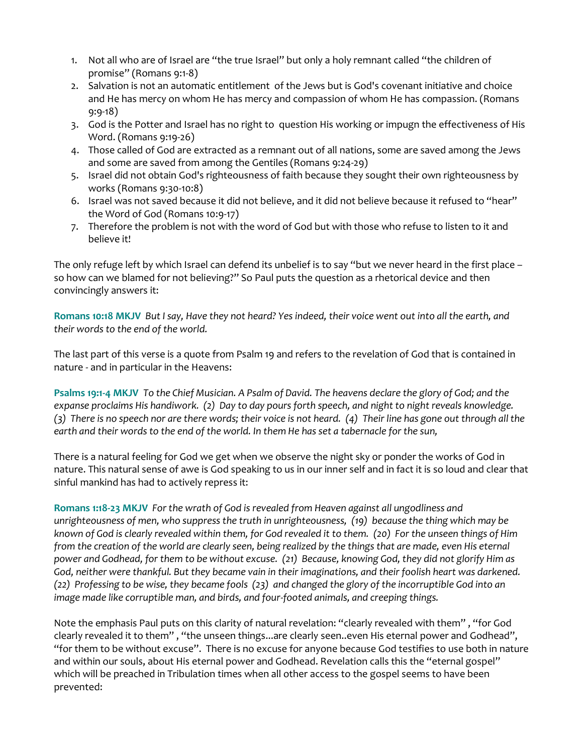1. Not all who are of Israel are "the true Israel" but only a holy remnant called "the children of promise" (Romans 9:1-8)
2. Salvation is not an automatic entitlement of the Jews but is God's covenant initiative and choice and He has mercy on whom He has mercy and compassion of whom He has compassion. (Romans 9:9-18)
3. God is the Potter and Israel has no right to question His working or impugn the effectiveness of His Word. (Romans 9:19-26)
4. Those called of God are extracted as a remnant out of all nations, some are saved among the Jews and some are saved from among the Gentiles (Romans 9:24-29)
5. Israel did not obtain God's righteousness of faith because they sought their own righteousness by works (Romans 9:30-10:8)
6. Israel was not saved because it did not believe, and it did not believe because it refused to "hear" the Word of God (Romans 10:9-17)
7. Therefore the problem is not with the word of God but with those who refuse to listen to it and believe it!

The only refuge left by which Israel can defend its unbelief is to say "but we never heard in the first place – so how can we blamed for not believing?" So Paul puts the question as a rhetorical device and then convincingly answers it:

**Romans 10:18 MKJV** *But I say, Have they not heard? Yes indeed, their voice went out into all the earth, and their words to the end of the world.*

The last part of this verse is a quote from Psalm 19 and refers to the revelation of God that is contained in nature - and in particular in the Heavens:

**Psalms 19:1-4 MKJV** *To the Chief Musician. A Psalm of David. The heavens declare the glory of God; and the expanse proclaims His handiwork. (2) Day to day pours forth speech, and night to night reveals knowledge. (3) There is no speech nor are there words; their voice is not heard. (4) Their line has gone out through all the earth and their words to the end of the world. In them He has set a tabernacle for the sun,*

There is a natural feeling for God we get when we observe the night sky or ponder the works of God in nature. This natural sense of awe is God speaking to us in our inner self and in fact it is so loud and clear that sinful mankind has had to actively repress it:

**Romans 1:18-23 MKJV** *For the wrath of God is revealed from Heaven against all ungodliness and unrighteousness of men, who suppress the truth in unrighteousness, (19) because the thing which may be known of God is clearly revealed within them, for God revealed it to them. (20) For the unseen things of Him from the creation of the world are clearly seen, being realized by the things that are made, even His eternal power and Godhead, for them to be without excuse. (21) Because, knowing God, they did not glorify Him as God, neither were thankful. But they became vain in their imaginations, and their foolish heart was darkened. (22) Professing to be wise, they became fools (23) and changed the glory of the incorruptible God into an image made like corruptible man, and birds, and four-footed animals, and creeping things.*

Note the emphasis Paul puts on this clarity of natural revelation: "clearly revealed with them" , "for God clearly revealed it to them" , "the unseen things...are clearly seen..even His eternal power and Godhead", "for them to be without excuse". There is no excuse for anyone because God testifies to use both in nature and within our souls, about His eternal power and Godhead. Revelation calls this the "eternal gospel" which will be preached in Tribulation times when all other access to the gospel seems to have been prevented: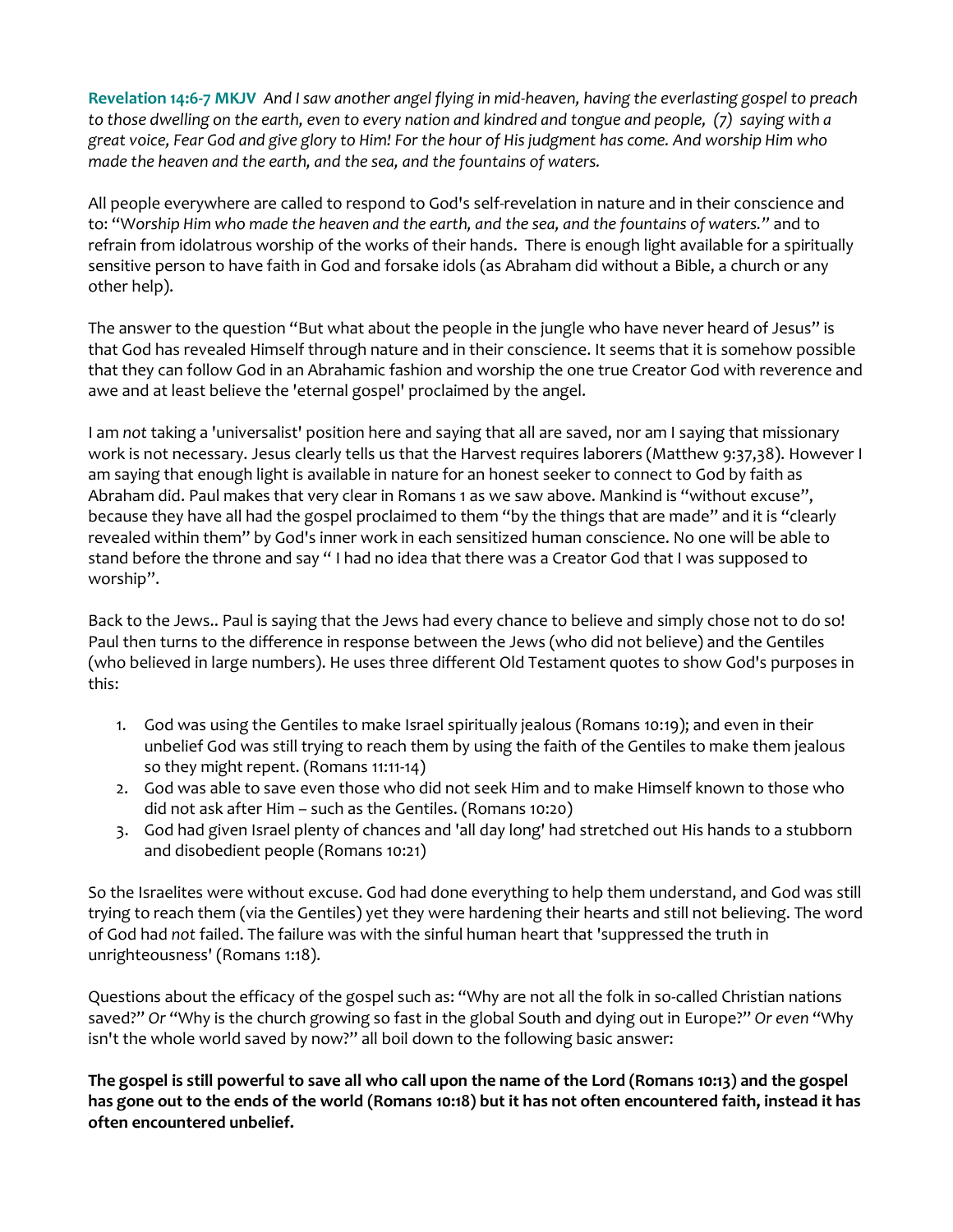**Revelation 14:6-7 MKJV** *And I saw another angel flying in mid-heaven, having the everlasting gospel to preach to those dwelling on the earth, even to every nation and kindred and tongue and people, (7) saying with a great voice, Fear God and give glory to Him! For the hour of His judgment has come. And worship Him who made the heaven and the earth, and the sea, and the fountains of waters.*

All people everywhere are called to respond to God's self-revelation in nature and in their conscience and to: "*Worship Him who made the heaven and the earth, and the sea, and the fountains of waters.*" and to refrain from idolatrous worship of the works of their hands. There is enough light available for a spiritually sensitive person to have faith in God and forsake idols (as Abraham did without a Bible, a church or any other help).

The answer to the question "But what about the people in the jungle who have never heard of Jesus" is that God has revealed Himself through nature and in their conscience. It seems that it is somehow possible that they can follow God in an Abrahamic fashion and worship the one true Creator God with reverence and awe and at least believe the 'eternal gospel' proclaimed by the angel.

I am *not* taking a 'universalist' position here and saying that all are saved, nor am I saying that missionary work is not necessary. Jesus clearly tells us that the Harvest requires laborers (Matthew 9:37,38). However I am saying that enough light is available in nature for an honest seeker to connect to God by faith as Abraham did. Paul makes that very clear in Romans 1 as we saw above. Mankind is "without excuse", because they have all had the gospel proclaimed to them "by the things that are made" and it is "clearly revealed within them" by God's inner work in each sensitized human conscience. No one will be able to stand before the throne and say " I had no idea that there was a Creator God that I was supposed to worship".

Back to the Jews.. Paul is saying that the Jews had every chance to believe and simply chose not to do so! Paul then turns to the difference in response between the Jews (who did not believe) and the Gentiles (who believed in large numbers). He uses three different Old Testament quotes to show God's purposes in this:

1. God was using the Gentiles to make Israel spiritually jealous (Romans 10:19); and even in their unbelief God was still trying to reach them by using the faith of the Gentiles to make them jealous so they might repent. (Romans 11:11-14)
2. God was able to save even those who did not seek Him and to make Himself known to those who did not ask after Him – such as the Gentiles. (Romans 10:20)
3. God had given Israel plenty of chances and 'all day long' had stretched out His hands to a stubborn and disobedient people (Romans 10:21)

So the Israelites were without excuse. God had done everything to help them understand, and God was still trying to reach them (via the Gentiles) yet they were hardening their hearts and still not believing. The word of God had *not* failed. The failure was with the sinful human heart that 'suppressed the truth in unrighteousness' (Romans 1:18).

Questions about the efficacy of the gospel such as: "Why are not all the folk in so-called Christian nations saved?" *Or* "Why is the church growing so fast in the global South and dying out in Europe?" *Or even* "Why isn't the whole world saved by now?" all boil down to the following basic answer:

**The gospel is still powerful to save all who call upon the name of the Lord (Romans 10:13) and the gospel has gone out to the ends of the world (Romans 10:18) but it has not often encountered faith, instead it has often encountered unbelief.**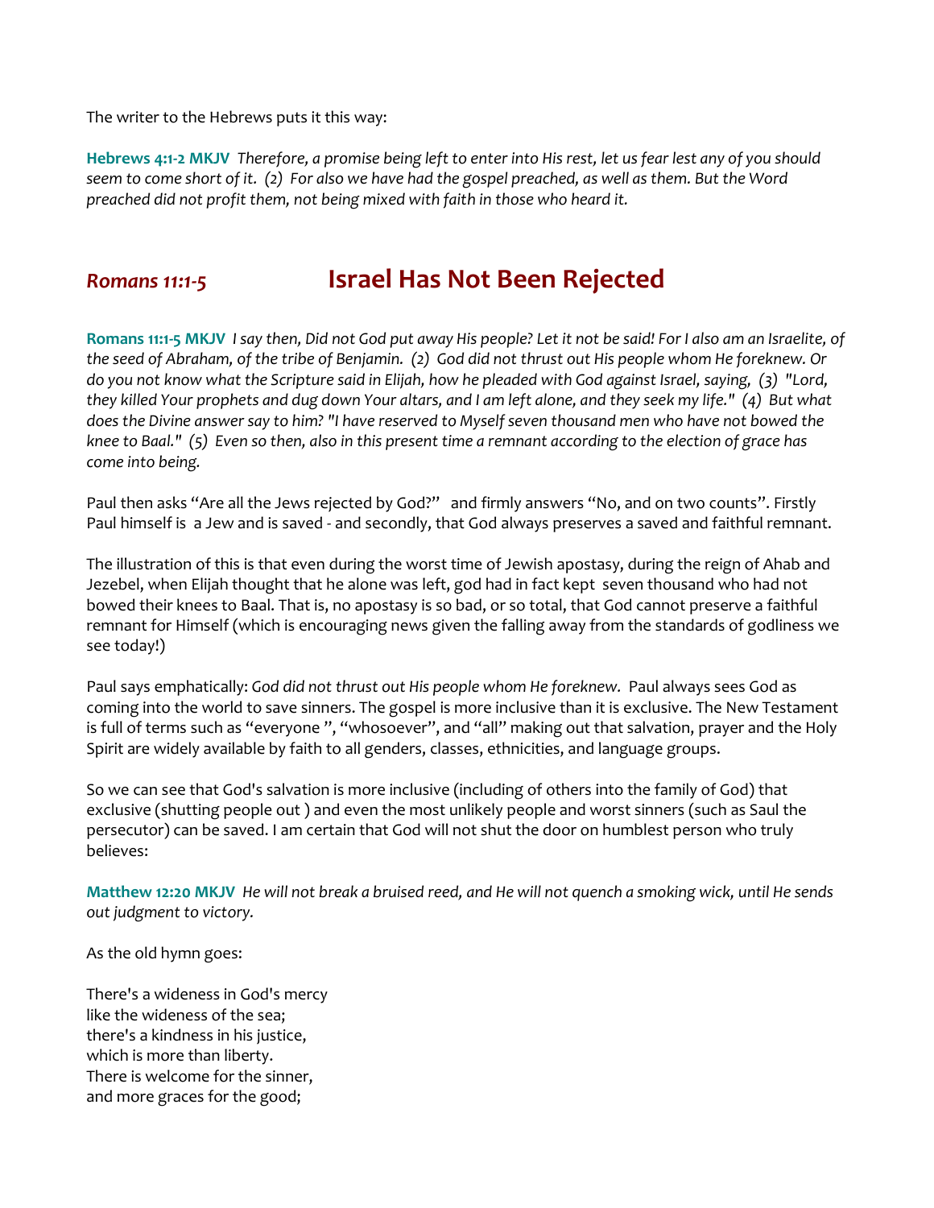The writer to the Hebrews puts it this way:

**Hebrews 4:1-2 MKJV** *Therefore, a promise being left to enter into His rest, let us fear lest any of you should seem to come short of it. (2) For also we have had the gospel preached, as well as them. But the Word preached did not profit them, not being mixed with faith in those who heard it.*

## *Romans 11:1-5* Israel Has Not Been Rejected

**Romans 11:1-5 MKJV** *I say then, Did not God put away His people? Let it not be said! For I also am an Israelite, of the seed of Abraham, of the tribe of Benjamin. (2) God did not thrust out His people whom He foreknew. Or do you not know what the Scripture said in Elijah, how he pleaded with God against Israel, saying, (3) "Lord, they killed Your prophets and dug down Your altars, and I am left alone, and they seek my life." (4) But what does the Divine answer say to him? "I have reserved to Myself seven thousand men who have not bowed the knee to Baal." (5) Even so then, also in this present time a remnant according to the election of grace has come into being.*

Paul then asks "Are all the Jews rejected by God?" and firmly answers "No, and on two counts". Firstly Paul himself is a Jew and is saved - and secondly, that God always preserves a saved and faithful remnant.

The illustration of this is that even during the worst time of Jewish apostasy, during the reign of Ahab and Jezebel, when Elijah thought that he alone was left, god had in fact kept seven thousand who had not bowed their knees to Baal. That is, no apostasy is so bad, or so total, that God cannot preserve a faithful remnant for Himself (which is encouraging news given the falling away from the standards of godliness we see today!)

Paul says emphatically: *God did not thrust out His people whom He foreknew.* Paul always sees God as coming into the world to save sinners. The gospel is more inclusive than it is exclusive. The New Testament is full of terms such as "everyone ", "whosoever", and "all" making out that salvation, prayer and the Holy Spirit are widely available by faith to all genders, classes, ethnicities, and language groups.

So we can see that God's salvation is more inclusive (including of others into the family of God) that exclusive (shutting people out ) and even the most unlikely people and worst sinners (such as Saul the persecutor) can be saved. I am certain that God will not shut the door on humblest person who truly believes:

**Matthew 12:20 MKJV** *He will not break a bruised reed, and He will not quench a smoking wick, until He sends out judgment to victory.*

As the old hymn goes:

There's a wideness in God's mercy
like the wideness of the sea;
there's a kindness in his justice,
which is more than liberty.
There is welcome for the sinner,
and more graces for the good;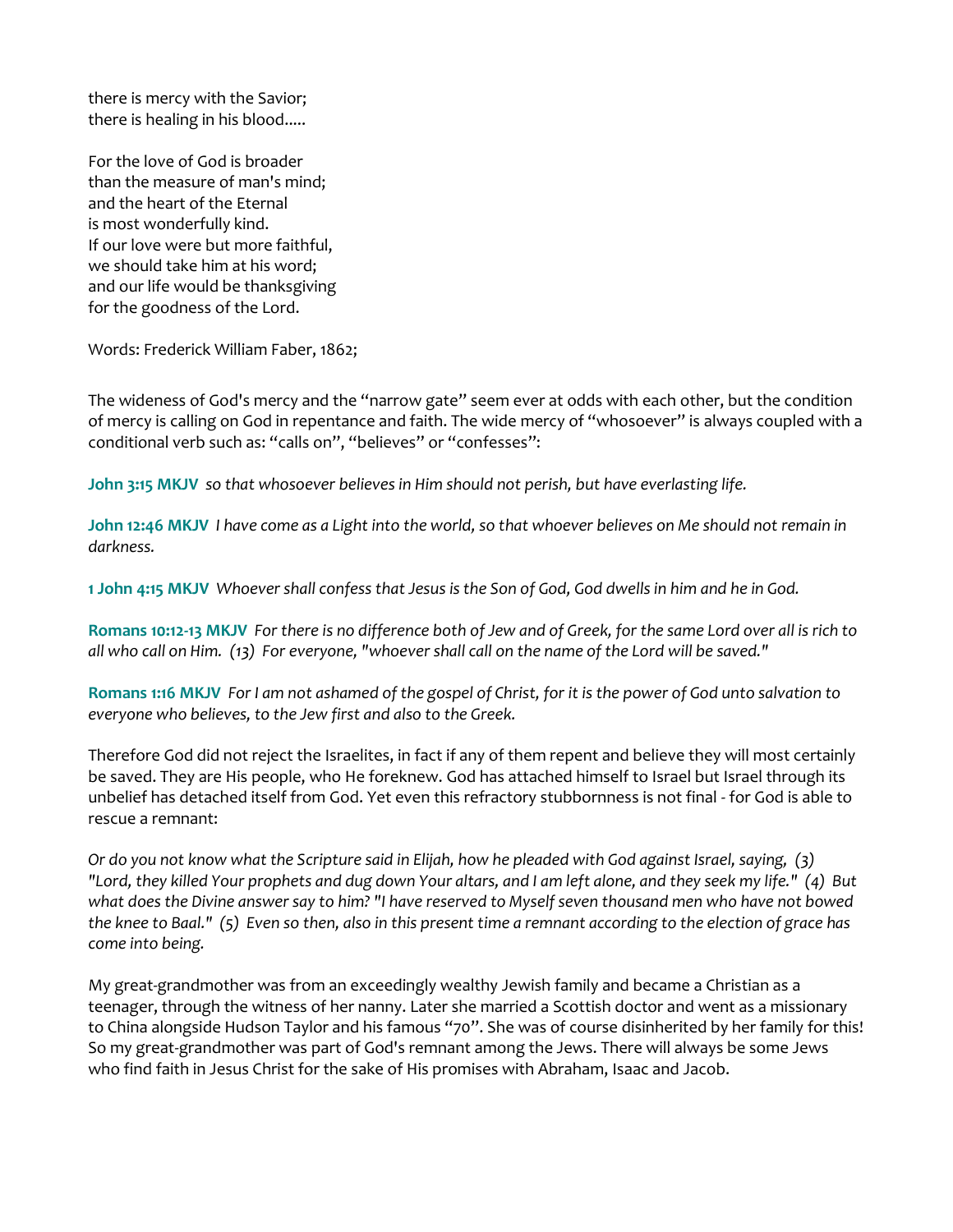there is mercy with the Savior;
there is healing in his blood.....

For the love of God is broader
than the measure of man's mind;
and the heart of the Eternal
is most wonderfully kind.
If our love were but more faithful,
we should take him at his word;
and our life would be thanksgiving
for the goodness of the Lord.

Words: Frederick William Faber, 1862;

The wideness of God's mercy and the "narrow gate" seem ever at odds with each other, but the condition of mercy is calling on God in repentance and faith. The wide mercy of "whosoever" is always coupled with a conditional verb such as: "calls on", "believes" or "confesses":

**John 3:15 MKJV** *so that whosoever believes in Him should not perish, but have everlasting life.*

**John 12:46 MKJV** *I have come as a Light into the world, so that whoever believes on Me should not remain in darkness.*

**1 John 4:15 MKJV** *Whoever shall confess that Jesus is the Son of God, God dwells in him and he in God.*

**Romans 10:12-13 MKJV** *For there is no difference both of Jew and of Greek, for the same Lord over all is rich to all who call on Him. (13) For everyone, "whoever shall call on the name of the Lord will be saved."*

**Romans 1:16 MKJV** *For I am not ashamed of the gospel of Christ, for it is the power of God unto salvation to everyone who believes, to the Jew first and also to the Greek.*

Therefore God did not reject the Israelites, in fact if any of them repent and believe they will most certainly be saved. They are His people, who He foreknew. God has attached himself to Israel but Israel through its unbelief has detached itself from God. Yet even this refractory stubbornness is not final - for God is able to rescue a remnant:

*Or do you not know what the Scripture said in Elijah, how he pleaded with God against Israel, saying, (3) "Lord, they killed Your prophets and dug down Your altars, and I am left alone, and they seek my life." (4) But what does the Divine answer say to him? "I have reserved to Myself seven thousand men who have not bowed the knee to Baal." (5) Even so then, also in this present time a remnant according to the election of grace has come into being.*

My great-grandmother was from an exceedingly wealthy Jewish family and became a Christian as a teenager, through the witness of her nanny. Later she married a Scottish doctor and went as a missionary to China alongside Hudson Taylor and his famous "70". She was of course disinherited by her family for this! So my great-grandmother was part of God's remnant among the Jews. There will always be some Jews who find faith in Jesus Christ for the sake of His promises with Abraham, Isaac and Jacob.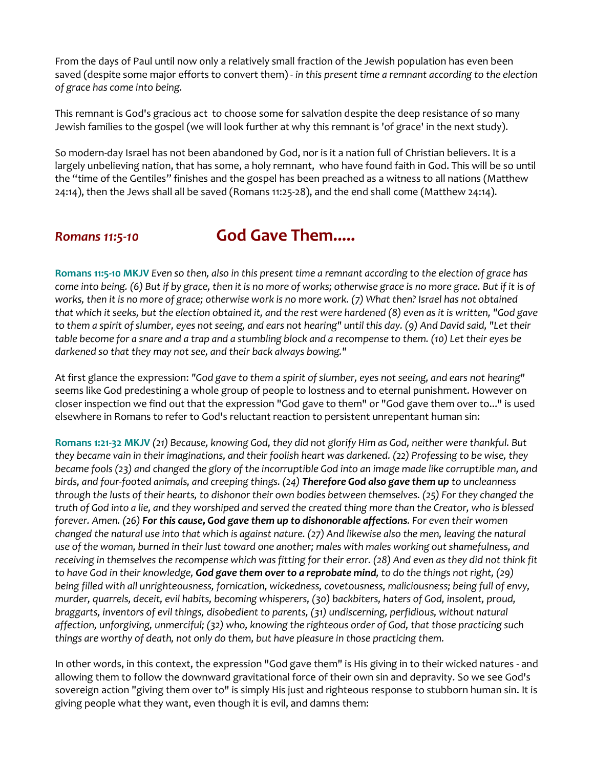From the days of Paul until now only a relatively small fraction of the Jewish population has even been saved (despite some major efforts to convert them) - *in this present time a remnant according to the election of grace has come into being.*

This remnant is God's gracious act to choose some for salvation despite the deep resistance of so many Jewish families to the gospel (we will look further at why this remnant is 'of grace' in the next study).

So modern-day Israel has not been abandoned by God, nor is it a nation full of Christian believers. It is a largely unbelieving nation, that has some, a holy remnant, who have found faith in God. This will be so until the "time of the Gentiles" finishes and the gospel has been preached as a witness to all nations (Matthew 24:14), then the Jews shall all be saved (Romans 11:25-28), and the end shall come (Matthew 24:14).

## *Romans 11:5-10* God Gave Them.....

**Romans 11:5-10 MKJV** *Even so then, also in this present time a remnant according to the election of grace has come into being. (6) But if by grace, then it is no more of works; otherwise grace is no more grace. But if it is of works, then it is no more of grace; otherwise work is no more work. (7) What then? Israel has not obtained that which it seeks, but the election obtained it, and the rest were hardened (8) even as it is written, "God gave to them a spirit of slumber, eyes not seeing, and ears not hearing" until this day. (9) And David said, "Let their table become for a snare and a trap and a stumbling block and a recompense to them. (10) Let their eyes be darkened so that they may not see, and their back always bowing."*

At first glance the expression: *"God gave to them a spirit of slumber, eyes not seeing, and ears not hearing"* seems like God predestining a whole group of people to lostness and to eternal punishment. However on closer inspection we find out that the expression "God gave to them" or "God gave them over to..." is used elsewhere in Romans to refer to God's reluctant reaction to persistent unrepentant human sin:

**Romans 1:21-32 MKJV** *(21) Because, knowing God, they did not glorify Him as God, neither were thankful. But they became vain in their imaginations, and their foolish heart was darkened. (22) Professing to be wise, they became fools (23) and changed the glory of the incorruptible God into an image made like corruptible man, and birds, and four-footed animals, and creeping things. (24)* ***Therefore God also gave them up*** *to uncleanness through the lusts of their hearts, to dishonor their own bodies between themselves. (25) For they changed the truth of God into a lie, and they worshiped and served the created thing more than the Creator, who is blessed forever. Amen. (26)* ***For this cause, God gave them up to dishonorable affections****. For even their women changed the natural use into that which is against nature. (27) And likewise also the men, leaving the natural use of the woman, burned in their lust toward one another; males with males working out shamefulness, and receiving in themselves the recompense which was fitting for their error. (28) And even as they did not think fit to have God in their knowledge,* ***God gave them over to a reprobate mind****, to do the things not right, (29) being filled with all unrighteousness, fornication, wickedness, covetousness, maliciousness; being full of envy, murder, quarrels, deceit, evil habits, becoming whisperers, (30) backbiters, haters of God, insolent, proud, braggarts, inventors of evil things, disobedient to parents, (31) undiscerning, perfidious, without natural affection, unforgiving, unmerciful; (32) who, knowing the righteous order of God, that those practicing such things are worthy of death, not only do them, but have pleasure in those practicing them.*

In other words, in this context, the expression "God gave them" is His giving in to their wicked natures - and allowing them to follow the downward gravitational force of their own sin and depravity. So we see God's sovereign action "giving them over to" is simply His just and righteous response to stubborn human sin. It is giving people what they want, even though it is evil, and damns them: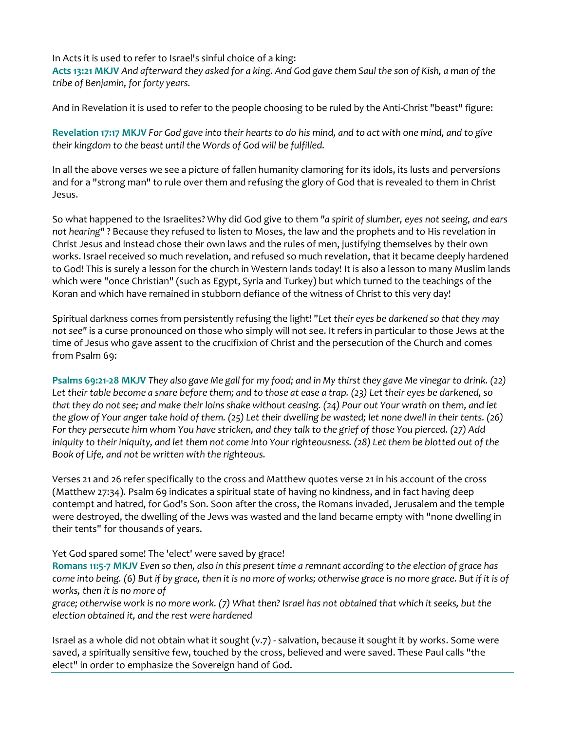In Acts it is used to refer to Israel's sinful choice of a king:
**Acts 13:21 MKJV** *And afterward they asked for a king. And God gave them Saul the son of Kish, a man of the tribe of Benjamin, for forty years.*

And in Revelation it is used to refer to the people choosing to be ruled by the Anti-Christ "beast" figure:

**Revelation 17:17 MKJV** *For God gave into their hearts to do his mind, and to act with one mind, and to give their kingdom to the beast until the Words of God will be fulfilled.*

In all the above verses we see a picture of fallen humanity clamoring for its idols, its lusts and perversions and for a "strong man" to rule over them and refusing the glory of God that is revealed to them in Christ Jesus.

So what happened to the Israelites? Why did God give to them *"a spirit of slumber, eyes not seeing, and ears not hearing"* ? Because they refused to listen to Moses, the law and the prophets and to His revelation in Christ Jesus and instead chose their own laws and the rules of men, justifying themselves by their own works. Israel received so much revelation, and refused so much revelation, that it became deeply hardened to God! This is surely a lesson for the church in Western lands today! It is also a lesson to many Muslim lands which were "once Christian" (such as Egypt, Syria and Turkey) but which turned to the teachings of the Koran and which have remained in stubborn defiance of the witness of Christ to this very day!

Spiritual darkness comes from persistently refusing the light! "*Let their eyes be darkened so that they may not see"* is a curse pronounced on those who simply will not see. It refers in particular to those Jews at the time of Jesus who gave assent to the crucifixion of Christ and the persecution of the Church and comes from Psalm 69:

**Psalms 69:21-28 MKJV** *They also gave Me gall for my food; and in My thirst they gave Me vinegar to drink. (22) Let their table become a snare before them; and to those at ease a trap. (23) Let their eyes be darkened, so that they do not see; and make their loins shake without ceasing. (24) Pour out Your wrath on them, and let the glow of Your anger take hold of them. (25) Let their dwelling be wasted; let none dwell in their tents. (26) For they persecute him whom You have stricken, and they talk to the grief of those You pierced. (27) Add iniquity to their iniquity, and let them not come into Your righteousness. (28) Let them be blotted out of the Book of Life, and not be written with the righteous.*

Verses 21 and 26 refer specifically to the cross and Matthew quotes verse 21 in his account of the cross (Matthew 27:34). Psalm 69 indicates a spiritual state of having no kindness, and in fact having deep contempt and hatred, for God's Son. Soon after the cross, the Romans invaded, Jerusalem and the temple were destroyed, the dwelling of the Jews was wasted and the land became empty with "none dwelling in their tents" for thousands of years.

Yet God spared some! The 'elect' were saved by grace!
**Romans 11:5-7 MKJV** *Even so then, also in this present time a remnant according to the election of grace has come into being. (6) But if by grace, then it is no more of works; otherwise grace is no more grace. But if it is of works, then it is no more of grace; otherwise work is no more work. (7) What then? Israel has not obtained that which it seeks, but the election obtained it, and the rest were hardened*

Israel as a whole did not obtain what it sought (v.7) - salvation, because it sought it by works. Some were saved, a spiritually sensitive few, touched by the cross, believed and were saved. These Paul calls "the elect" in order to emphasize the Sovereign hand of God.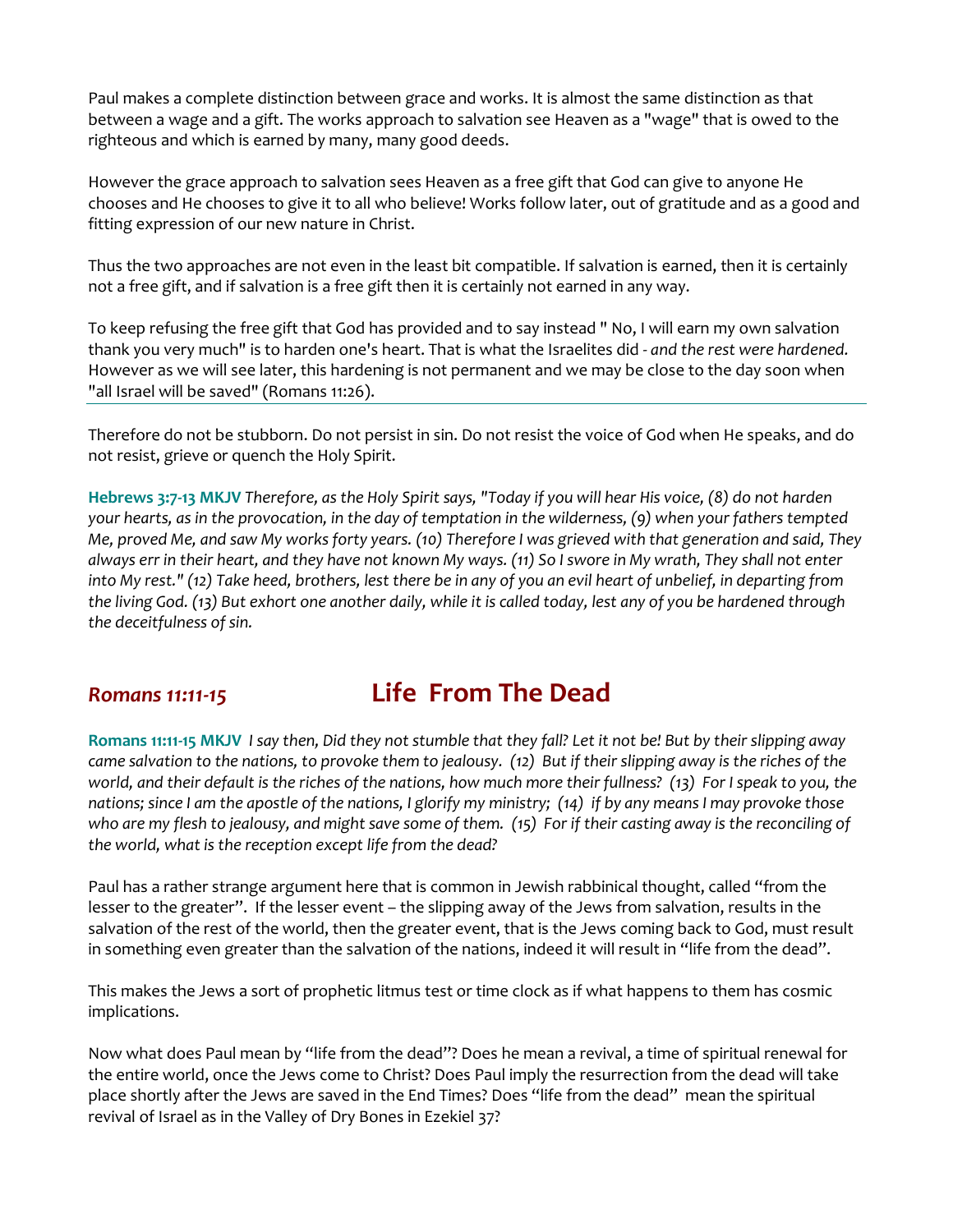Paul makes a complete distinction between grace and works. It is almost the same distinction as that between a wage and a gift. The works approach to salvation see Heaven as a "wage" that is owed to the righteous and which is earned by many, many good deeds.

However the grace approach to salvation sees Heaven as a free gift that God can give to anyone He chooses and He chooses to give it to all who believe! Works follow later, out of gratitude and as a good and fitting expression of our new nature in Christ.

Thus the two approaches are not even in the least bit compatible. If salvation is earned, then it is certainly not a free gift, and if salvation is a free gift then it is certainly not earned in any way.

To keep refusing the free gift that God has provided and to say instead " No, I will earn my own salvation thank you very much" is to harden one's heart. That is what the Israelites did - *and the rest were hardened.* However as we will see later, this hardening is not permanent and we may be close to the day soon when "all Israel will be saved" (Romans 11:26).

---

Therefore do not be stubborn. Do not persist in sin. Do not resist the voice of God when He speaks, and do not resist, grieve or quench the Holy Spirit.

**Hebrews 3:7-13 MKJV** *Therefore, as the Holy Spirit says, "Today if you will hear His voice, (8) do not harden your hearts, as in the provocation, in the day of temptation in the wilderness, (9) when your fathers tempted Me, proved Me, and saw My works forty years. (10) Therefore I was grieved with that generation and said, They always err in their heart, and they have not known My ways. (11) So I swore in My wrath, They shall not enter into My rest." (12) Take heed, brothers, lest there be in any of you an evil heart of unbelief, in departing from the living God. (13) But exhort one another daily, while it is called today, lest any of you be hardened through the deceitfulness of sin.*

## *Romans 11:11-15* Life From The Dead

**Romans 11:11-15 MKJV** *I say then, Did they not stumble that they fall? Let it not be! But by their slipping away came salvation to the nations, to provoke them to jealousy. (12) But if their slipping away is the riches of the world, and their default is the riches of the nations, how much more their fullness? (13) For I speak to you, the nations; since I am the apostle of the nations, I glorify my ministry; (14) if by any means I may provoke those who are my flesh to jealousy, and might save some of them. (15) For if their casting away is the reconciling of the world, what is the reception except life from the dead?*

Paul has a rather strange argument here that is common in Jewish rabbinical thought, called "from the lesser to the greater". If the lesser event – the slipping away of the Jews from salvation, results in the salvation of the rest of the world, then the greater event, that is the Jews coming back to God, must result in something even greater than the salvation of the nations, indeed it will result in "life from the dead".

This makes the Jews a sort of prophetic litmus test or time clock as if what happens to them has cosmic implications.

Now what does Paul mean by "life from the dead"? Does he mean a revival, a time of spiritual renewal for the entire world, once the Jews come to Christ? Does Paul imply the resurrection from the dead will take place shortly after the Jews are saved in the End Times? Does "life from the dead" mean the spiritual revival of Israel as in the Valley of Dry Bones in Ezekiel 37?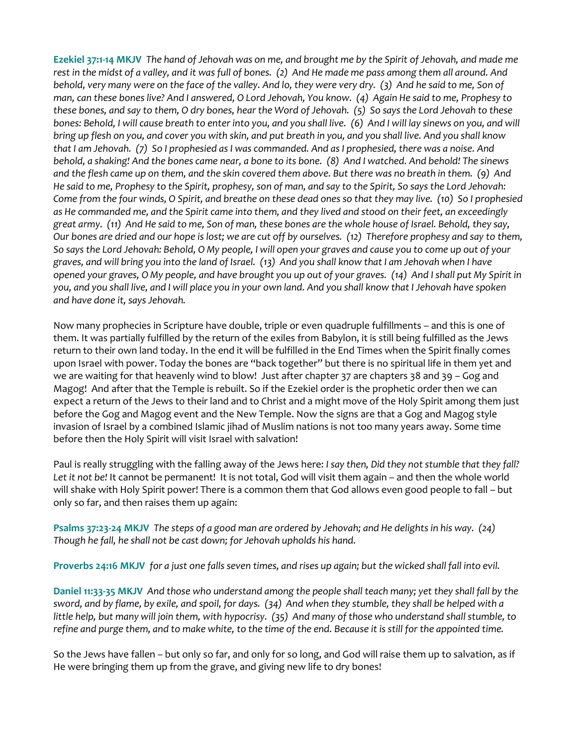**Ezekiel 37:1-14 MKJV** *The hand of Jehovah was on me, and brought me by the Spirit of Jehovah, and made me rest in the midst of a valley, and it was full of bones. (2) And He made me pass among them all around. And behold, very many were on the face of the valley. And lo, they were very dry. (3) And he said to me, Son of man, can these bones live? And I answered, O Lord Jehovah, You know. (4) Again He said to me, Prophesy to these bones, and say to them, O dry bones, hear the Word of Jehovah. (5) So says the Lord Jehovah to these bones: Behold, I will cause breath to enter into you, and you shall live. (6) And I will lay sinews on you, and will bring up flesh on you, and cover you with skin, and put breath in you, and you shall live. And you shall know that I am Jehovah. (7) So I prophesied as I was commanded. And as I prophesied, there was a noise. And behold, a shaking! And the bones came near, a bone to its bone. (8) And I watched. And behold! The sinews and the flesh came up on them, and the skin covered them above. But there was no breath in them. (9) And He said to me, Prophesy to the Spirit, prophesy, son of man, and say to the Spirit, So says the Lord Jehovah: Come from the four winds, O Spirit, and breathe on these dead ones so that they may live. (10) So I prophesied as He commanded me, and the Spirit came into them, and they lived and stood on their feet, an exceedingly great army. (11) And He said to me, Son of man, these bones are the whole house of Israel. Behold, they say, Our bones are dried and our hope is lost; we are cut off by ourselves. (12) Therefore prophesy and say to them, So says the Lord Jehovah: Behold, O My people, I will open your graves and cause you to come up out of your graves, and will bring you into the land of Israel. (13) And you shall know that I am Jehovah when I have opened your graves, O My people, and have brought you up out of your graves. (14) And I shall put My Spirit in you, and you shall live, and I will place you in your own land. And you shall know that I Jehovah have spoken and have done it, says Jehovah.*

Now many prophecies in Scripture have double, triple or even quadruple fulfillments – and this is one of them. It was partially fulfilled by the return of the exiles from Babylon, it is still being fulfilled as the Jews return to their own land today. In the end it will be fulfilled in the End Times when the Spirit finally comes upon Israel with power. Today the bones are "back together" but there is no spiritual life in them yet and we are waiting for that heavenly wind to blow! Just after chapter 37 are chapters 38 and 39 – Gog and Magog! And after that the Temple is rebuilt. So if the Ezekiel order is the prophetic order then we can expect a return of the Jews to their land and to Christ and a might move of the Holy Spirit among them just before the Gog and Magog event and the New Temple. Now the signs are that a Gog and Magog style invasion of Israel by a combined Islamic jihad of Muslim nations is not too many years away. Some time before then the Holy Spirit will visit Israel with salvation!

Paul is really struggling with the falling away of the Jews here: *I say then, Did they not stumble that they fall? Let it not be!* It cannot be permanent! It is not total, God will visit them again – and then the whole world will shake with Holy Spirit power! There is a common them that God allows even good people to fall – but only so far, and then raises them up again:

**Psalms 37:23-24 MKJV** *The steps of a good man are ordered by Jehovah; and He delights in his way. (24) Though he fall, he shall not be cast down; for Jehovah upholds his hand.*

**Proverbs 24:16 MKJV** *for a just one falls seven times, and rises up again; but the wicked shall fall into evil.*

**Daniel 11:33-35 MKJV** *And those who understand among the people shall teach many; yet they shall fall by the sword, and by flame, by exile, and spoil, for days. (34) And when they stumble, they shall be helped with a little help, but many will join them, with hypocrisy. (35) And many of those who understand shall stumble, to refine and purge them, and to make white, to the time of the end. Because it is still for the appointed time.*

So the Jews have fallen – but only so far, and only for so long, and God will raise them up to salvation, as if He were bringing them up from the grave, and giving new life to dry bones!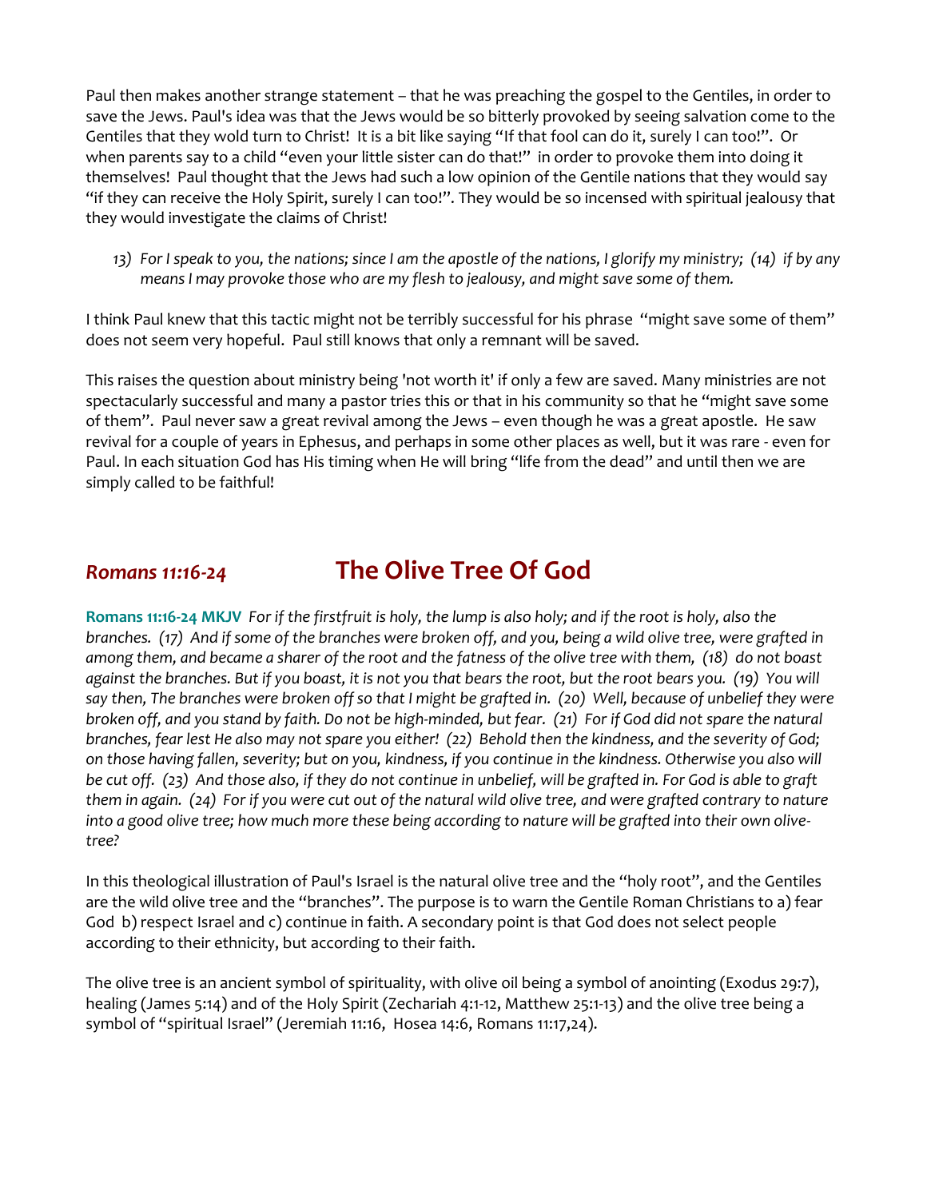Paul then makes another strange statement – that he was preaching the gospel to the Gentiles, in order to save the Jews. Paul's idea was that the Jews would be so bitterly provoked by seeing salvation come to the Gentiles that they wold turn to Christ! It is a bit like saying "If that fool can do it, surely I can too!". Or when parents say to a child "even your little sister can do that!" in order to provoke them into doing it themselves! Paul thought that the Jews had such a low opinion of the Gentile nations that they would say "if they can receive the Holy Spirit, surely I can too!". They would be so incensed with spiritual jealousy that they would investigate the claims of Christ!

> 13) *For I speak to you, the nations; since I am the apostle of the nations, I glorify my ministry; (14) if by any means I may provoke those who are my flesh to jealousy, and might save some of them.*

I think Paul knew that this tactic might not be terribly successful for his phrase "might save some of them" does not seem very hopeful. Paul still knows that only a remnant will be saved.

This raises the question about ministry being 'not worth it' if only a few are saved. Many ministries are not spectacularly successful and many a pastor tries this or that in his community so that he "might save some of them". Paul never saw a great revival among the Jews – even though he was a great apostle. He saw revival for a couple of years in Ephesus, and perhaps in some other places as well, but it was rare - even for Paul. In each situation God has His timing when He will bring "life from the dead" and until then we are simply called to be faithful!

## *Romans 11:16-24* The Olive Tree Of God

**Romans 11:16-24 MKJV** *For if the firstfruit is holy, the lump is also holy; and if the root is holy, also the branches. (17) And if some of the branches were broken off, and you, being a wild olive tree, were grafted in among them, and became a sharer of the root and the fatness of the olive tree with them, (18) do not boast against the branches. But if you boast, it is not you that bears the root, but the root bears you. (19) You will say then, The branches were broken off so that I might be grafted in. (20) Well, because of unbelief they were broken off, and you stand by faith. Do not be high-minded, but fear. (21) For if God did not spare the natural branches, fear lest He also may not spare you either! (22) Behold then the kindness, and the severity of God; on those having fallen, severity; but on you, kindness, if you continue in the kindness. Otherwise you also will be cut off. (23) And those also, if they do not continue in unbelief, will be grafted in. For God is able to graft them in again. (24) For if you were cut out of the natural wild olive tree, and were grafted contrary to nature into a good olive tree; how much more these being according to nature will be grafted into their own olive-tree?*

In this theological illustration of Paul's Israel is the natural olive tree and the "holy root", and the Gentiles are the wild olive tree and the "branches". The purpose is to warn the Gentile Roman Christians to a) fear God b) respect Israel and c) continue in faith. A secondary point is that God does not select people according to their ethnicity, but according to their faith.

The olive tree is an ancient symbol of spirituality, with olive oil being a symbol of anointing (Exodus 29:7), healing (James 5:14) and of the Holy Spirit (Zechariah 4:1-12, Matthew 25:1-13) and the olive tree being a symbol of "spiritual Israel" (Jeremiah 11:16, Hosea 14:6, Romans 11:17,24).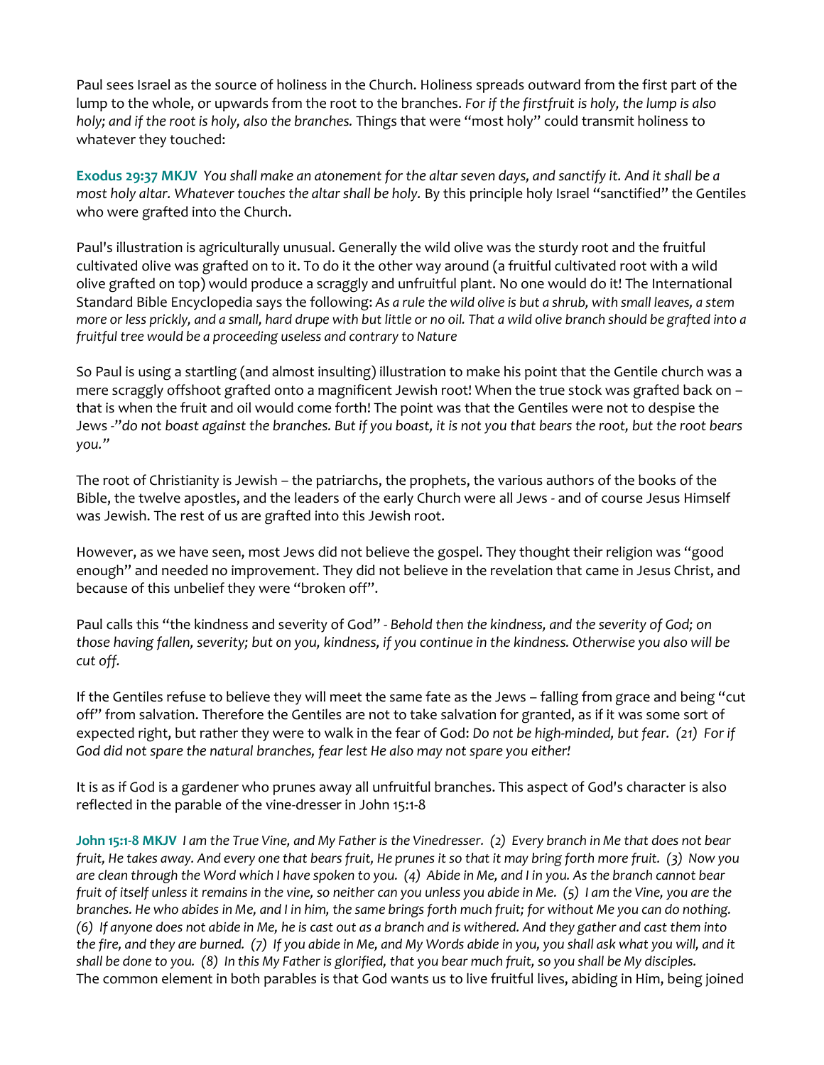Paul sees Israel as the source of holiness in the Church. Holiness spreads outward from the first part of the lump to the whole, or upwards from the root to the branches. *For if the firstfruit is holy, the lump is also holy; and if the root is holy, also the branches.* Things that were "most holy" could transmit holiness to whatever they touched:

**Exodus 29:37 MKJV** *You shall make an atonement for the altar seven days, and sanctify it. And it shall be a most holy altar. Whatever touches the altar shall be holy.* By this principle holy Israel "sanctified" the Gentiles who were grafted into the Church.

Paul's illustration is agriculturally unusual. Generally the wild olive was the sturdy root and the fruitful cultivated olive was grafted on to it. To do it the other way around (a fruitful cultivated root with a wild olive grafted on top) would produce a scraggly and unfruitful plant. No one would do it! The International Standard Bible Encyclopedia says the following: *As a rule the wild olive is but a shrub, with small leaves, a stem more or less prickly, and a small, hard drupe with but little or no oil. That a wild olive branch should be grafted into a fruitful tree would be a proceeding useless and contrary to Nature*

So Paul is using a startling (and almost insulting) illustration to make his point that the Gentile church was a mere scraggly offshoot grafted onto a magnificent Jewish root! When the true stock was grafted back on – that is when the fruit and oil would come forth! The point was that the Gentiles were not to despise the Jews -*"do not boast against the branches. But if you boast, it is not you that bears the root, but the root bears you."*

The root of Christianity is Jewish – the patriarchs, the prophets, the various authors of the books of the Bible, the twelve apostles, and the leaders of the early Church were all Jews - and of course Jesus Himself was Jewish. The rest of us are grafted into this Jewish root.

However, as we have seen, most Jews did not believe the gospel. They thought their religion was "good enough" and needed no improvement. They did not believe in the revelation that came in Jesus Christ, and because of this unbelief they were "broken off".

Paul calls this "the kindness and severity of God" - *Behold then the kindness, and the severity of God; on those having fallen, severity; but on you, kindness, if you continue in the kindness. Otherwise you also will be cut off.*

If the Gentiles refuse to believe they will meet the same fate as the Jews – falling from grace and being "cut off" from salvation. Therefore the Gentiles are not to take salvation for granted, as if it was some sort of expected right, but rather they were to walk in the fear of God: *Do not be high-minded, but fear. (21) For if God did not spare the natural branches, fear lest He also may not spare you either!*

It is as if God is a gardener who prunes away all unfruitful branches. This aspect of God's character is also reflected in the parable of the vine-dresser in John 15:1-8

**John 15:1-8 MKJV** *I am the True Vine, and My Father is the Vinedresser. (2) Every branch in Me that does not bear fruit, He takes away. And every one that bears fruit, He prunes it so that it may bring forth more fruit. (3) Now you are clean through the Word which I have spoken to you. (4) Abide in Me, and I in you. As the branch cannot bear fruit of itself unless it remains in the vine, so neither can you unless you abide in Me. (5) I am the Vine, you are the branches. He who abides in Me, and I in him, the same brings forth much fruit; for without Me you can do nothing. (6) If anyone does not abide in Me, he is cast out as a branch and is withered. And they gather and cast them into the fire, and they are burned. (7) If you abide in Me, and My Words abide in you, you shall ask what you will, and it shall be done to you. (8) In this My Father is glorified, that you bear much fruit, so you shall be My disciples.*
The common element in both parables is that God wants us to live fruitful lives, abiding in Him, being joined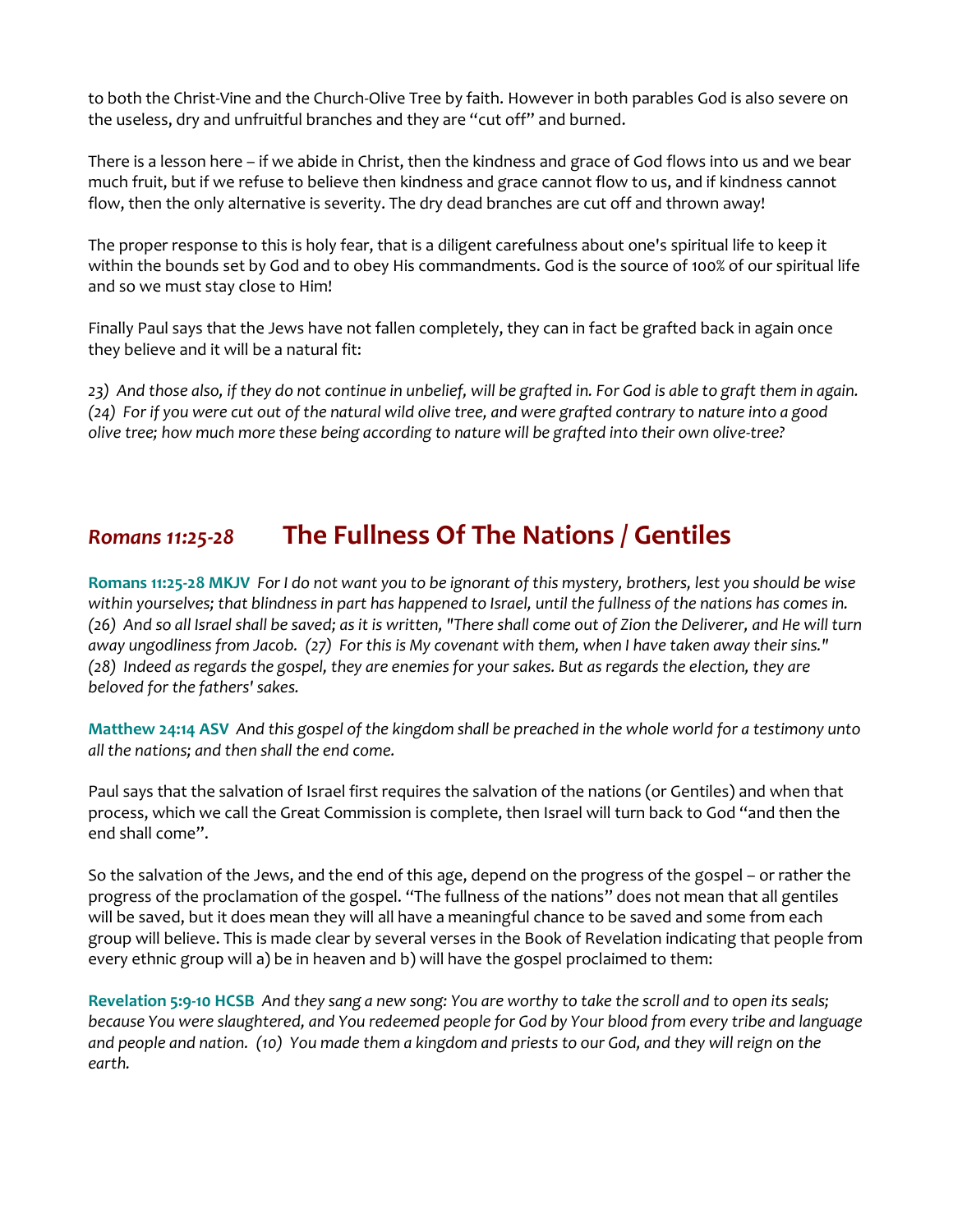to both the Christ-Vine and the Church-Olive Tree by faith. However in both parables God is also severe on the useless, dry and unfruitful branches and they are "cut off" and burned.

There is a lesson here – if we abide in Christ, then the kindness and grace of God flows into us and we bear much fruit, but if we refuse to believe then kindness and grace cannot flow to us, and if kindness cannot flow, then the only alternative is severity. The dry dead branches are cut off and thrown away!

The proper response to this is holy fear, that is a diligent carefulness about one's spiritual life to keep it within the bounds set by God and to obey His commandments. God is the source of 100% of our spiritual life and so we must stay close to Him!

Finally Paul says that the Jews have not fallen completely, they can in fact be grafted back in again once they believe and it will be a natural fit:

*23) And those also, if they do not continue in unbelief, will be grafted in. For God is able to graft them in again. (24) For if you were cut out of the natural wild olive tree, and were grafted contrary to nature into a good olive tree; how much more these being according to nature will be grafted into their own olive-tree?*

## *Romans 11:25-28* The Fullness Of The Nations / Gentiles

**Romans 11:25-28 MKJV** *For I do not want you to be ignorant of this mystery, brothers, lest you should be wise within yourselves; that blindness in part has happened to Israel, until the fullness of the nations has comes in. (26) And so all Israel shall be saved; as it is written, "There shall come out of Zion the Deliverer, and He will turn away ungodliness from Jacob. (27) For this is My covenant with them, when I have taken away their sins." (28) Indeed as regards the gospel, they are enemies for your sakes. But as regards the election, they are beloved for the fathers' sakes.*

**Matthew 24:14 ASV** *And this gospel of the kingdom shall be preached in the whole world for a testimony unto all the nations; and then shall the end come.*

Paul says that the salvation of Israel first requires the salvation of the nations (or Gentiles) and when that process, which we call the Great Commission is complete, then Israel will turn back to God "and then the end shall come".

So the salvation of the Jews, and the end of this age, depend on the progress of the gospel – or rather the progress of the proclamation of the gospel. "The fullness of the nations" does not mean that all gentiles will be saved, but it does mean they will all have a meaningful chance to be saved and some from each group will believe. This is made clear by several verses in the Book of Revelation indicating that people from every ethnic group will a) be in heaven and b) will have the gospel proclaimed to them:

**Revelation 5:9-10 HCSB** *And they sang a new song: You are worthy to take the scroll and to open its seals; because You were slaughtered, and You redeemed people for God by Your blood from every tribe and language and people and nation. (10) You made them a kingdom and priests to our God, and they will reign on the earth.*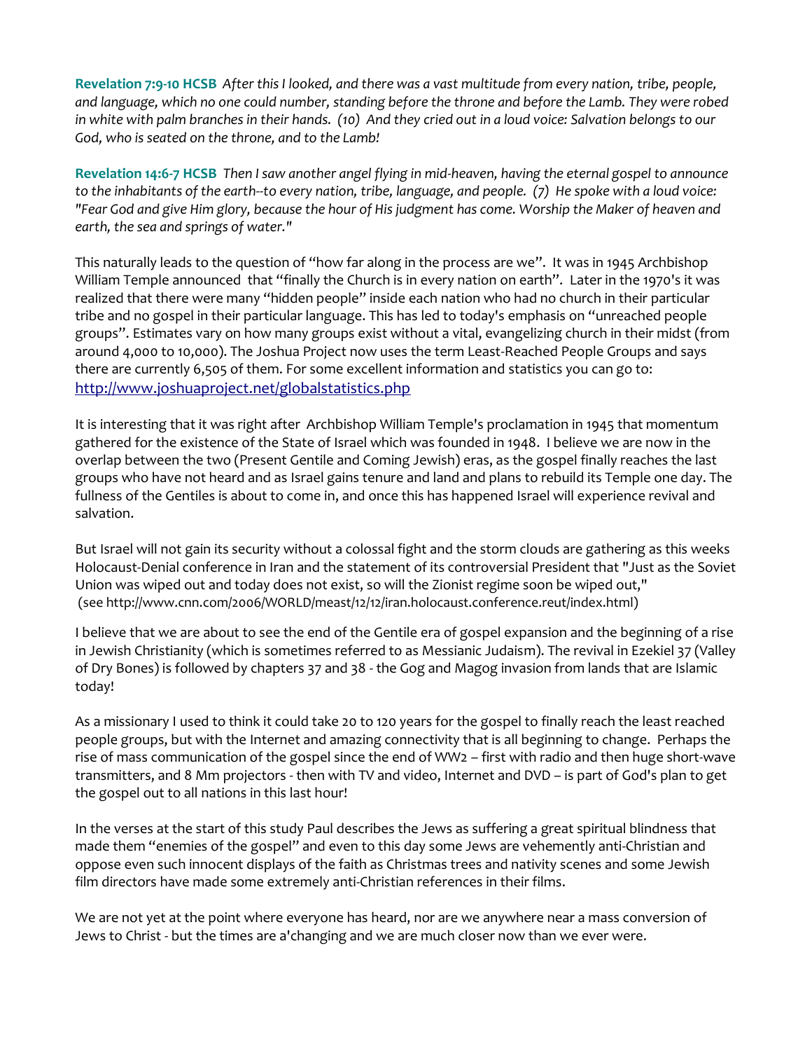**Revelation 7:9-10 HCSB** *After this I looked, and there was a vast multitude from every nation, tribe, people, and language, which no one could number, standing before the throne and before the Lamb. They were robed in white with palm branches in their hands. (10) And they cried out in a loud voice: Salvation belongs to our God, who is seated on the throne, and to the Lamb!*

**Revelation 14:6-7 HCSB** *Then I saw another angel flying in mid-heaven, having the eternal gospel to announce to the inhabitants of the earth--to every nation, tribe, language, and people. (7) He spoke with a loud voice: "Fear God and give Him glory, because the hour of His judgment has come. Worship the Maker of heaven and earth, the sea and springs of water."*

This naturally leads to the question of "how far along in the process are we". It was in 1945 Archbishop William Temple announced that "finally the Church is in every nation on earth". Later in the 1970's it was realized that there were many "hidden people" inside each nation who had no church in their particular tribe and no gospel in their particular language. This has led to today's emphasis on "unreached people groups". Estimates vary on how many groups exist without a vital, evangelizing church in their midst (from around 4,000 to 10,000). The Joshua Project now uses the term Least-Reached People Groups and says there are currently 6,505 of them. For some excellent information and statistics you can go to: [http://www.joshuaproject.net/globalstatistics.php](http://www.joshuaproject.net/globalstatistics.php)

It is interesting that it was right after Archbishop William Temple's proclamation in 1945 that momentum gathered for the existence of the State of Israel which was founded in 1948. I believe we are now in the overlap between the two (Present Gentile and Coming Jewish) eras, as the gospel finally reaches the last groups who have not heard and as Israel gains tenure and land and plans to rebuild its Temple one day. The fullness of the Gentiles is about to come in, and once this has happened Israel will experience revival and salvation.

But Israel will not gain its security without a colossal fight and the storm clouds are gathering as this weeks Holocaust-Denial conference in Iran and the statement of its controversial President that "Just as the Soviet Union was wiped out and today does not exist, so will the Zionist regime soon be wiped out," (see http://www.cnn.com/2006/WORLD/meast/12/12/iran.holocaust.conference.reut/index.html)

I believe that we are about to see the end of the Gentile era of gospel expansion and the beginning of a rise in Jewish Christianity (which is sometimes referred to as Messianic Judaism). The revival in Ezekiel 37 (Valley of Dry Bones) is followed by chapters 37 and 38 - the Gog and Magog invasion from lands that are Islamic today!

As a missionary I used to think it could take 20 to 120 years for the gospel to finally reach the least reached people groups, but with the Internet and amazing connectivity that is all beginning to change. Perhaps the rise of mass communication of the gospel since the end of WW2 – first with radio and then huge short-wave transmitters, and 8 Mm projectors - then with TV and video, Internet and DVD – is part of God's plan to get the gospel out to all nations in this last hour!

In the verses at the start of this study Paul describes the Jews as suffering a great spiritual blindness that made them "enemies of the gospel" and even to this day some Jews are vehemently anti-Christian and oppose even such innocent displays of the faith as Christmas trees and nativity scenes and some Jewish film directors have made some extremely anti-Christian references in their films.

We are not yet at the point where everyone has heard, nor are we anywhere near a mass conversion of Jews to Christ - but the times are a'changing and we are much closer now than we ever were.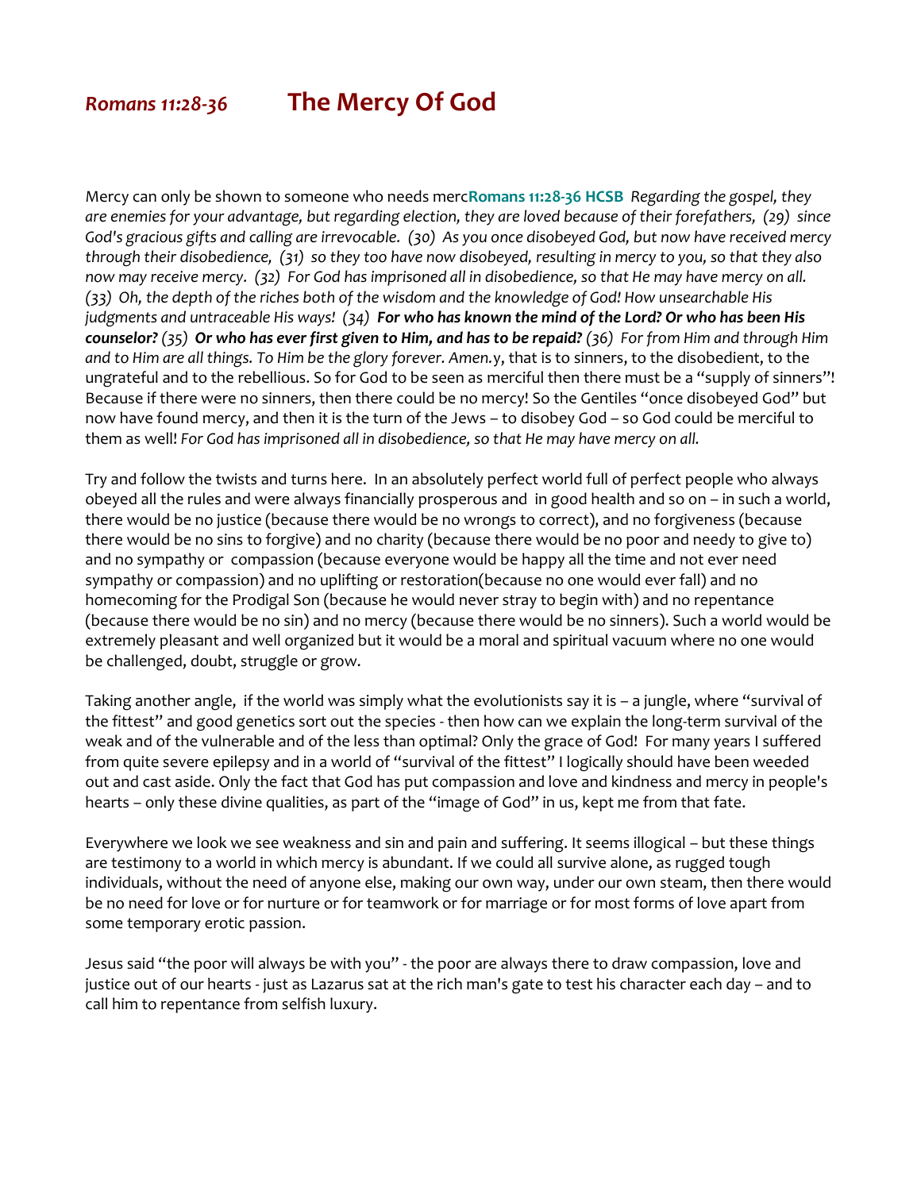# *Romans 11:28-36* The Mercy Of God

Mercy can only be shown to someone who needs merc**Romans 11:28-36 HCSB** *Regarding the gospel, they are enemies for your advantage, but regarding election, they are loved because of their forefathers, (29) since God's gracious gifts and calling are irrevocable. (30) As you once disobeyed God, but now have received mercy through their disobedience, (31) so they too have now disobeyed, resulting in mercy to you, so that they also now may receive mercy. (32) For God has imprisoned all in disobedience, so that He may have mercy on all. (33) Oh, the depth of the riches both of the wisdom and the knowledge of God! How unsearchable His judgments and untraceable His ways! (34)* ***For who has known the mind of the Lord? Or who has been His counselor?*** *(35)* ***Or who has ever first given to Him, and has to be repaid?*** *(36) For from Him and through Him and to Him are all things. To Him be the glory forever. Amen.*y, that is to sinners, to the disobedient, to the ungrateful and to the rebellious. So for God to be seen as merciful then there must be a "supply of sinners"! Because if there were no sinners, then there could be no mercy! So the Gentiles "once disobeyed God" but now have found mercy, and then it is the turn of the Jews – to disobey God – so God could be merciful to them as well! *For God has imprisoned all in disobedience, so that He may have mercy on all.*

Try and follow the twists and turns here. In an absolutely perfect world full of perfect people who always obeyed all the rules and were always financially prosperous and in good health and so on – in such a world, there would be no justice (because there would be no wrongs to correct), and no forgiveness (because there would be no sins to forgive) and no charity (because there would be no poor and needy to give to) and no sympathy or compassion (because everyone would be happy all the time and not ever need sympathy or compassion) and no uplifting or restoration(because no one would ever fall) and no homecoming for the Prodigal Son (because he would never stray to begin with) and no repentance (because there would be no sin) and no mercy (because there would be no sinners). Such a world would be extremely pleasant and well organized but it would be a moral and spiritual vacuum where no one would be challenged, doubt, struggle or grow.

Taking another angle, if the world was simply what the evolutionists say it is – a jungle, where "survival of the fittest" and good genetics sort out the species - then how can we explain the long-term survival of the weak and of the vulnerable and of the less than optimal? Only the grace of God! For many years I suffered from quite severe epilepsy and in a world of "survival of the fittest" I logically should have been weeded out and cast aside. Only the fact that God has put compassion and love and kindness and mercy in people's hearts – only these divine qualities, as part of the "image of God" in us, kept me from that fate.

Everywhere we look we see weakness and sin and pain and suffering. It seems illogical – but these things are testimony to a world in which mercy is abundant. If we could all survive alone, as rugged tough individuals, without the need of anyone else, making our own way, under our own steam, then there would be no need for love or for nurture or for teamwork or for marriage or for most forms of love apart from some temporary erotic passion.

Jesus said "the poor will always be with you" - the poor are always there to draw compassion, love and justice out of our hearts - just as Lazarus sat at the rich man's gate to test his character each day – and to call him to repentance from selfish luxury.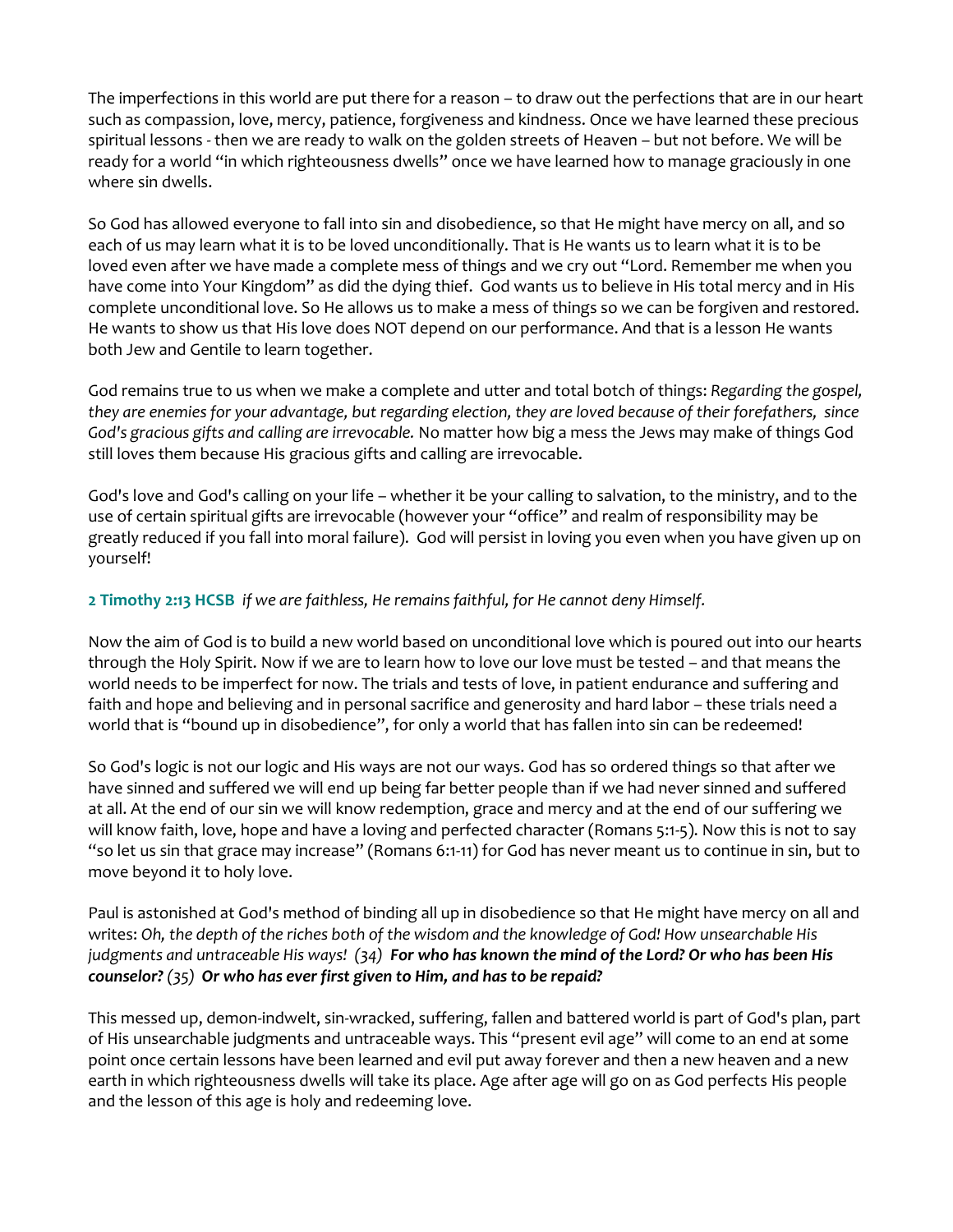The imperfections in this world are put there for a reason – to draw out the perfections that are in our heart such as compassion, love, mercy, patience, forgiveness and kindness. Once we have learned these precious spiritual lessons - then we are ready to walk on the golden streets of Heaven – but not before. We will be ready for a world "in which righteousness dwells" once we have learned how to manage graciously in one where sin dwells.

So God has allowed everyone to fall into sin and disobedience, so that He might have mercy on all, and so each of us may learn what it is to be loved unconditionally. That is He wants us to learn what it is to be loved even after we have made a complete mess of things and we cry out "Lord. Remember me when you have come into Your Kingdom" as did the dying thief. God wants us to believe in His total mercy and in His complete unconditional love. So He allows us to make a mess of things so we can be forgiven and restored. He wants to show us that His love does NOT depend on our performance. And that is a lesson He wants both Jew and Gentile to learn together.

God remains true to us when we make a complete and utter and total botch of things: *Regarding the gospel, they are enemies for your advantage, but regarding election, they are loved because of their forefathers, since God's gracious gifts and calling are irrevocable.* No matter how big a mess the Jews may make of things God still loves them because His gracious gifts and calling are irrevocable.

God's love and God's calling on your life – whether it be your calling to salvation, to the ministry, and to the use of certain spiritual gifts are irrevocable (however your "office" and realm of responsibility may be greatly reduced if you fall into moral failure). God will persist in loving you even when you have given up on yourself!

**2 Timothy 2:13 HCSB** *if we are faithless, He remains faithful, for He cannot deny Himself.*

Now the aim of God is to build a new world based on unconditional love which is poured out into our hearts through the Holy Spirit. Now if we are to learn how to love our love must be tested – and that means the world needs to be imperfect for now. The trials and tests of love, in patient endurance and suffering and faith and hope and believing and in personal sacrifice and generosity and hard labor – these trials need a world that is "bound up in disobedience", for only a world that has fallen into sin can be redeemed!

So God's logic is not our logic and His ways are not our ways. God has so ordered things so that after we have sinned and suffered we will end up being far better people than if we had never sinned and suffered at all. At the end of our sin we will know redemption, grace and mercy and at the end of our suffering we will know faith, love, hope and have a loving and perfected character (Romans 5:1-5). Now this is not to say "so let us sin that grace may increase" (Romans 6:1-11) for God has never meant us to continue in sin, but to move beyond it to holy love.

Paul is astonished at God's method of binding all up in disobedience so that He might have mercy on all and writes: *Oh, the depth of the riches both of the wisdom and the knowledge of God! How unsearchable His judgments and untraceable His ways! (34)* ***For who has known the mind of the Lord? Or who has been His counselor?*** *(35)* ***Or who has ever first given to Him, and has to be repaid?***

This messed up, demon-indwelt, sin-wracked, suffering, fallen and battered world is part of God's plan, part of His unsearchable judgments and untraceable ways. This "present evil age" will come to an end at some point once certain lessons have been learned and evil put away forever and then a new heaven and a new earth in which righteousness dwells will take its place. Age after age will go on as God perfects His people and the lesson of this age is holy and redeeming love.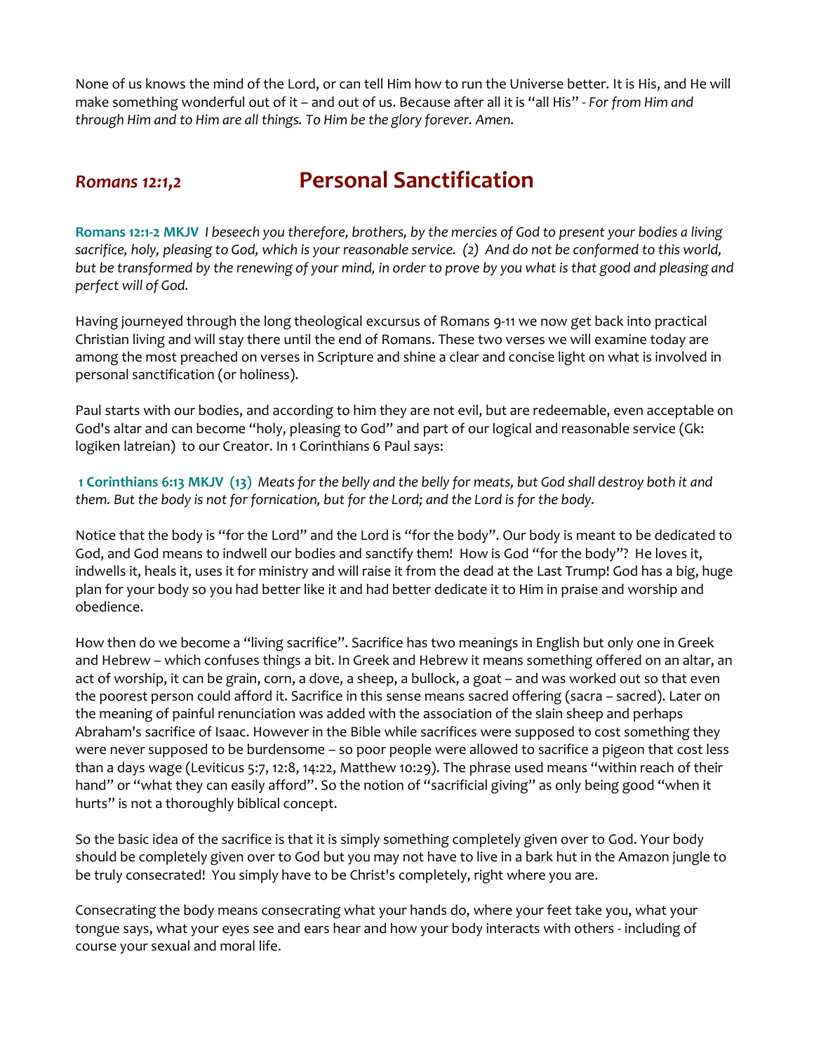None of us knows the mind of the Lord, or can tell Him how to run the Universe better. It is His, and He will make something wonderful out of it – and out of us. Because after all it is "all His" - *For from Him and through Him and to Him are all things. To Him be the glory forever. Amen.*

## *Romans 12:1,2* Personal Sanctification

**Romans 12:1-2 MKJV** *I beseech you therefore, brothers, by the mercies of God to present your bodies a living sacrifice, holy, pleasing to God, which is your reasonable service. (2) And do not be conformed to this world, but be transformed by the renewing of your mind, in order to prove by you what is that good and pleasing and perfect will of God.*

Having journeyed through the long theological excursus of Romans 9-11 we now get back into practical Christian living and will stay there until the end of Romans. These two verses we will examine today are among the most preached on verses in Scripture and shine a clear and concise light on what is involved in personal sanctification (or holiness).

Paul starts with our bodies, and according to him they are not evil, but are redeemable, even acceptable on God's altar and can become "holy, pleasing to God" and part of our logical and reasonable service (Gk: logiken latreian) to our Creator. In 1 Corinthians 6 Paul says:

**1 Corinthians 6:13 MKJV (13)** *Meats for the belly and the belly for meats, but God shall destroy both it and them. But the body is not for fornication, but for the Lord; and the Lord is for the body.*

Notice that the body is "for the Lord" and the Lord is "for the body". Our body is meant to be dedicated to God, and God means to indwell our bodies and sanctify them! How is God "for the body"? He loves it, indwells it, heals it, uses it for ministry and will raise it from the dead at the Last Trump! God has a big, huge plan for your body so you had better like it and had better dedicate it to Him in praise and worship and obedience.

How then do we become a "living sacrifice". Sacrifice has two meanings in English but only one in Greek and Hebrew – which confuses things a bit. In Greek and Hebrew it means something offered on an altar, an act of worship, it can be grain, corn, a dove, a sheep, a bullock, a goat – and was worked out so that even the poorest person could afford it. Sacrifice in this sense means sacred offering (sacra – sacred). Later on the meaning of painful renunciation was added with the association of the slain sheep and perhaps Abraham's sacrifice of Isaac. However in the Bible while sacrifices were supposed to cost something they were never supposed to be burdensome – so poor people were allowed to sacrifice a pigeon that cost less than a days wage (Leviticus 5:7, 12:8, 14:22, Matthew 10:29). The phrase used means "within reach of their hand" or "what they can easily afford". So the notion of "sacrificial giving" as only being good "when it hurts" is not a thoroughly biblical concept.

So the basic idea of the sacrifice is that it is simply something completely given over to God. Your body should be completely given over to God but you may not have to live in a bark hut in the Amazon jungle to be truly consecrated! You simply have to be Christ's completely, right where you are.

Consecrating the body means consecrating what your hands do, where your feet take you, what your tongue says, what your eyes see and ears hear and how your body interacts with others - including of course your sexual and moral life.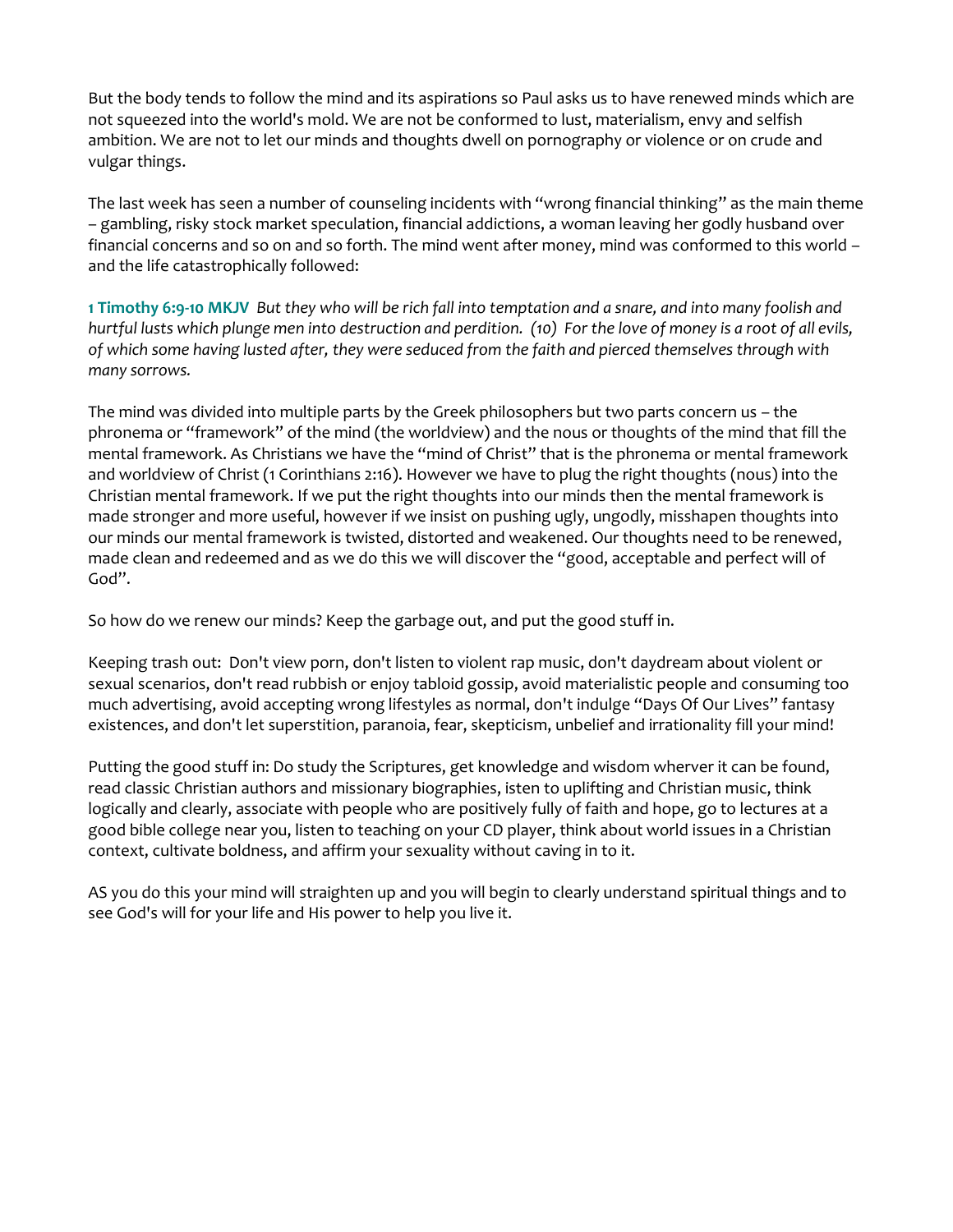But the body tends to follow the mind and its aspirations so Paul asks us to have renewed minds which are not squeezed into the world's mold. We are not be conformed to lust, materialism, envy and selfish ambition. We are not to let our minds and thoughts dwell on pornography or violence or on crude and vulgar things.

The last week has seen a number of counseling incidents with "wrong financial thinking" as the main theme – gambling, risky stock market speculation, financial addictions, a woman leaving her godly husband over financial concerns and so on and so forth. The mind went after money, mind was conformed to this world – and the life catastrophically followed:

**1 Timothy 6:9-10 MKJV** *But they who will be rich fall into temptation and a snare, and into many foolish and hurtful lusts which plunge men into destruction and perdition. (10) For the love of money is a root of all evils, of which some having lusted after, they were seduced from the faith and pierced themselves through with many sorrows.*

The mind was divided into multiple parts by the Greek philosophers but two parts concern us – the phronema or "framework" of the mind (the worldview) and the nous or thoughts of the mind that fill the mental framework. As Christians we have the "mind of Christ" that is the phronema or mental framework and worldview of Christ (1 Corinthians 2:16). However we have to plug the right thoughts (nous) into the Christian mental framework. If we put the right thoughts into our minds then the mental framework is made stronger and more useful, however if we insist on pushing ugly, ungodly, misshapen thoughts into our minds our mental framework is twisted, distorted and weakened. Our thoughts need to be renewed, made clean and redeemed and as we do this we will discover the "good, acceptable and perfect will of God".

So how do we renew our minds? Keep the garbage out, and put the good stuff in.

Keeping trash out: Don't view porn, don't listen to violent rap music, don't daydream about violent or sexual scenarios, don't read rubbish or enjoy tabloid gossip, avoid materialistic people and consuming too much advertising, avoid accepting wrong lifestyles as normal, don't indulge "Days Of Our Lives" fantasy existences, and don't let superstition, paranoia, fear, skepticism, unbelief and irrationality fill your mind!

Putting the good stuff in: Do study the Scriptures, get knowledge and wisdom wherver it can be found, read classic Christian authors and missionary biographies, isten to uplifting and Christian music, think logically and clearly, associate with people who are positively fully of faith and hope, go to lectures at a good bible college near you, listen to teaching on your CD player, think about world issues in a Christian context, cultivate boldness, and affirm your sexuality without caving in to it.

AS you do this your mind will straighten up and you will begin to clearly understand spiritual things and to see God's will for your life and His power to help you live it.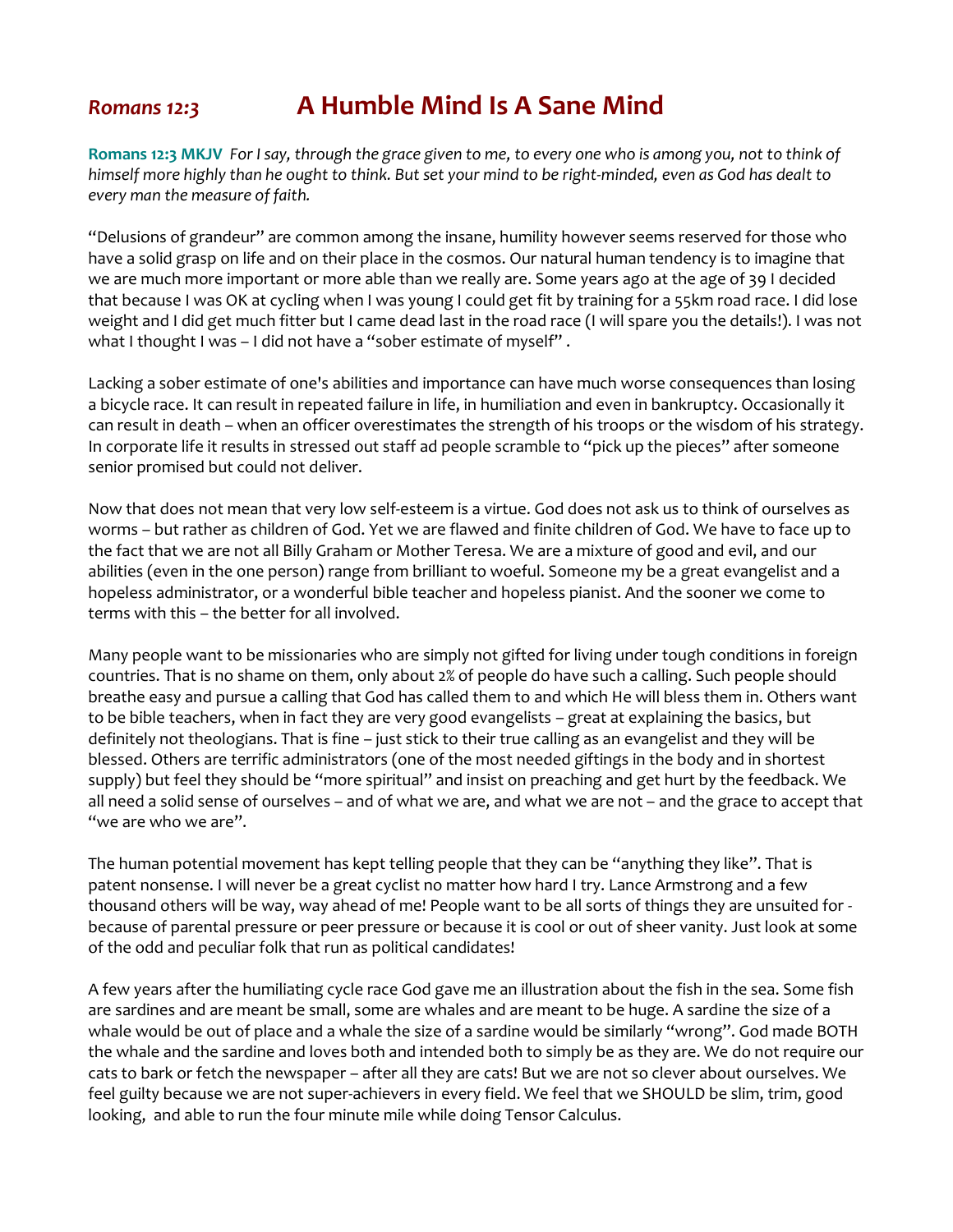# *Romans 12:3* A Humble Mind Is A Sane Mind

**Romans 12:3 MKJV** *For I say, through the grace given to me, to every one who is among you, not to think of himself more highly than he ought to think. But set your mind to be right-minded, even as God has dealt to every man the measure of faith.*

"Delusions of grandeur" are common among the insane, humility however seems reserved for those who have a solid grasp on life and on their place in the cosmos. Our natural human tendency is to imagine that we are much more important or more able than we really are. Some years ago at the age of 39 I decided that because I was OK at cycling when I was young I could get fit by training for a 55km road race. I did lose weight and I did get much fitter but I came dead last in the road race (I will spare you the details!). I was not what I thought I was – I did not have a "sober estimate of myself" .

Lacking a sober estimate of one's abilities and importance can have much worse consequences than losing a bicycle race. It can result in repeated failure in life, in humiliation and even in bankruptcy. Occasionally it can result in death – when an officer overestimates the strength of his troops or the wisdom of his strategy. In corporate life it results in stressed out staff ad people scramble to "pick up the pieces" after someone senior promised but could not deliver.

Now that does not mean that very low self-esteem is a virtue. God does not ask us to think of ourselves as worms – but rather as children of God. Yet we are flawed and finite children of God. We have to face up to the fact that we are not all Billy Graham or Mother Teresa. We are a mixture of good and evil, and our abilities (even in the one person) range from brilliant to woeful. Someone my be a great evangelist and a hopeless administrator, or a wonderful bible teacher and hopeless pianist. And the sooner we come to terms with this – the better for all involved.

Many people want to be missionaries who are simply not gifted for living under tough conditions in foreign countries. That is no shame on them, only about 2% of people do have such a calling. Such people should breathe easy and pursue a calling that God has called them to and which He will bless them in. Others want to be bible teachers, when in fact they are very good evangelists – great at explaining the basics, but definitely not theologians. That is fine – just stick to their true calling as an evangelist and they will be blessed. Others are terrific administrators (one of the most needed giftings in the body and in shortest supply) but feel they should be "more spiritual" and insist on preaching and get hurt by the feedback. We all need a solid sense of ourselves – and of what we are, and what we are not – and the grace to accept that "we are who we are".

The human potential movement has kept telling people that they can be "anything they like". That is patent nonsense. I will never be a great cyclist no matter how hard I try. Lance Armstrong and a few thousand others will be way, way ahead of me! People want to be all sorts of things they are unsuited for - because of parental pressure or peer pressure or because it is cool or out of sheer vanity. Just look at some of the odd and peculiar folk that run as political candidates!

A few years after the humiliating cycle race God gave me an illustration about the fish in the sea. Some fish are sardines and are meant be small, some are whales and are meant to be huge. A sardine the size of a whale would be out of place and a whale the size of a sardine would be similarly "wrong". God made BOTH the whale and the sardine and loves both and intended both to simply be as they are. We do not require our cats to bark or fetch the newspaper – after all they are cats! But we are not so clever about ourselves. We feel guilty because we are not super-achievers in every field. We feel that we SHOULD be slim, trim, good looking, and able to run the four minute mile while doing Tensor Calculus.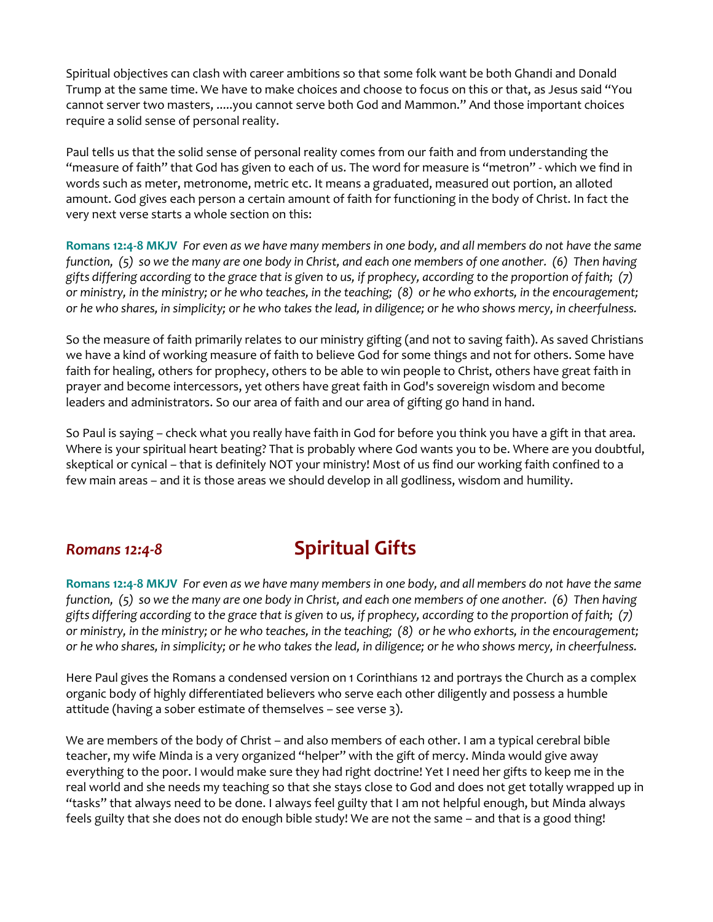Spiritual objectives can clash with career ambitions so that some folk want be both Ghandi and Donald Trump at the same time. We have to make choices and choose to focus on this or that, as Jesus said "You cannot server two masters, .....you cannot serve both God and Mammon." And those important choices require a solid sense of personal reality.

Paul tells us that the solid sense of personal reality comes from our faith and from understanding the "measure of faith" that God has given to each of us. The word for measure is "metron" - which we find in words such as meter, metronome, metric etc. It means a graduated, measured out portion, an alloted amount. God gives each person a certain amount of faith for functioning in the body of Christ. In fact the very next verse starts a whole section on this:

**Romans 12:4-8 MKJV** *For even as we have many members in one body, and all members do not have the same function, (5) so we the many are one body in Christ, and each one members of one another. (6) Then having gifts differing according to the grace that is given to us, if prophecy, according to the proportion of faith; (7) or ministry, in the ministry; or he who teaches, in the teaching; (8) or he who exhorts, in the encouragement; or he who shares, in simplicity; or he who takes the lead, in diligence; or he who shows mercy, in cheerfulness.*

So the measure of faith primarily relates to our ministry gifting (and not to saving faith). As saved Christians we have a kind of working measure of faith to believe God for some things and not for others. Some have faith for healing, others for prophecy, others to be able to win people to Christ, others have great faith in prayer and become intercessors, yet others have great faith in God's sovereign wisdom and become leaders and administrators. So our area of faith and our area of gifting go hand in hand.

So Paul is saying – check what you really have faith in God for before you think you have a gift in that area. Where is your spiritual heart beating? That is probably where God wants you to be. Where are you doubtful, skeptical or cynical – that is definitely NOT your ministry! Most of us find our working faith confined to a few main areas – and it is those areas we should develop in all godliness, wisdom and humility.

## *Romans 12:4-8* — Spiritual Gifts

**Romans 12:4-8 MKJV** *For even as we have many members in one body, and all members do not have the same function, (5) so we the many are one body in Christ, and each one members of one another. (6) Then having gifts differing according to the grace that is given to us, if prophecy, according to the proportion of faith; (7) or ministry, in the ministry; or he who teaches, in the teaching; (8) or he who exhorts, in the encouragement; or he who shares, in simplicity; or he who takes the lead, in diligence; or he who shows mercy, in cheerfulness.*

Here Paul gives the Romans a condensed version on 1 Corinthians 12 and portrays the Church as a complex organic body of highly differentiated believers who serve each other diligently and possess a humble attitude (having a sober estimate of themselves – see verse 3).

We are members of the body of Christ – and also members of each other. I am a typical cerebral bible teacher, my wife Minda is a very organized "helper" with the gift of mercy. Minda would give away everything to the poor. I would make sure they had right doctrine! Yet I need her gifts to keep me in the real world and she needs my teaching so that she stays close to God and does not get totally wrapped up in "tasks" that always need to be done. I always feel guilty that I am not helpful enough, but Minda always feels guilty that she does not do enough bible study! We are not the same – and that is a good thing!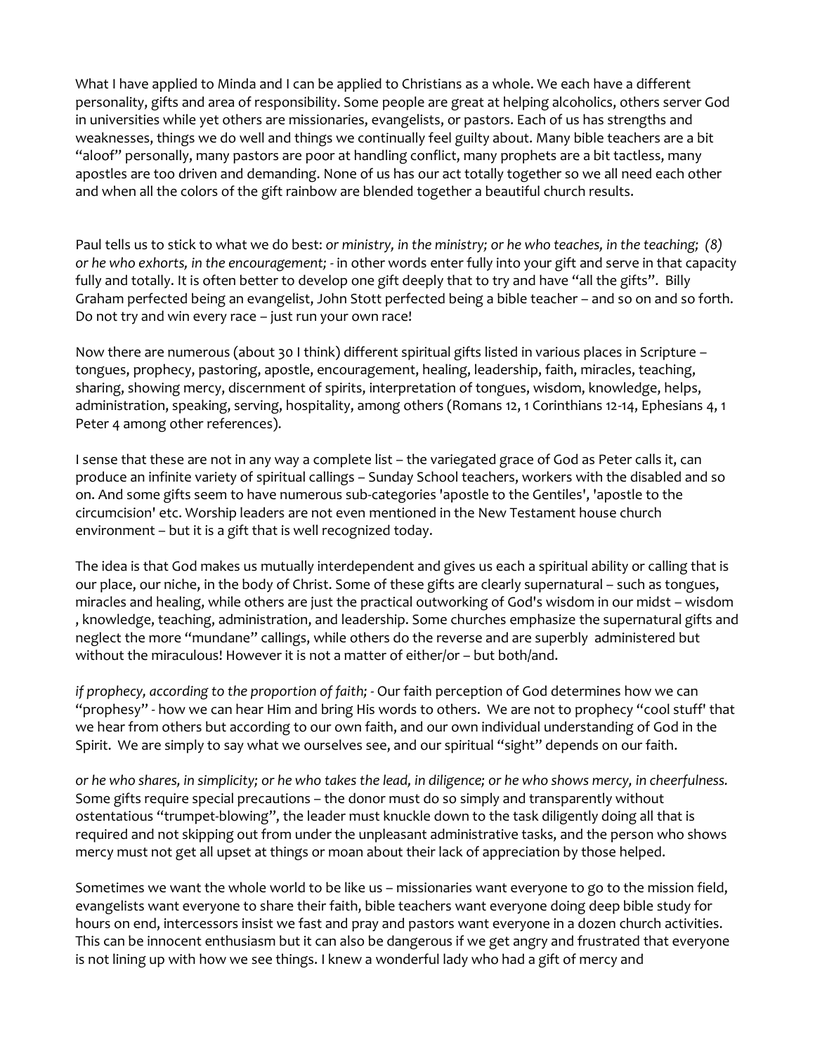What I have applied to Minda and I can be applied to Christians as a whole. We each have a different personality, gifts and area of responsibility. Some people are great at helping alcoholics, others server God in universities while yet others are missionaries, evangelists, or pastors. Each of us has strengths and weaknesses, things we do well and things we continually feel guilty about. Many bible teachers are a bit "aloof" personally, many pastors are poor at handling conflict, many prophets are a bit tactless, many apostles are too driven and demanding. None of us has our act totally together so we all need each other and when all the colors of the gift rainbow are blended together a beautiful church results.

Paul tells us to stick to what we do best: *or ministry, in the ministry; or he who teaches, in the teaching; (8) or he who exhorts, in the encouragement;* - in other words enter fully into your gift and serve in that capacity fully and totally. It is often better to develop one gift deeply that to try and have "all the gifts". Billy Graham perfected being an evangelist, John Stott perfected being a bible teacher – and so on and so forth. Do not try and win every race – just run your own race!

Now there are numerous (about 30 I think) different spiritual gifts listed in various places in Scripture – tongues, prophecy, pastoring, apostle, encouragement, healing, leadership, faith, miracles, teaching, sharing, showing mercy, discernment of spirits, interpretation of tongues, wisdom, knowledge, helps, administration, speaking, serving, hospitality, among others (Romans 12, 1 Corinthians 12-14, Ephesians 4, 1 Peter 4 among other references).

I sense that these are not in any way a complete list – the variegated grace of God as Peter calls it, can produce an infinite variety of spiritual callings – Sunday School teachers, workers with the disabled and so on. And some gifts seem to have numerous sub-categories 'apostle to the Gentiles', 'apostle to the circumcision' etc. Worship leaders are not even mentioned in the New Testament house church environment – but it is a gift that is well recognized today.

The idea is that God makes us mutually interdependent and gives us each a spiritual ability or calling that is our place, our niche, in the body of Christ. Some of these gifts are clearly supernatural – such as tongues, miracles and healing, while others are just the practical outworking of God's wisdom in our midst – wisdom , knowledge, teaching, administration, and leadership. Some churches emphasize the supernatural gifts and neglect the more "mundane" callings, while others do the reverse and are superbly administered but without the miraculous! However it is not a matter of either/or – but both/and.

*if prophecy, according to the proportion of faith;* - Our faith perception of God determines how we can "prophesy" - how we can hear Him and bring His words to others. We are not to prophecy "cool stuff' that we hear from others but according to our own faith, and our own individual understanding of God in the Spirit. We are simply to say what we ourselves see, and our spiritual "sight" depends on our faith.

*or he who shares, in simplicity; or he who takes the lead, in diligence; or he who shows mercy, in cheerfulness.* Some gifts require special precautions – the donor must do so simply and transparently without ostentatious "trumpet-blowing", the leader must knuckle down to the task diligently doing all that is required and not skipping out from under the unpleasant administrative tasks, and the person who shows mercy must not get all upset at things or moan about their lack of appreciation by those helped.

Sometimes we want the whole world to be like us – missionaries want everyone to go to the mission field, evangelists want everyone to share their faith, bible teachers want everyone doing deep bible study for hours on end, intercessors insist we fast and pray and pastors want everyone in a dozen church activities. This can be innocent enthusiasm but it can also be dangerous if we get angry and frustrated that everyone is not lining up with how we see things. I knew a wonderful lady who had a gift of mercy and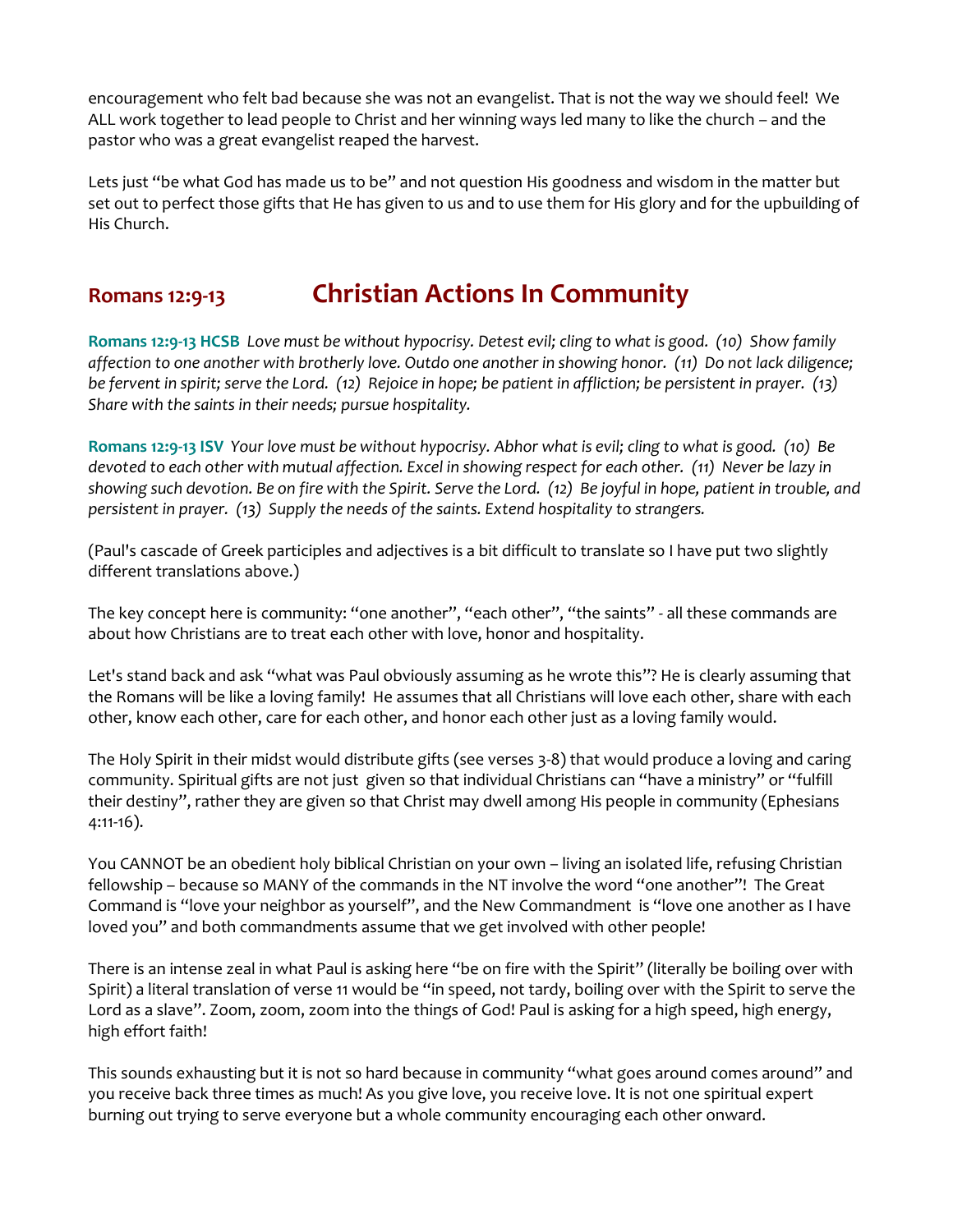encouragement who felt bad because she was not an evangelist. That is not the way we should feel! We ALL work together to lead people to Christ and her winning ways led many to like the church – and the pastor who was a great evangelist reaped the harvest.

Lets just "be what God has made us to be" and not question His goodness and wisdom in the matter but set out to perfect those gifts that He has given to us and to use them for His glory and for the upbuilding of His Church.

## Romans 12:9-13 Christian Actions In Community

**Romans 12:9-13 HCSB** *Love must be without hypocrisy. Detest evil; cling to what is good. (10) Show family affection to one another with brotherly love. Outdo one another in showing honor. (11) Do not lack diligence; be fervent in spirit; serve the Lord. (12) Rejoice in hope; be patient in affliction; be persistent in prayer. (13) Share with the saints in their needs; pursue hospitality.*

**Romans 12:9-13 ISV** *Your love must be without hypocrisy. Abhor what is evil; cling to what is good. (10) Be devoted to each other with mutual affection. Excel in showing respect for each other. (11) Never be lazy in showing such devotion. Be on fire with the Spirit. Serve the Lord. (12) Be joyful in hope, patient in trouble, and persistent in prayer. (13) Supply the needs of the saints. Extend hospitality to strangers.*

(Paul's cascade of Greek participles and adjectives is a bit difficult to translate so I have put two slightly different translations above.)

The key concept here is community: "one another", "each other", "the saints" - all these commands are about how Christians are to treat each other with love, honor and hospitality.

Let's stand back and ask "what was Paul obviously assuming as he wrote this"? He is clearly assuming that the Romans will be like a loving family! He assumes that all Christians will love each other, share with each other, know each other, care for each other, and honor each other just as a loving family would.

The Holy Spirit in their midst would distribute gifts (see verses 3-8) that would produce a loving and caring community. Spiritual gifts are not just given so that individual Christians can "have a ministry" or "fulfill their destiny", rather they are given so that Christ may dwell among His people in community (Ephesians 4:11-16).

You CANNOT be an obedient holy biblical Christian on your own – living an isolated life, refusing Christian fellowship – because so MANY of the commands in the NT involve the word "one another"! The Great Command is "love your neighbor as yourself", and the New Commandment is "love one another as I have loved you" and both commandments assume that we get involved with other people!

There is an intense zeal in what Paul is asking here "be on fire with the Spirit" (literally be boiling over with Spirit) a literal translation of verse 11 would be "in speed, not tardy, boiling over with the Spirit to serve the Lord as a slave". Zoom, zoom, zoom into the things of God! Paul is asking for a high speed, high energy, high effort faith!

This sounds exhausting but it is not so hard because in community "what goes around comes around" and you receive back three times as much! As you give love, you receive love. It is not one spiritual expert burning out trying to serve everyone but a whole community encouraging each other onward.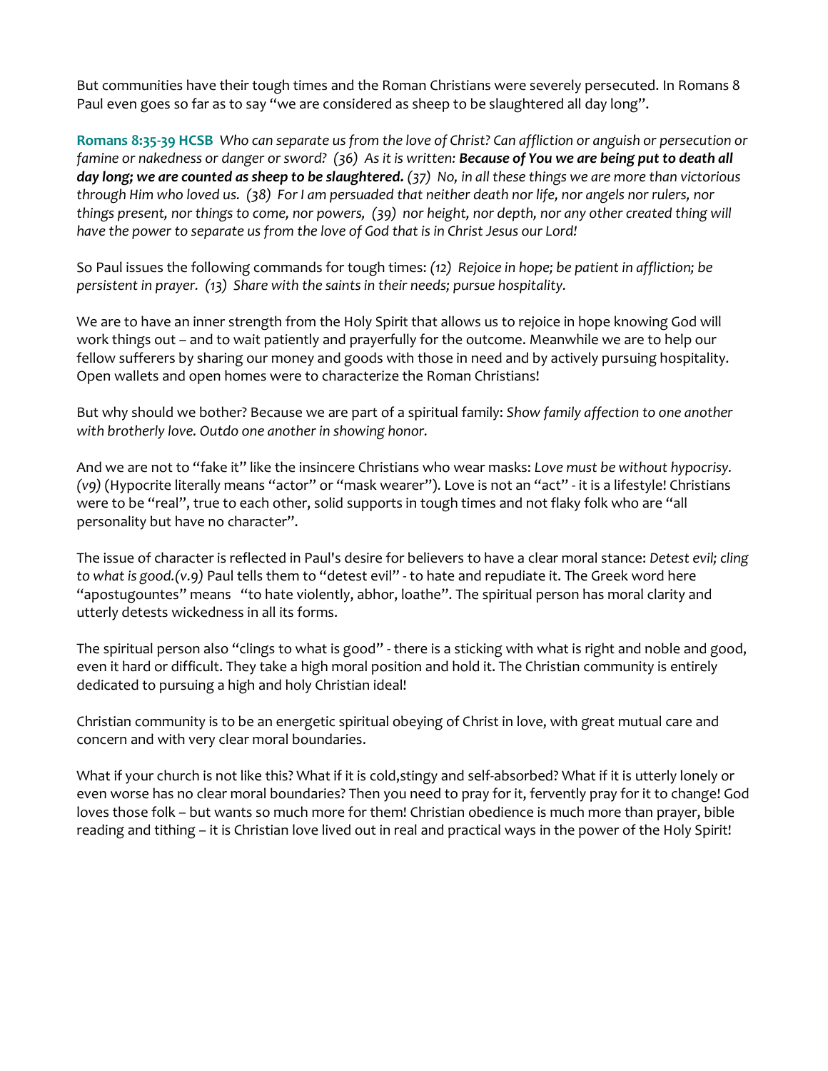But communities have their tough times and the Roman Christians were severely persecuted. In Romans 8 Paul even goes so far as to say "we are considered as sheep to be slaughtered all day long".

**Romans 8:35-39 HCSB** *Who can separate us from the love of Christ? Can affliction or anguish or persecution or famine or nakedness or danger or sword? (36) As it is written:* ***Because of You we are being put to death all day long; we are counted as sheep to be slaughtered.*** *(37) No, in all these things we are more than victorious through Him who loved us. (38) For I am persuaded that neither death nor life, nor angels nor rulers, nor things present, nor things to come, nor powers, (39) nor height, nor depth, nor any other created thing will have the power to separate us from the love of God that is in Christ Jesus our Lord!*

So Paul issues the following commands for tough times: *(12) Rejoice in hope; be patient in affliction; be persistent in prayer. (13) Share with the saints in their needs; pursue hospitality.*

We are to have an inner strength from the Holy Spirit that allows us to rejoice in hope knowing God will work things out – and to wait patiently and prayerfully for the outcome. Meanwhile we are to help our fellow sufferers by sharing our money and goods with those in need and by actively pursuing hospitality. Open wallets and open homes were to characterize the Roman Christians!

But why should we bother? Because we are part of a spiritual family: *Show family affection to one another with brotherly love. Outdo one another in showing honor.*

And we are not to "fake it" like the insincere Christians who wear masks: *Love must be without hypocrisy. (v9)* (Hypocrite literally means "actor" or "mask wearer"). Love is not an "act" - it is a lifestyle! Christians were to be "real", true to each other, solid supports in tough times and not flaky folk who are "all personality but have no character".

The issue of character is reflected in Paul's desire for believers to have a clear moral stance: *Detest evil; cling to what is good.(v.9)* Paul tells them to "detest evil" - to hate and repudiate it. The Greek word here "apostugountes" means "to hate violently, abhor, loathe". The spiritual person has moral clarity and utterly detests wickedness in all its forms.

The spiritual person also "clings to what is good" - there is a sticking with what is right and noble and good, even it hard or difficult. They take a high moral position and hold it. The Christian community is entirely dedicated to pursuing a high and holy Christian ideal!

Christian community is to be an energetic spiritual obeying of Christ in love, with great mutual care and concern and with very clear moral boundaries.

What if your church is not like this? What if it is cold,stingy and self-absorbed? What if it is utterly lonely or even worse has no clear moral boundaries? Then you need to pray for it, fervently pray for it to change! God loves those folk – but wants so much more for them! Christian obedience is much more than prayer, bible reading and tithing – it is Christian love lived out in real and practical ways in the power of the Holy Spirit!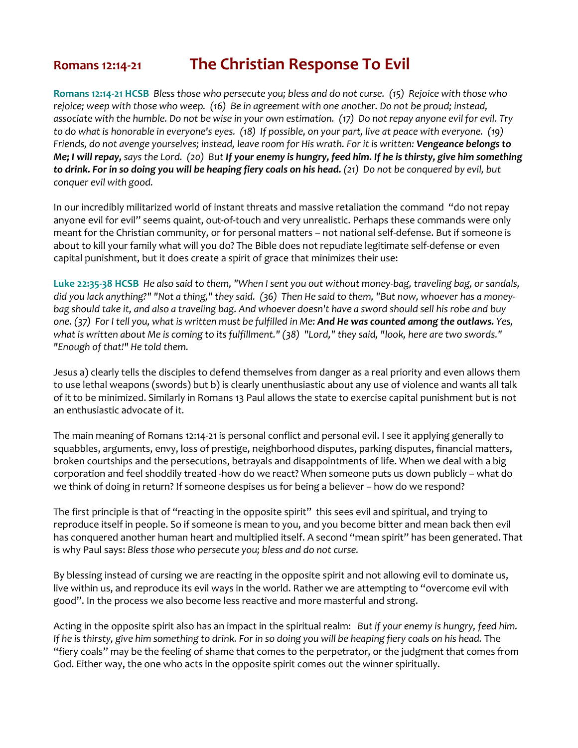# Romans 12:14-21 The Christian Response To Evil

**Romans 12:14-21 HCSB** *Bless those who persecute you; bless and do not curse. (15) Rejoice with those who rejoice; weep with those who weep. (16) Be in agreement with one another. Do not be proud; instead, associate with the humble. Do not be wise in your own estimation. (17) Do not repay anyone evil for evil. Try to do what is honorable in everyone's eyes. (18) If possible, on your part, live at peace with everyone. (19) Friends, do not avenge yourselves; instead, leave room for His wrath. For it is written:* ***Vengeance belongs to Me; I will repay,*** *says the Lord. (20) But* ***If your enemy is hungry, feed him. If he is thirsty, give him something to drink. For in so doing you will be heaping fiery coals on his head.*** *(21) Do not be conquered by evil, but conquer evil with good.*

In our incredibly militarized world of instant threats and massive retaliation the command "do not repay anyone evil for evil" seems quaint, out-of-touch and very unrealistic. Perhaps these commands were only meant for the Christian community, or for personal matters – not national self-defense. But if someone is about to kill your family what will you do? The Bible does not repudiate legitimate self-defense or even capital punishment, but it does create a spirit of grace that minimizes their use:

**Luke 22:35-38 HCSB** *He also said to them, "When I sent you out without money-bag, traveling bag, or sandals, did you lack anything?" "Not a thing," they said. (36) Then He said to them, "But now, whoever has a money-bag should take it, and also a traveling bag. And whoever doesn't have a sword should sell his robe and buy one. (37) For I tell you, what is written must be fulfilled in Me:* ***And He was counted among the outlaws.*** *Yes, what is written about Me is coming to its fulfillment." (38) "Lord," they said, "look, here are two swords." "Enough of that!" He told them.*

Jesus a) clearly tells the disciples to defend themselves from danger as a real priority and even allows them to use lethal weapons (swords) but b) is clearly unenthusiastic about any use of violence and wants all talk of it to be minimized. Similarly in Romans 13 Paul allows the state to exercise capital punishment but is not an enthusiastic advocate of it.

The main meaning of Romans 12:14-21 is personal conflict and personal evil. I see it applying generally to squabbles, arguments, envy, loss of prestige, neighborhood disputes, parking disputes, financial matters, broken courtships and the persecutions, betrayals and disappointments of life. When we deal with a big corporation and feel shoddily treated -how do we react? When someone puts us down publicly – what do we think of doing in return? If someone despises us for being a believer – how do we respond?

The first principle is that of "reacting in the opposite spirit" this sees evil and spiritual, and trying to reproduce itself in people. So if someone is mean to you, and you become bitter and mean back then evil has conquered another human heart and multiplied itself. A second "mean spirit" has been generated. That is why Paul says: *Bless those who persecute you; bless and do not curse.*

By blessing instead of cursing we are reacting in the opposite spirit and not allowing evil to dominate us, live within us, and reproduce its evil ways in the world. Rather we are attempting to "overcome evil with good". In the process we also become less reactive and more masterful and strong.

Acting in the opposite spirit also has an impact in the spiritual realm: *But if your enemy is hungry, feed him. If he is thirsty, give him something to drink. For in so doing you will be heaping fiery coals on his head.* The "fiery coals" may be the feeling of shame that comes to the perpetrator, or the judgment that comes from God. Either way, the one who acts in the opposite spirit comes out the winner spiritually.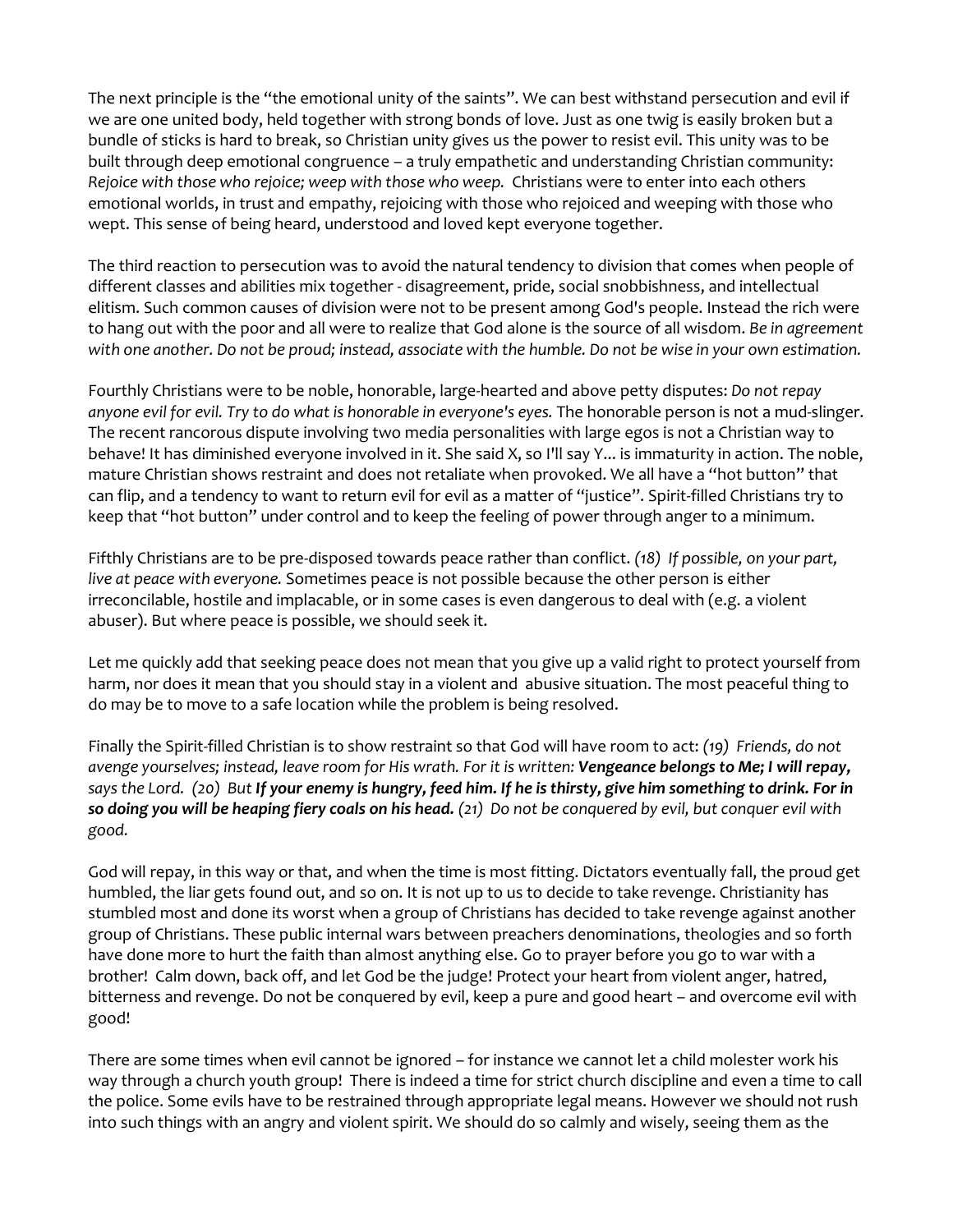The next principle is the "the emotional unity of the saints". We can best withstand persecution and evil if we are one united body, held together with strong bonds of love. Just as one twig is easily broken but a bundle of sticks is hard to break, so Christian unity gives us the power to resist evil. This unity was to be built through deep emotional congruence – a truly empathetic and understanding Christian community: *Rejoice with those who rejoice; weep with those who weep.* Christians were to enter into each others emotional worlds, in trust and empathy, rejoicing with those who rejoiced and weeping with those who wept. This sense of being heard, understood and loved kept everyone together.

The third reaction to persecution was to avoid the natural tendency to division that comes when people of different classes and abilities mix together - disagreement, pride, social snobbishness, and intellectual elitism. Such common causes of division were not to be present among God's people. Instead the rich were to hang out with the poor and all were to realize that God alone is the source of all wisdom. *Be in agreement with one another. Do not be proud; instead, associate with the humble. Do not be wise in your own estimation.*

Fourthly Christians were to be noble, honorable, large-hearted and above petty disputes: *Do not repay anyone evil for evil. Try to do what is honorable in everyone's eyes.* The honorable person is not a mud-slinger. The recent rancorous dispute involving two media personalities with large egos is not a Christian way to behave! It has diminished everyone involved in it. She said X, so I'll say Y... is immaturity in action. The noble, mature Christian shows restraint and does not retaliate when provoked. We all have a "hot button" that can flip, and a tendency to want to return evil for evil as a matter of "justice". Spirit-filled Christians try to keep that "hot button" under control and to keep the feeling of power through anger to a minimum.

Fifthly Christians are to be pre-disposed towards peace rather than conflict. *(18) If possible, on your part, live at peace with everyone.* Sometimes peace is not possible because the other person is either irreconcilable, hostile and implacable, or in some cases is even dangerous to deal with (e.g. a violent abuser). But where peace is possible, we should seek it.

Let me quickly add that seeking peace does not mean that you give up a valid right to protect yourself from harm, nor does it mean that you should stay in a violent and abusive situation. The most peaceful thing to do may be to move to a safe location while the problem is being resolved.

Finally the Spirit-filled Christian is to show restraint so that God will have room to act: *(19) Friends, do not avenge yourselves; instead, leave room for His wrath. For it is written: **Vengeance belongs to Me; I will repay,** says the Lord. (20) But **If your enemy is hungry, feed him. If he is thirsty, give him something to drink. For in so doing you will be heaping fiery coals on his head.** (21) Do not be conquered by evil, but conquer evil with good.*

God will repay, in this way or that, and when the time is most fitting. Dictators eventually fall, the proud get humbled, the liar gets found out, and so on. It is not up to us to decide to take revenge. Christianity has stumbled most and done its worst when a group of Christians has decided to take revenge against another group of Christians. These public internal wars between preachers denominations, theologies and so forth have done more to hurt the faith than almost anything else. Go to prayer before you go to war with a brother! Calm down, back off, and let God be the judge! Protect your heart from violent anger, hatred, bitterness and revenge. Do not be conquered by evil, keep a pure and good heart – and overcome evil with good!

There are some times when evil cannot be ignored – for instance we cannot let a child molester work his way through a church youth group! There is indeed a time for strict church discipline and even a time to call the police. Some evils have to be restrained through appropriate legal means. However we should not rush into such things with an angry and violent spirit. We should do so calmly and wisely, seeing them as the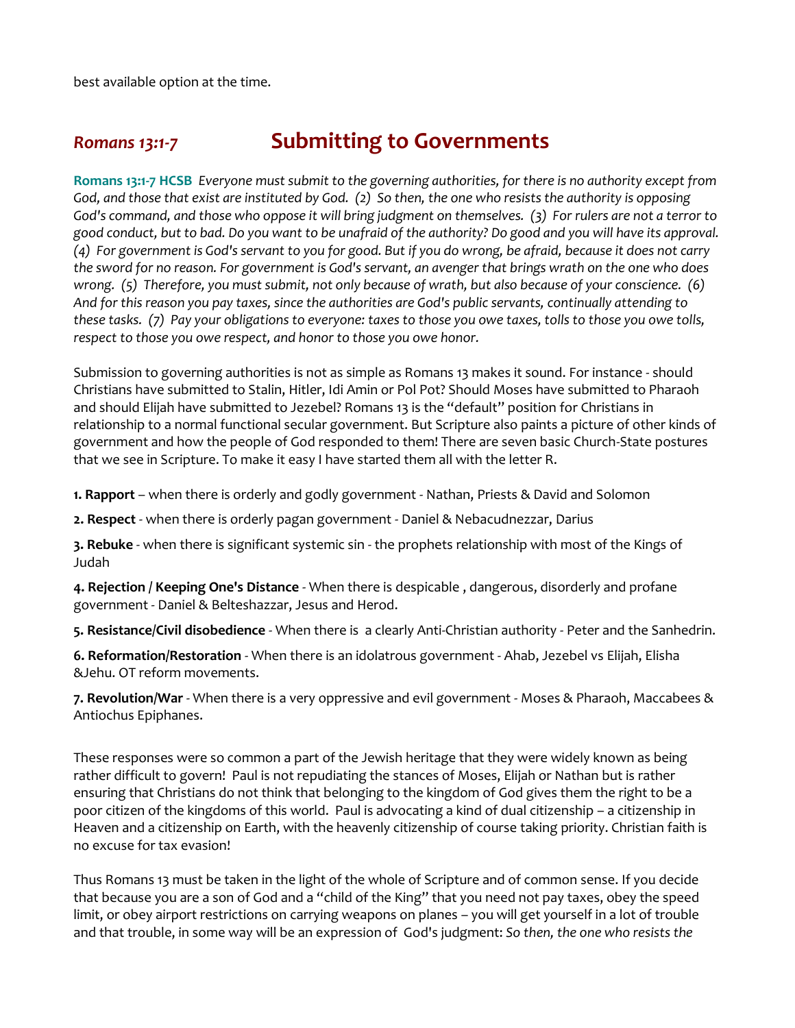best available option at the time.

## *Romans 13:1-7* Submitting to Governments

**Romans 13:1-7 HCSB** *Everyone must submit to the governing authorities, for there is no authority except from God, and those that exist are instituted by God. (2) So then, the one who resists the authority is opposing God's command, and those who oppose it will bring judgment on themselves. (3) For rulers are not a terror to good conduct, but to bad. Do you want to be unafraid of the authority? Do good and you will have its approval. (4) For government is God's servant to you for good. But if you do wrong, be afraid, because it does not carry the sword for no reason. For government is God's servant, an avenger that brings wrath on the one who does wrong. (5) Therefore, you must submit, not only because of wrath, but also because of your conscience. (6) And for this reason you pay taxes, since the authorities are God's public servants, continually attending to these tasks. (7) Pay your obligations to everyone: taxes to those you owe taxes, tolls to those you owe tolls, respect to those you owe respect, and honor to those you owe honor.*

Submission to governing authorities is not as simple as Romans 13 makes it sound. For instance - should Christians have submitted to Stalin, Hitler, Idi Amin or Pol Pot? Should Moses have submitted to Pharaoh and should Elijah have submitted to Jezebel? Romans 13 is the "default" position for Christians in relationship to a normal functional secular government. But Scripture also paints a picture of other kinds of government and how the people of God responded to them! There are seven basic Church-State postures that we see in Scripture. To make it easy I have started them all with the letter R.

**1. Rapport** – when there is orderly and godly government - Nathan, Priests & David and Solomon

**2. Respect** - when there is orderly pagan government - Daniel & Nebacudnezzar, Darius

**3. Rebuke** - when there is significant systemic sin - the prophets relationship with most of the Kings of Judah

**4. Rejection / Keeping One's Distance** - When there is despicable , dangerous, disorderly and profane government - Daniel & Belteshazzar, Jesus and Herod.

**5. Resistance/Civil disobedience** - When there is a clearly Anti-Christian authority - Peter and the Sanhedrin.

**6. Reformation/Restoration** - When there is an idolatrous government - Ahab, Jezebel vs Elijah, Elisha &Jehu. OT reform movements.

**7. Revolution/War** - When there is a very oppressive and evil government - Moses & Pharaoh, Maccabees & Antiochus Epiphanes.

These responses were so common a part of the Jewish heritage that they were widely known as being rather difficult to govern! Paul is not repudiating the stances of Moses, Elijah or Nathan but is rather ensuring that Christians do not think that belonging to the kingdom of God gives them the right to be a poor citizen of the kingdoms of this world. Paul is advocating a kind of dual citizenship – a citizenship in Heaven and a citizenship on Earth, with the heavenly citizenship of course taking priority. Christian faith is no excuse for tax evasion!

Thus Romans 13 must be taken in the light of the whole of Scripture and of common sense. If you decide that because you are a son of God and a "child of the King" that you need not pay taxes, obey the speed limit, or obey airport restrictions on carrying weapons on planes – you will get yourself in a lot of trouble and that trouble, in some way will be an expression of God's judgment: *So then, the one who resists the*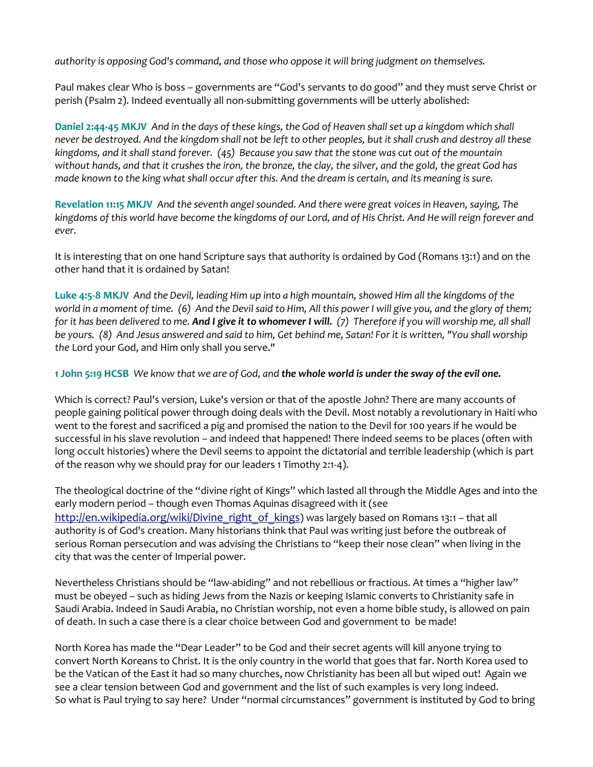*authority is opposing God's command, and those who oppose it will bring judgment on themselves.*

Paul makes clear Who is boss – governments are "God's servants to do good" and they must serve Christ or perish (Psalm 2). Indeed eventually all non-submitting governments will be utterly abolished:

**Daniel 2:44-45 MKJV** *And in the days of these kings, the God of Heaven shall set up a kingdom which shall never be destroyed. And the kingdom shall not be left to other peoples, but it shall crush and destroy all these kingdoms, and it shall stand forever. (45) Because you saw that the stone was cut out of the mountain without hands, and that it crushes the iron, the bronze, the clay, the silver, and the gold, the great God has made known to the king what shall occur after this. And the dream is certain, and its meaning is sure.*

**Revelation 11:15 MKJV** *And the seventh angel sounded. And there were great voices in Heaven, saying, The kingdoms of this world have become the kingdoms of our Lord, and of His Christ. And He will reign forever and ever.*

It is interesting that on one hand Scripture says that authority is ordained by God (Romans 13:1) and on the other hand that it is ordained by Satan!

**Luke 4:5-8 MKJV** *And the Devil, leading Him up into a high mountain, showed Him all the kingdoms of the world in a moment of time. (6) And the Devil said to Him, All this power I will give you, and the glory of them; for it has been delivered to me.* ***And I give it to whomever I will.*** *(7) Therefore if you will worship me, all shall be yours. (8) And Jesus answered and said to him, Get behind me, Satan! For it is written, "You shall worship the* Lord your God, and Him only shall you serve."

**1 John 5:19 HCSB** *We know that we are of God, and* ***the whole world is under the sway of the evil one.***

Which is correct? Paul's version, Luke's version or that of the apostle John? There are many accounts of people gaining political power through doing deals with the Devil. Most notably a revolutionary in Haiti who went to the forest and sacrificed a pig and promised the nation to the Devil for 100 years if he would be successful in his slave revolution – and indeed that happened! There indeed seems to be places (often with long occult histories) where the Devil seems to appoint the dictatorial and terrible leadership (which is part of the reason why we should pray for our leaders 1 Timothy 2:1-4).

The theological doctrine of the "divine right of Kings" which lasted all through the Middle Ages and into the early modern period – though even Thomas Aquinas disagreed with it (see http://en.wikipedia.org/wiki/Divine_right_of_kings) was largely based on Romans 13:1 – that all authority is of God's creation. Many historians think that Paul was writing just before the outbreak of serious Roman persecution and was advising the Christians to "keep their nose clean" when living in the city that was the center of Imperial power.

Nevertheless Christians should be "law-abiding" and not rebellious or fractious. At times a "higher law" must be obeyed – such as hiding Jews from the Nazis or keeping Islamic converts to Christianity safe in Saudi Arabia. Indeed in Saudi Arabia, no Christian worship, not even a home bible study, is allowed on pain of death. In such a case there is a clear choice between God and government to be made!

North Korea has made the "Dear Leader" to be God and their secret agents will kill anyone trying to convert North Koreans to Christ. It is the only country in the world that goes that far. North Korea used to be the Vatican of the East it had so many churches, now Christianity has been all but wiped out! Again we see a clear tension between God and government and the list of such examples is very long indeed.
So what is Paul trying to say here? Under "normal circumstances" government is instituted by God to bring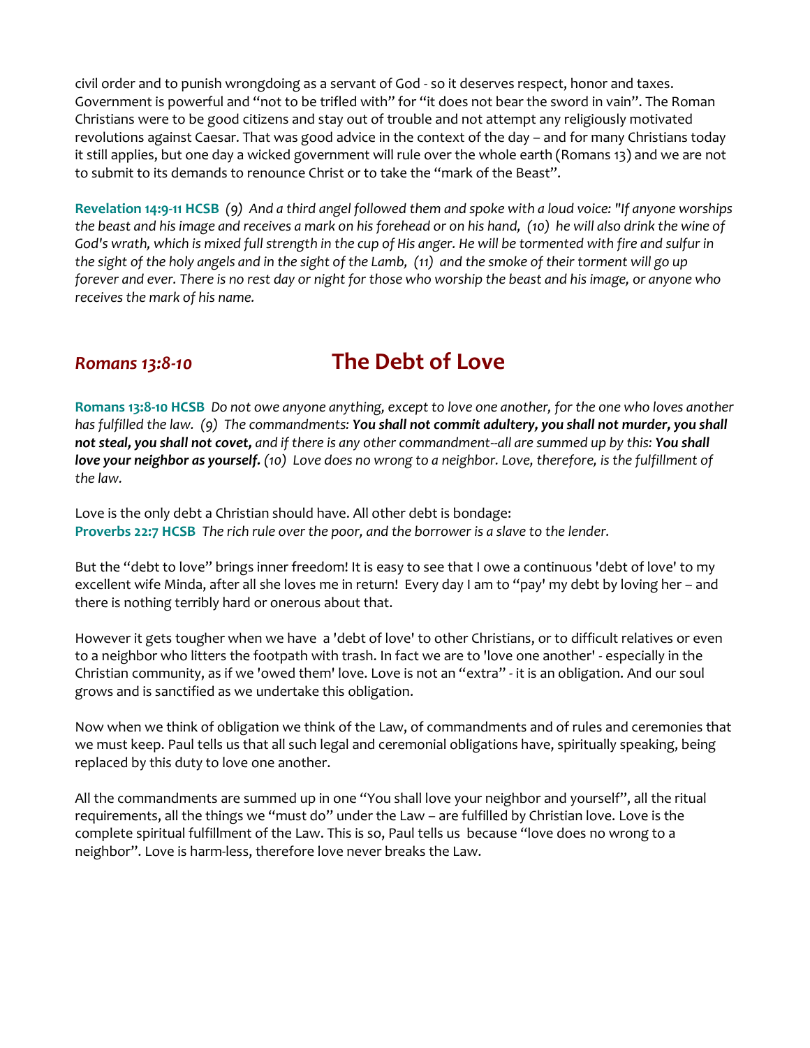civil order and to punish wrongdoing as a servant of God - so it deserves respect, honor and taxes. Government is powerful and "not to be trifled with" for "it does not bear the sword in vain". The Roman Christians were to be good citizens and stay out of trouble and not attempt any religiously motivated revolutions against Caesar. That was good advice in the context of the day – and for many Christians today it still applies, but one day a wicked government will rule over the whole earth (Romans 13) and we are not to submit to its demands to renounce Christ or to take the "mark of the Beast".

**Revelation 14:9-11 HCSB** *(9) And a third angel followed them and spoke with a loud voice: "If anyone worships the beast and his image and receives a mark on his forehead or on his hand, (10) he will also drink the wine of God's wrath, which is mixed full strength in the cup of His anger. He will be tormented with fire and sulfur in the sight of the holy angels and in the sight of the Lamb, (11) and the smoke of their torment will go up forever and ever. There is no rest day or night for those who worship the beast and his image, or anyone who receives the mark of his name.*

## *Romans 13:8-10* — The Debt of Love

**Romans 13:8-10 HCSB** *Do not owe anyone anything, except to love one another, for the one who loves another has fulfilled the law. (9) The commandments:* ***You shall not commit adultery, you shall not murder, you shall not steal, you shall not covet,*** *and if there is any other commandment--all are summed up by this:* ***You shall love your neighbor as yourself.*** *(10) Love does no wrong to a neighbor. Love, therefore, is the fulfillment of the law.*

Love is the only debt a Christian should have. All other debt is bondage:
**Proverbs 22:7 HCSB** *The rich rule over the poor, and the borrower is a slave to the lender.*

But the "debt to love" brings inner freedom! It is easy to see that I owe a continuous 'debt of love' to my excellent wife Minda, after all she loves me in return! Every day I am to "pay' my debt by loving her – and there is nothing terribly hard or onerous about that.

However it gets tougher when we have a 'debt of love' to other Christians, or to difficult relatives or even to a neighbor who litters the footpath with trash. In fact we are to 'love one another' - especially in the Christian community, as if we 'owed them' love. Love is not an "extra" - it is an obligation. And our soul grows and is sanctified as we undertake this obligation.

Now when we think of obligation we think of the Law, of commandments and of rules and ceremonies that we must keep. Paul tells us that all such legal and ceremonial obligations have, spiritually speaking, being replaced by this duty to love one another.

All the commandments are summed up in one "You shall love your neighbor and yourself", all the ritual requirements, all the things we "must do" under the Law – are fulfilled by Christian love. Love is the complete spiritual fulfillment of the Law. This is so, Paul tells us because "love does no wrong to a neighbor". Love is harm-less, therefore love never breaks the Law.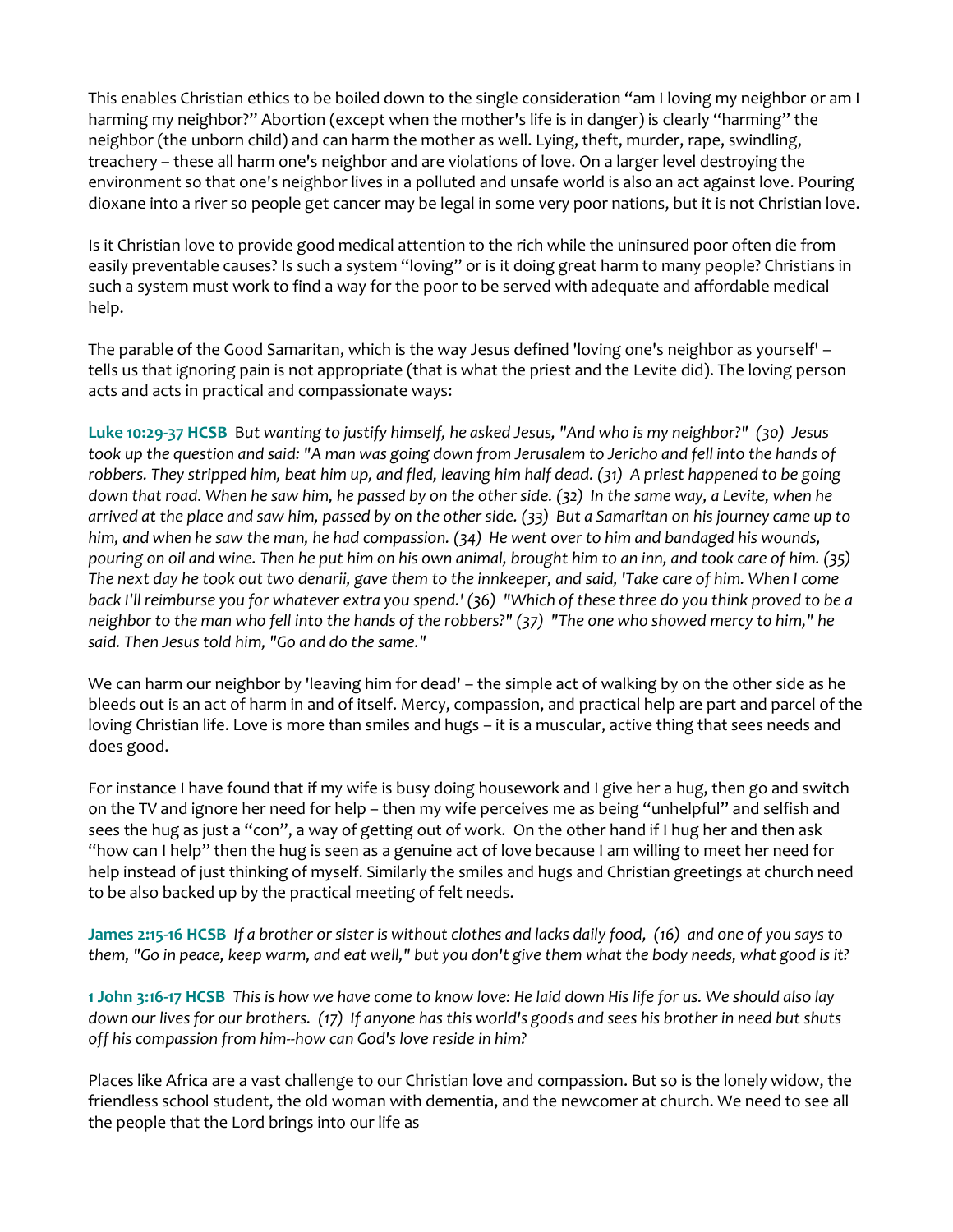This enables Christian ethics to be boiled down to the single consideration "am I loving my neighbor or am I harming my neighbor?" Abortion (except when the mother's life is in danger) is clearly "harming" the neighbor (the unborn child) and can harm the mother as well. Lying, theft, murder, rape, swindling, treachery – these all harm one's neighbor and are violations of love. On a larger level destroying the environment so that one's neighbor lives in a polluted and unsafe world is also an act against love. Pouring dioxane into a river so people get cancer may be legal in some very poor nations, but it is not Christian love.

Is it Christian love to provide good medical attention to the rich while the uninsured poor often die from easily preventable causes? Is such a system "loving" or is it doing great harm to many people? Christians in such a system must work to find a way for the poor to be served with adequate and affordable medical help.

The parable of the Good Samaritan, which is the way Jesus defined 'loving one's neighbor as yourself' – tells us that ignoring pain is not appropriate (that is what the priest and the Levite did). The loving person acts and acts in practical and compassionate ways:

**Luke 10:29-37 HCSB** *But wanting to justify himself, he asked Jesus, "And who is my neighbor?" (30) Jesus took up the question and said: "A man was going down from Jerusalem to Jericho and fell into the hands of robbers. They stripped him, beat him up, and fled, leaving him half dead. (31) A priest happened to be going down that road. When he saw him, he passed by on the other side. (32) In the same way, a Levite, when he arrived at the place and saw him, passed by on the other side. (33) But a Samaritan on his journey came up to him, and when he saw the man, he had compassion. (34) He went over to him and bandaged his wounds, pouring on oil and wine. Then he put him on his own animal, brought him to an inn, and took care of him. (35) The next day he took out two denarii, gave them to the innkeeper, and said, 'Take care of him. When I come back I'll reimburse you for whatever extra you spend.' (36) "Which of these three do you think proved to be a neighbor to the man who fell into the hands of the robbers?" (37) "The one who showed mercy to him," he said. Then Jesus told him, "Go and do the same."*

We can harm our neighbor by 'leaving him for dead' – the simple act of walking by on the other side as he bleeds out is an act of harm in and of itself. Mercy, compassion, and practical help are part and parcel of the loving Christian life. Love is more than smiles and hugs – it is a muscular, active thing that sees needs and does good.

For instance I have found that if my wife is busy doing housework and I give her a hug, then go and switch on the TV and ignore her need for help – then my wife perceives me as being "unhelpful" and selfish and sees the hug as just a "con", a way of getting out of work. On the other hand if I hug her and then ask "how can I help" then the hug is seen as a genuine act of love because I am willing to meet her need for help instead of just thinking of myself. Similarly the smiles and hugs and Christian greetings at church need to be also backed up by the practical meeting of felt needs.

**James 2:15-16 HCSB** *If a brother or sister is without clothes and lacks daily food, (16) and one of you says to them, "Go in peace, keep warm, and eat well," but you don't give them what the body needs, what good is it?*

**1 John 3:16-17 HCSB** *This is how we have come to know love: He laid down His life for us. We should also lay down our lives for our brothers. (17) If anyone has this world's goods and sees his brother in need but shuts off his compassion from him--how can God's love reside in him?*

Places like Africa are a vast challenge to our Christian love and compassion. But so is the lonely widow, the friendless school student, the old woman with dementia, and the newcomer at church. We need to see all the people that the Lord brings into our life as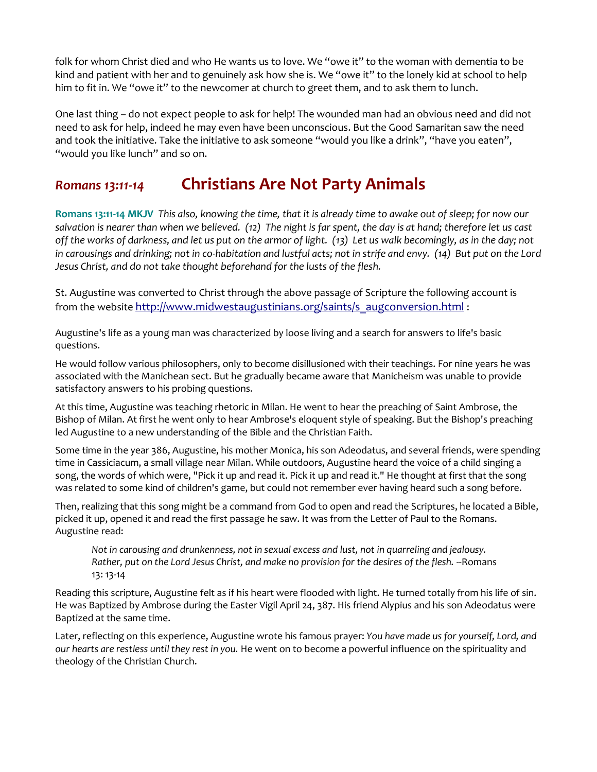folk for whom Christ died and who He wants us to love. We "owe it" to the woman with dementia to be kind and patient with her and to genuinely ask how she is. We "owe it" to the lonely kid at school to help him to fit in. We "owe it" to the newcomer at church to greet them, and to ask them to lunch.

One last thing – do not expect people to ask for help! The wounded man had an obvious need and did not need to ask for help, indeed he may even have been unconscious. But the Good Samaritan saw the need and took the initiative. Take the initiative to ask someone "would you like a drink", "have you eaten", "would you like lunch" and so on.

## *Romans 13:11-14* Christians Are Not Party Animals

**Romans 13:11-14 MKJV** *This also, knowing the time, that it is already time to awake out of sleep; for now our salvation is nearer than when we believed. (12) The night is far spent, the day is at hand; therefore let us cast off the works of darkness, and let us put on the armor of light. (13) Let us walk becomingly, as in the day; not in carousings and drinking; not in co-habitation and lustful acts; not in strife and envy. (14) But put on the Lord Jesus Christ, and do not take thought beforehand for the lusts of the flesh.*

St. Augustine was converted to Christ through the above passage of Scripture the following account is from the website http://www.midwestaugustinians.org/saints/s_augconversion.html :

Augustine's life as a young man was characterized by loose living and a search for answers to life's basic questions.

He would follow various philosophers, only to become disillusioned with their teachings. For nine years he was associated with the Manichean sect. But he gradually became aware that Manicheism was unable to provide satisfactory answers to his probing questions.

At this time, Augustine was teaching rhetoric in Milan. He went to hear the preaching of Saint Ambrose, the Bishop of Milan. At first he went only to hear Ambrose's eloquent style of speaking. But the Bishop's preaching led Augustine to a new understanding of the Bible and the Christian Faith.

Some time in the year 386, Augustine, his mother Monica, his son Adeodatus, and several friends, were spending time in Cassiciacum, a small village near Milan. While outdoors, Augustine heard the voice of a child singing a song, the words of which were, "Pick it up and read it. Pick it up and read it." He thought at first that the song was related to some kind of children's game, but could not remember ever having heard such a song before.

Then, realizing that this song might be a command from God to open and read the Scriptures, he located a Bible, picked it up, opened it and read the first passage he saw. It was from the Letter of Paul to the Romans. Augustine read:

> *Not in carousing and drunkenness, not in sexual excess and lust, not in quarreling and jealousy. Rather, put on the Lord Jesus Christ, and make no provision for the desires of the flesh.* --Romans 13: 13-14

Reading this scripture, Augustine felt as if his heart were flooded with light. He turned totally from his life of sin. He was Baptized by Ambrose during the Easter Vigil April 24, 387. His friend Alypius and his son Adeodatus were Baptized at the same time.

Later, reflecting on this experience, Augustine wrote his famous prayer: *You have made us for yourself, Lord, and our hearts are restless until they rest in you.* He went on to become a powerful influence on the spirituality and theology of the Christian Church.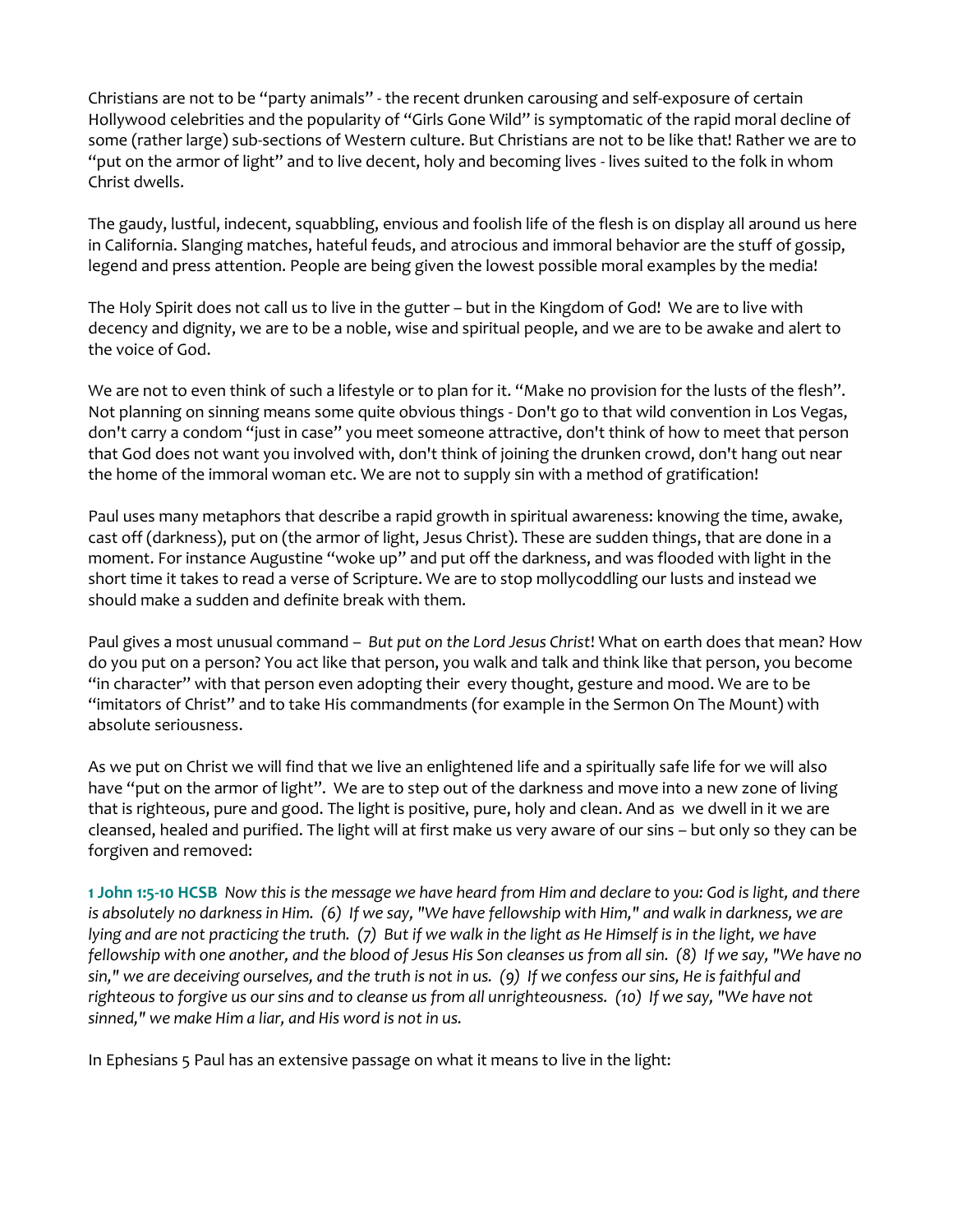Christians are not to be "party animals" - the recent drunken carousing and self-exposure of certain Hollywood celebrities and the popularity of "Girls Gone Wild" is symptomatic of the rapid moral decline of some (rather large) sub-sections of Western culture. But Christians are not to be like that! Rather we are to "put on the armor of light" and to live decent, holy and becoming lives - lives suited to the folk in whom Christ dwells.

The gaudy, lustful, indecent, squabbling, envious and foolish life of the flesh is on display all around us here in California. Slanging matches, hateful feuds, and atrocious and immoral behavior are the stuff of gossip, legend and press attention. People are being given the lowest possible moral examples by the media!

The Holy Spirit does not call us to live in the gutter – but in the Kingdom of God! We are to live with decency and dignity, we are to be a noble, wise and spiritual people, and we are to be awake and alert to the voice of God.

We are not to even think of such a lifestyle or to plan for it. "Make no provision for the lusts of the flesh". Not planning on sinning means some quite obvious things - Don't go to that wild convention in Los Vegas, don't carry a condom "just in case" you meet someone attractive, don't think of how to meet that person that God does not want you involved with, don't think of joining the drunken crowd, don't hang out near the home of the immoral woman etc. We are not to supply sin with a method of gratification!

Paul uses many metaphors that describe a rapid growth in spiritual awareness: knowing the time, awake, cast off (darkness), put on (the armor of light, Jesus Christ). These are sudden things, that are done in a moment. For instance Augustine "woke up" and put off the darkness, and was flooded with light in the short time it takes to read a verse of Scripture. We are to stop mollycoddling our lusts and instead we should make a sudden and definite break with them.

Paul gives a most unusual command – *But put on the Lord Jesus Christ*! What on earth does that mean? How do you put on a person? You act like that person, you walk and talk and think like that person, you become "in character" with that person even adopting their every thought, gesture and mood. We are to be "imitators of Christ" and to take His commandments (for example in the Sermon On The Mount) with absolute seriousness.

As we put on Christ we will find that we live an enlightened life and a spiritually safe life for we will also have "put on the armor of light". We are to step out of the darkness and move into a new zone of living that is righteous, pure and good. The light is positive, pure, holy and clean. And as we dwell in it we are cleansed, healed and purified. The light will at first make us very aware of our sins – but only so they can be forgiven and removed:

**1 John 1:5-10 HCSB** *Now this is the message we have heard from Him and declare to you: God is light, and there is absolutely no darkness in Him. (6) If we say, "We have fellowship with Him," and walk in darkness, we are lying and are not practicing the truth. (7) But if we walk in the light as He Himself is in the light, we have fellowship with one another, and the blood of Jesus His Son cleanses us from all sin. (8) If we say, "We have no sin," we are deceiving ourselves, and the truth is not in us. (9) If we confess our sins, He is faithful and righteous to forgive us our sins and to cleanse us from all unrighteousness. (10) If we say, "We have not sinned," we make Him a liar, and His word is not in us.*

In Ephesians 5 Paul has an extensive passage on what it means to live in the light: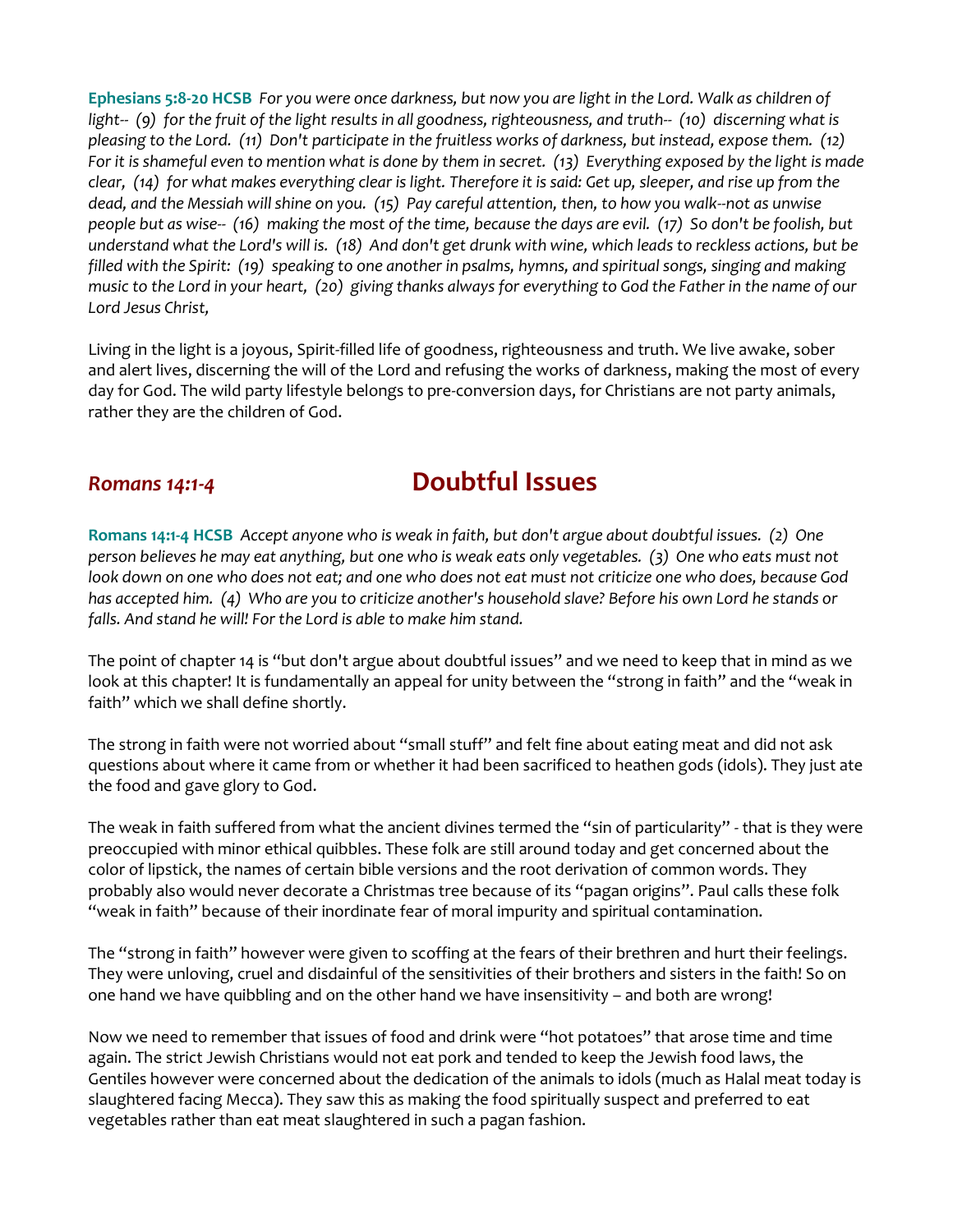**Ephesians 5:8-20 HCSB** *For you were once darkness, but now you are light in the Lord. Walk as children of light-- (9) for the fruit of the light results in all goodness, righteousness, and truth-- (10) discerning what is pleasing to the Lord. (11) Don't participate in the fruitless works of darkness, but instead, expose them. (12) For it is shameful even to mention what is done by them in secret. (13) Everything exposed by the light is made clear, (14) for what makes everything clear is light. Therefore it is said: Get up, sleeper, and rise up from the dead, and the Messiah will shine on you. (15) Pay careful attention, then, to how you walk--not as unwise people but as wise-- (16) making the most of the time, because the days are evil. (17) So don't be foolish, but understand what the Lord's will is. (18) And don't get drunk with wine, which leads to reckless actions, but be filled with the Spirit: (19) speaking to one another in psalms, hymns, and spiritual songs, singing and making music to the Lord in your heart, (20) giving thanks always for everything to God the Father in the name of our Lord Jesus Christ,*

Living in the light is a joyous, Spirit-filled life of goodness, righteousness and truth. We live awake, sober and alert lives, discerning the will of the Lord and refusing the works of darkness, making the most of every day for God. The wild party lifestyle belongs to pre-conversion days, for Christians are not party animals, rather they are the children of God.

## *Romans 14:1-4* Doubtful Issues

**Romans 14:1-4 HCSB** *Accept anyone who is weak in faith, but don't argue about doubtful issues. (2) One person believes he may eat anything, but one who is weak eats only vegetables. (3) One who eats must not look down on one who does not eat; and one who does not eat must not criticize one who does, because God has accepted him. (4) Who are you to criticize another's household slave? Before his own Lord he stands or falls. And stand he will! For the Lord is able to make him stand.*

The point of chapter 14 is "but don't argue about doubtful issues" and we need to keep that in mind as we look at this chapter! It is fundamentally an appeal for unity between the "strong in faith" and the "weak in faith" which we shall define shortly.

The strong in faith were not worried about "small stuff" and felt fine about eating meat and did not ask questions about where it came from or whether it had been sacrificed to heathen gods (idols). They just ate the food and gave glory to God.

The weak in faith suffered from what the ancient divines termed the "sin of particularity" - that is they were preoccupied with minor ethical quibbles. These folk are still around today and get concerned about the color of lipstick, the names of certain bible versions and the root derivation of common words. They probably also would never decorate a Christmas tree because of its "pagan origins". Paul calls these folk "weak in faith" because of their inordinate fear of moral impurity and spiritual contamination.

The "strong in faith" however were given to scoffing at the fears of their brethren and hurt their feelings. They were unloving, cruel and disdainful of the sensitivities of their brothers and sisters in the faith! So on one hand we have quibbling and on the other hand we have insensitivity – and both are wrong!

Now we need to remember that issues of food and drink were "hot potatoes" that arose time and time again. The strict Jewish Christians would not eat pork and tended to keep the Jewish food laws, the Gentiles however were concerned about the dedication of the animals to idols (much as Halal meat today is slaughtered facing Mecca). They saw this as making the food spiritually suspect and preferred to eat vegetables rather than eat meat slaughtered in such a pagan fashion.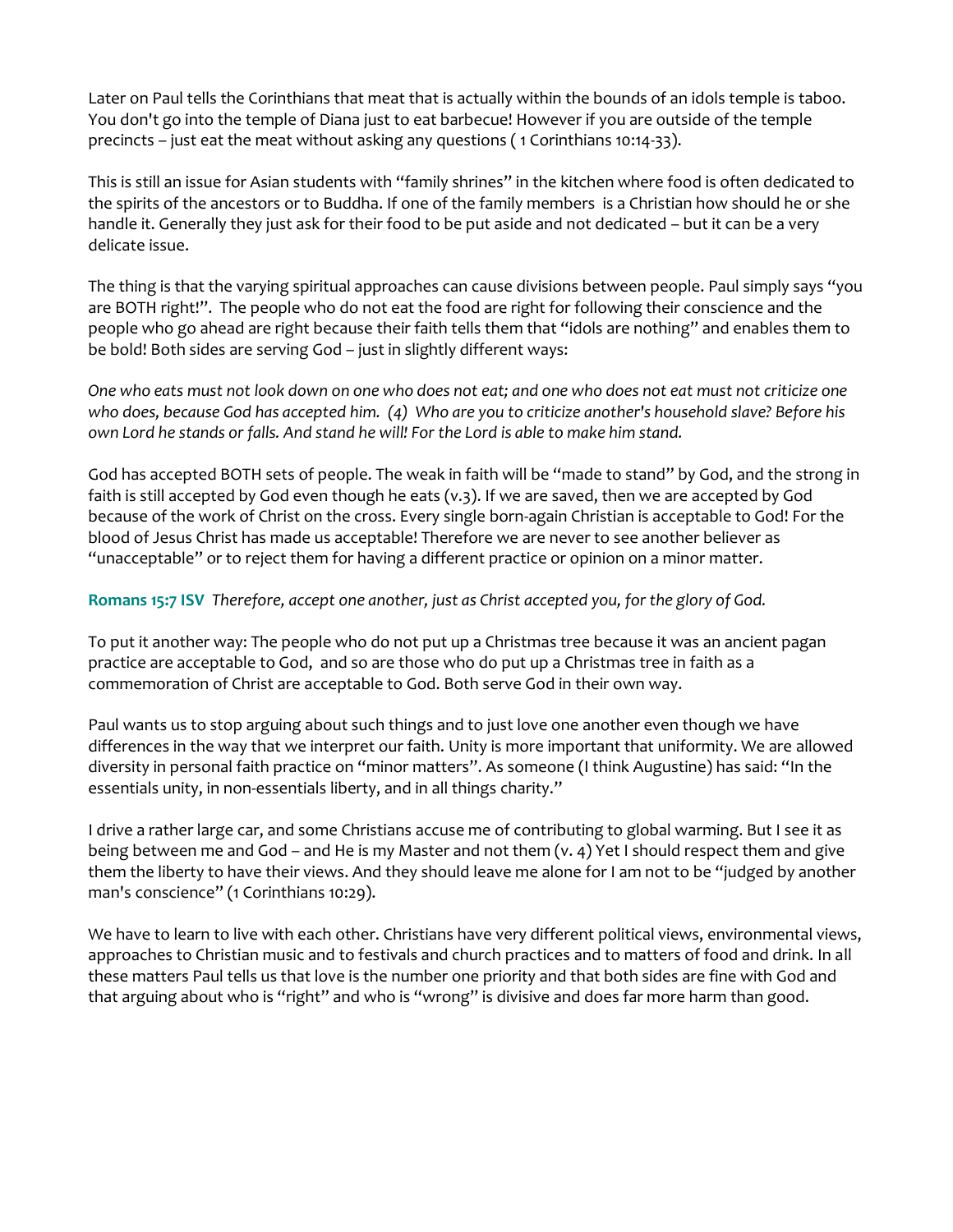Later on Paul tells the Corinthians that meat that is actually within the bounds of an idols temple is taboo. You don't go into the temple of Diana just to eat barbecue! However if you are outside of the temple precincts – just eat the meat without asking any questions ( 1 Corinthians 10:14-33).

This is still an issue for Asian students with "family shrines" in the kitchen where food is often dedicated to the spirits of the ancestors or to Buddha. If one of the family members is a Christian how should he or she handle it. Generally they just ask for their food to be put aside and not dedicated – but it can be a very delicate issue.

The thing is that the varying spiritual approaches can cause divisions between people. Paul simply says "you are BOTH right!". The people who do not eat the food are right for following their conscience and the people who go ahead are right because their faith tells them that "idols are nothing" and enables them to be bold! Both sides are serving God – just in slightly different ways:

*One who eats must not look down on one who does not eat; and one who does not eat must not criticize one who does, because God has accepted him. (4) Who are you to criticize another's household slave? Before his own Lord he stands or falls. And stand he will! For the Lord is able to make him stand.*

God has accepted BOTH sets of people. The weak in faith will be "made to stand" by God, and the strong in faith is still accepted by God even though he eats (v.3). If we are saved, then we are accepted by God because of the work of Christ on the cross. Every single born-again Christian is acceptable to God! For the blood of Jesus Christ has made us acceptable! Therefore we are never to see another believer as "unacceptable" or to reject them for having a different practice or opinion on a minor matter.

**Romans 15:7 ISV** *Therefore, accept one another, just as Christ accepted you, for the glory of God.*

To put it another way: The people who do not put up a Christmas tree because it was an ancient pagan practice are acceptable to God, and so are those who do put up a Christmas tree in faith as a commemoration of Christ are acceptable to God. Both serve God in their own way.

Paul wants us to stop arguing about such things and to just love one another even though we have differences in the way that we interpret our faith. Unity is more important that uniformity. We are allowed diversity in personal faith practice on "minor matters". As someone (I think Augustine) has said: "In the essentials unity, in non-essentials liberty, and in all things charity."

I drive a rather large car, and some Christians accuse me of contributing to global warming. But I see it as being between me and God – and He is my Master and not them (v. 4) Yet I should respect them and give them the liberty to have their views. And they should leave me alone for I am not to be "judged by another man's conscience" (1 Corinthians 10:29).

We have to learn to live with each other. Christians have very different political views, environmental views, approaches to Christian music and to festivals and church practices and to matters of food and drink. In all these matters Paul tells us that love is the number one priority and that both sides are fine with God and that arguing about who is "right" and who is "wrong" is divisive and does far more harm than good.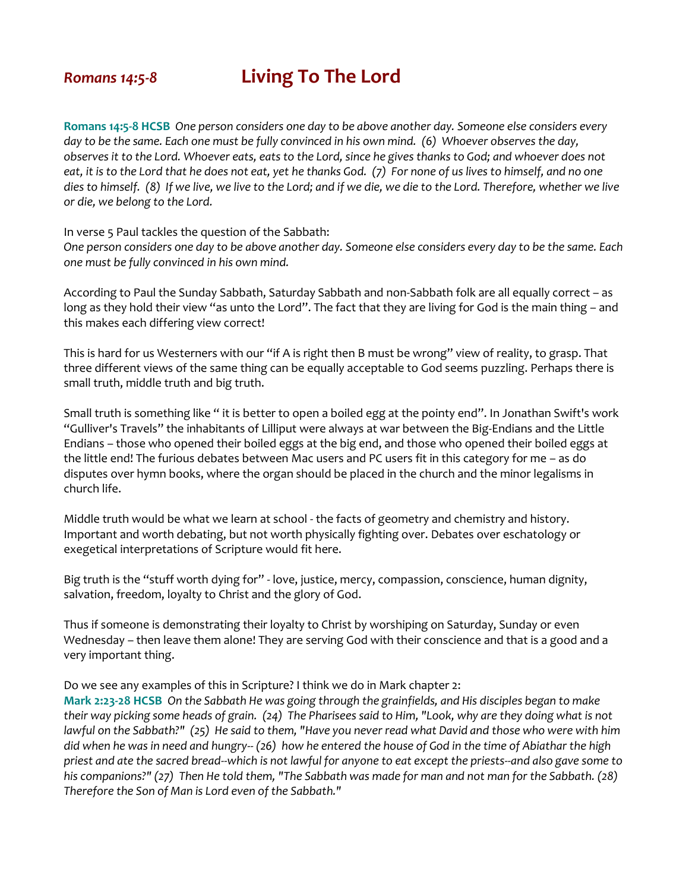# *Romans 14:5-8* Living To The Lord

**Romans 14:5-8 HCSB** *One person considers one day to be above another day. Someone else considers every day to be the same. Each one must be fully convinced in his own mind. (6) Whoever observes the day, observes it to the Lord. Whoever eats, eats to the Lord, since he gives thanks to God; and whoever does not eat, it is to the Lord that he does not eat, yet he thanks God. (7) For none of us lives to himself, and no one dies to himself. (8) If we live, we live to the Lord; and if we die, we die to the Lord. Therefore, whether we live or die, we belong to the Lord.*

In verse 5 Paul tackles the question of the Sabbath:
*One person considers one day to be above another day. Someone else considers every day to be the same. Each one must be fully convinced in his own mind.*

According to Paul the Sunday Sabbath, Saturday Sabbath and non-Sabbath folk are all equally correct – as long as they hold their view "as unto the Lord". The fact that they are living for God is the main thing – and this makes each differing view correct!

This is hard for us Westerners with our "if A is right then B must be wrong" view of reality, to grasp. That three different views of the same thing can be equally acceptable to God seems puzzling. Perhaps there is small truth, middle truth and big truth.

Small truth is something like " it is better to open a boiled egg at the pointy end". In Jonathan Swift's work "Gulliver's Travels" the inhabitants of Lilliput were always at war between the Big-Endians and the Little Endians – those who opened their boiled eggs at the big end, and those who opened their boiled eggs at the little end! The furious debates between Mac users and PC users fit in this category for me – as do disputes over hymn books, where the organ should be placed in the church and the minor legalisms in church life.

Middle truth would be what we learn at school - the facts of geometry and chemistry and history. Important and worth debating, but not worth physically fighting over. Debates over eschatology or exegetical interpretations of Scripture would fit here.

Big truth is the "stuff worth dying for" - love, justice, mercy, compassion, conscience, human dignity, salvation, freedom, loyalty to Christ and the glory of God.

Thus if someone is demonstrating their loyalty to Christ by worshiping on Saturday, Sunday or even Wednesday – then leave them alone! They are serving God with their conscience and that is a good and a very important thing.

Do we see any examples of this in Scripture? I think we do in Mark chapter 2:
**Mark 2:23-28 HCSB** *On the Sabbath He was going through the grainfields, and His disciples began to make their way picking some heads of grain. (24) The Pharisees said to Him, "Look, why are they doing what is not lawful on the Sabbath?" (25) He said to them, "Have you never read what David and those who were with him did when he was in need and hungry-- (26) how he entered the house of God in the time of Abiathar the high priest and ate the sacred bread--which is not lawful for anyone to eat except the priests--and also gave some to his companions?" (27) Then He told them, "The Sabbath was made for man and not man for the Sabbath. (28) Therefore the Son of Man is Lord even of the Sabbath."*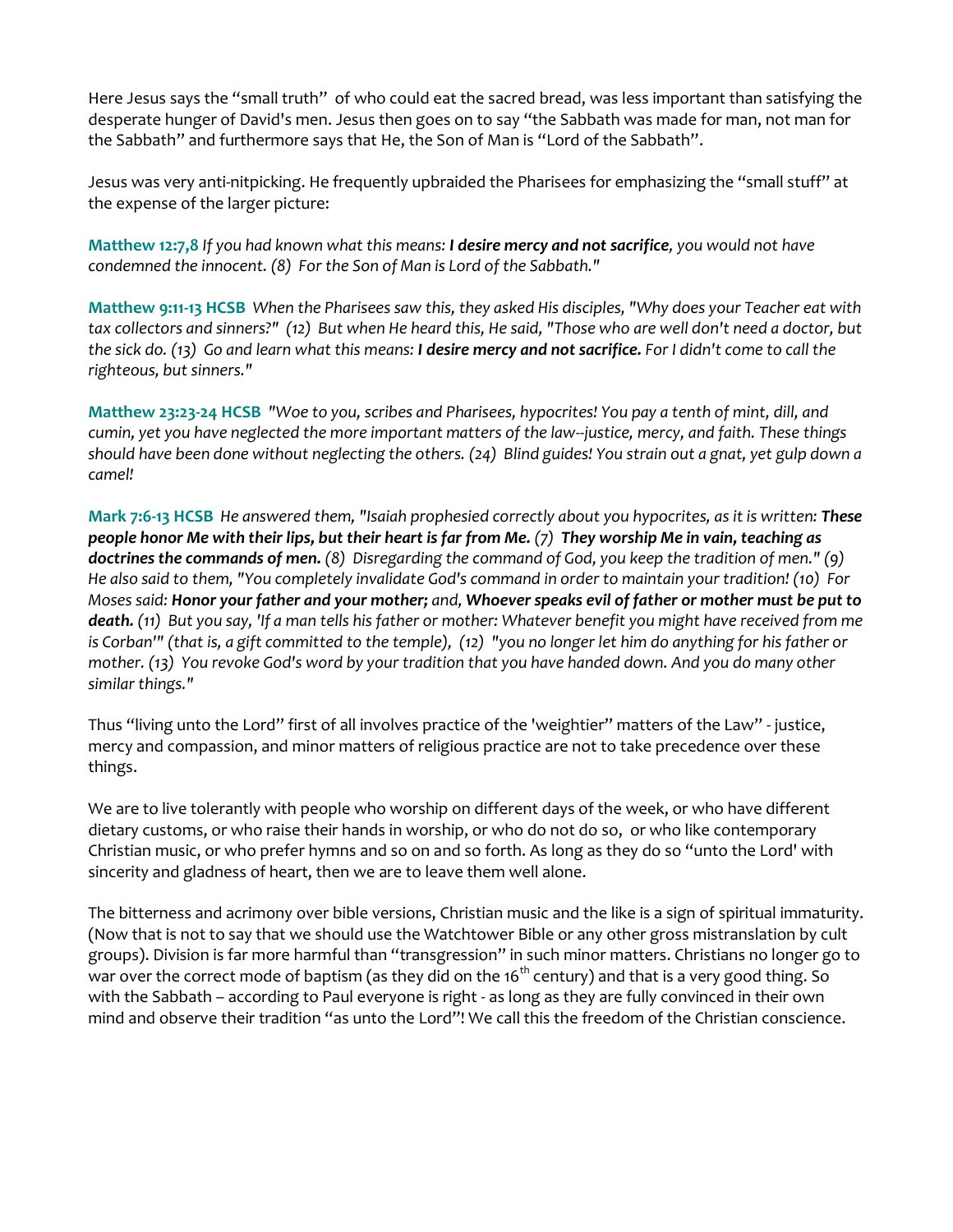Here Jesus says the "small truth" of who could eat the sacred bread, was less important than satisfying the desperate hunger of David's men. Jesus then goes on to say "the Sabbath was made for man, not man for the Sabbath" and furthermore says that He, the Son of Man is "Lord of the Sabbath".

Jesus was very anti-nitpicking. He frequently upbraided the Pharisees for emphasizing the "small stuff" at the expense of the larger picture:

**Matthew 12:7,8** *If you had known what this means: **I desire mercy and not sacrifice**, you would not have condemned the innocent. (8) For the Son of Man is Lord of the Sabbath."*

**Matthew 9:11-13 HCSB** *When the Pharisees saw this, they asked His disciples, "Why does your Teacher eat with tax collectors and sinners?" (12) But when He heard this, He said, "Those who are well don't need a doctor, but the sick do. (13) Go and learn what this means: **I desire mercy and not sacrifice.** For I didn't come to call the righteous, but sinners."*

**Matthew 23:23-24 HCSB** *"Woe to you, scribes and Pharisees, hypocrites! You pay a tenth of mint, dill, and cumin, yet you have neglected the more important matters of the law--justice, mercy, and faith. These things should have been done without neglecting the others. (24) Blind guides! You strain out a gnat, yet gulp down a camel!*

**Mark 7:6-13 HCSB** *He answered them, "Isaiah prophesied correctly about you hypocrites, as it is written: **These people honor Me with their lips, but their heart is far from Me.** (7) **They worship Me in vain, teaching as doctrines the commands of men.** (8) Disregarding the command of God, you keep the tradition of men." (9) He also said to them, "You completely invalidate God's command in order to maintain your tradition! (10) For Moses said: **Honor your father and your mother;** and, **Whoever speaks evil of father or mother must be put to death.** (11) But you say, 'If a man tells his father or mother: Whatever benefit you might have received from me is Corban'" (that is, a gift committed to the temple), (12) "you no longer let him do anything for his father or mother. (13) You revoke God's word by your tradition that you have handed down. And you do many other similar things."*

Thus "living unto the Lord" first of all involves practice of the 'weightier" matters of the Law" - justice, mercy and compassion, and minor matters of religious practice are not to take precedence over these things.

We are to live tolerantly with people who worship on different days of the week, or who have different dietary customs, or who raise their hands in worship, or who do not do so, or who like contemporary Christian music, or who prefer hymns and so on and so forth. As long as they do so "unto the Lord' with sincerity and gladness of heart, then we are to leave them well alone.

The bitterness and acrimony over bible versions, Christian music and the like is a sign of spiritual immaturity. (Now that is not to say that we should use the Watchtower Bible or any other gross mistranslation by cult groups). Division is far more harmful than "transgression" in such minor matters. Christians no longer go to war over the correct mode of baptism (as they did on the 16th century) and that is a very good thing. So with the Sabbath – according to Paul everyone is right - as long as they are fully convinced in their own mind and observe their tradition "as unto the Lord"! We call this the freedom of the Christian conscience.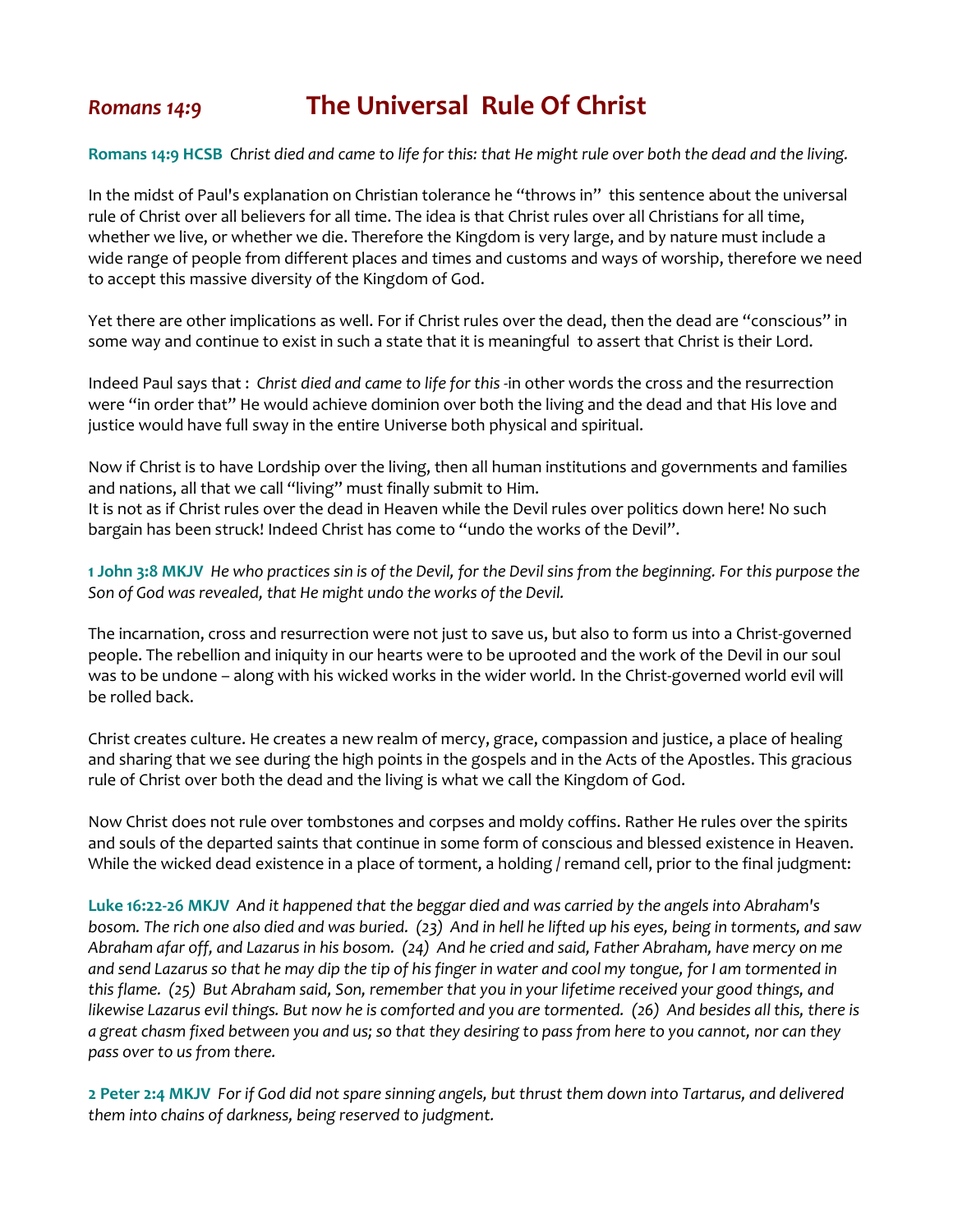# *Romans 14:9* The Universal Rule Of Christ

**Romans 14:9 HCSB** *Christ died and came to life for this: that He might rule over both the dead and the living.*

In the midst of Paul's explanation on Christian tolerance he "throws in" this sentence about the universal rule of Christ over all believers for all time. The idea is that Christ rules over all Christians for all time, whether we live, or whether we die. Therefore the Kingdom is very large, and by nature must include a wide range of people from different places and times and customs and ways of worship, therefore we need to accept this massive diversity of the Kingdom of God.

Yet there are other implications as well. For if Christ rules over the dead, then the dead are "conscious" in some way and continue to exist in such a state that it is meaningful to assert that Christ is their Lord.

Indeed Paul says that : *Christ died and came to life for this* -in other words the cross and the resurrection were "in order that" He would achieve dominion over both the living and the dead and that His love and justice would have full sway in the entire Universe both physical and spiritual.

Now if Christ is to have Lordship over the living, then all human institutions and governments and families and nations, all that we call "living" must finally submit to Him.
It is not as if Christ rules over the dead in Heaven while the Devil rules over politics down here! No such bargain has been struck! Indeed Christ has come to "undo the works of the Devil".

**1 John 3:8 MKJV** *He who practices sin is of the Devil, for the Devil sins from the beginning. For this purpose the Son of God was revealed, that He might undo the works of the Devil.*

The incarnation, cross and resurrection were not just to save us, but also to form us into a Christ-governed people. The rebellion and iniquity in our hearts were to be uprooted and the work of the Devil in our soul was to be undone – along with his wicked works in the wider world. In the Christ-governed world evil will be rolled back.

Christ creates culture. He creates a new realm of mercy, grace, compassion and justice, a place of healing and sharing that we see during the high points in the gospels and in the Acts of the Apostles. This gracious rule of Christ over both the dead and the living is what we call the Kingdom of God.

Now Christ does not rule over tombstones and corpses and moldy coffins. Rather He rules over the spirits and souls of the departed saints that continue in some form of conscious and blessed existence in Heaven. While the wicked dead existence in a place of torment, a holding / remand cell, prior to the final judgment:

**Luke 16:22-26 MKJV** *And it happened that the beggar died and was carried by the angels into Abraham's bosom. The rich one also died and was buried. (23) And in hell he lifted up his eyes, being in torments, and saw Abraham afar off, and Lazarus in his bosom. (24) And he cried and said, Father Abraham, have mercy on me and send Lazarus so that he may dip the tip of his finger in water and cool my tongue, for I am tormented in this flame. (25) But Abraham said, Son, remember that you in your lifetime received your good things, and likewise Lazarus evil things. But now he is comforted and you are tormented. (26) And besides all this, there is a great chasm fixed between you and us; so that they desiring to pass from here to you cannot, nor can they pass over to us from there.*

**2 Peter 2:4 MKJV** *For if God did not spare sinning angels, but thrust them down into Tartarus, and delivered them into chains of darkness, being reserved to judgment.*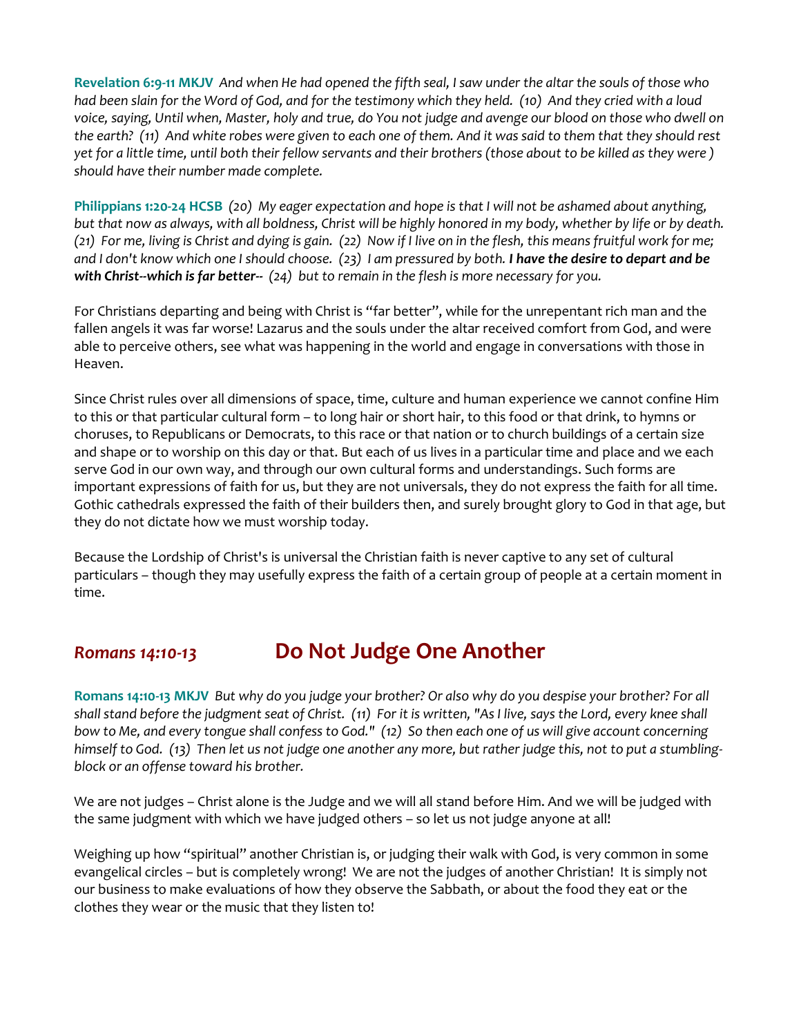**Revelation 6:9-11 MKJV** *And when He had opened the fifth seal, I saw under the altar the souls of those who had been slain for the Word of God, and for the testimony which they held. (10) And they cried with a loud voice, saying, Until when, Master, holy and true, do You not judge and avenge our blood on those who dwell on the earth? (11) And white robes were given to each one of them. And it was said to them that they should rest yet for a little time, until both their fellow servants and their brothers (those about to be killed as they were ) should have their number made complete.*

**Philippians 1:20-24 HCSB** *(20) My eager expectation and hope is that I will not be ashamed about anything, but that now as always, with all boldness, Christ will be highly honored in my body, whether by life or by death. (21) For me, living is Christ and dying is gain. (22) Now if I live on in the flesh, this means fruitful work for me; and I don't know which one I should choose. (23) I am pressured by both.* ***I have the desire to depart and be with Christ--which is far better--*** *(24) but to remain in the flesh is more necessary for you.*

For Christians departing and being with Christ is "far better", while for the unrepentant rich man and the fallen angels it was far worse! Lazarus and the souls under the altar received comfort from God, and were able to perceive others, see what was happening in the world and engage in conversations with those in Heaven.

Since Christ rules over all dimensions of space, time, culture and human experience we cannot confine Him to this or that particular cultural form – to long hair or short hair, to this food or that drink, to hymns or choruses, to Republicans or Democrats, to this race or that nation or to church buildings of a certain size and shape or to worship on this day or that. But each of us lives in a particular time and place and we each serve God in our own way, and through our own cultural forms and understandings. Such forms are important expressions of faith for us, but they are not universals, they do not express the faith for all time. Gothic cathedrals expressed the faith of their builders then, and surely brought glory to God in that age, but they do not dictate how we must worship today.

Because the Lordship of Christ's is universal the Christian faith is never captive to any set of cultural particulars – though they may usefully express the faith of a certain group of people at a certain moment in time.

## *Romans 14:10-13* Do Not Judge One Another

**Romans 14:10-13 MKJV** *But why do you judge your brother? Or also why do you despise your brother? For all shall stand before the judgment seat of Christ. (11) For it is written, "As I live, says the Lord, every knee shall bow to Me, and every tongue shall confess to God." (12) So then each one of us will give account concerning himself to God. (13) Then let us not judge one another any more, but rather judge this, not to put a stumbling-block or an offense toward his brother.*

We are not judges – Christ alone is the Judge and we will all stand before Him. And we will be judged with the same judgment with which we have judged others – so let us not judge anyone at all!

Weighing up how "spiritual" another Christian is, or judging their walk with God, is very common in some evangelical circles – but is completely wrong! We are not the judges of another Christian! It is simply not our business to make evaluations of how they observe the Sabbath, or about the food they eat or the clothes they wear or the music that they listen to!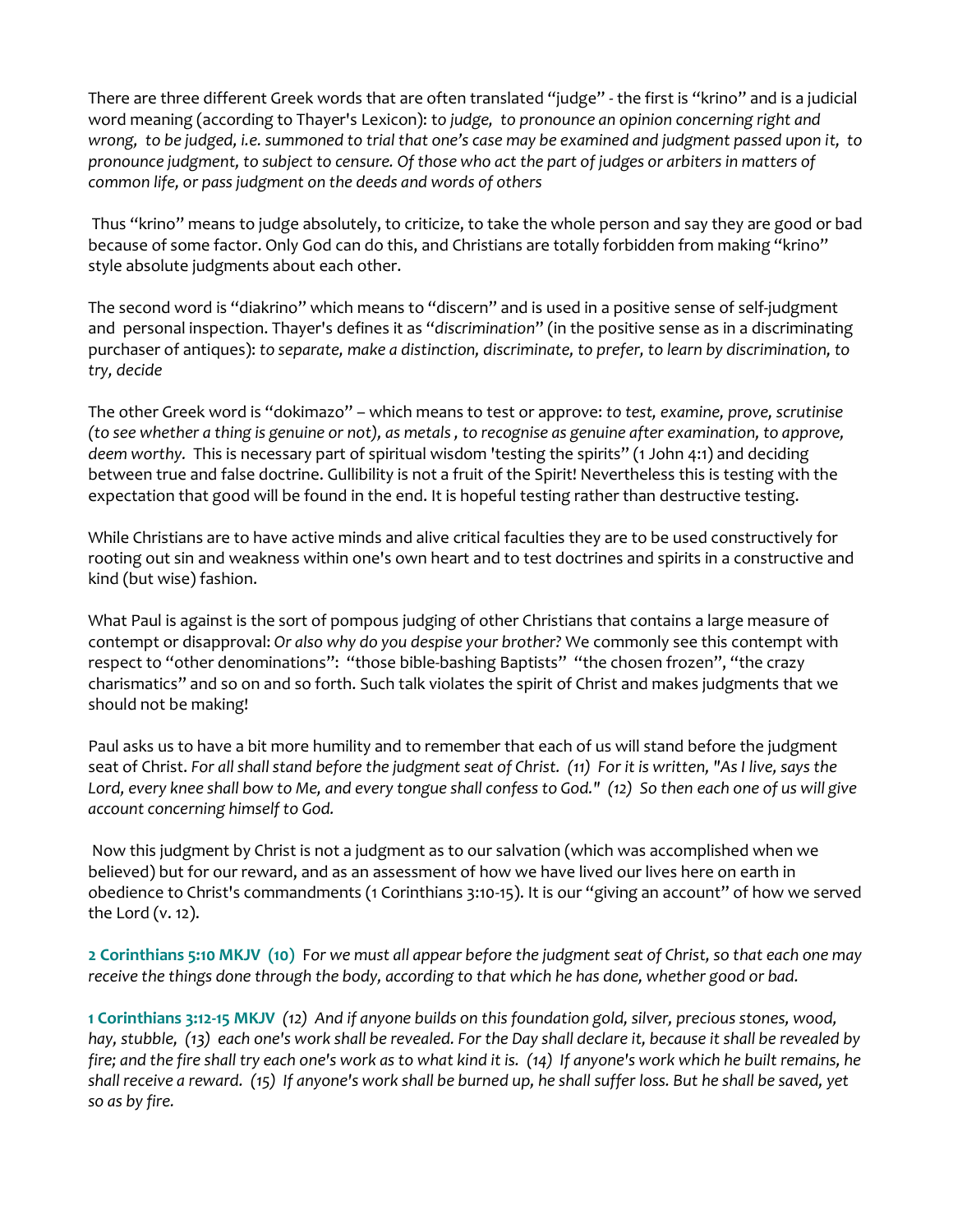There are three different Greek words that are often translated "judge" - the first is "krino" and is a judicial word meaning (according to Thayer's Lexicon): t*o judge, to pronounce an opinion concerning right and wrong, to be judged, i.e. summoned to trial that one's case may be examined and judgment passed upon it, to pronounce judgment, to subject to censure. Of those who act the part of judges or arbiters in matters of common life, or pass judgment on the deeds and words of others*

Thus "krino" means to judge absolutely, to criticize, to take the whole person and say they are good or bad because of some factor. Only God can do this, and Christians are totally forbidden from making "krino" style absolute judgments about each other.

The second word is "diakrino" which means to "discern" and is used in a positive sense of self-judgment and personal inspection. Thayer's defines it as "*discrimination*" (in the positive sense as in a discriminating purchaser of antiques): *to separate, make a distinction, discriminate, to prefer, to learn by discrimination, to try, decide*

The other Greek word is "dokimazo" – which means to test or approve: *to test, examine, prove, scrutinise (to see whether a thing is genuine or not), as metals , to recognise as genuine after examination, to approve, deem worthy.* This is necessary part of spiritual wisdom 'testing the spirits" (1 John 4:1) and deciding between true and false doctrine. Gullibility is not a fruit of the Spirit! Nevertheless this is testing with the expectation that good will be found in the end. It is hopeful testing rather than destructive testing.

While Christians are to have active minds and alive critical faculties they are to be used constructively for rooting out sin and weakness within one's own heart and to test doctrines and spirits in a constructive and kind (but wise) fashion.

What Paul is against is the sort of pompous judging of other Christians that contains a large measure of contempt or disapproval: *Or also why do you despise your brother?* We commonly see this contempt with respect to "other denominations": "those bible-bashing Baptists" "the chosen frozen", "the crazy charismatics" and so on and so forth. Such talk violates the spirit of Christ and makes judgments that we should not be making!

Paul asks us to have a bit more humility and to remember that each of us will stand before the judgment seat of Christ. *For all shall stand before the judgment seat of Christ. (11) For it is written, "As I live, says the Lord, every knee shall bow to Me, and every tongue shall confess to God." (12) So then each one of us will give account concerning himself to God.*

Now this judgment by Christ is not a judgment as to our salvation (which was accomplished when we believed) but for our reward, and as an assessment of how we have lived our lives here on earth in obedience to Christ's commandments (1 Corinthians 3:10-15). It is our "giving an account" of how we served the Lord (v. 12).

**2 Corinthians 5:10 MKJV (10)** F*or we must all appear before the judgment seat of Christ, so that each one may receive the things done through the body, according to that which he has done, whether good or bad.*

**1 Corinthians 3:12-15 MKJV** *(12) And if anyone builds on this foundation gold, silver, precious stones, wood, hay, stubble, (13) each one's work shall be revealed. For the Day shall declare it, because it shall be revealed by fire; and the fire shall try each one's work as to what kind it is. (14) If anyone's work which he built remains, he shall receive a reward. (15) If anyone's work shall be burned up, he shall suffer loss. But he shall be saved, yet so as by fire.*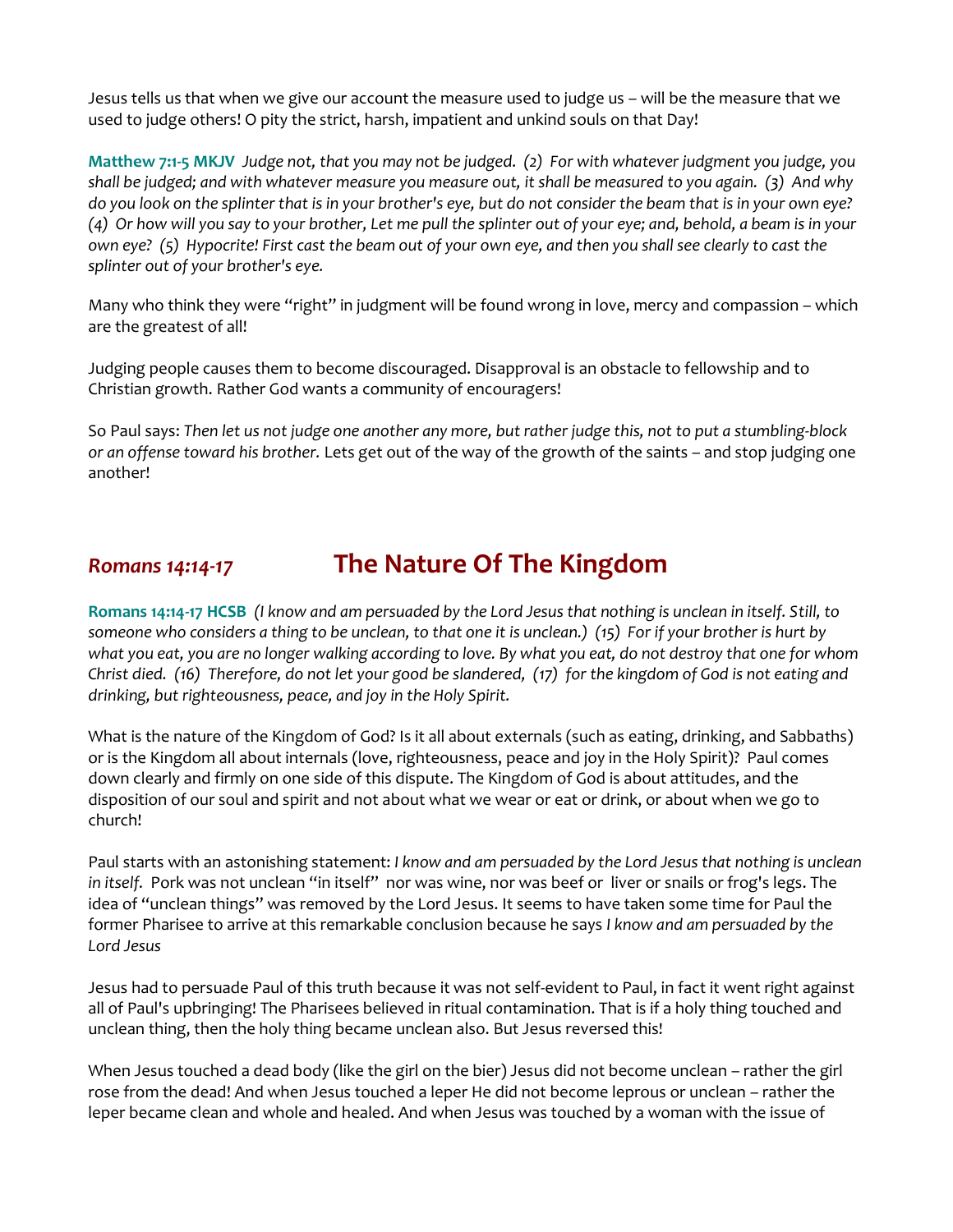Jesus tells us that when we give our account the measure used to judge us – will be the measure that we used to judge others! O pity the strict, harsh, impatient and unkind souls on that Day!

**Matthew 7:1-5 MKJV** *Judge not, that you may not be judged. (2) For with whatever judgment you judge, you shall be judged; and with whatever measure you measure out, it shall be measured to you again. (3) And why do you look on the splinter that is in your brother's eye, but do not consider the beam that is in your own eye? (4) Or how will you say to your brother, Let me pull the splinter out of your eye; and, behold, a beam is in your own eye? (5) Hypocrite! First cast the beam out of your own eye, and then you shall see clearly to cast the splinter out of your brother's eye.*

Many who think they were "right" in judgment will be found wrong in love, mercy and compassion – which are the greatest of all!

Judging people causes them to become discouraged. Disapproval is an obstacle to fellowship and to Christian growth. Rather God wants a community of encouragers!

So Paul says: *Then let us not judge one another any more, but rather judge this, not to put a stumbling-block or an offense toward his brother.* Lets get out of the way of the growth of the saints – and stop judging one another!

## *Romans 14:14-17* The Nature Of The Kingdom

**Romans 14:14-17 HCSB** *(I know and am persuaded by the Lord Jesus that nothing is unclean in itself. Still, to someone who considers a thing to be unclean, to that one it is unclean.) (15) For if your brother is hurt by what you eat, you are no longer walking according to love. By what you eat, do not destroy that one for whom Christ died. (16) Therefore, do not let your good be slandered, (17) for the kingdom of God is not eating and drinking, but righteousness, peace, and joy in the Holy Spirit.*

What is the nature of the Kingdom of God? Is it all about externals (such as eating, drinking, and Sabbaths) or is the Kingdom all about internals (love, righteousness, peace and joy in the Holy Spirit)? Paul comes down clearly and firmly on one side of this dispute. The Kingdom of God is about attitudes, and the disposition of our soul and spirit and not about what we wear or eat or drink, or about when we go to church!

Paul starts with an astonishing statement: *I know and am persuaded by the Lord Jesus that nothing is unclean in itself.* Pork was not unclean "in itself" nor was wine, nor was beef or liver or snails or frog's legs. The idea of "unclean things" was removed by the Lord Jesus. It seems to have taken some time for Paul the former Pharisee to arrive at this remarkable conclusion because he says *I know and am persuaded by the Lord Jesus*

Jesus had to persuade Paul of this truth because it was not self-evident to Paul, in fact it went right against all of Paul's upbringing! The Pharisees believed in ritual contamination. That is if a holy thing touched and unclean thing, then the holy thing became unclean also. But Jesus reversed this!

When Jesus touched a dead body (like the girl on the bier) Jesus did not become unclean – rather the girl rose from the dead! And when Jesus touched a leper He did not become leprous or unclean – rather the leper became clean and whole and healed. And when Jesus was touched by a woman with the issue of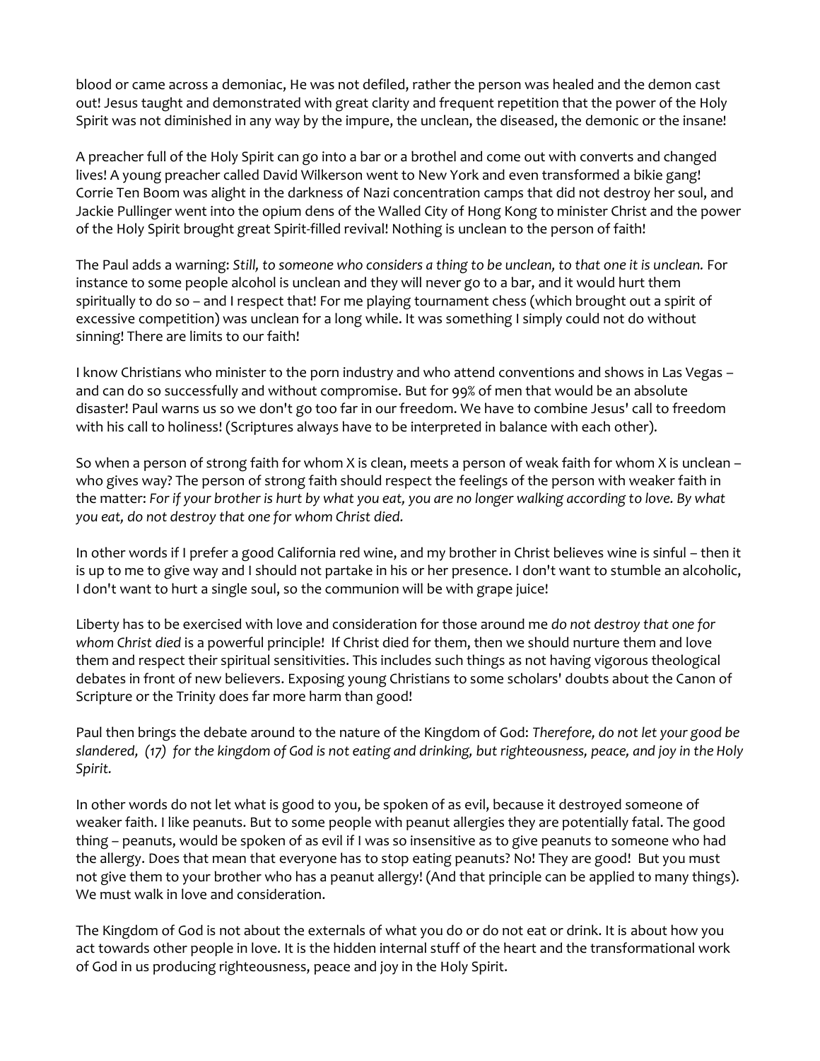blood or came across a demoniac, He was not defiled, rather the person was healed and the demon cast out! Jesus taught and demonstrated with great clarity and frequent repetition that the power of the Holy Spirit was not diminished in any way by the impure, the unclean, the diseased, the demonic or the insane!

A preacher full of the Holy Spirit can go into a bar or a brothel and come out with converts and changed lives! A young preacher called David Wilkerson went to New York and even transformed a bikie gang! Corrie Ten Boom was alight in the darkness of Nazi concentration camps that did not destroy her soul, and Jackie Pullinger went into the opium dens of the Walled City of Hong Kong to minister Christ and the power of the Holy Spirit brought great Spirit-filled revival! Nothing is unclean to the person of faith!

The Paul adds a warning: *Still, to someone who considers a thing to be unclean, to that one it is unclean.* For instance to some people alcohol is unclean and they will never go to a bar, and it would hurt them spiritually to do so – and I respect that! For me playing tournament chess (which brought out a spirit of excessive competition) was unclean for a long while. It was something I simply could not do without sinning! There are limits to our faith!

I know Christians who minister to the porn industry and who attend conventions and shows in Las Vegas – and can do so successfully and without compromise. But for 99% of men that would be an absolute disaster! Paul warns us so we don't go too far in our freedom. We have to combine Jesus' call to freedom with his call to holiness! (Scriptures always have to be interpreted in balance with each other).

So when a person of strong faith for whom X is clean, meets a person of weak faith for whom X is unclean – who gives way? The person of strong faith should respect the feelings of the person with weaker faith in the matter: *For if your brother is hurt by what you eat, you are no longer walking according to love. By what you eat, do not destroy that one for whom Christ died.*

In other words if I prefer a good California red wine, and my brother in Christ believes wine is sinful – then it is up to me to give way and I should not partake in his or her presence. I don't want to stumble an alcoholic, I don't want to hurt a single soul, so the communion will be with grape juice!

Liberty has to be exercised with love and consideration for those around me *do not destroy that one for whom Christ died* is a powerful principle! If Christ died for them, then we should nurture them and love them and respect their spiritual sensitivities. This includes such things as not having vigorous theological debates in front of new believers. Exposing young Christians to some scholars' doubts about the Canon of Scripture or the Trinity does far more harm than good!

Paul then brings the debate around to the nature of the Kingdom of God: *Therefore, do not let your good be slandered, (17) for the kingdom of God is not eating and drinking, but righteousness, peace, and joy in the Holy Spirit.*

In other words do not let what is good to you, be spoken of as evil, because it destroyed someone of weaker faith. I like peanuts. But to some people with peanut allergies they are potentially fatal. The good thing – peanuts, would be spoken of as evil if I was so insensitive as to give peanuts to someone who had the allergy. Does that mean that everyone has to stop eating peanuts? No! They are good! But you must not give them to your brother who has a peanut allergy! (And that principle can be applied to many things). We must walk in love and consideration.

The Kingdom of God is not about the externals of what you do or do not eat or drink. It is about how you act towards other people in love. It is the hidden internal stuff of the heart and the transformational work of God in us producing righteousness, peace and joy in the Holy Spirit.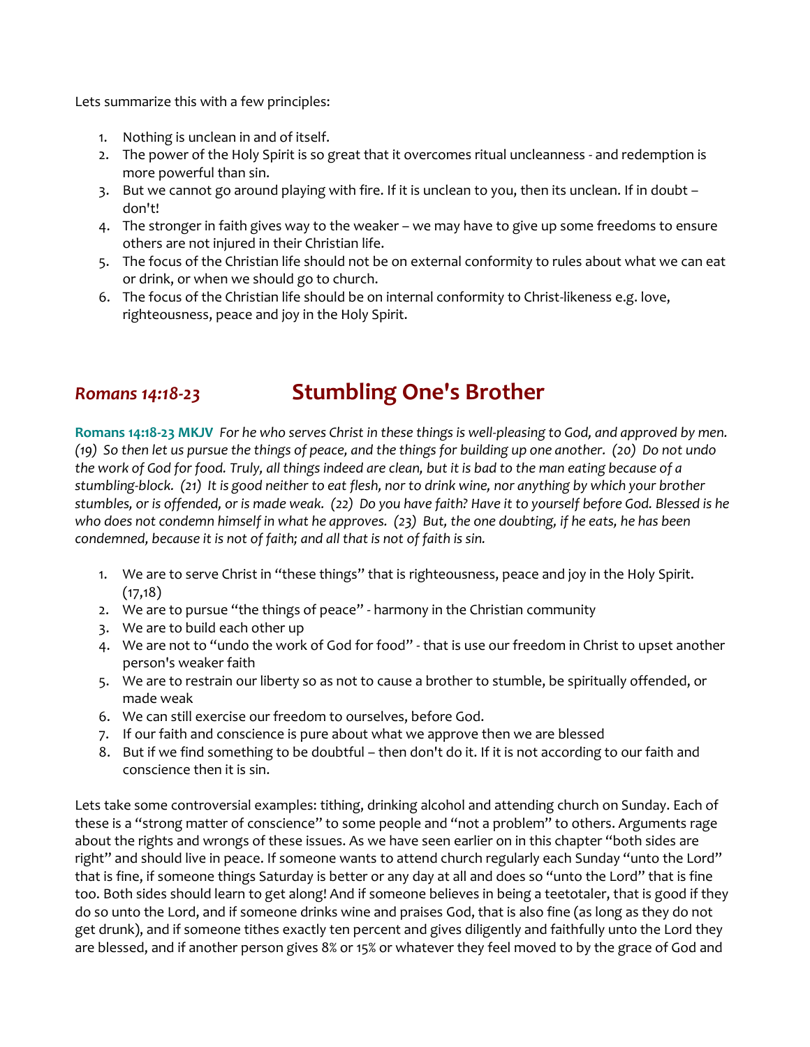Lets summarize this with a few principles:

1. Nothing is unclean in and of itself.
2. The power of the Holy Spirit is so great that it overcomes ritual uncleanness - and redemption is more powerful than sin.
3. But we cannot go around playing with fire. If it is unclean to you, then its unclean. If in doubt – don't!
4. The stronger in faith gives way to the weaker – we may have to give up some freedoms to ensure others are not injured in their Christian life.
5. The focus of the Christian life should not be on external conformity to rules about what we can eat or drink, or when we should go to church.
6. The focus of the Christian life should be on internal conformity to Christ-likeness e.g. love, righteousness, peace and joy in the Holy Spirit.

## *Romans 14:18-23* Stumbling One's Brother

**Romans 14:18-23 MKJV** *For he who serves Christ in these things is well-pleasing to God, and approved by men. (19) So then let us pursue the things of peace, and the things for building up one another. (20) Do not undo the work of God for food. Truly, all things indeed are clean, but it is bad to the man eating because of a stumbling-block. (21) It is good neither to eat flesh, nor to drink wine, nor anything by which your brother stumbles, or is offended, or is made weak. (22) Do you have faith? Have it to yourself before God. Blessed is he who does not condemn himself in what he approves. (23) But, the one doubting, if he eats, he has been condemned, because it is not of faith; and all that is not of faith is sin.*

1. We are to serve Christ in "these things" that is righteousness, peace and joy in the Holy Spirit. (17,18)
2. We are to pursue "the things of peace" - harmony in the Christian community
3. We are to build each other up
4. We are not to "undo the work of God for food" - that is use our freedom in Christ to upset another person's weaker faith
5. We are to restrain our liberty so as not to cause a brother to stumble, be spiritually offended, or made weak
6. We can still exercise our freedom to ourselves, before God.
7. If our faith and conscience is pure about what we approve then we are blessed
8. But if we find something to be doubtful – then don't do it. If it is not according to our faith and conscience then it is sin.

Lets take some controversial examples: tithing, drinking alcohol and attending church on Sunday. Each of these is a "strong matter of conscience" to some people and "not a problem" to others. Arguments rage about the rights and wrongs of these issues. As we have seen earlier on in this chapter "both sides are right" and should live in peace. If someone wants to attend church regularly each Sunday "unto the Lord" that is fine, if someone things Saturday is better or any day at all and does so "unto the Lord" that is fine too. Both sides should learn to get along! And if someone believes in being a teetotaler, that is good if they do so unto the Lord, and if someone drinks wine and praises God, that is also fine (as long as they do not get drunk), and if someone tithes exactly ten percent and gives diligently and faithfully unto the Lord they are blessed, and if another person gives 8% or 15% or whatever they feel moved to by the grace of God and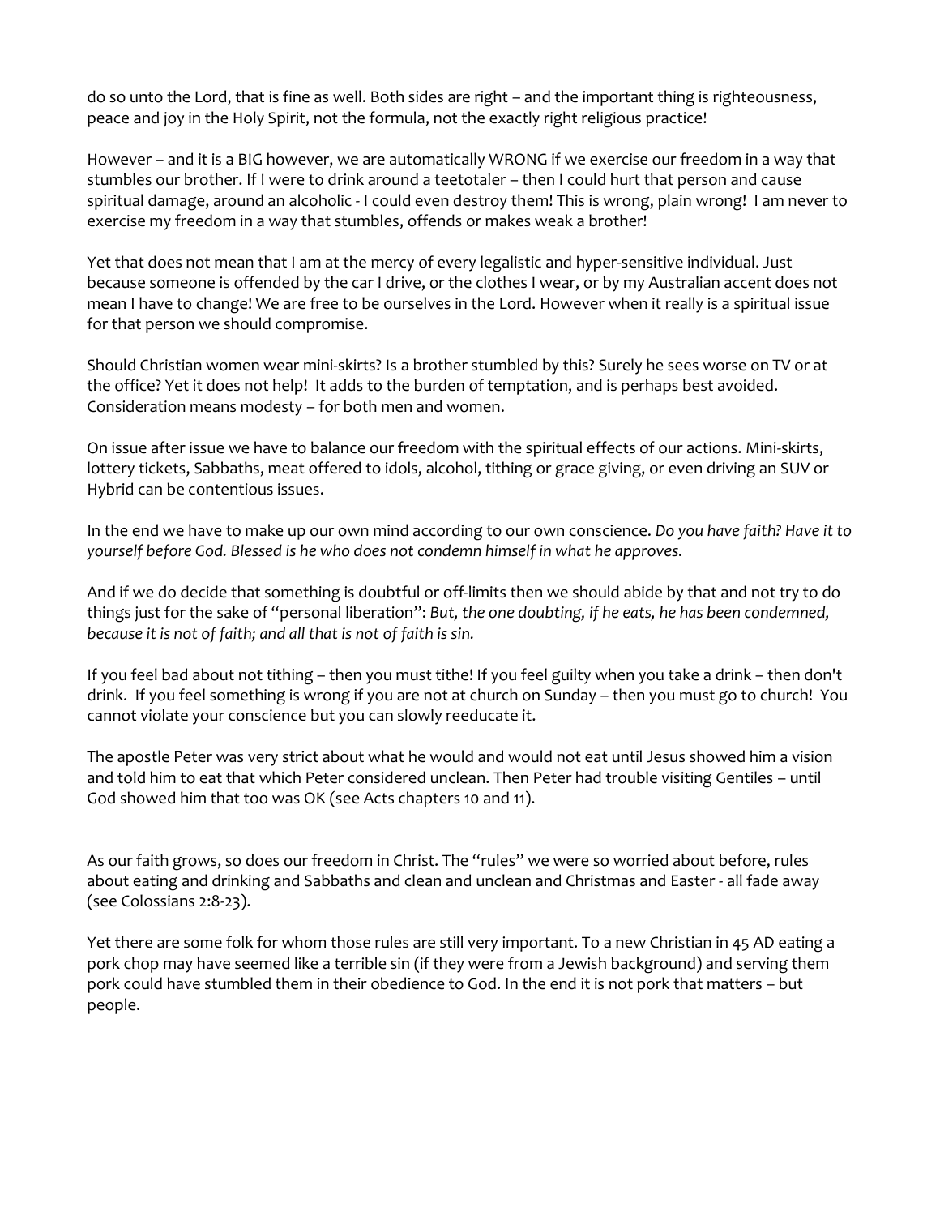do so unto the Lord, that is fine as well. Both sides are right – and the important thing is righteousness, peace and joy in the Holy Spirit, not the formula, not the exactly right religious practice!

However – and it is a BIG however, we are automatically WRONG if we exercise our freedom in a way that stumbles our brother. If I were to drink around a teetotaler – then I could hurt that person and cause spiritual damage, around an alcoholic - I could even destroy them! This is wrong, plain wrong! I am never to exercise my freedom in a way that stumbles, offends or makes weak a brother!

Yet that does not mean that I am at the mercy of every legalistic and hyper-sensitive individual. Just because someone is offended by the car I drive, or the clothes I wear, or by my Australian accent does not mean I have to change! We are free to be ourselves in the Lord. However when it really is a spiritual issue for that person we should compromise.

Should Christian women wear mini-skirts? Is a brother stumbled by this? Surely he sees worse on TV or at the office? Yet it does not help! It adds to the burden of temptation, and is perhaps best avoided. Consideration means modesty – for both men and women.

On issue after issue we have to balance our freedom with the spiritual effects of our actions. Mini-skirts, lottery tickets, Sabbaths, meat offered to idols, alcohol, tithing or grace giving, or even driving an SUV or Hybrid can be contentious issues.

In the end we have to make up our own mind according to our own conscience. *Do you have faith? Have it to yourself before God. Blessed is he who does not condemn himself in what he approves.*

And if we do decide that something is doubtful or off-limits then we should abide by that and not try to do things just for the sake of "personal liberation": *But, the one doubting, if he eats, he has been condemned, because it is not of faith; and all that is not of faith is sin.*

If you feel bad about not tithing – then you must tithe! If you feel guilty when you take a drink – then don't drink. If you feel something is wrong if you are not at church on Sunday – then you must go to church! You cannot violate your conscience but you can slowly reeducate it.

The apostle Peter was very strict about what he would and would not eat until Jesus showed him a vision and told him to eat that which Peter considered unclean. Then Peter had trouble visiting Gentiles – until God showed him that too was OK (see Acts chapters 10 and 11).

As our faith grows, so does our freedom in Christ. The "rules" we were so worried about before, rules about eating and drinking and Sabbaths and clean and unclean and Christmas and Easter - all fade away (see Colossians 2:8-23).

Yet there are some folk for whom those rules are still very important. To a new Christian in 45 AD eating a pork chop may have seemed like a terrible sin (if they were from a Jewish background) and serving them pork could have stumbled them in their obedience to God. In the end it is not pork that matters – but people.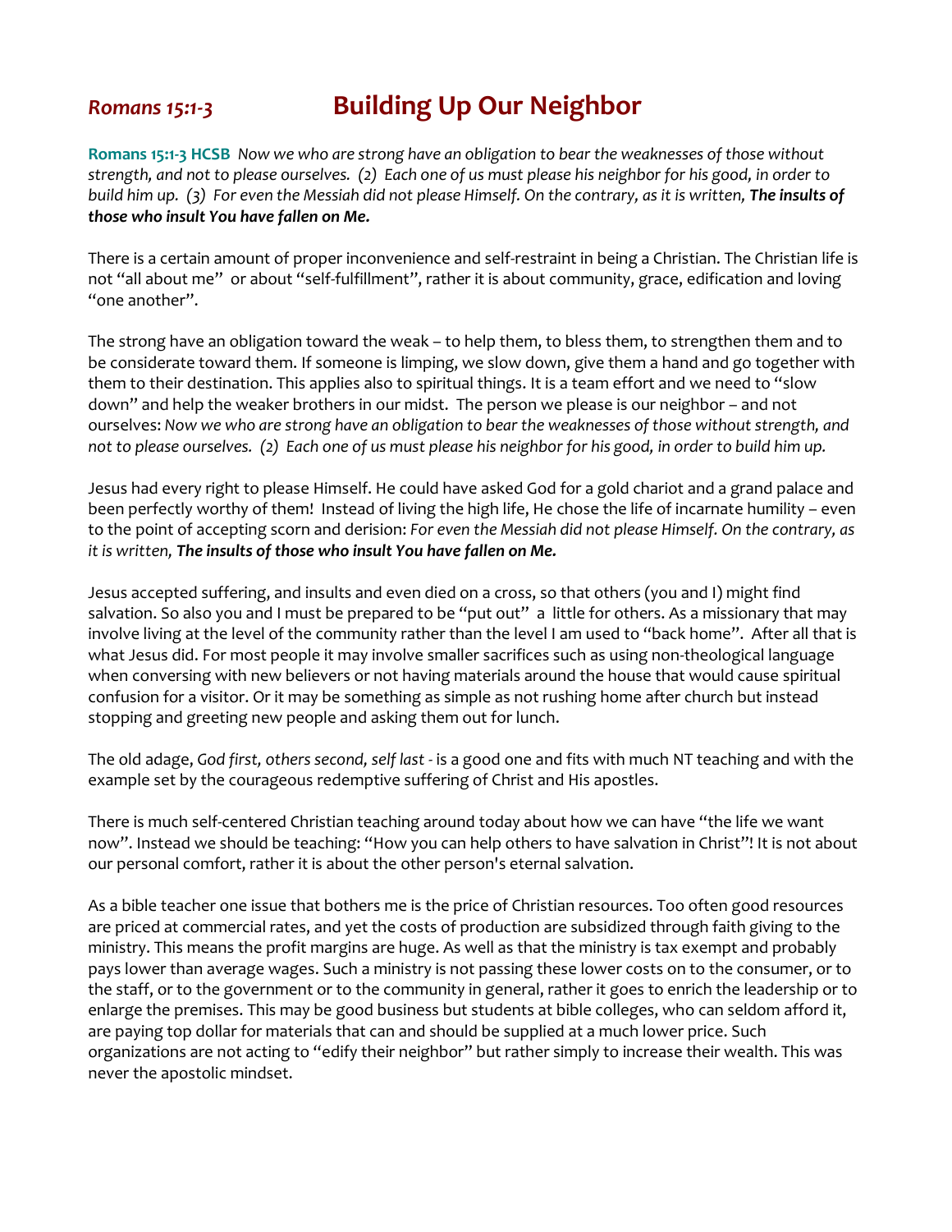## *Romans 15:1-3* Building Up Our Neighbor

**Romans 15:1-3 HCSB** *Now we who are strong have an obligation to bear the weaknesses of those without strength, and not to please ourselves. (2) Each one of us must please his neighbor for his good, in order to build him up. (3) For even the Messiah did not please Himself. On the contrary, as it is written,* ***The insults of those who insult You have fallen on Me.***

There is a certain amount of proper inconvenience and self-restraint in being a Christian. The Christian life is not "all about me" or about "self-fulfillment", rather it is about community, grace, edification and loving "one another".

The strong have an obligation toward the weak – to help them, to bless them, to strengthen them and to be considerate toward them. If someone is limping, we slow down, give them a hand and go together with them to their destination. This applies also to spiritual things. It is a team effort and we need to "slow down" and help the weaker brothers in our midst. The person we please is our neighbor – and not ourselves: *Now we who are strong have an obligation to bear the weaknesses of those without strength, and not to please ourselves. (2) Each one of us must please his neighbor for his good, in order to build him up.*

Jesus had every right to please Himself. He could have asked God for a gold chariot and a grand palace and been perfectly worthy of them! Instead of living the high life, He chose the life of incarnate humility – even to the point of accepting scorn and derision: *For even the Messiah did not please Himself. On the contrary, as it is written,* ***The insults of those who insult You have fallen on Me.***

Jesus accepted suffering, and insults and even died on a cross, so that others (you and I) might find salvation. So also you and I must be prepared to be "put out" a little for others. As a missionary that may involve living at the level of the community rather than the level I am used to "back home". After all that is what Jesus did. For most people it may involve smaller sacrifices such as using non-theological language when conversing with new believers or not having materials around the house that would cause spiritual confusion for a visitor. Or it may be something as simple as not rushing home after church but instead stopping and greeting new people and asking them out for lunch.

The old adage, *God first, others second, self last -* is a good one and fits with much NT teaching and with the example set by the courageous redemptive suffering of Christ and His apostles.

There is much self-centered Christian teaching around today about how we can have "the life we want now". Instead we should be teaching: "How you can help others to have salvation in Christ"! It is not about our personal comfort, rather it is about the other person's eternal salvation.

As a bible teacher one issue that bothers me is the price of Christian resources. Too often good resources are priced at commercial rates, and yet the costs of production are subsidized through faith giving to the ministry. This means the profit margins are huge. As well as that the ministry is tax exempt and probably pays lower than average wages. Such a ministry is not passing these lower costs on to the consumer, or to the staff, or to the government or to the community in general, rather it goes to enrich the leadership or to enlarge the premises. This may be good business but students at bible colleges, who can seldom afford it, are paying top dollar for materials that can and should be supplied at a much lower price. Such organizations are not acting to "edify their neighbor" but rather simply to increase their wealth. This was never the apostolic mindset.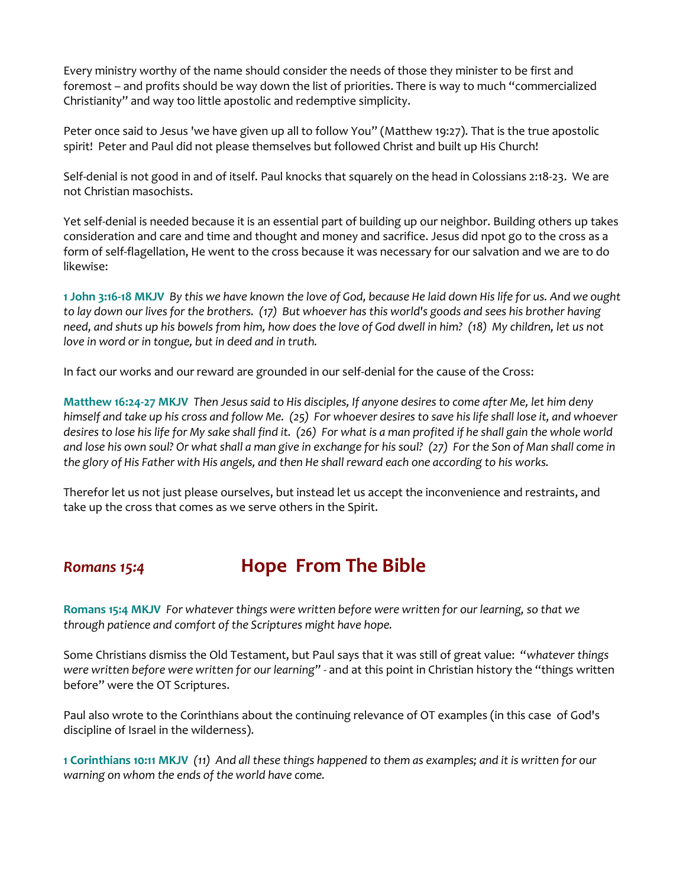Every ministry worthy of the name should consider the needs of those they minister to be first and foremost – and profits should be way down the list of priorities. There is way to much "commercialized Christianity" and way too little apostolic and redemptive simplicity.

Peter once said to Jesus 'we have given up all to follow You" (Matthew 19:27). That is the true apostolic spirit! Peter and Paul did not please themselves but followed Christ and built up His Church!

Self-denial is not good in and of itself. Paul knocks that squarely on the head in Colossians 2:18-23. We are not Christian masochists.

Yet self-denial is needed because it is an essential part of building up our neighbor. Building others up takes consideration and care and time and thought and money and sacrifice. Jesus did npot go to the cross as a form of self-flagellation, He went to the cross because it was necessary for our salvation and we are to do likewise:

**1 John 3:16-18 MKJV** *By this we have known the love of God, because He laid down His life for us. And we ought to lay down our lives for the brothers. (17) But whoever has this world's goods and sees his brother having need, and shuts up his bowels from him, how does the love of God dwell in him? (18) My children, let us not love in word or in tongue, but in deed and in truth.*

In fact our works and our reward are grounded in our self-denial for the cause of the Cross:

**Matthew 16:24-27 MKJV** *Then Jesus said to His disciples, If anyone desires to come after Me, let him deny himself and take up his cross and follow Me. (25) For whoever desires to save his life shall lose it, and whoever desires to lose his life for My sake shall find it. (26) For what is a man profited if he shall gain the whole world and lose his own soul? Or what shall a man give in exchange for his soul? (27) For the Son of Man shall come in the glory of His Father with His angels, and then He shall reward each one according to his works.*

Therefor let us not just please ourselves, but instead let us accept the inconvenience and restraints, and take up the cross that comes as we serve others in the Spirit.

## *Romans 15:4* — Hope From The Bible

**Romans 15:4 MKJV** *For whatever things were written before were written for our learning, so that we through patience and comfort of the Scriptures might have hope.*

Some Christians dismiss the Old Testament, but Paul says that it was still of great value: "*whatever things were written before were written for our learning*" - and at this point in Christian history the "things written before" were the OT Scriptures.

Paul also wrote to the Corinthians about the continuing relevance of OT examples (in this case of God's discipline of Israel in the wilderness).

**1 Corinthians 10:11 MKJV** *(11) And all these things happened to them as examples; and it is written for our warning on whom the ends of the world have come.*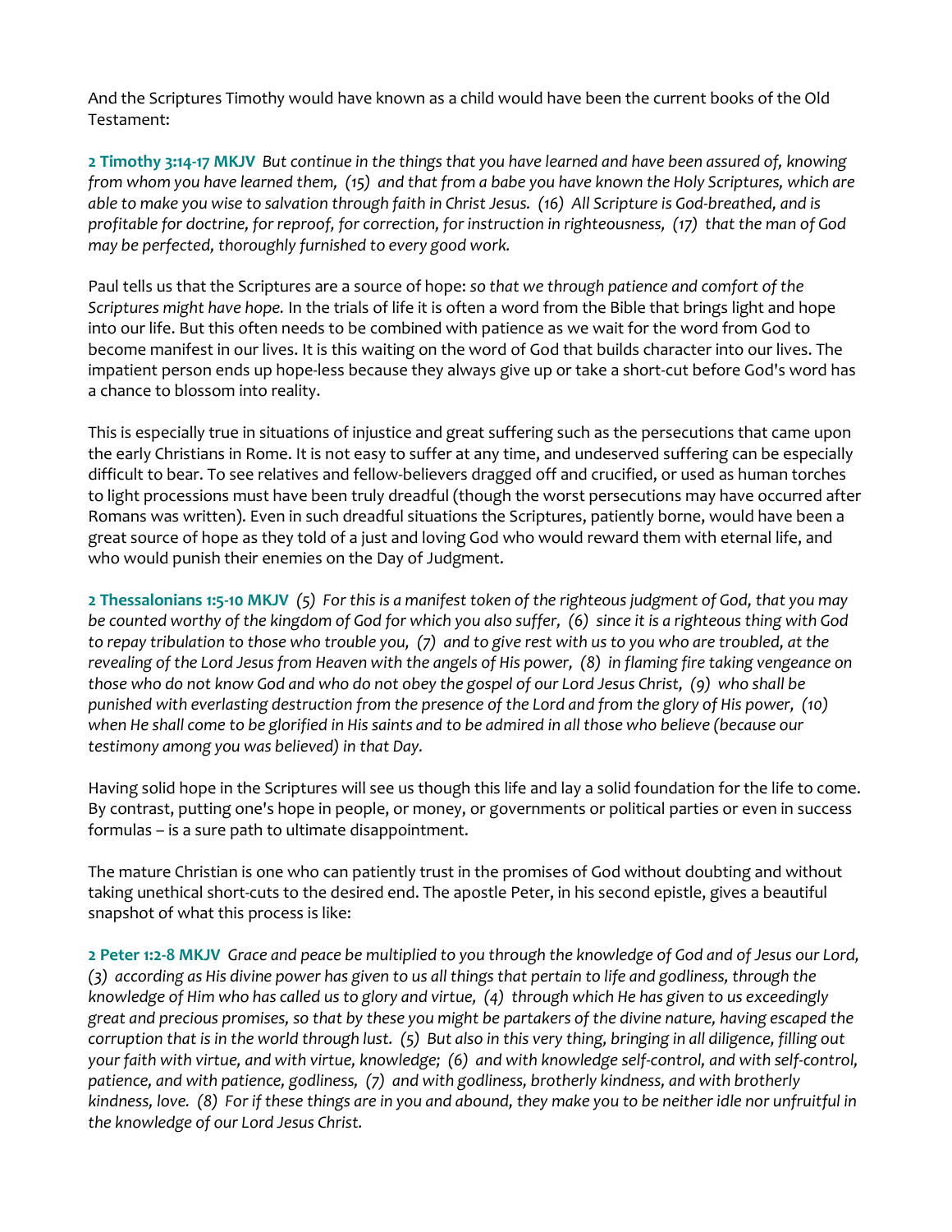And the Scriptures Timothy would have known as a child would have been the current books of the Old Testament:

**2 Timothy 3:14-17 MKJV** *But continue in the things that you have learned and have been assured of, knowing from whom you have learned them, (15) and that from a babe you have known the Holy Scriptures, which are able to make you wise to salvation through faith in Christ Jesus. (16) All Scripture is God-breathed, and is profitable for doctrine, for reproof, for correction, for instruction in righteousness, (17) that the man of God may be perfected, thoroughly furnished to every good work.*

Paul tells us that the Scriptures are a source of hope: *so that we through patience and comfort of the Scriptures might have hope.* In the trials of life it is often a word from the Bible that brings light and hope into our life. But this often needs to be combined with patience as we wait for the word from God to become manifest in our lives. It is this waiting on the word of God that builds character into our lives. The impatient person ends up hope-less because they always give up or take a short-cut before God's word has a chance to blossom into reality.

This is especially true in situations of injustice and great suffering such as the persecutions that came upon the early Christians in Rome. It is not easy to suffer at any time, and undeserved suffering can be especially difficult to bear. To see relatives and fellow-believers dragged off and crucified, or used as human torches to light processions must have been truly dreadful (though the worst persecutions may have occurred after Romans was written). Even in such dreadful situations the Scriptures, patiently borne, would have been a great source of hope as they told of a just and loving God who would reward them with eternal life, and who would punish their enemies on the Day of Judgment.

**2 Thessalonians 1:5-10 MKJV** *(5) For this is a manifest token of the righteous judgment of God, that you may be counted worthy of the kingdom of God for which you also suffer, (6) since it is a righteous thing with God to repay tribulation to those who trouble you, (7) and to give rest with us to you who are troubled, at the revealing of the Lord Jesus from Heaven with the angels of His power, (8) in flaming fire taking vengeance on those who do not know God and who do not obey the gospel of our Lord Jesus Christ, (9) who shall be punished with everlasting destruction from the presence of the Lord and from the glory of His power, (10) when He shall come to be glorified in His saints and to be admired in all those who believe (because our testimony among you was believed) in that Day.*

Having solid hope in the Scriptures will see us though this life and lay a solid foundation for the life to come. By contrast, putting one's hope in people, or money, or governments or political parties or even in success formulas – is a sure path to ultimate disappointment.

The mature Christian is one who can patiently trust in the promises of God without doubting and without taking unethical short-cuts to the desired end. The apostle Peter, in his second epistle, gives a beautiful snapshot of what this process is like:

**2 Peter 1:2-8 MKJV** *Grace and peace be multiplied to you through the knowledge of God and of Jesus our Lord, (3) according as His divine power has given to us all things that pertain to life and godliness, through the knowledge of Him who has called us to glory and virtue, (4) through which He has given to us exceedingly great and precious promises, so that by these you might be partakers of the divine nature, having escaped the corruption that is in the world through lust. (5) But also in this very thing, bringing in all diligence, filling out your faith with virtue, and with virtue, knowledge; (6) and with knowledge self-control, and with self-control, patience, and with patience, godliness, (7) and with godliness, brotherly kindness, and with brotherly kindness, love. (8) For if these things are in you and abound, they make you to be neither idle nor unfruitful in the knowledge of our Lord Jesus Christ.*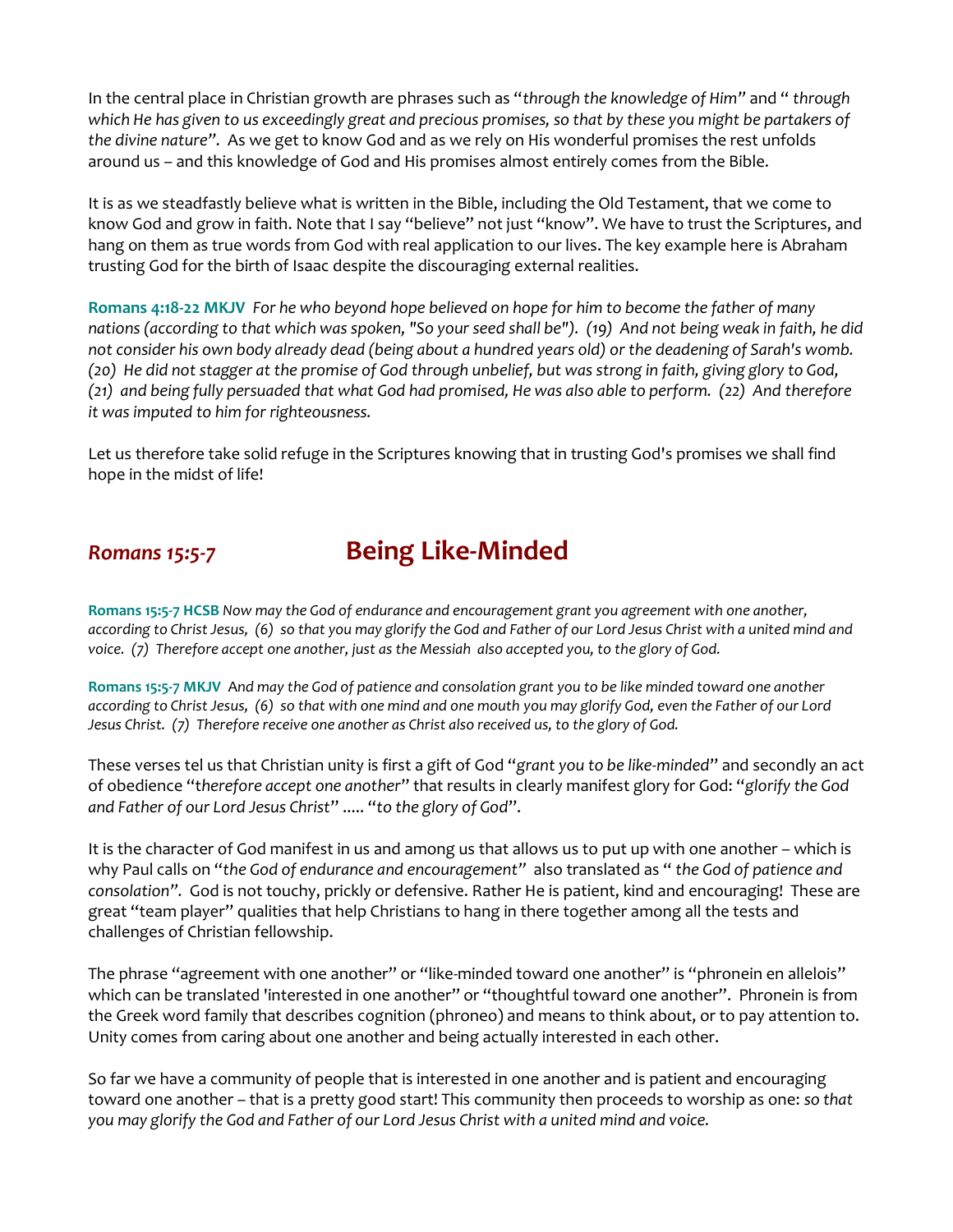In the central place in Christian growth are phrases such as "*through the knowledge of Him*" and " *through which He has given to us exceedingly great and precious promises, so that by these you might be partakers of the divine nature*". As we get to know God and as we rely on His wonderful promises the rest unfolds around us – and this knowledge of God and His promises almost entirely comes from the Bible.

It is as we steadfastly believe what is written in the Bible, including the Old Testament, that we come to know God and grow in faith. Note that I say "believe" not just "know". We have to trust the Scriptures, and hang on them as true words from God with real application to our lives. The key example here is Abraham trusting God for the birth of Isaac despite the discouraging external realities.

**Romans 4:18-22 MKJV** *For he who beyond hope believed on hope for him to become the father of many nations (according to that which was spoken, "So your seed shall be"). (19) And not being weak in faith, he did not consider his own body already dead (being about a hundred years old) or the deadening of Sarah's womb. (20) He did not stagger at the promise of God through unbelief, but was strong in faith, giving glory to God, (21) and being fully persuaded that what God had promised, He was also able to perform. (22) And therefore it was imputed to him for righteousness.*

Let us therefore take solid refuge in the Scriptures knowing that in trusting God's promises we shall find hope in the midst of life!

## *Romans 15:5-7* Being Like-Minded

**Romans 15:5-7 HCSB** *Now may the God of endurance and encouragement grant you agreement with one another, according to Christ Jesus, (6) so that you may glorify the God and Father of our Lord Jesus Christ with a united mind and voice. (7) Therefore accept one another, just as the Messiah also accepted you, to the glory of God.*

**Romans 15:5-7 MKJV** *And may the God of patience and consolation grant you to be like minded toward one another according to Christ Jesus, (6) so that with one mind and one mouth you may glorify God, even the Father of our Lord Jesus Christ. (7) Therefore receive one another as Christ also received us, to the glory of God.*

These verses tel us that Christian unity is first a gift of God "*grant you to be like-minded*" and secondly an act of obedience "t*herefore accept one another*" that results in clearly manifest glory for God: "*glorify the God and Father of our Lord Jesus Christ*" ..... "*to the glory of God*".

It is the character of God manifest in us and among us that allows us to put up with one another – which is why Paul calls on "*the God of endurance and encouragement*" also translated as " *the God of patience and consolation*". God is not touchy, prickly or defensive. Rather He is patient, kind and encouraging! These are great "team player" qualities that help Christians to hang in there together among all the tests and challenges of Christian fellowship.

The phrase "agreement with one another" or "like-minded toward one another" is "phronein en allelois" which can be translated 'interested in one another" or "thoughtful toward one another". Phronein is from the Greek word family that describes cognition (phroneo) and means to think about, or to pay attention to. Unity comes from caring about one another and being actually interested in each other.

So far we have a community of people that is interested in one another and is patient and encouraging toward one another – that is a pretty good start! This community then proceeds to worship as one: *so that you may glorify the God and Father of our Lord Jesus Christ with a united mind and voice.*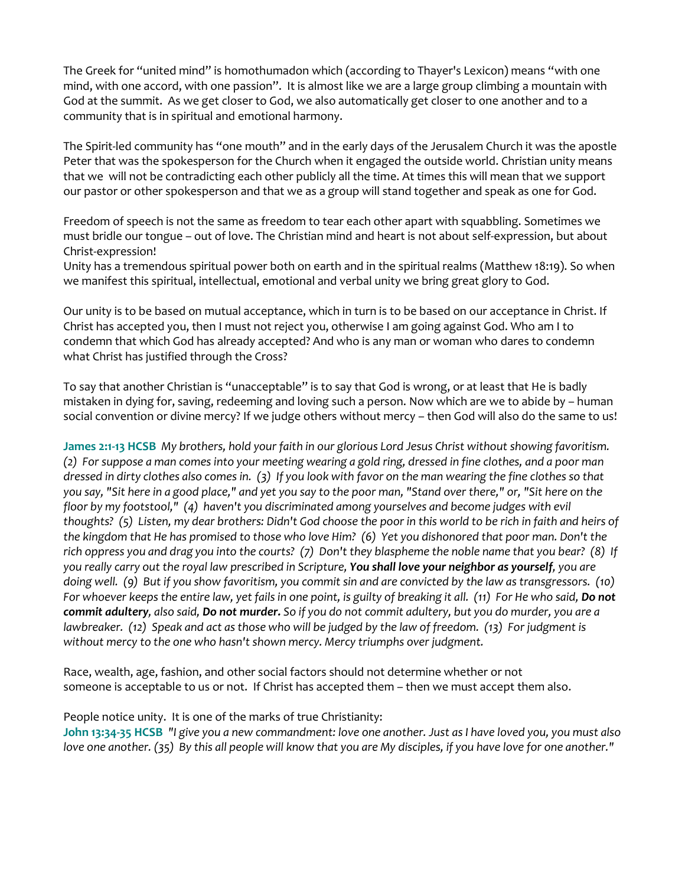The Greek for "united mind" is homothumadon which (according to Thayer's Lexicon) means "with one mind, with one accord, with one passion". It is almost like we are a large group climbing a mountain with God at the summit. As we get closer to God, we also automatically get closer to one another and to a community that is in spiritual and emotional harmony.

The Spirit-led community has "one mouth" and in the early days of the Jerusalem Church it was the apostle Peter that was the spokesperson for the Church when it engaged the outside world. Christian unity means that we will not be contradicting each other publicly all the time. At times this will mean that we support our pastor or other spokesperson and that we as a group will stand together and speak as one for God.

Freedom of speech is not the same as freedom to tear each other apart with squabbling. Sometimes we must bridle our tongue – out of love. The Christian mind and heart is not about self-expression, but about Christ-expression!
Unity has a tremendous spiritual power both on earth and in the spiritual realms (Matthew 18:19). So when we manifest this spiritual, intellectual, emotional and verbal unity we bring great glory to God.

Our unity is to be based on mutual acceptance, which in turn is to be based on our acceptance in Christ. If Christ has accepted you, then I must not reject you, otherwise I am going against God. Who am I to condemn that which God has already accepted? And who is any man or woman who dares to condemn what Christ has justified through the Cross?

To say that another Christian is "unacceptable" is to say that God is wrong, or at least that He is badly mistaken in dying for, saving, redeeming and loving such a person. Now which are we to abide by – human social convention or divine mercy? If we judge others without mercy – then God will also do the same to us!

**James 2:1-13 HCSB** *My brothers, hold your faith in our glorious Lord Jesus Christ without showing favoritism. (2) For suppose a man comes into your meeting wearing a gold ring, dressed in fine clothes, and a poor man dressed in dirty clothes also comes in. (3) If you look with favor on the man wearing the fine clothes so that you say, "Sit here in a good place," and yet you say to the poor man, "Stand over there," or, "Sit here on the floor by my footstool," (4) haven't you discriminated among yourselves and become judges with evil thoughts? (5) Listen, my dear brothers: Didn't God choose the poor in this world to be rich in faith and heirs of the kingdom that He has promised to those who love Him? (6) Yet you dishonored that poor man. Don't the rich oppress you and drag you into the courts? (7) Don't they blaspheme the noble name that you bear? (8) If you really carry out the royal law prescribed in Scripture, **You shall love your neighbor as yourself**, you are doing well. (9) But if you show favoritism, you commit sin and are convicted by the law as transgressors. (10) For whoever keeps the entire law, yet fails in one point, is guilty of breaking it all. (11) For He who said, **Do not commit adultery**, also said, **Do not murder.** So if you do not commit adultery, but you do murder, you are a lawbreaker. (12) Speak and act as those who will be judged by the law of freedom. (13) For judgment is without mercy to the one who hasn't shown mercy. Mercy triumphs over judgment.*

Race, wealth, age, fashion, and other social factors should not determine whether or not someone is acceptable to us or not. If Christ has accepted them – then we must accept them also.

People notice unity. It is one of the marks of true Christianity:
**John 13:34-35 HCSB** *"I give you a new commandment: love one another. Just as I have loved you, you must also love one another. (35) By this all people will know that you are My disciples, if you have love for one another."*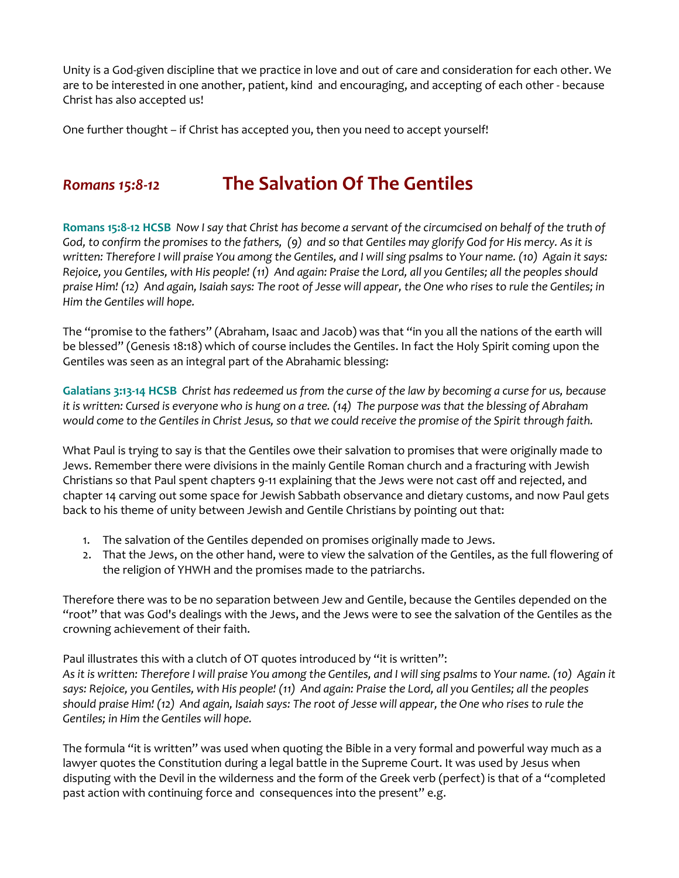Unity is a God-given discipline that we practice in love and out of care and consideration for each other. We are to be interested in one another, patient, kind and encouraging, and accepting of each other - because Christ has also accepted us!

One further thought – if Christ has accepted you, then you need to accept yourself!

## *Romans 15:8-12* The Salvation Of The Gentiles

**Romans 15:8-12 HCSB** *Now I say that Christ has become a servant of the circumcised on behalf of the truth of God, to confirm the promises to the fathers, (9) and so that Gentiles may glorify God for His mercy. As it is written: Therefore I will praise You among the Gentiles, and I will sing psalms to Your name. (10) Again it says: Rejoice, you Gentiles, with His people! (11) And again: Praise the Lord, all you Gentiles; all the peoples should praise Him! (12) And again, Isaiah says: The root of Jesse will appear, the One who rises to rule the Gentiles; in Him the Gentiles will hope.*

The "promise to the fathers" (Abraham, Isaac and Jacob) was that "in you all the nations of the earth will be blessed" (Genesis 18:18) which of course includes the Gentiles. In fact the Holy Spirit coming upon the Gentiles was seen as an integral part of the Abrahamic blessing:

**Galatians 3:13-14 HCSB** *Christ has redeemed us from the curse of the law by becoming a curse for us, because it is written: Cursed is everyone who is hung on a tree. (14) The purpose was that the blessing of Abraham would come to the Gentiles in Christ Jesus, so that we could receive the promise of the Spirit through faith.*

What Paul is trying to say is that the Gentiles owe their salvation to promises that were originally made to Jews. Remember there were divisions in the mainly Gentile Roman church and a fracturing with Jewish Christians so that Paul spent chapters 9-11 explaining that the Jews were not cast off and rejected, and chapter 14 carving out some space for Jewish Sabbath observance and dietary customs, and now Paul gets back to his theme of unity between Jewish and Gentile Christians by pointing out that:

1. The salvation of the Gentiles depended on promises originally made to Jews.
2. That the Jews, on the other hand, were to view the salvation of the Gentiles, as the full flowering of the religion of YHWH and the promises made to the patriarchs.

Therefore there was to be no separation between Jew and Gentile, because the Gentiles depended on the "root" that was God's dealings with the Jews, and the Jews were to see the salvation of the Gentiles as the crowning achievement of their faith.

Paul illustrates this with a clutch of OT quotes introduced by "it is written":
*As it is written: Therefore I will praise You among the Gentiles, and I will sing psalms to Your name. (10) Again it says: Rejoice, you Gentiles, with His people! (11) And again: Praise the Lord, all you Gentiles; all the peoples should praise Him! (12) And again, Isaiah says: The root of Jesse will appear, the One who rises to rule the Gentiles; in Him the Gentiles will hope.*

The formula "it is written" was used when quoting the Bible in a very formal and powerful way much as a lawyer quotes the Constitution during a legal battle in the Supreme Court. It was used by Jesus when disputing with the Devil in the wilderness and the form of the Greek verb (perfect) is that of a "completed past action with continuing force and consequences into the present" e.g.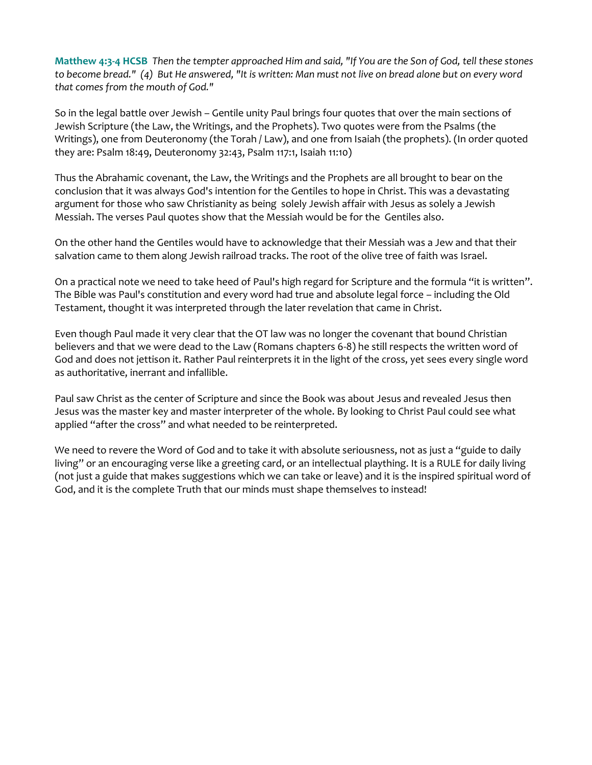**Matthew 4:3-4 HCSB** *Then the tempter approached Him and said, "If You are the Son of God, tell these stones to become bread." (4) But He answered, "It is written: Man must not live on bread alone but on every word that comes from the mouth of God."*

So in the legal battle over Jewish – Gentile unity Paul brings four quotes that over the main sections of Jewish Scripture (the Law, the Writings, and the Prophets). Two quotes were from the Psalms (the Writings), one from Deuteronomy (the Torah / Law), and one from Isaiah (the prophets). (In order quoted they are: Psalm 18:49, Deuteronomy 32:43, Psalm 117:1, Isaiah 11:10)

Thus the Abrahamic covenant, the Law, the Writings and the Prophets are all brought to bear on the conclusion that it was always God's intention for the Gentiles to hope in Christ. This was a devastating argument for those who saw Christianity as being solely Jewish affair with Jesus as solely a Jewish Messiah. The verses Paul quotes show that the Messiah would be for the Gentiles also.

On the other hand the Gentiles would have to acknowledge that their Messiah was a Jew and that their salvation came to them along Jewish railroad tracks. The root of the olive tree of faith was Israel.

On a practical note we need to take heed of Paul's high regard for Scripture and the formula "it is written". The Bible was Paul's constitution and every word had true and absolute legal force – including the Old Testament, thought it was interpreted through the later revelation that came in Christ.

Even though Paul made it very clear that the OT law was no longer the covenant that bound Christian believers and that we were dead to the Law (Romans chapters 6-8) he still respects the written word of God and does not jettison it. Rather Paul reinterprets it in the light of the cross, yet sees every single word as authoritative, inerrant and infallible.

Paul saw Christ as the center of Scripture and since the Book was about Jesus and revealed Jesus then Jesus was the master key and master interpreter of the whole. By looking to Christ Paul could see what applied "after the cross" and what needed to be reinterpreted.

We need to revere the Word of God and to take it with absolute seriousness, not as just a "guide to daily living" or an encouraging verse like a greeting card, or an intellectual plaything. It is a RULE for daily living (not just a guide that makes suggestions which we can take or leave) and it is the inspired spiritual word of God, and it is the complete Truth that our minds must shape themselves to instead!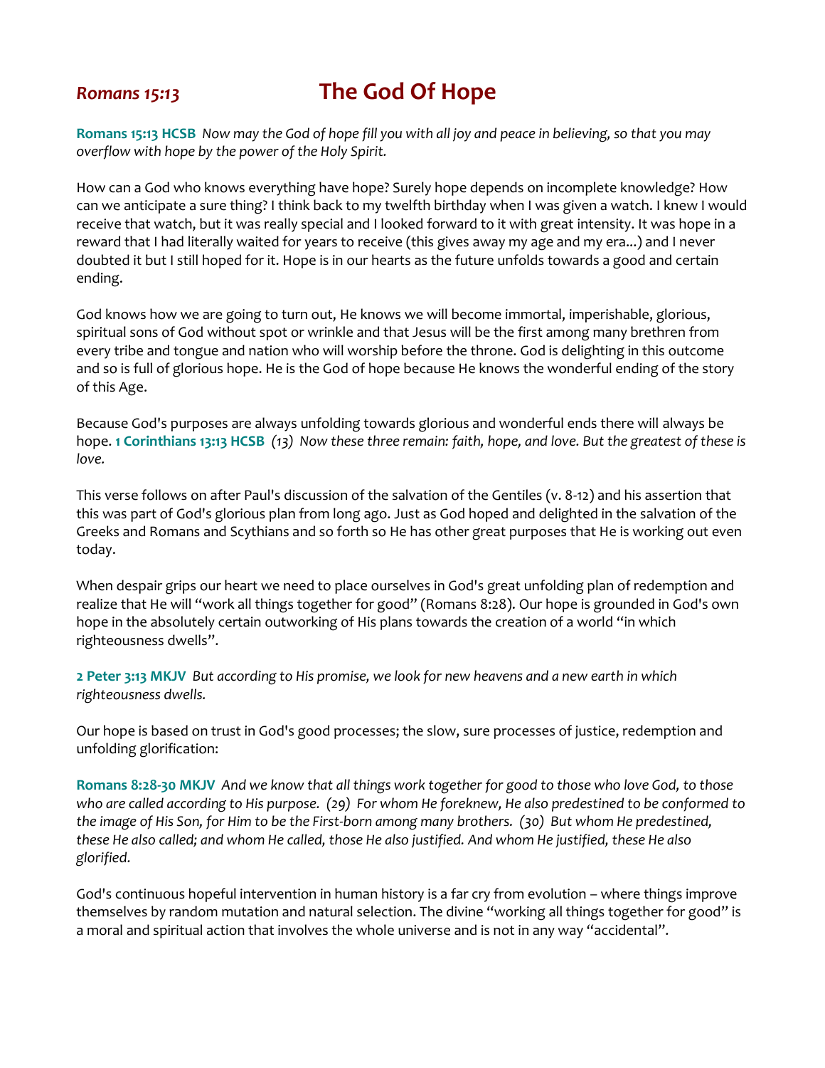# *Romans 15:13* The God Of Hope

**Romans 15:13 HCSB** *Now may the God of hope fill you with all joy and peace in believing, so that you may overflow with hope by the power of the Holy Spirit.*

How can a God who knows everything have hope? Surely hope depends on incomplete knowledge? How can we anticipate a sure thing? I think back to my twelfth birthday when I was given a watch. I knew I would receive that watch, but it was really special and I looked forward to it with great intensity. It was hope in a reward that I had literally waited for years to receive (this gives away my age and my era...) and I never doubted it but I still hoped for it. Hope is in our hearts as the future unfolds towards a good and certain ending.

God knows how we are going to turn out, He knows we will become immortal, imperishable, glorious, spiritual sons of God without spot or wrinkle and that Jesus will be the first among many brethren from every tribe and tongue and nation who will worship before the throne. God is delighting in this outcome and so is full of glorious hope. He is the God of hope because He knows the wonderful ending of the story of this Age.

Because God's purposes are always unfolding towards glorious and wonderful ends there will always be hope. **1 Corinthians 13:13 HCSB** *(13) Now these three remain: faith, hope, and love. But the greatest of these is love.*

This verse follows on after Paul's discussion of the salvation of the Gentiles (v. 8-12) and his assertion that this was part of God's glorious plan from long ago. Just as God hoped and delighted in the salvation of the Greeks and Romans and Scythians and so forth so He has other great purposes that He is working out even today.

When despair grips our heart we need to place ourselves in God's great unfolding plan of redemption and realize that He will "work all things together for good" (Romans 8:28). Our hope is grounded in God's own hope in the absolutely certain outworking of His plans towards the creation of a world "in which righteousness dwells".

**2 Peter 3:13 MKJV** *But according to His promise, we look for new heavens and a new earth in which righteousness dwells.*

Our hope is based on trust in God's good processes; the slow, sure processes of justice, redemption and unfolding glorification:

**Romans 8:28-30 MKJV** *And we know that all things work together for good to those who love God, to those who are called according to His purpose. (29) For whom He foreknew, He also predestined to be conformed to the image of His Son, for Him to be the First-born among many brothers. (30) But whom He predestined, these He also called; and whom He called, those He also justified. And whom He justified, these He also glorified.*

God's continuous hopeful intervention in human history is a far cry from evolution – where things improve themselves by random mutation and natural selection. The divine "working all things together for good" is a moral and spiritual action that involves the whole universe and is not in any way "accidental".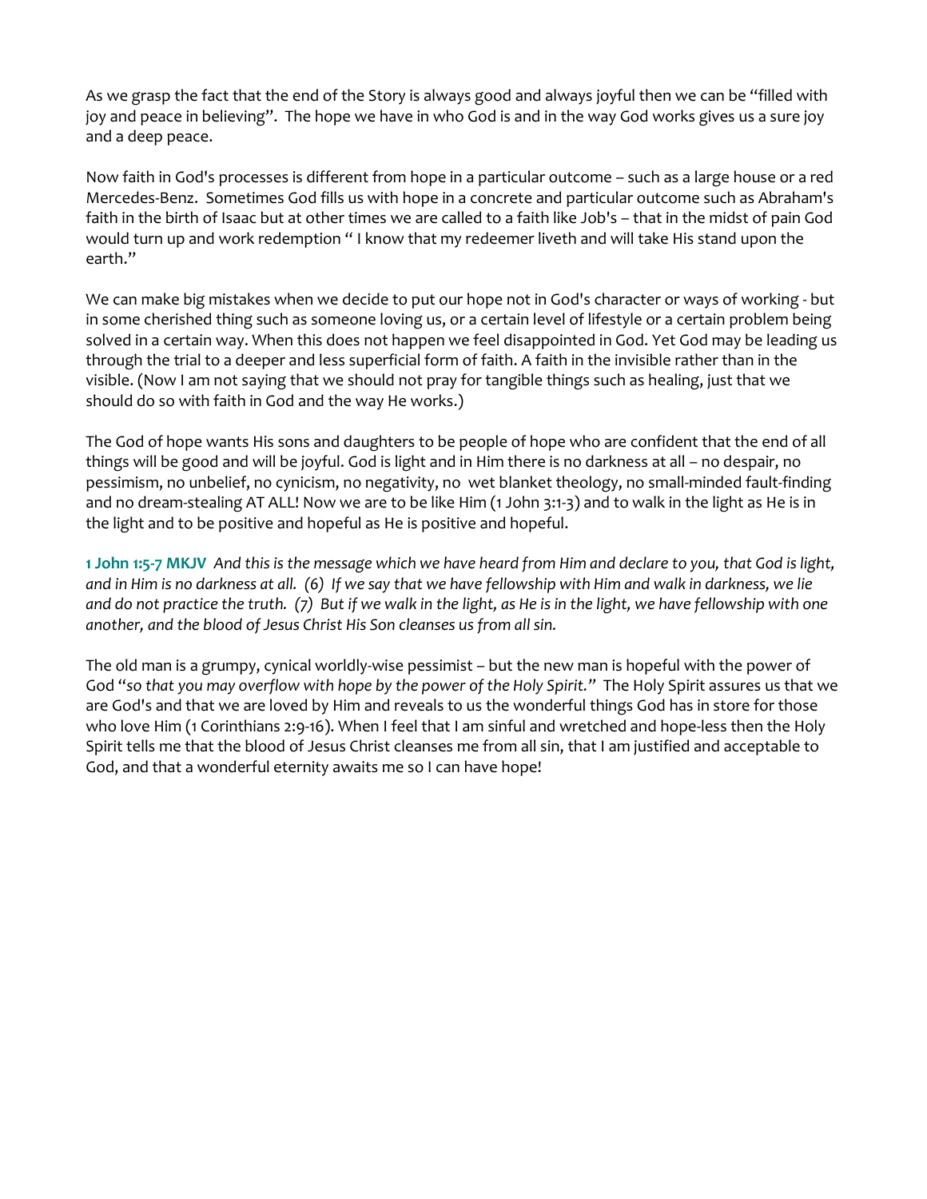As we grasp the fact that the end of the Story is always good and always joyful then we can be "filled with joy and peace in believing". The hope we have in who God is and in the way God works gives us a sure joy and a deep peace.

Now faith in God's processes is different from hope in a particular outcome – such as a large house or a red Mercedes-Benz. Sometimes God fills us with hope in a concrete and particular outcome such as Abraham's faith in the birth of Isaac but at other times we are called to a faith like Job's – that in the midst of pain God would turn up and work redemption " I know that my redeemer liveth and will take His stand upon the earth."

We can make big mistakes when we decide to put our hope not in God's character or ways of working - but in some cherished thing such as someone loving us, or a certain level of lifestyle or a certain problem being solved in a certain way. When this does not happen we feel disappointed in God. Yet God may be leading us through the trial to a deeper and less superficial form of faith. A faith in the invisible rather than in the visible. (Now I am not saying that we should not pray for tangible things such as healing, just that we should do so with faith in God and the way He works.)

The God of hope wants His sons and daughters to be people of hope who are confident that the end of all things will be good and will be joyful. God is light and in Him there is no darkness at all – no despair, no pessimism, no unbelief, no cynicism, no negativity, no wet blanket theology, no small-minded fault-finding and no dream-stealing AT ALL! Now we are to be like Him (1 John 3:1-3) and to walk in the light as He is in the light and to be positive and hopeful as He is positive and hopeful.

**1 John 1:5-7 MKJV** *And this is the message which we have heard from Him and declare to you, that God is light, and in Him is no darkness at all. (6) If we say that we have fellowship with Him and walk in darkness, we lie and do not practice the truth. (7) But if we walk in the light, as He is in the light, we have fellowship with one another, and the blood of Jesus Christ His Son cleanses us from all sin.*

The old man is a grumpy, cynical worldly-wise pessimist – but the new man is hopeful with the power of God "*so that you may overflow with hope by the power of the Holy Spirit.*" The Holy Spirit assures us that we are God's and that we are loved by Him and reveals to us the wonderful things God has in store for those who love Him (1 Corinthians 2:9-16). When I feel that I am sinful and wretched and hope-less then the Holy Spirit tells me that the blood of Jesus Christ cleanses me from all sin, that I am justified and acceptable to God, and that a wonderful eternity awaits me so I can have hope!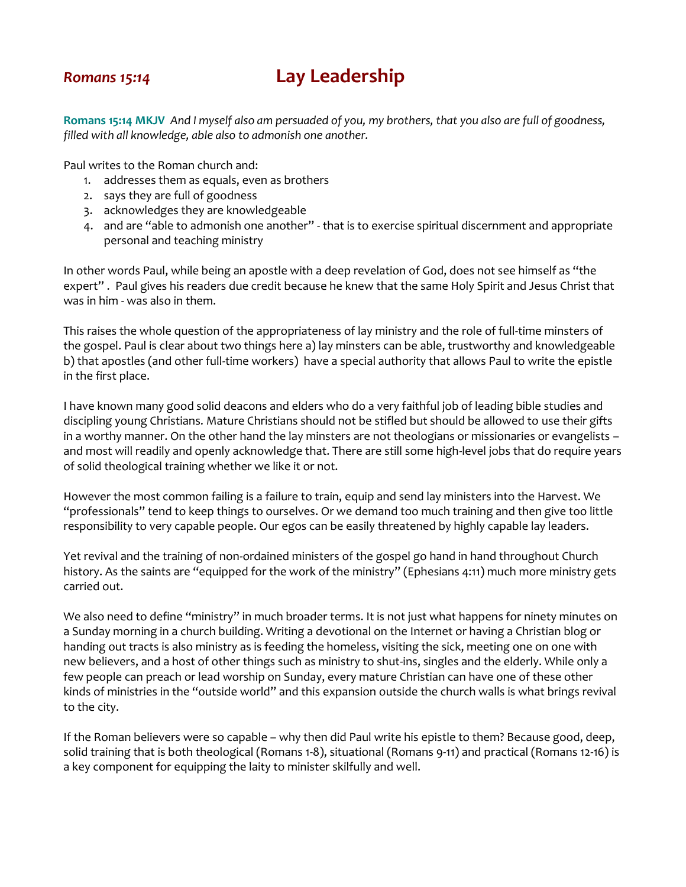## *Romans 15:14* Lay Leadership

**Romans 15:14 MKJV** *And I myself also am persuaded of you, my brothers, that you also are full of goodness, filled with all knowledge, able also to admonish one another.*

Paul writes to the Roman church and:

1. addresses them as equals, even as brothers
2. says they are full of goodness
3. acknowledges they are knowledgeable
4. and are "able to admonish one another" - that is to exercise spiritual discernment and appropriate personal and teaching ministry

In other words Paul, while being an apostle with a deep revelation of God, does not see himself as "the expert" . Paul gives his readers due credit because he knew that the same Holy Spirit and Jesus Christ that was in him - was also in them.

This raises the whole question of the appropriateness of lay ministry and the role of full-time minsters of the gospel. Paul is clear about two things here a) lay minsters can be able, trustworthy and knowledgeable b) that apostles (and other full-time workers) have a special authority that allows Paul to write the epistle in the first place.

I have known many good solid deacons and elders who do a very faithful job of leading bible studies and discipling young Christians. Mature Christians should not be stifled but should be allowed to use their gifts in a worthy manner. On the other hand the lay minsters are not theologians or missionaries or evangelists – and most will readily and openly acknowledge that. There are still some high-level jobs that do require years of solid theological training whether we like it or not.

However the most common failing is a failure to train, equip and send lay ministers into the Harvest. We "professionals" tend to keep things to ourselves. Or we demand too much training and then give too little responsibility to very capable people. Our egos can be easily threatened by highly capable lay leaders.

Yet revival and the training of non-ordained ministers of the gospel go hand in hand throughout Church history. As the saints are "equipped for the work of the ministry" (Ephesians 4:11) much more ministry gets carried out.

We also need to define "ministry" in much broader terms. It is not just what happens for ninety minutes on a Sunday morning in a church building. Writing a devotional on the Internet or having a Christian blog or handing out tracts is also ministry as is feeding the homeless, visiting the sick, meeting one on one with new believers, and a host of other things such as ministry to shut-ins, singles and the elderly. While only a few people can preach or lead worship on Sunday, every mature Christian can have one of these other kinds of ministries in the "outside world" and this expansion outside the church walls is what brings revival to the city.

If the Roman believers were so capable – why then did Paul write his epistle to them? Because good, deep, solid training that is both theological (Romans 1-8), situational (Romans 9-11) and practical (Romans 12-16) is a key component for equipping the laity to minister skilfully and well.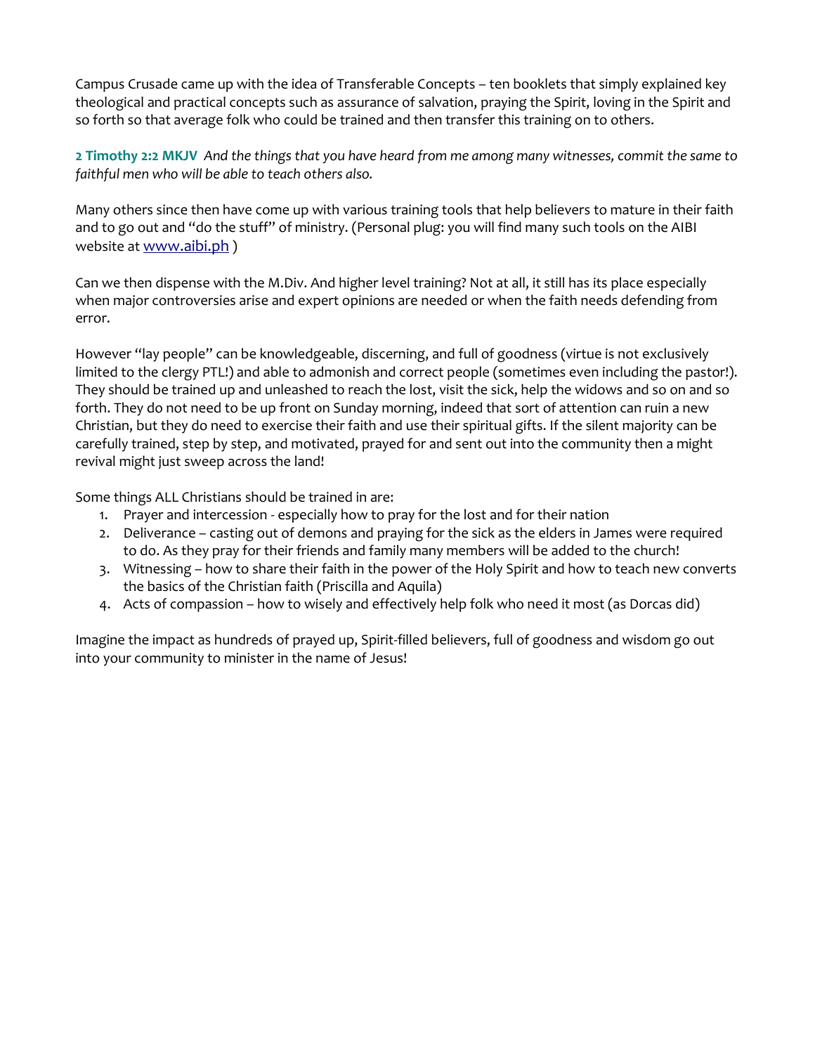Campus Crusade came up with the idea of Transferable Concepts – ten booklets that simply explained key theological and practical concepts such as assurance of salvation, praying the Spirit, loving in the Spirit and so forth so that average folk who could be trained and then transfer this training on to others.

**2 Timothy 2:2 MKJV** *And the things that you have heard from me among many witnesses, commit the same to faithful men who will be able to teach others also.*

Many others since then have come up with various training tools that help believers to mature in their faith and to go out and "do the stuff" of ministry. (Personal plug: you will find many such tools on the AIBI website at [www.aibi.ph](http://www.aibi.ph) )

Can we then dispense with the M.Div. And higher level training? Not at all, it still has its place especially when major controversies arise and expert opinions are needed or when the faith needs defending from error.

However "lay people" can be knowledgeable, discerning, and full of goodness (virtue is not exclusively limited to the clergy PTL!) and able to admonish and correct people (sometimes even including the pastor!). They should be trained up and unleashed to reach the lost, visit the sick, help the widows and so on and so forth. They do not need to be up front on Sunday morning, indeed that sort of attention can ruin a new Christian, but they do need to exercise their faith and use their spiritual gifts. If the silent majority can be carefully trained, step by step, and motivated, prayed for and sent out into the community then a might revival might just sweep across the land!

Some things ALL Christians should be trained in are:

1. Prayer and intercession - especially how to pray for the lost and for their nation
2. Deliverance – casting out of demons and praying for the sick as the elders in James were required to do. As they pray for their friends and family many members will be added to the church!
3. Witnessing – how to share their faith in the power of the Holy Spirit and how to teach new converts the basics of the Christian faith (Priscilla and Aquila)
4. Acts of compassion – how to wisely and effectively help folk who need it most (as Dorcas did)

Imagine the impact as hundreds of prayed up, Spirit-filled believers, full of goodness and wisdom go out into your community to minister in the name of Jesus!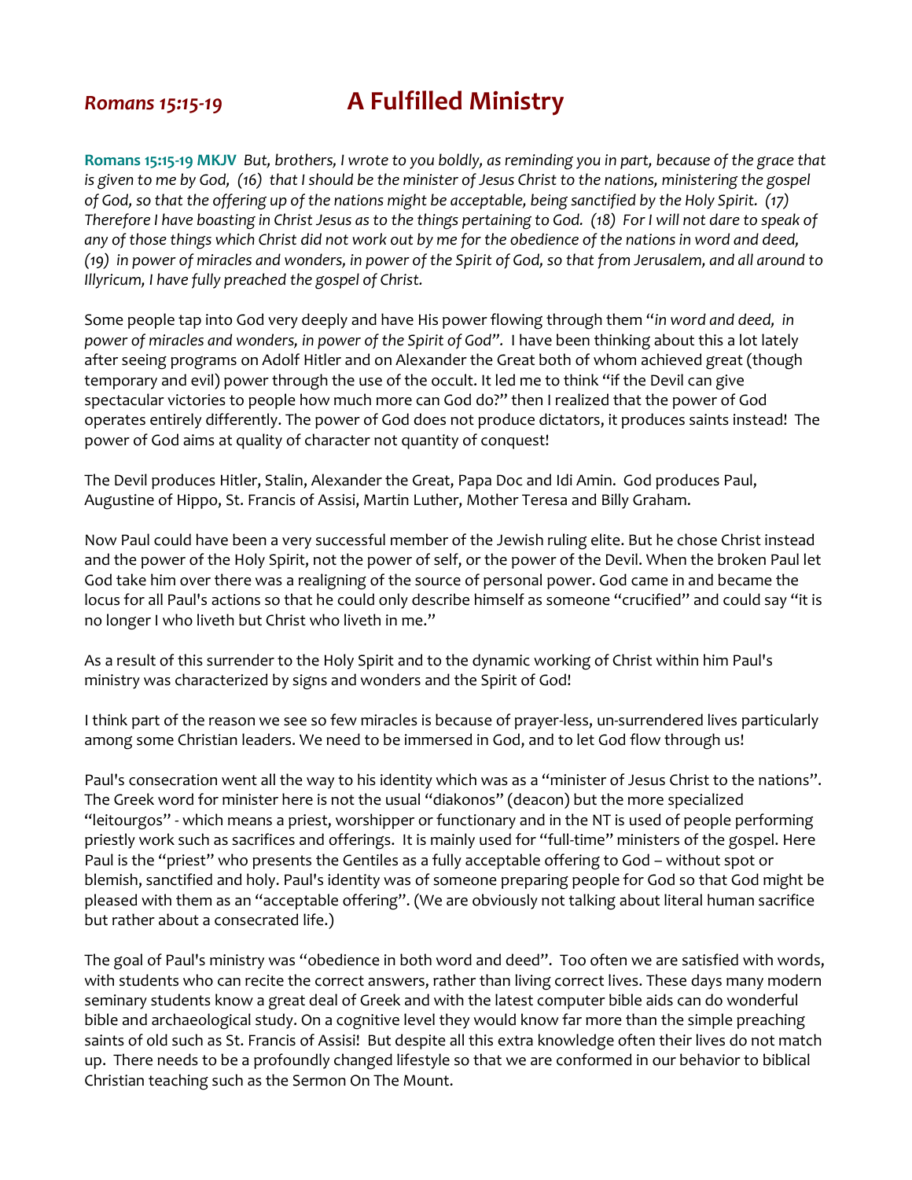# *Romans 15:15-19* A Fulfilled Ministry

**Romans 15:15-19 MKJV** *But, brothers, I wrote to you boldly, as reminding you in part, because of the grace that is given to me by God, (16) that I should be the minister of Jesus Christ to the nations, ministering the gospel of God, so that the offering up of the nations might be acceptable, being sanctified by the Holy Spirit. (17) Therefore I have boasting in Christ Jesus as to the things pertaining to God. (18) For I will not dare to speak of any of those things which Christ did not work out by me for the obedience of the nations in word and deed, (19) in power of miracles and wonders, in power of the Spirit of God, so that from Jerusalem, and all around to Illyricum, I have fully preached the gospel of Christ.*

Some people tap into God very deeply and have His power flowing through them "*in word and deed, in power of miracles and wonders, in power of the Spirit of God".* I have been thinking about this a lot lately after seeing programs on Adolf Hitler and on Alexander the Great both of whom achieved great (though temporary and evil) power through the use of the occult. It led me to think "if the Devil can give spectacular victories to people how much more can God do?" then I realized that the power of God operates entirely differently. The power of God does not produce dictators, it produces saints instead! The power of God aims at quality of character not quantity of conquest!

The Devil produces Hitler, Stalin, Alexander the Great, Papa Doc and Idi Amin. God produces Paul, Augustine of Hippo, St. Francis of Assisi, Martin Luther, Mother Teresa and Billy Graham.

Now Paul could have been a very successful member of the Jewish ruling elite. But he chose Christ instead and the power of the Holy Spirit, not the power of self, or the power of the Devil. When the broken Paul let God take him over there was a realigning of the source of personal power. God came in and became the locus for all Paul's actions so that he could only describe himself as someone "crucified" and could say "it is no longer I who liveth but Christ who liveth in me."

As a result of this surrender to the Holy Spirit and to the dynamic working of Christ within him Paul's ministry was characterized by signs and wonders and the Spirit of God!

I think part of the reason we see so few miracles is because of prayer-less, un-surrendered lives particularly among some Christian leaders. We need to be immersed in God, and to let God flow through us!

Paul's consecration went all the way to his identity which was as a "minister of Jesus Christ to the nations". The Greek word for minister here is not the usual "diakonos" (deacon) but the more specialized "leitourgos" - which means a priest, worshipper or functionary and in the NT is used of people performing priestly work such as sacrifices and offerings. It is mainly used for "full-time" ministers of the gospel. Here Paul is the "priest" who presents the Gentiles as a fully acceptable offering to God – without spot or blemish, sanctified and holy. Paul's identity was of someone preparing people for God so that God might be pleased with them as an "acceptable offering". (We are obviously not talking about literal human sacrifice but rather about a consecrated life.)

The goal of Paul's ministry was "obedience in both word and deed". Too often we are satisfied with words, with students who can recite the correct answers, rather than living correct lives. These days many modern seminary students know a great deal of Greek and with the latest computer bible aids can do wonderful bible and archaeological study. On a cognitive level they would know far more than the simple preaching saints of old such as St. Francis of Assisi! But despite all this extra knowledge often their lives do not match up. There needs to be a profoundly changed lifestyle so that we are conformed in our behavior to biblical Christian teaching such as the Sermon On The Mount.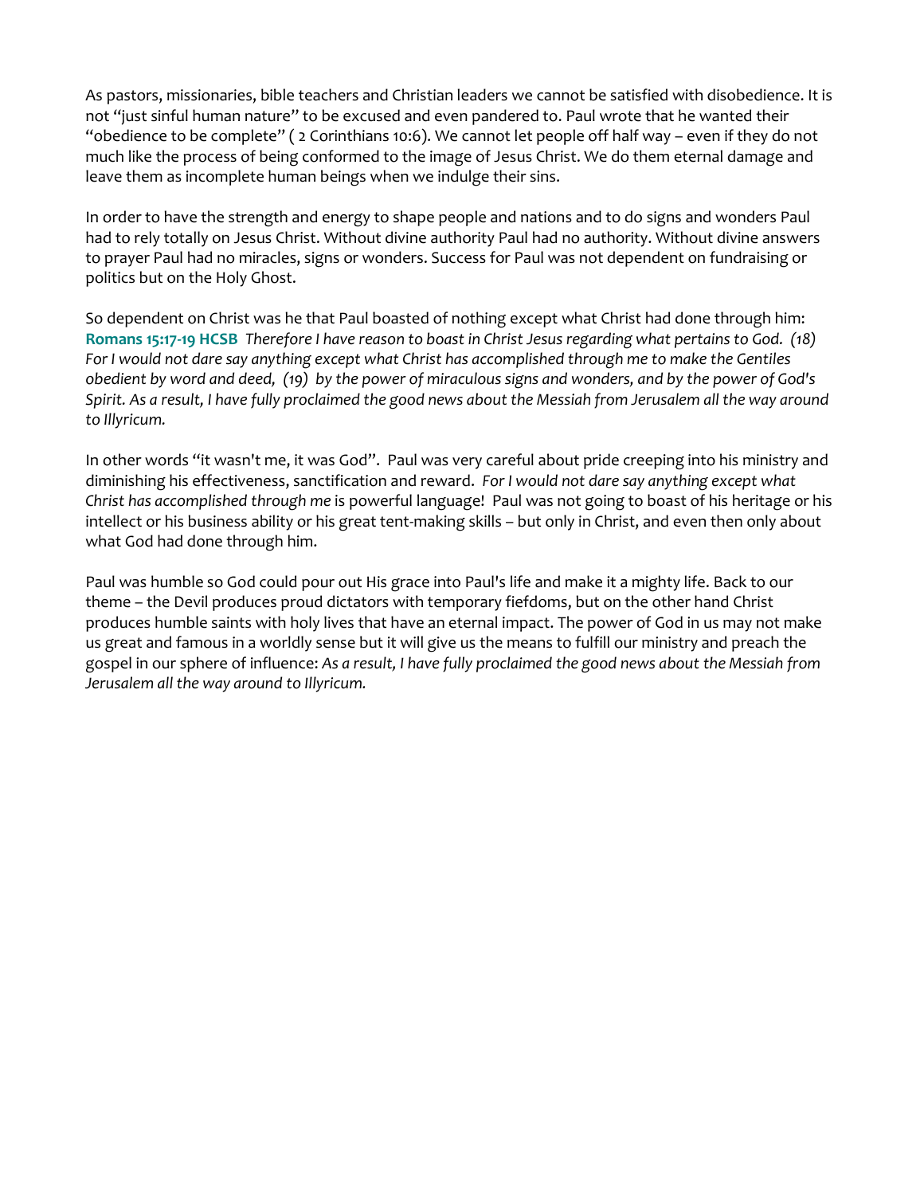As pastors, missionaries, bible teachers and Christian leaders we cannot be satisfied with disobedience. It is not "just sinful human nature" to be excused and even pandered to. Paul wrote that he wanted their "obedience to be complete" ( 2 Corinthians 10:6). We cannot let people off half way – even if they do not much like the process of being conformed to the image of Jesus Christ. We do them eternal damage and leave them as incomplete human beings when we indulge their sins.

In order to have the strength and energy to shape people and nations and to do signs and wonders Paul had to rely totally on Jesus Christ. Without divine authority Paul had no authority. Without divine answers to prayer Paul had no miracles, signs or wonders. Success for Paul was not dependent on fundraising or politics but on the Holy Ghost.

So dependent on Christ was he that Paul boasted of nothing except what Christ had done through him: **Romans 15:17-19 HCSB** *Therefore I have reason to boast in Christ Jesus regarding what pertains to God. (18) For I would not dare say anything except what Christ has accomplished through me to make the Gentiles obedient by word and deed, (19) by the power of miraculous signs and wonders, and by the power of God's Spirit. As a result, I have fully proclaimed the good news about the Messiah from Jerusalem all the way around to Illyricum.*

In other words "it wasn't me, it was God". Paul was very careful about pride creeping into his ministry and diminishing his effectiveness, sanctification and reward. *For I would not dare say anything except what Christ has accomplished through me* is powerful language! Paul was not going to boast of his heritage or his intellect or his business ability or his great tent-making skills – but only in Christ, and even then only about what God had done through him.

Paul was humble so God could pour out His grace into Paul's life and make it a mighty life. Back to our theme – the Devil produces proud dictators with temporary fiefdoms, but on the other hand Christ produces humble saints with holy lives that have an eternal impact. The power of God in us may not make us great and famous in a worldly sense but it will give us the means to fulfill our ministry and preach the gospel in our sphere of influence: *As a result, I have fully proclaimed the good news about the Messiah from Jerusalem all the way around to Illyricum.*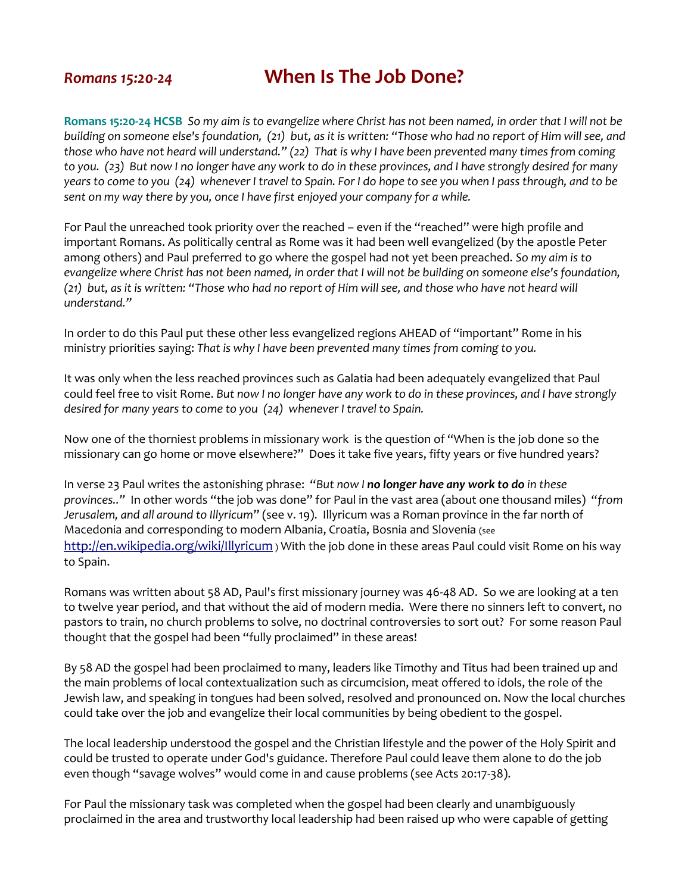## *Romans 15:20-24* When Is The Job Done?

**Romans 15:20-24 HCSB** *So my aim is to evangelize where Christ has not been named, in order that I will not be building on someone else's foundation, (21) but, as it is written: "Those who had no report of Him will see, and those who have not heard will understand." (22) That is why I have been prevented many times from coming to you. (23) But now I no longer have any work to do in these provinces, and I have strongly desired for many years to come to you (24) whenever I travel to Spain. For I do hope to see you when I pass through, and to be sent on my way there by you, once I have first enjoyed your company for a while.*

For Paul the unreached took priority over the reached – even if the "reached" were high profile and important Romans. As politically central as Rome was it had been well evangelized (by the apostle Peter among others) and Paul preferred to go where the gospel had not yet been preached. *So my aim is to evangelize where Christ has not been named, in order that I will not be building on someone else's foundation, (21) but, as it is written: "Those who had no report of Him will see, and those who have not heard will understand."*

In order to do this Paul put these other less evangelized regions AHEAD of "important" Rome in his ministry priorities saying: *That is why I have been prevented many times from coming to you.*

It was only when the less reached provinces such as Galatia had been adequately evangelized that Paul could feel free to visit Rome. *But now I no longer have any work to do in these provinces, and I have strongly desired for many years to come to you (24) whenever I travel to Spain.*

Now one of the thorniest problems in missionary work is the question of "When is the job done so the missionary can go home or move elsewhere?" Does it take five years, fifty years or five hundred years?

In verse 23 Paul writes the astonishing phrase: *"But now I* ***no longer have any work to do*** *in these provinces.."* In other words "the job was done" for Paul in the vast area (about one thousand miles) *"from Jerusalem, and all around to Illyricum"* (see v. 19). Illyricum was a Roman province in the far north of Macedonia and corresponding to modern Albania, Croatia, Bosnia and Slovenia (see http://en.wikipedia.org/wiki/Illyricum ) With the job done in these areas Paul could visit Rome on his way to Spain.

Romans was written about 58 AD, Paul's first missionary journey was 46-48 AD. So we are looking at a ten to twelve year period, and that without the aid of modern media. Were there no sinners left to convert, no pastors to train, no church problems to solve, no doctrinal controversies to sort out? For some reason Paul thought that the gospel had been "fully proclaimed" in these areas!

By 58 AD the gospel had been proclaimed to many, leaders like Timothy and Titus had been trained up and the main problems of local contextualization such as circumcision, meat offered to idols, the role of the Jewish law, and speaking in tongues had been solved, resolved and pronounced on. Now the local churches could take over the job and evangelize their local communities by being obedient to the gospel.

The local leadership understood the gospel and the Christian lifestyle and the power of the Holy Spirit and could be trusted to operate under God's guidance. Therefore Paul could leave them alone to do the job even though "savage wolves" would come in and cause problems (see Acts 20:17-38).

For Paul the missionary task was completed when the gospel had been clearly and unambiguously proclaimed in the area and trustworthy local leadership had been raised up who were capable of getting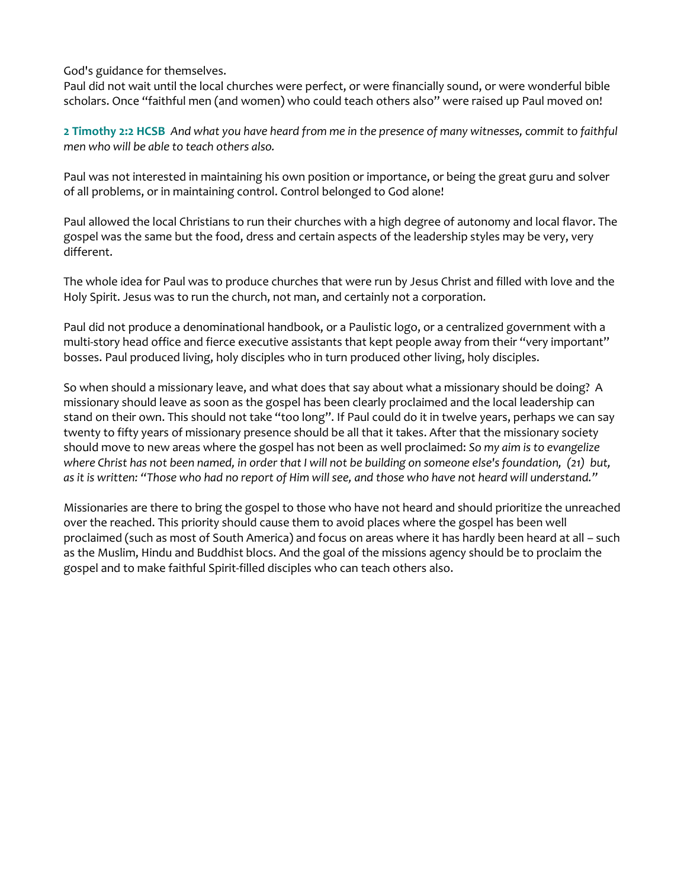God's guidance for themselves.
Paul did not wait until the local churches were perfect, or were financially sound, or were wonderful bible scholars. Once "faithful men (and women) who could teach others also" were raised up Paul moved on!

**2 Timothy 2:2 HCSB** *And what you have heard from me in the presence of many witnesses, commit to faithful men who will be able to teach others also.*

Paul was not interested in maintaining his own position or importance, or being the great guru and solver of all problems, or in maintaining control. Control belonged to God alone!

Paul allowed the local Christians to run their churches with a high degree of autonomy and local flavor. The gospel was the same but the food, dress and certain aspects of the leadership styles may be very, very different.

The whole idea for Paul was to produce churches that were run by Jesus Christ and filled with love and the Holy Spirit. Jesus was to run the church, not man, and certainly not a corporation.

Paul did not produce a denominational handbook, or a Paulistic logo, or a centralized government with a multi-story head office and fierce executive assistants that kept people away from their "very important" bosses. Paul produced living, holy disciples who in turn produced other living, holy disciples.

So when should a missionary leave, and what does that say about what a missionary should be doing? A missionary should leave as soon as the gospel has been clearly proclaimed and the local leadership can stand on their own. This should not take "too long". If Paul could do it in twelve years, perhaps we can say twenty to fifty years of missionary presence should be all that it takes. After that the missionary society should move to new areas where the gospel has not been as well proclaimed: *So my aim is to evangelize where Christ has not been named, in order that I will not be building on someone else's foundation, (21) but, as it is written: "Those who had no report of Him will see, and those who have not heard will understand."*

Missionaries are there to bring the gospel to those who have not heard and should prioritize the unreached over the reached. This priority should cause them to avoid places where the gospel has been well proclaimed (such as most of South America) and focus on areas where it has hardly been heard at all – such as the Muslim, Hindu and Buddhist blocs. And the goal of the missions agency should be to proclaim the gospel and to make faithful Spirit-filled disciples who can teach others also.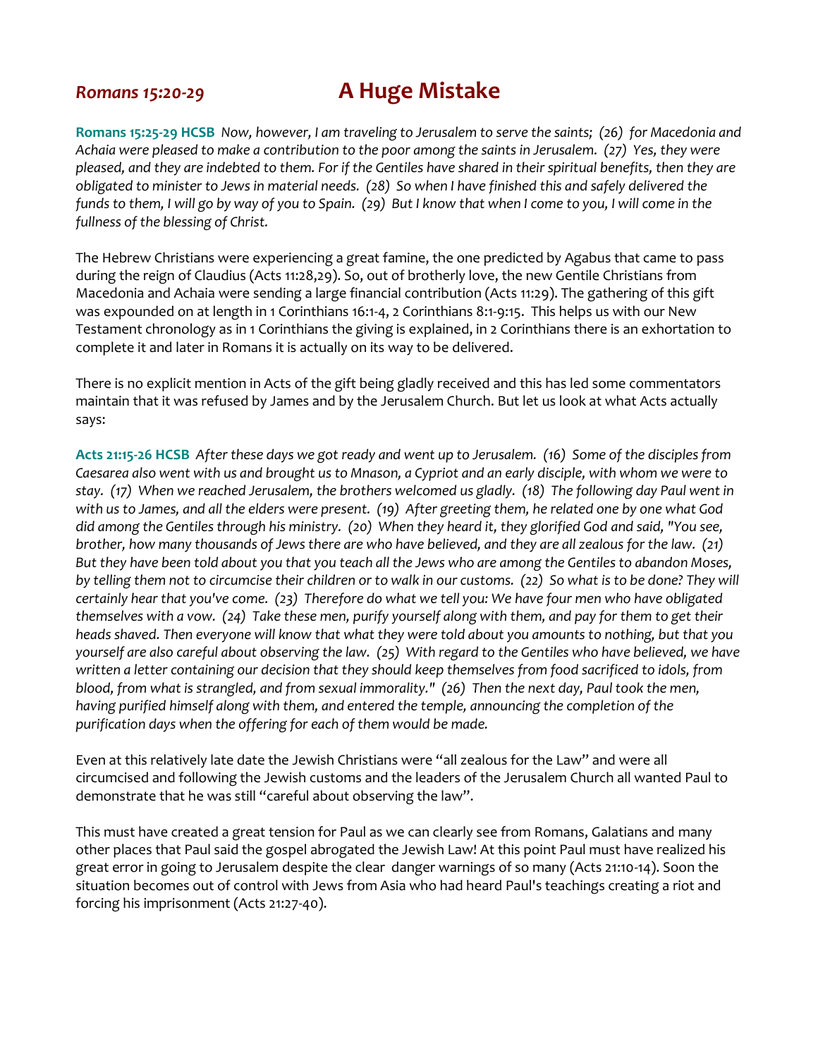## *Romans 15:20-29* A Huge Mistake

**Romans 15:25-29 HCSB** *Now, however, I am traveling to Jerusalem to serve the saints; (26) for Macedonia and Achaia were pleased to make a contribution to the poor among the saints in Jerusalem. (27) Yes, they were pleased, and they are indebted to them. For if the Gentiles have shared in their spiritual benefits, then they are obligated to minister to Jews in material needs. (28) So when I have finished this and safely delivered the funds to them, I will go by way of you to Spain. (29) But I know that when I come to you, I will come in the fullness of the blessing of Christ.*

The Hebrew Christians were experiencing a great famine, the one predicted by Agabus that came to pass during the reign of Claudius (Acts 11:28,29). So, out of brotherly love, the new Gentile Christians from Macedonia and Achaia were sending a large financial contribution (Acts 11:29). The gathering of this gift was expounded on at length in 1 Corinthians 16:1-4, 2 Corinthians 8:1-9:15. This helps us with our New Testament chronology as in 1 Corinthians the giving is explained, in 2 Corinthians there is an exhortation to complete it and later in Romans it is actually on its way to be delivered.

There is no explicit mention in Acts of the gift being gladly received and this has led some commentators maintain that it was refused by James and by the Jerusalem Church. But let us look at what Acts actually says:

**Acts 21:15-26 HCSB** *After these days we got ready and went up to Jerusalem. (16) Some of the disciples from Caesarea also went with us and brought us to Mnason, a Cypriot and an early disciple, with whom we were to stay. (17) When we reached Jerusalem, the brothers welcomed us gladly. (18) The following day Paul went in with us to James, and all the elders were present. (19) After greeting them, he related one by one what God did among the Gentiles through his ministry. (20) When they heard it, they glorified God and said, "You see, brother, how many thousands of Jews there are who have believed, and they are all zealous for the law. (21) But they have been told about you that you teach all the Jews who are among the Gentiles to abandon Moses, by telling them not to circumcise their children or to walk in our customs. (22) So what is to be done? They will certainly hear that you've come. (23) Therefore do what we tell you: We have four men who have obligated themselves with a vow. (24) Take these men, purify yourself along with them, and pay for them to get their heads shaved. Then everyone will know that what they were told about you amounts to nothing, but that you yourself are also careful about observing the law. (25) With regard to the Gentiles who have believed, we have written a letter containing our decision that they should keep themselves from food sacrificed to idols, from blood, from what is strangled, and from sexual immorality." (26) Then the next day, Paul took the men, having purified himself along with them, and entered the temple, announcing the completion of the purification days when the offering for each of them would be made.*

Even at this relatively late date the Jewish Christians were "all zealous for the Law" and were all circumcised and following the Jewish customs and the leaders of the Jerusalem Church all wanted Paul to demonstrate that he was still "careful about observing the law".

This must have created a great tension for Paul as we can clearly see from Romans, Galatians and many other places that Paul said the gospel abrogated the Jewish Law! At this point Paul must have realized his great error in going to Jerusalem despite the clear danger warnings of so many (Acts 21:10-14). Soon the situation becomes out of control with Jews from Asia who had heard Paul's teachings creating a riot and forcing his imprisonment (Acts 21:27-40).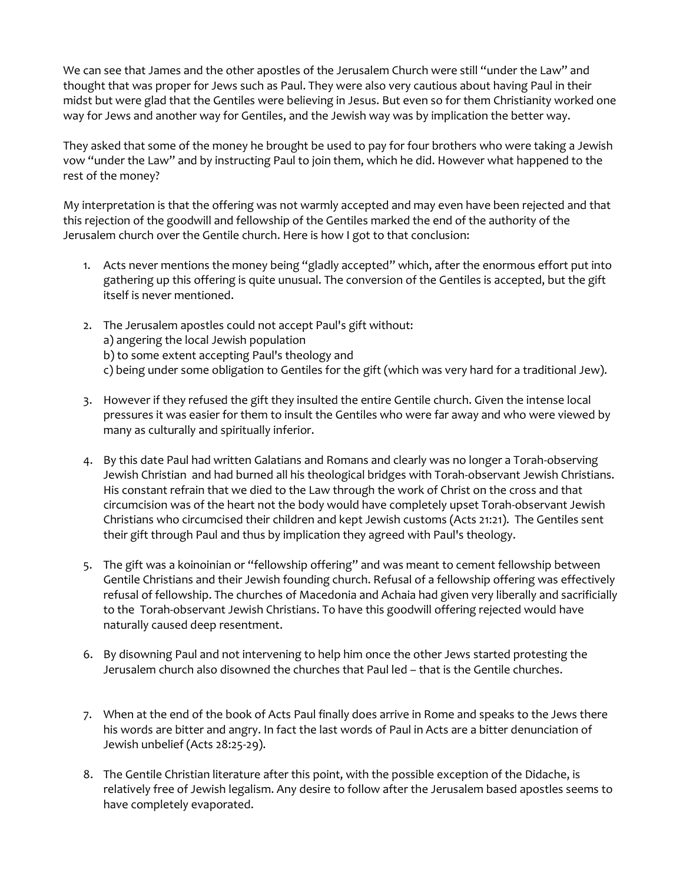We can see that James and the other apostles of the Jerusalem Church were still "under the Law" and thought that was proper for Jews such as Paul. They were also very cautious about having Paul in their midst but were glad that the Gentiles were believing in Jesus. But even so for them Christianity worked one way for Jews and another way for Gentiles, and the Jewish way was by implication the better way.

They asked that some of the money he brought be used to pay for four brothers who were taking a Jewish vow "under the Law" and by instructing Paul to join them, which he did. However what happened to the rest of the money?

My interpretation is that the offering was not warmly accepted and may even have been rejected and that this rejection of the goodwill and fellowship of the Gentiles marked the end of the authority of the Jerusalem church over the Gentile church. Here is how I got to that conclusion:

1. Acts never mentions the money being "gladly accepted" which, after the enormous effort put into gathering up this offering is quite unusual. The conversion of the Gentiles is accepted, but the gift itself is never mentioned.

2. The Jerusalem apostles could not accept Paul's gift without:
   a) angering the local Jewish population
   b) to some extent accepting Paul's theology and
   c) being under some obligation to Gentiles for the gift (which was very hard for a traditional Jew).

3. However if they refused the gift they insulted the entire Gentile church. Given the intense local pressures it was easier for them to insult the Gentiles who were far away and who were viewed by many as culturally and spiritually inferior.

4. By this date Paul had written Galatians and Romans and clearly was no longer a Torah-observing Jewish Christian and had burned all his theological bridges with Torah-observant Jewish Christians. His constant refrain that we died to the Law through the work of Christ on the cross and that circumcision was of the heart not the body would have completely upset Torah-observant Jewish Christians who circumcised their children and kept Jewish customs (Acts 21:21). The Gentiles sent their gift through Paul and thus by implication they agreed with Paul's theology.

5. The gift was a koinoinian or "fellowship offering" and was meant to cement fellowship between Gentile Christians and their Jewish founding church. Refusal of a fellowship offering was effectively refusal of fellowship. The churches of Macedonia and Achaia had given very liberally and sacrificially to the Torah-observant Jewish Christians. To have this goodwill offering rejected would have naturally caused deep resentment.

6. By disowning Paul and not intervening to help him once the other Jews started protesting the Jerusalem church also disowned the churches that Paul led – that is the Gentile churches.

7. When at the end of the book of Acts Paul finally does arrive in Rome and speaks to the Jews there his words are bitter and angry. In fact the last words of Paul in Acts are a bitter denunciation of Jewish unbelief (Acts 28:25-29).

8. The Gentile Christian literature after this point, with the possible exception of the Didache, is relatively free of Jewish legalism. Any desire to follow after the Jerusalem based apostles seems to have completely evaporated.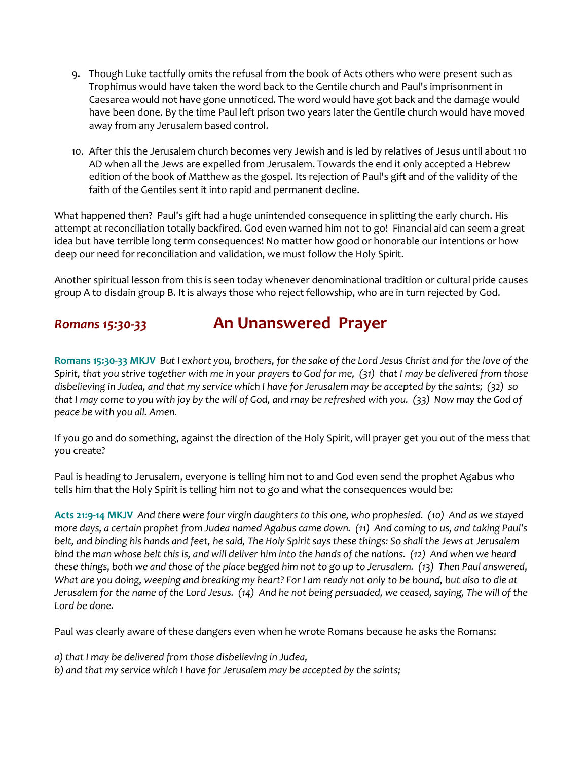9. Though Luke tactfully omits the refusal from the book of Acts others who were present such as Trophimus would have taken the word back to the Gentile church and Paul's imprisonment in Caesarea would not have gone unnoticed. The word would have got back and the damage would have been done. By the time Paul left prison two years later the Gentile church would have moved away from any Jerusalem based control.

10. After this the Jerusalem church becomes very Jewish and is led by relatives of Jesus until about 110 AD when all the Jews are expelled from Jerusalem. Towards the end it only accepted a Hebrew edition of the book of Matthew as the gospel. Its rejection of Paul's gift and of the validity of the faith of the Gentiles sent it into rapid and permanent decline.

What happened then? Paul's gift had a huge unintended consequence in splitting the early church. His attempt at reconciliation totally backfired. God even warned him not to go! Financial aid can seem a great idea but have terrible long term consequences! No matter how good or honorable our intentions or how deep our need for reconciliation and validation, we must follow the Holy Spirit.

Another spiritual lesson from this is seen today whenever denominational tradition or cultural pride causes group A to disdain group B. It is always those who reject fellowship, who are in turn rejected by God.

## *Romans 15:30-33* An Unanswered Prayer

**Romans 15:30-33 MKJV** *But I exhort you, brothers, for the sake of the Lord Jesus Christ and for the love of the Spirit, that you strive together with me in your prayers to God for me, (31) that I may be delivered from those disbelieving in Judea, and that my service which I have for Jerusalem may be accepted by the saints; (32) so that I may come to you with joy by the will of God, and may be refreshed with you. (33) Now may the God of peace be with you all. Amen.*

If you go and do something, against the direction of the Holy Spirit, will prayer get you out of the mess that you create?

Paul is heading to Jerusalem, everyone is telling him not to and God even send the prophet Agabus who tells him that the Holy Spirit is telling him not to go and what the consequences would be:

**Acts 21:9-14 MKJV** *And there were four virgin daughters to this one, who prophesied. (10) And as we stayed more days, a certain prophet from Judea named Agabus came down. (11) And coming to us, and taking Paul's belt, and binding his hands and feet, he said, The Holy Spirit says these things: So shall the Jews at Jerusalem bind the man whose belt this is, and will deliver him into the hands of the nations. (12) And when we heard these things, both we and those of the place begged him not to go up to Jerusalem. (13) Then Paul answered, What are you doing, weeping and breaking my heart? For I am ready not only to be bound, but also to die at Jerusalem for the name of the Lord Jesus. (14) And he not being persuaded, we ceased, saying, The will of the Lord be done.*

Paul was clearly aware of these dangers even when he wrote Romans because he asks the Romans:

*a) that I may be delivered from those disbelieving in Judea,*
*b) and that my service which I have for Jerusalem may be accepted by the saints;*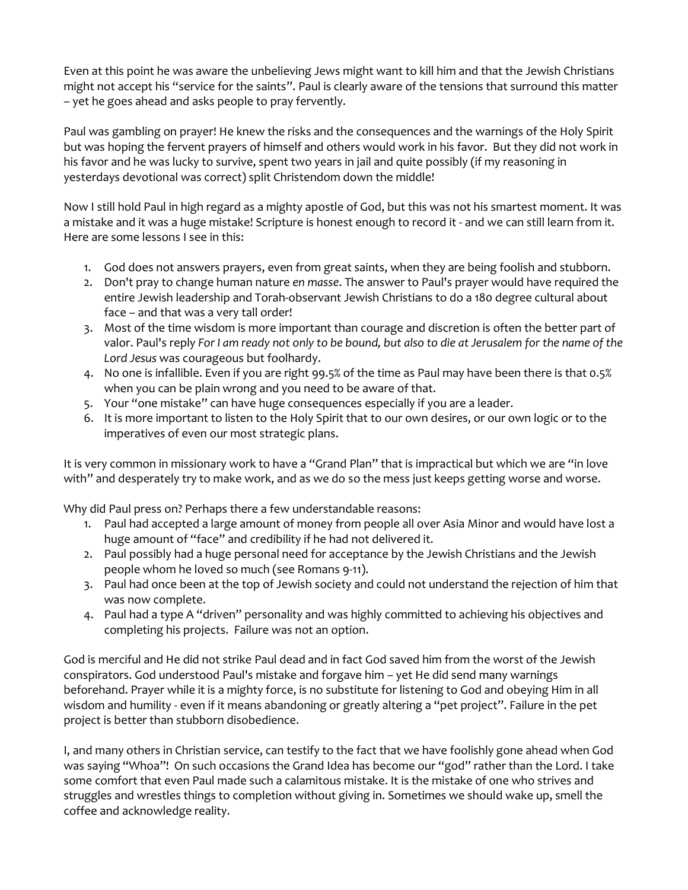Even at this point he was aware the unbelieving Jews might want to kill him and that the Jewish Christians might not accept his “service for the saints”. Paul is clearly aware of the tensions that surround this matter – yet he goes ahead and asks people to pray fervently.

Paul was gambling on prayer! He knew the risks and the consequences and the warnings of the Holy Spirit but was hoping the fervent prayers of himself and others would work in his favor. But they did not work in his favor and he was lucky to survive, spent two years in jail and quite possibly (if my reasoning in yesterdays devotional was correct) split Christendom down the middle!

Now I still hold Paul in high regard as a mighty apostle of God, but this was not his smartest moment. It was a mistake and it was a huge mistake! Scripture is honest enough to record it - and we can still learn from it. Here are some lessons I see in this:

1. God does not answers prayers, even from great saints, when they are being foolish and stubborn.
2. Don't pray to change human nature *en masse*. The answer to Paul's prayer would have required the entire Jewish leadership and Torah-observant Jewish Christians to do a 180 degree cultural about face – and that was a very tall order!
3. Most of the time wisdom is more important than courage and discretion is often the better part of valor. Paul's reply *For I am ready not only to be bound, but also to die at Jerusalem for the name of the Lord Jesus* was courageous but foolhardy.
4. No one is infallible. Even if you are right 99.5% of the time as Paul may have been there is that 0.5% when you can be plain wrong and you need to be aware of that.
5. Your “one mistake” can have huge consequences especially if you are a leader.
6. It is more important to listen to the Holy Spirit that to our own desires, or our own logic or to the imperatives of even our most strategic plans.

It is very common in missionary work to have a “Grand Plan” that is impractical but which we are “in love with” and desperately try to make work, and as we do so the mess just keeps getting worse and worse.

Why did Paul press on? Perhaps there a few understandable reasons:

1. Paul had accepted a large amount of money from people all over Asia Minor and would have lost a huge amount of “face” and credibility if he had not delivered it.
2. Paul possibly had a huge personal need for acceptance by the Jewish Christians and the Jewish people whom he loved so much (see Romans 9-11).
3. Paul had once been at the top of Jewish society and could not understand the rejection of him that was now complete.
4. Paul had a type A “driven” personality and was highly committed to achieving his objectives and completing his projects. Failure was not an option.

God is merciful and He did not strike Paul dead and in fact God saved him from the worst of the Jewish conspirators. God understood Paul's mistake and forgave him – yet He did send many warnings beforehand. Prayer while it is a mighty force, is no substitute for listening to God and obeying Him in all wisdom and humility - even if it means abandoning or greatly altering a “pet project”. Failure in the pet project is better than stubborn disobedience.

I, and many others in Christian service, can testify to the fact that we have foolishly gone ahead when God was saying “Whoa”! On such occasions the Grand Idea has become our “god” rather than the Lord. I take some comfort that even Paul made such a calamitous mistake. It is the mistake of one who strives and struggles and wrestles things to completion without giving in. Sometimes we should wake up, smell the coffee and acknowledge reality.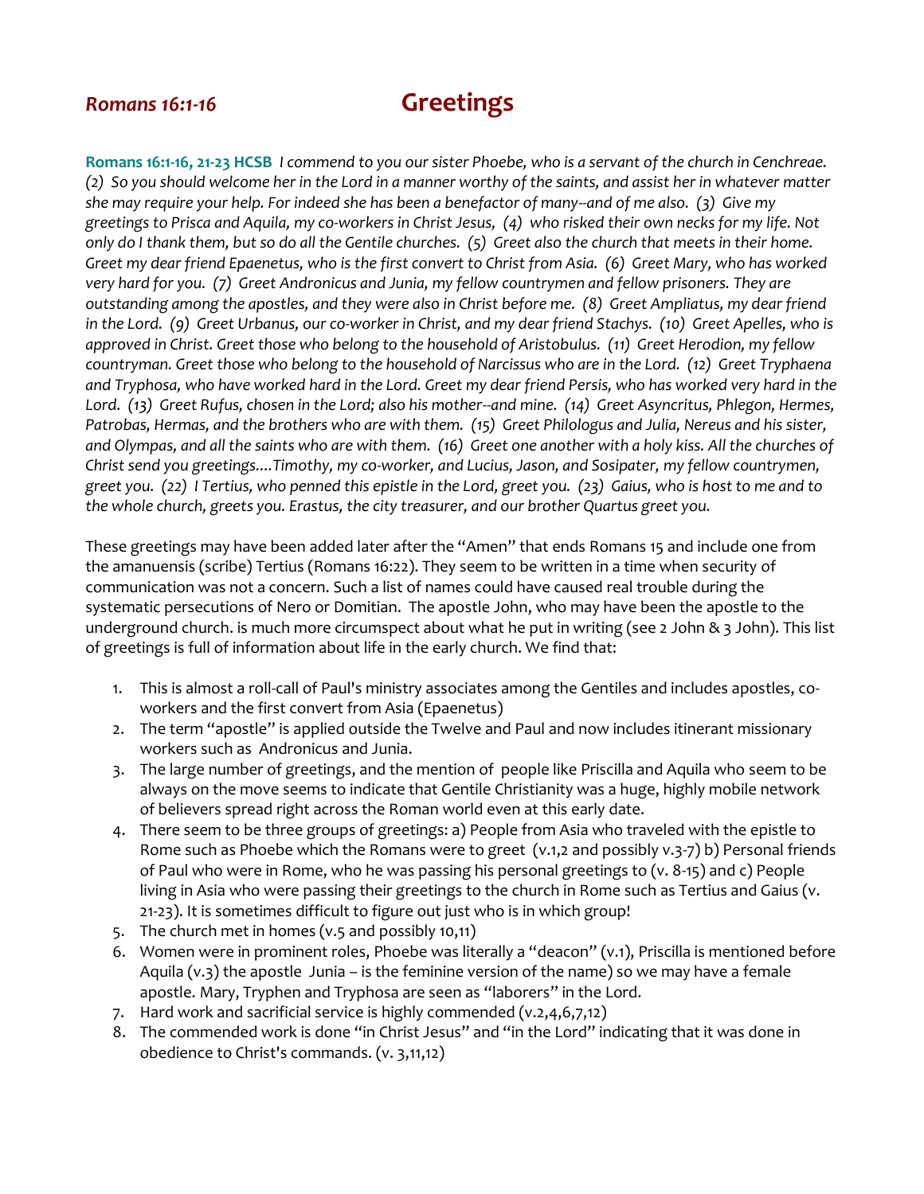*Romans 16:1-16*

# Greetings

**Romans 16:1-16, 21-23 HCSB** *I commend to you our sister Phoebe, who is a servant of the church in Cenchreae. (2) So you should welcome her in the Lord in a manner worthy of the saints, and assist her in whatever matter she may require your help. For indeed she has been a benefactor of many--and of me also. (3) Give my greetings to Prisca and Aquila, my co-workers in Christ Jesus, (4) who risked their own necks for my life. Not only do I thank them, but so do all the Gentile churches. (5) Greet also the church that meets in their home. Greet my dear friend Epaenetus, who is the first convert to Christ from Asia. (6) Greet Mary, who has worked very hard for you. (7) Greet Andronicus and Junia, my fellow countrymen and fellow prisoners. They are outstanding among the apostles, and they were also in Christ before me. (8) Greet Ampliatus, my dear friend in the Lord. (9) Greet Urbanus, our co-worker in Christ, and my dear friend Stachys. (10) Greet Apelles, who is approved in Christ. Greet those who belong to the household of Aristobulus. (11) Greet Herodion, my fellow countryman. Greet those who belong to the household of Narcissus who are in the Lord. (12) Greet Tryphaena and Tryphosa, who have worked hard in the Lord. Greet my dear friend Persis, who has worked very hard in the Lord. (13) Greet Rufus, chosen in the Lord; also his mother--and mine. (14) Greet Asyncritus, Phlegon, Hermes, Patrobas, Hermas, and the brothers who are with them. (15) Greet Philologus and Julia, Nereus and his sister, and Olympas, and all the saints who are with them. (16) Greet one another with a holy kiss. All the churches of Christ send you greetings....Timothy, my co-worker, and Lucius, Jason, and Sosipater, my fellow countrymen, greet you. (22) I Tertius, who penned this epistle in the Lord, greet you. (23) Gaius, who is host to me and to the whole church, greets you. Erastus, the city treasurer, and our brother Quartus greet you.*

These greetings may have been added later after the "Amen" that ends Romans 15 and include one from the amanuensis (scribe) Tertius (Romans 16:22). They seem to be written in a time when security of communication was not a concern. Such a list of names could have caused real trouble during the systematic persecutions of Nero or Domitian. The apostle John, who may have been the apostle to the underground church. is much more circumspect about what he put in writing (see 2 John & 3 John). This list of greetings is full of information about life in the early church. We find that:

1. This is almost a roll-call of Paul's ministry associates among the Gentiles and includes apostles, co-workers and the first convert from Asia (Epaenetus)
2. The term "apostle" is applied outside the Twelve and Paul and now includes itinerant missionary workers such as Andronicus and Junia.
3. The large number of greetings, and the mention of people like Priscilla and Aquila who seem to be always on the move seems to indicate that Gentile Christianity was a huge, highly mobile network of believers spread right across the Roman world even at this early date.
4. There seem to be three groups of greetings: a) People from Asia who traveled with the epistle to Rome such as Phoebe which the Romans were to greet (v.1,2 and possibly v.3-7) b) Personal friends of Paul who were in Rome, who he was passing his personal greetings to (v. 8-15) and c) People living in Asia who were passing their greetings to the church in Rome such as Tertius and Gaius (v. 21-23). It is sometimes difficult to figure out just who is in which group!
5. The church met in homes (v.5 and possibly 10,11)
6. Women were in prominent roles, Phoebe was literally a "deacon" (v.1), Priscilla is mentioned before Aquila (v.3) the apostle Junia – is the feminine version of the name) so we may have a female apostle. Mary, Tryphen and Tryphosa are seen as "laborers" in the Lord.
7. Hard work and sacrificial service is highly commended (v.2,4,6,7,12)
8. The commended work is done "in Christ Jesus" and "in the Lord" indicating that it was done in obedience to Christ's commands. (v. 3,11,12)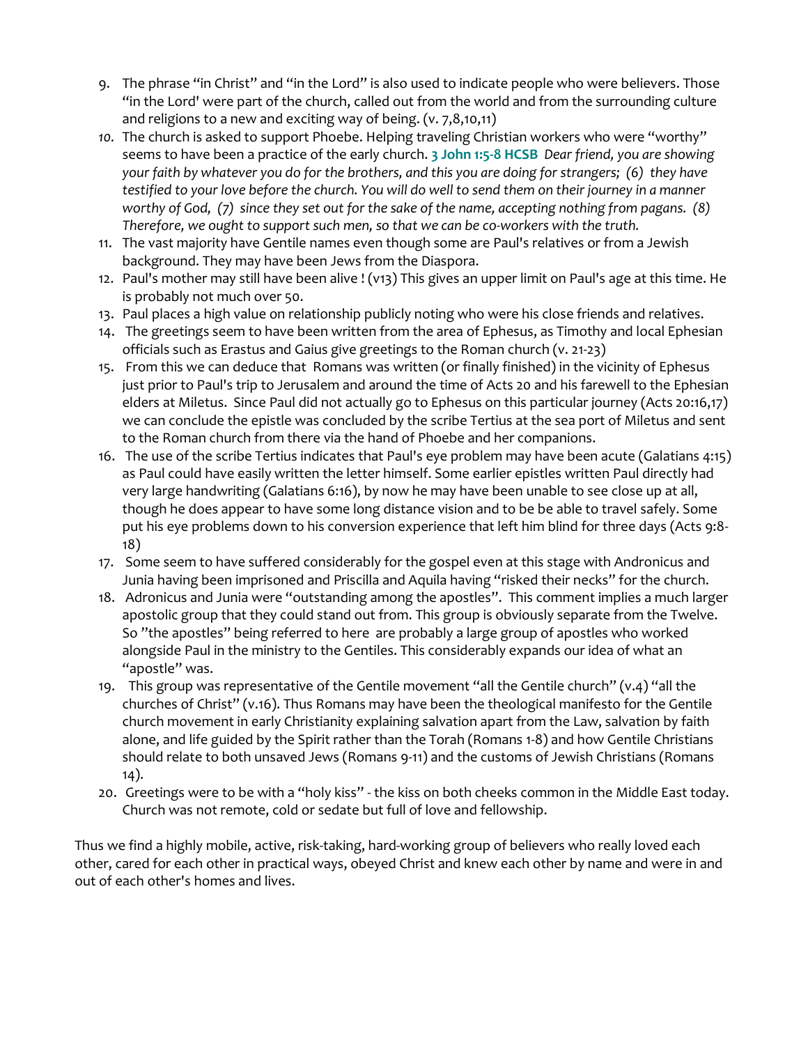9. The phrase "in Christ" and "in the Lord" is also used to indicate people who were believers. Those "in the Lord' were part of the church, called out from the world and from the surrounding culture and religions to a new and exciting way of being. (v. 7,8,10,11)
10. The church is asked to support Phoebe. Helping traveling Christian workers who were "worthy" seems to have been a practice of the early church. **3 John 1:5-8 HCSB** *Dear friend, you are showing your faith by whatever you do for the brothers, and this you are doing for strangers; (6) they have testified to your love before the church. You will do well to send them on their journey in a manner worthy of God, (7) since they set out for the sake of the name, accepting nothing from pagans. (8) Therefore, we ought to support such men, so that we can be co-workers with the truth.*
11. The vast majority have Gentile names even though some are Paul's relatives or from a Jewish background. They may have been Jews from the Diaspora.
12. Paul's mother may still have been alive ! (v13) This gives an upper limit on Paul's age at this time. He is probably not much over 50.
13. Paul places a high value on relationship publicly noting who were his close friends and relatives.
14. The greetings seem to have been written from the area of Ephesus, as Timothy and local Ephesian officials such as Erastus and Gaius give greetings to the Roman church (v. 21-23)
15. From this we can deduce that Romans was written (or finally finished) in the vicinity of Ephesus just prior to Paul's trip to Jerusalem and around the time of Acts 20 and his farewell to the Ephesian elders at Miletus. Since Paul did not actually go to Ephesus on this particular journey (Acts 20:16,17) we can conclude the epistle was concluded by the scribe Tertius at the sea port of Miletus and sent to the Roman church from there via the hand of Phoebe and her companions.
16. The use of the scribe Tertius indicates that Paul's eye problem may have been acute (Galatians 4:15) as Paul could have easily written the letter himself. Some earlier epistles written Paul directly had very large handwriting (Galatians 6:16), by now he may have been unable to see close up at all, though he does appear to have some long distance vision and to be be able to travel safely. Some put his eye problems down to his conversion experience that left him blind for three days (Acts 9:8-18)
17. Some seem to have suffered considerably for the gospel even at this stage with Andronicus and Junia having been imprisoned and Priscilla and Aquila having "risked their necks" for the church.
18. Adronicus and Junia were "outstanding among the apostles". This comment implies a much larger apostolic group that they could stand out from. This group is obviously separate from the Twelve. So "the apostles" being referred to here are probably a large group of apostles who worked alongside Paul in the ministry to the Gentiles. This considerably expands our idea of what an "apostle" was.
19. This group was representative of the Gentile movement "all the Gentile church" (v.4) "all the churches of Christ" (v.16). Thus Romans may have been the theological manifesto for the Gentile church movement in early Christianity explaining salvation apart from the Law, salvation by faith alone, and life guided by the Spirit rather than the Torah (Romans 1-8) and how Gentile Christians should relate to both unsaved Jews (Romans 9-11) and the customs of Jewish Christians (Romans 14).
20. Greetings were to be with a "holy kiss" - the kiss on both cheeks common in the Middle East today. Church was not remote, cold or sedate but full of love and fellowship.

Thus we find a highly mobile, active, risk-taking, hard-working group of believers who really loved each other, cared for each other in practical ways, obeyed Christ and knew each other by name and were in and out of each other's homes and lives.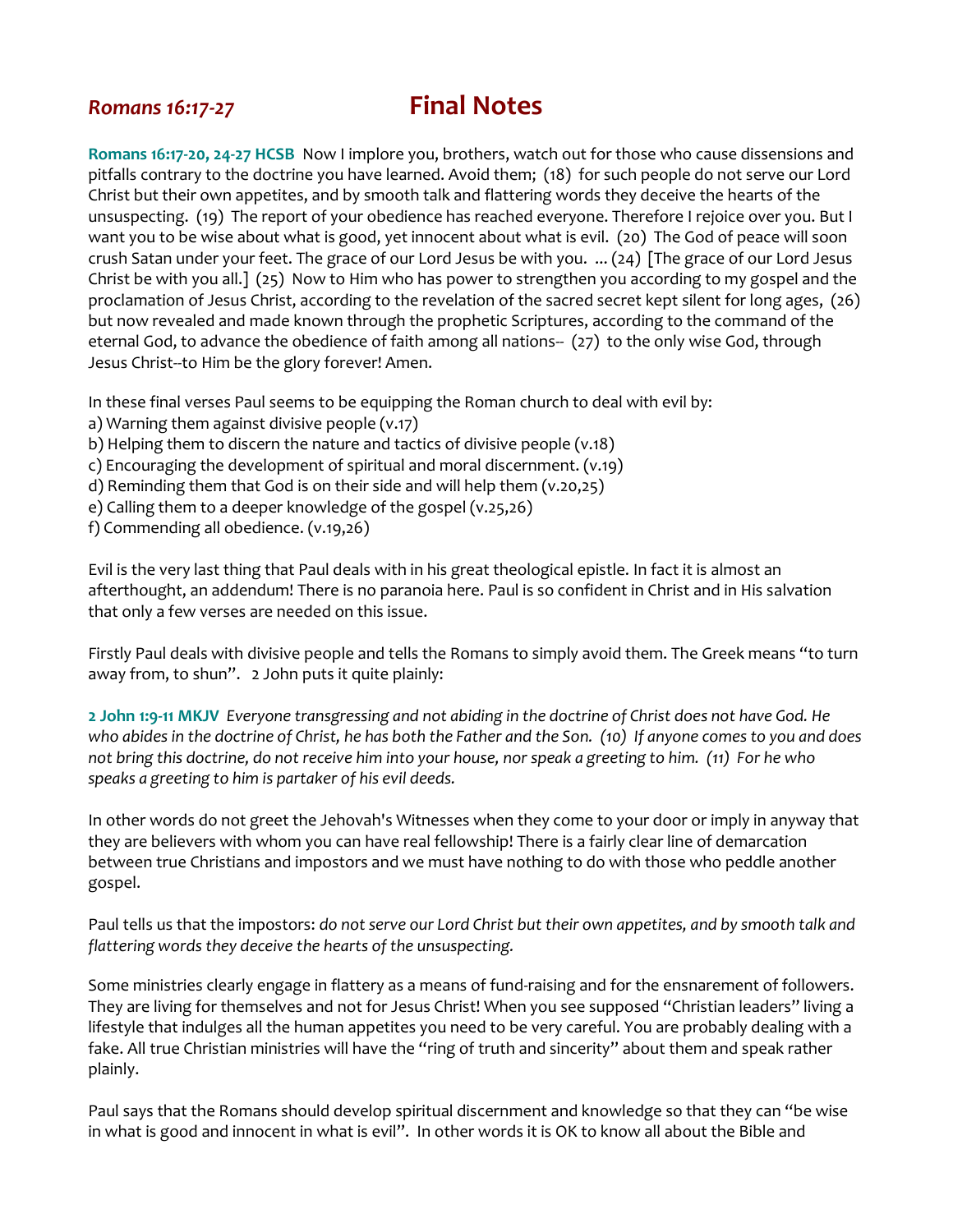*Romans 16:17-27*

# Final Notes

**Romans 16:17-20, 24-27 HCSB** Now I implore you, brothers, watch out for those who cause dissensions and pitfalls contrary to the doctrine you have learned. Avoid them; (18) for such people do not serve our Lord Christ but their own appetites, and by smooth talk and flattering words they deceive the hearts of the unsuspecting. (19) The report of your obedience has reached everyone. Therefore I rejoice over you. But I want you to be wise about what is good, yet innocent about what is evil. (20) The God of peace will soon crush Satan under your feet. The grace of our Lord Jesus be with you. ... (24) [The grace of our Lord Jesus Christ be with you all.] (25) Now to Him who has power to strengthen you according to my gospel and the proclamation of Jesus Christ, according to the revelation of the sacred secret kept silent for long ages, (26) but now revealed and made known through the prophetic Scriptures, according to the command of the eternal God, to advance the obedience of faith among all nations-- (27) to the only wise God, through Jesus Christ--to Him be the glory forever! Amen.

In these final verses Paul seems to be equipping the Roman church to deal with evil by:
a) Warning them against divisive people (v.17)
b) Helping them to discern the nature and tactics of divisive people (v.18)
c) Encouraging the development of spiritual and moral discernment. (v.19)
d) Reminding them that God is on their side and will help them (v.20,25)
e) Calling them to a deeper knowledge of the gospel (v.25,26)
f) Commending all obedience. (v.19,26)

Evil is the very last thing that Paul deals with in his great theological epistle. In fact it is almost an afterthought, an addendum! There is no paranoia here. Paul is so confident in Christ and in His salvation that only a few verses are needed on this issue.

Firstly Paul deals with divisive people and tells the Romans to simply avoid them. The Greek means "to turn away from, to shun". 2 John puts it quite plainly:

**2 John 1:9-11 MKJV** *Everyone transgressing and not abiding in the doctrine of Christ does not have God. He who abides in the doctrine of Christ, he has both the Father and the Son. (10) If anyone comes to you and does not bring this doctrine, do not receive him into your house, nor speak a greeting to him. (11) For he who speaks a greeting to him is partaker of his evil deeds.*

In other words do not greet the Jehovah's Witnesses when they come to your door or imply in anyway that they are believers with whom you can have real fellowship! There is a fairly clear line of demarcation between true Christians and impostors and we must have nothing to do with those who peddle another gospel.

Paul tells us that the impostors: *do not serve our Lord Christ but their own appetites, and by smooth talk and flattering words they deceive the hearts of the unsuspecting.*

Some ministries clearly engage in flattery as a means of fund-raising and for the ensnarement of followers. They are living for themselves and not for Jesus Christ! When you see supposed "Christian leaders" living a lifestyle that indulges all the human appetites you need to be very careful. You are probably dealing with a fake. All true Christian ministries will have the "ring of truth and sincerity" about them and speak rather plainly.

Paul says that the Romans should develop spiritual discernment and knowledge so that they can "be wise in what is good and innocent in what is evil". In other words it is OK to know all about the Bible and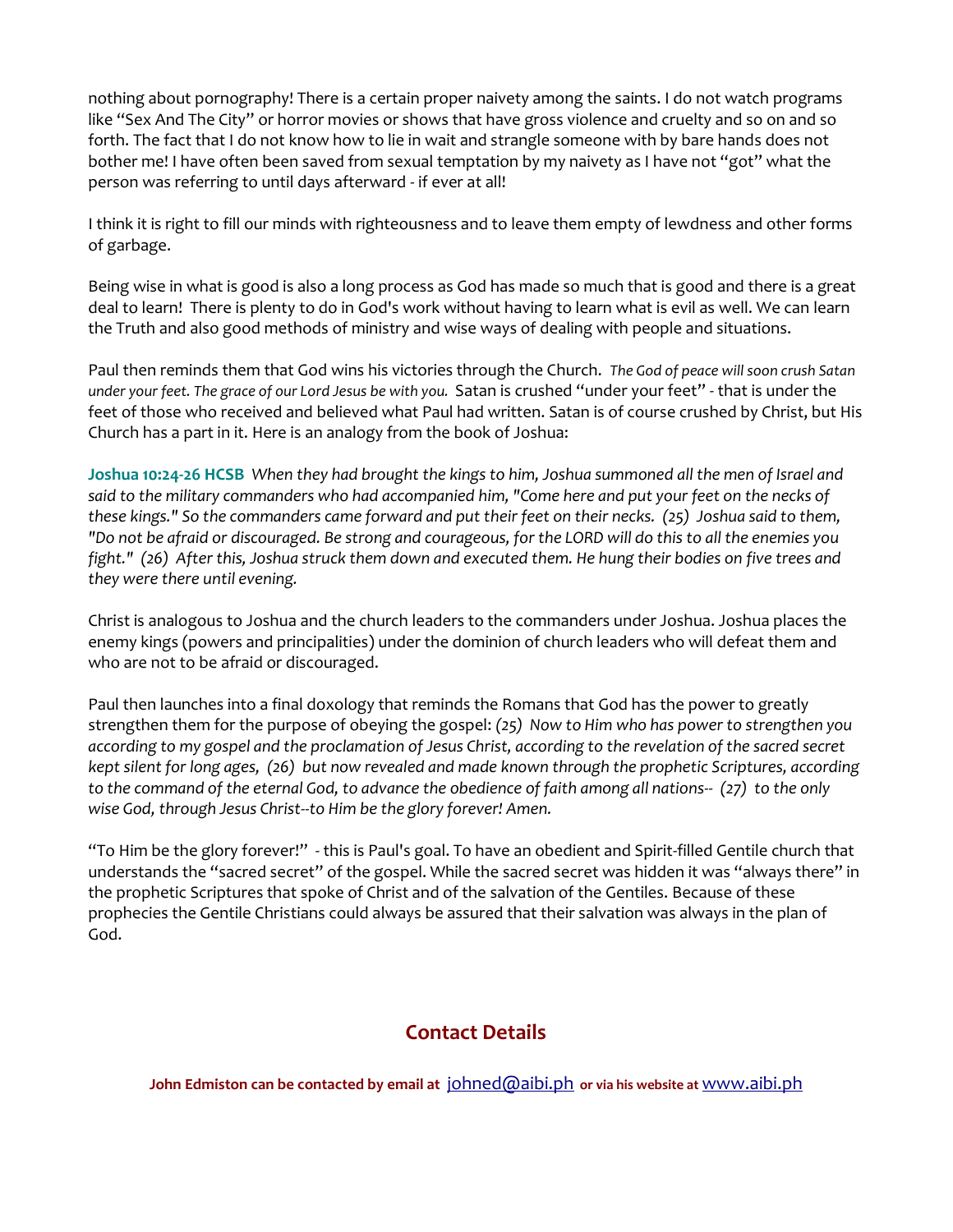nothing about pornography! There is a certain proper naivety among the saints. I do not watch programs like "Sex And The City" or horror movies or shows that have gross violence and cruelty and so on and so forth. The fact that I do not know how to lie in wait and strangle someone with by bare hands does not bother me! I have often been saved from sexual temptation by my naivety as I have not "got" what the person was referring to until days afterward - if ever at all!

I think it is right to fill our minds with righteousness and to leave them empty of lewdness and other forms of garbage.

Being wise in what is good is also a long process as God has made so much that is good and there is a great deal to learn! There is plenty to do in God's work without having to learn what is evil as well. We can learn the Truth and also good methods of ministry and wise ways of dealing with people and situations.

Paul then reminds them that God wins his victories through the Church. *The God of peace will soon crush Satan under your feet. The grace of our Lord Jesus be with you.* Satan is crushed "under your feet" - that is under the feet of those who received and believed what Paul had written. Satan is of course crushed by Christ, but His Church has a part in it. Here is an analogy from the book of Joshua:

**Joshua 10:24-26 HCSB** *When they had brought the kings to him, Joshua summoned all the men of Israel and said to the military commanders who had accompanied him, "Come here and put your feet on the necks of these kings." So the commanders came forward and put their feet on their necks. (25) Joshua said to them, "Do not be afraid or discouraged. Be strong and courageous, for the LORD will do this to all the enemies you fight." (26) After this, Joshua struck them down and executed them. He hung their bodies on five trees and they were there until evening.*

Christ is analogous to Joshua and the church leaders to the commanders under Joshua. Joshua places the enemy kings (powers and principalities) under the dominion of church leaders who will defeat them and who are not to be afraid or discouraged.

Paul then launches into a final doxology that reminds the Romans that God has the power to greatly strengthen them for the purpose of obeying the gospel: *(25) Now to Him who has power to strengthen you according to my gospel and the proclamation of Jesus Christ, according to the revelation of the sacred secret kept silent for long ages, (26) but now revealed and made known through the prophetic Scriptures, according to the command of the eternal God, to advance the obedience of faith among all nations-- (27) to the only wise God, through Jesus Christ--to Him be the glory forever! Amen.*

"To Him be the glory forever!" - this is Paul's goal. To have an obedient and Spirit-filled Gentile church that understands the "sacred secret" of the gospel. While the sacred secret was hidden it was "always there" in the prophetic Scriptures that spoke of Christ and of the salvation of the Gentiles. Because of these prophecies the Gentile Christians could always be assured that their salvation was always in the plan of God.

## Contact Details

**John Edmiston can be contacted by email at** johned@aibi.ph **or via his website at** www.aibi.ph